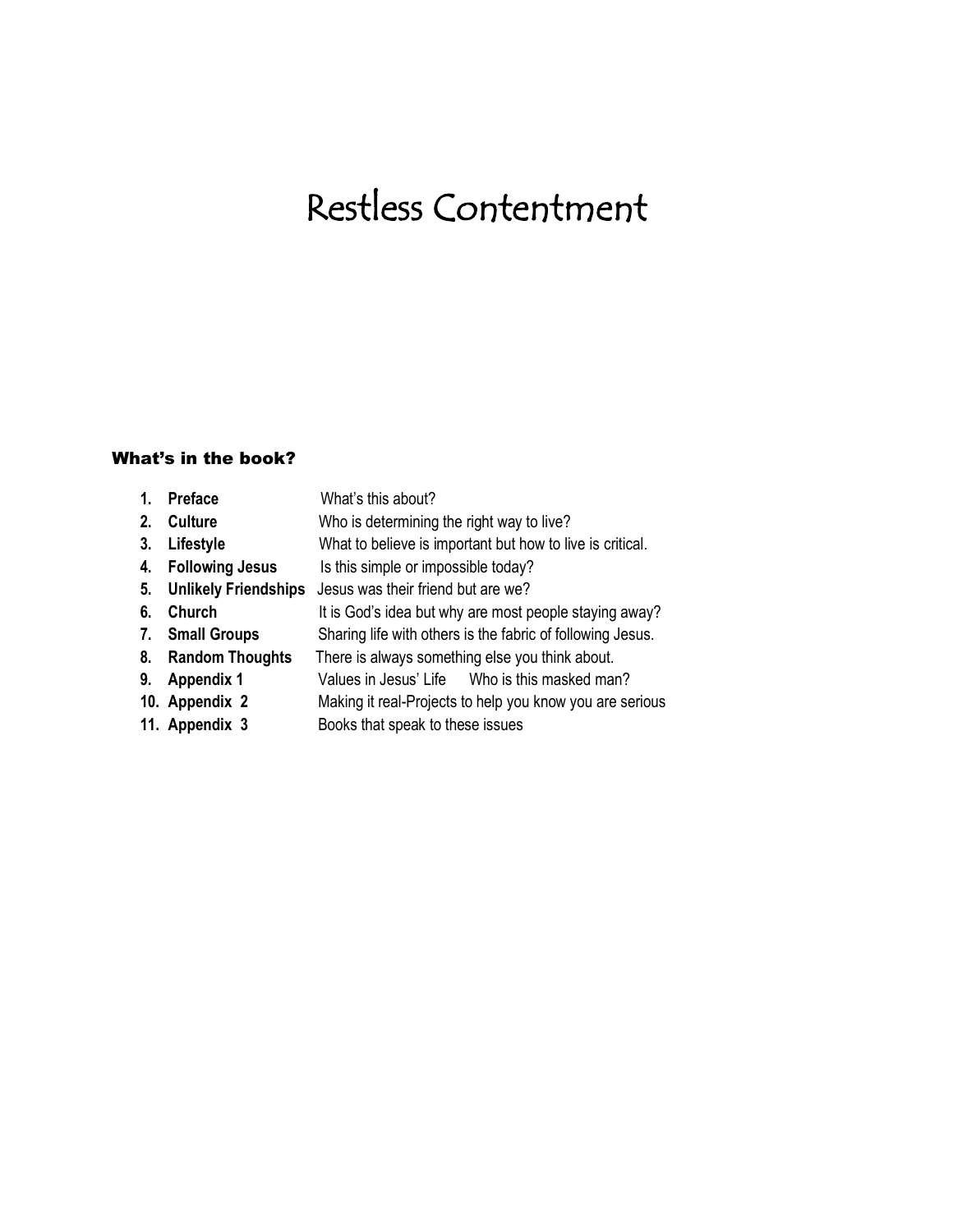# Restless Contentment

### What's in the book?

1. **Preface** What's this about?
2. **Culture** Who is determining the right way to live?
3. **Lifestyle** What to believe is important but how to live is critical.
4. **Following Jesus** Is this simple or impossible today?
5. **Unlikely Friendships** Jesus was their friend but are we?
6. **Church** It is God's idea but why are most people staying away?
7. **Small Groups** Sharing life with others is the fabric of following Jesus.
8. **Random Thoughts** There is always something else you think about.
9. **Appendix 1** Values in Jesus' Life Who is this masked man?
10. **Appendix 2** Making it real-Projects to help you know you are serious
11. **Appendix 3** Books that speak to these issues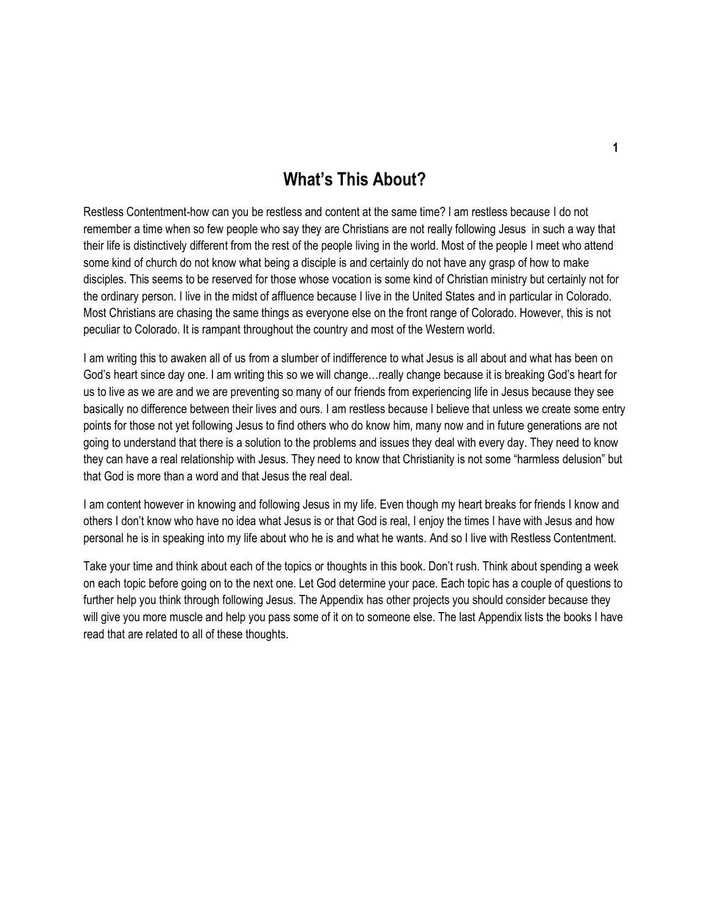# What's This About?

Restless Contentment-how can you be restless and content at the same time? I am restless because I do not remember a time when so few people who say they are Christians are not really following Jesus in such a way that their life is distinctively different from the rest of the people living in the world. Most of the people I meet who attend some kind of church do not know what being a disciple is and certainly do not have any grasp of how to make disciples. This seems to be reserved for those whose vocation is some kind of Christian ministry but certainly not for the ordinary person. I live in the midst of affluence because I live in the United States and in particular in Colorado. Most Christians are chasing the same things as everyone else on the front range of Colorado. However, this is not peculiar to Colorado. It is rampant throughout the country and most of the Western world.

I am writing this to awaken all of us from a slumber of indifference to what Jesus is all about and what has been on God's heart since day one. I am writing this so we will change…really change because it is breaking God's heart for us to live as we are and we are preventing so many of our friends from experiencing life in Jesus because they see basically no difference between their lives and ours. I am restless because I believe that unless we create some entry points for those not yet following Jesus to find others who do know him, many now and in future generations are not going to understand that there is a solution to the problems and issues they deal with every day. They need to know they can have a real relationship with Jesus. They need to know that Christianity is not some "harmless delusion" but that God is more than a word and that Jesus the real deal.

I am content however in knowing and following Jesus in my life. Even though my heart breaks for friends I know and others I don't know who have no idea what Jesus is or that God is real, I enjoy the times I have with Jesus and how personal he is in speaking into my life about who he is and what he wants. And so I live with Restless Contentment.

Take your time and think about each of the topics or thoughts in this book. Don't rush. Think about spending a week on each topic before going on to the next one. Let God determine your pace. Each topic has a couple of questions to further help you think through following Jesus. The Appendix has other projects you should consider because they will give you more muscle and help you pass some of it on to someone else. The last Appendix lists the books I have read that are related to all of these thoughts.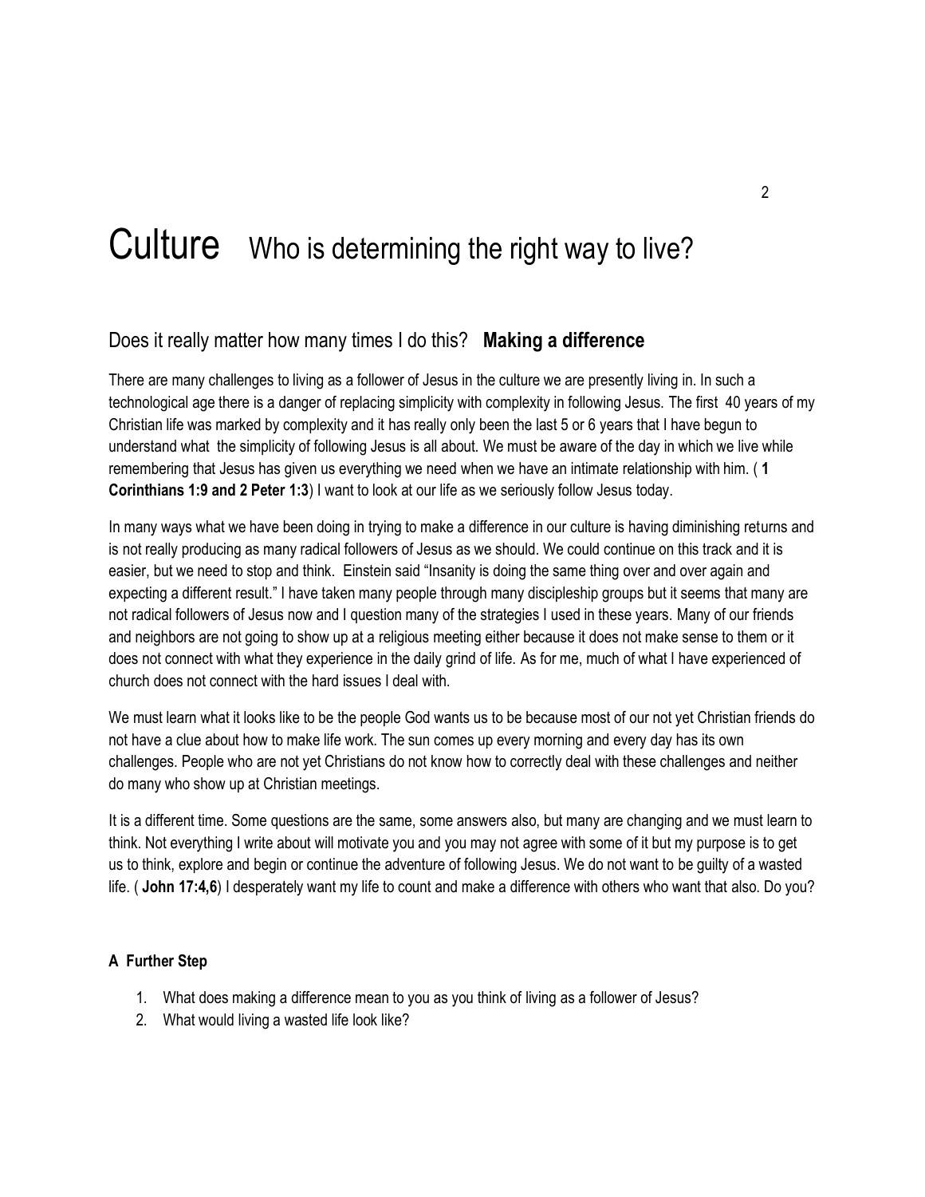# Culture Who is determining the right way to live?

## Does it really matter how many times I do this? **Making a difference**

There are many challenges to living as a follower of Jesus in the culture we are presently living in. In such a technological age there is a danger of replacing simplicity with complexity in following Jesus. The first 40 years of my Christian life was marked by complexity and it has really only been the last 5 or 6 years that I have begun to understand what the simplicity of following Jesus is all about. We must be aware of the day in which we live while remembering that Jesus has given us everything we need when we have an intimate relationship with him. ( **1 Corinthians 1:9 and 2 Peter 1:3**) I want to look at our life as we seriously follow Jesus today.

In many ways what we have been doing in trying to make a difference in our culture is having diminishing returns and is not really producing as many radical followers of Jesus as we should. We could continue on this track and it is easier, but we need to stop and think. Einstein said "Insanity is doing the same thing over and over again and expecting a different result." I have taken many people through many discipleship groups but it seems that many are not radical followers of Jesus now and I question many of the strategies I used in these years. Many of our friends and neighbors are not going to show up at a religious meeting either because it does not make sense to them or it does not connect with what they experience in the daily grind of life. As for me, much of what I have experienced of church does not connect with the hard issues I deal with.

We must learn what it looks like to be the people God wants us to be because most of our not yet Christian friends do not have a clue about how to make life work. The sun comes up every morning and every day has its own challenges. People who are not yet Christians do not know how to correctly deal with these challenges and neither do many who show up at Christian meetings.

It is a different time. Some questions are the same, some answers also, but many are changing and we must learn to think. Not everything I write about will motivate you and you may not agree with some of it but my purpose is to get us to think, explore and begin or continue the adventure of following Jesus. We do not want to be guilty of a wasted life. ( **John 17:4,6**) I desperately want my life to count and make a difference with others who want that also. Do you?

**A Further Step**

1. What does making a difference mean to you as you think of living as a follower of Jesus?
2. What would living a wasted life look like?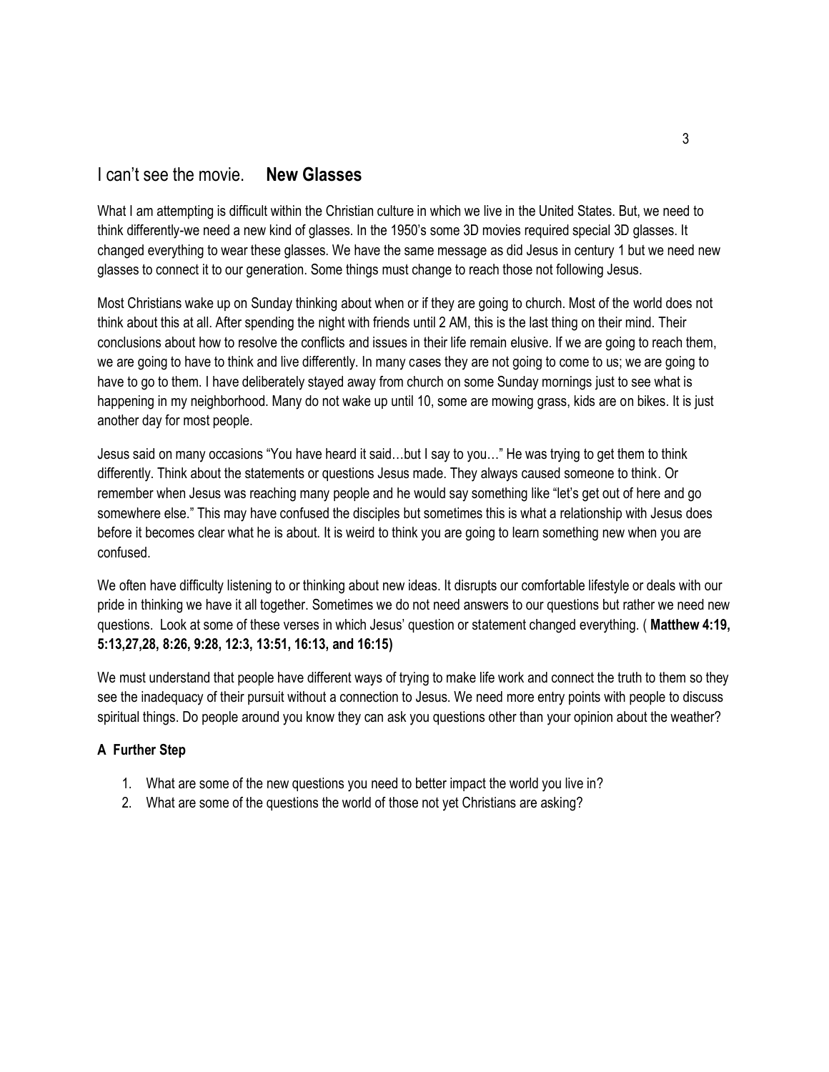## I can’t see the movie. **New Glasses**

What I am attempting is difficult within the Christian culture in which we live in the United States. But, we need to think differently-we need a new kind of glasses. In the 1950’s some 3D movies required special 3D glasses. It changed everything to wear these glasses. We have the same message as did Jesus in century 1 but we need new glasses to connect it to our generation. Some things must change to reach those not following Jesus.

Most Christians wake up on Sunday thinking about when or if they are going to church. Most of the world does not think about this at all. After spending the night with friends until 2 AM, this is the last thing on their mind. Their conclusions about how to resolve the conflicts and issues in their life remain elusive. If we are going to reach them, we are going to have to think and live differently. In many cases they are not going to come to us; we are going to have to go to them. I have deliberately stayed away from church on some Sunday mornings just to see what is happening in my neighborhood. Many do not wake up until 10, some are mowing grass, kids are on bikes. It is just another day for most people.

Jesus said on many occasions “You have heard it said…but I say to you…” He was trying to get them to think differently. Think about the statements or questions Jesus made. They always caused someone to think. Or remember when Jesus was reaching many people and he would say something like “let’s get out of here and go somewhere else.” This may have confused the disciples but sometimes this is what a relationship with Jesus does before it becomes clear what he is about. It is weird to think you are going to learn something new when you are confused.

We often have difficulty listening to or thinking about new ideas. It disrupts our comfortable lifestyle or deals with our pride in thinking we have it all together. Sometimes we do not need answers to our questions but rather we need new questions. Look at some of these verses in which Jesus’ question or statement changed everything. ( **Matthew 4:19, 5:13,27,28, 8:26, 9:28, 12:3, 13:51, 16:13, and 16:15)**

We must understand that people have different ways of trying to make life work and connect the truth to them so they see the inadequacy of their pursuit without a connection to Jesus. We need more entry points with people to discuss spiritual things. Do people around you know they can ask you questions other than your opinion about the weather?

### A Further Step

1. What are some of the new questions you need to better impact the world you live in?
2. What are some of the questions the world of those not yet Christians are asking?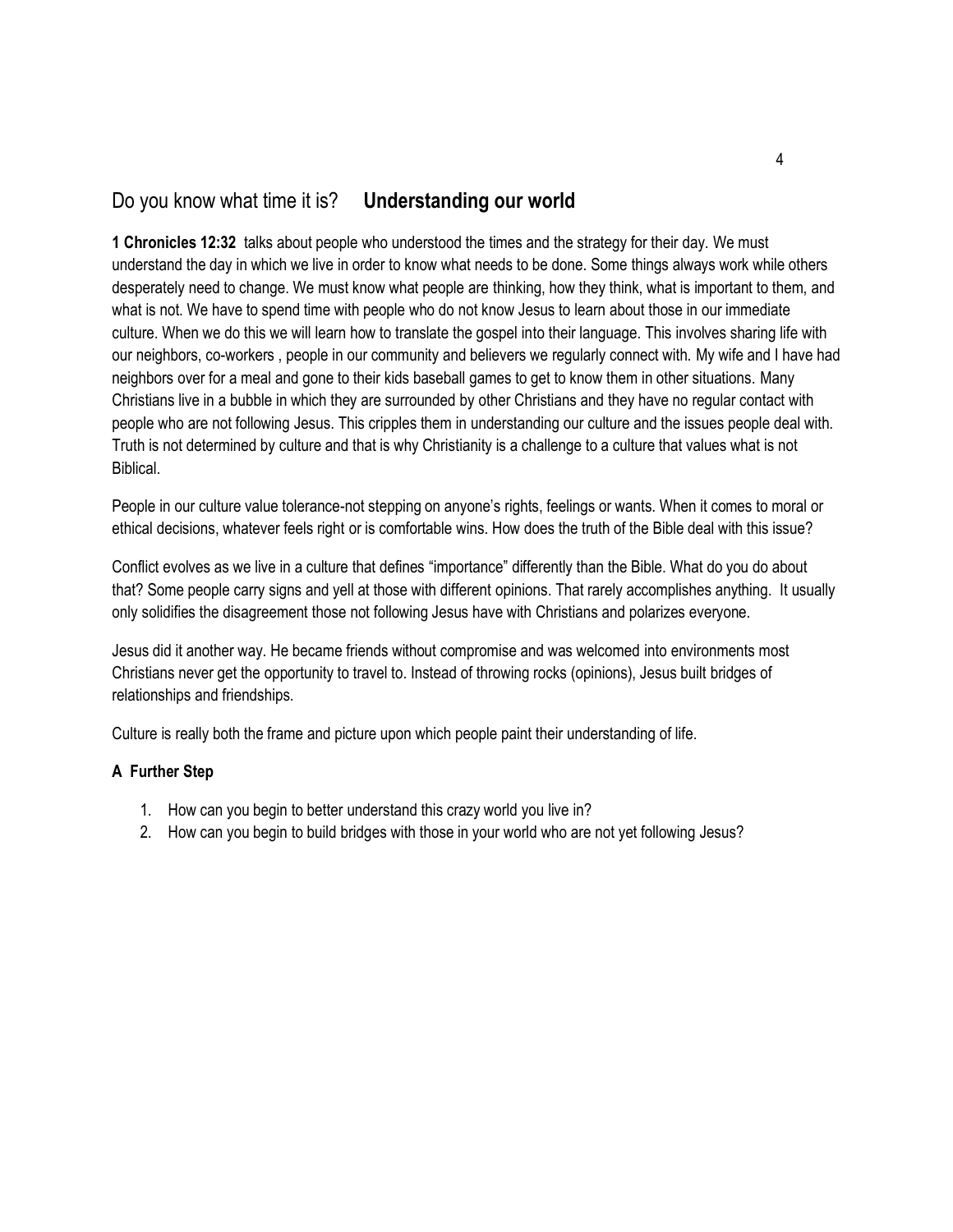## Do you know what time it is? **Understanding our world**

**1 Chronicles 12:32** talks about people who understood the times and the strategy for their day. We must understand the day in which we live in order to know what needs to be done. Some things always work while others desperately need to change. We must know what people are thinking, how they think, what is important to them, and what is not. We have to spend time with people who do not know Jesus to learn about those in our immediate culture. When we do this we will learn how to translate the gospel into their language. This involves sharing life with our neighbors, co-workers , people in our community and believers we regularly connect with. My wife and I have had neighbors over for a meal and gone to their kids baseball games to get to know them in other situations. Many Christians live in a bubble in which they are surrounded by other Christians and they have no regular contact with people who are not following Jesus. This cripples them in understanding our culture and the issues people deal with. Truth is not determined by culture and that is why Christianity is a challenge to a culture that values what is not Biblical.

People in our culture value tolerance-not stepping on anyone's rights, feelings or wants. When it comes to moral or ethical decisions, whatever feels right or is comfortable wins. How does the truth of the Bible deal with this issue?

Conflict evolves as we live in a culture that defines "importance" differently than the Bible. What do you do about that? Some people carry signs and yell at those with different opinions. That rarely accomplishes anything. It usually only solidifies the disagreement those not following Jesus have with Christians and polarizes everyone.

Jesus did it another way. He became friends without compromise and was welcomed into environments most Christians never get the opportunity to travel to. Instead of throwing rocks (opinions), Jesus built bridges of relationships and friendships.

Culture is really both the frame and picture upon which people paint their understanding of life.

**A Further Step**

1. How can you begin to better understand this crazy world you live in?
2. How can you begin to build bridges with those in your world who are not yet following Jesus?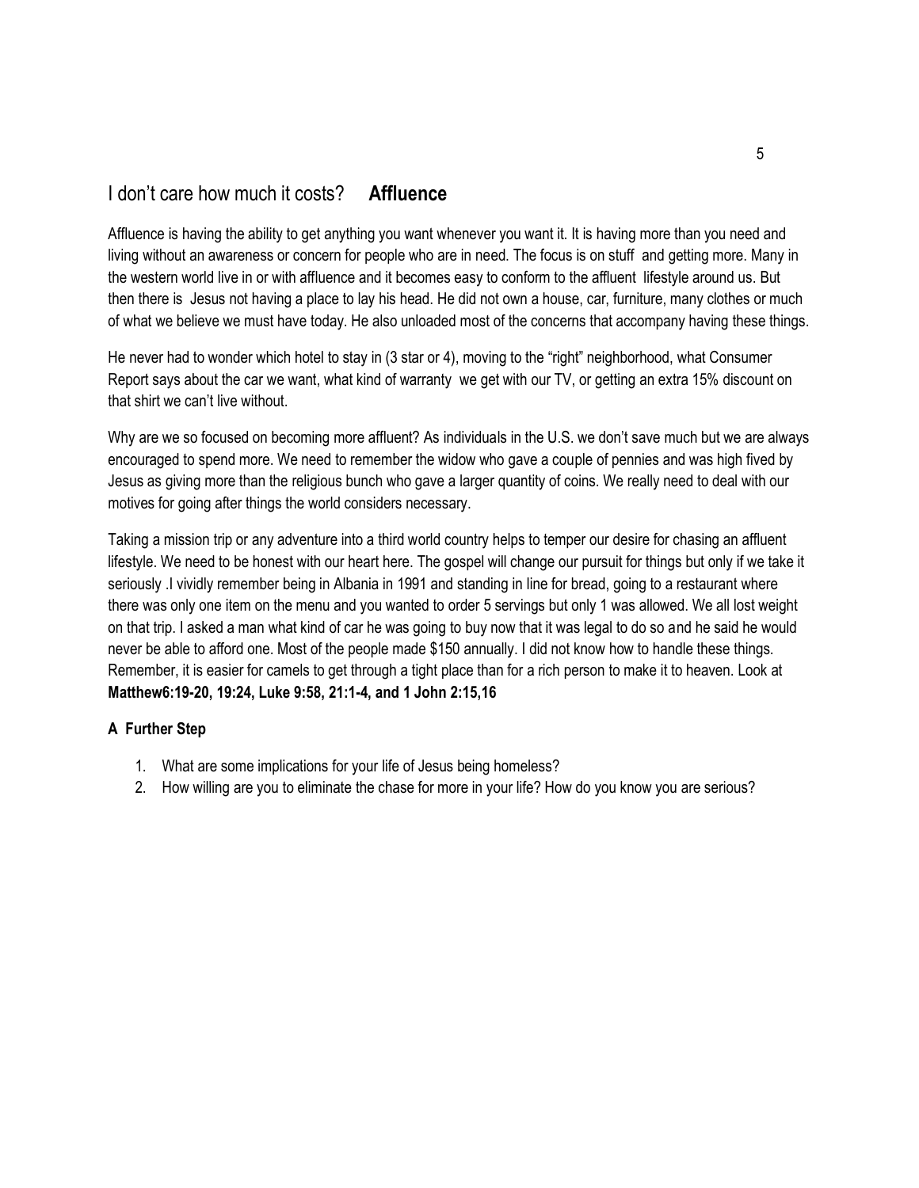## I don't care how much it costs? **Affluence**

Affluence is having the ability to get anything you want whenever you want it. It is having more than you need and living without an awareness or concern for people who are in need. The focus is on stuff and getting more. Many in the western world live in or with affluence and it becomes easy to conform to the affluent lifestyle around us. But then there is Jesus not having a place to lay his head. He did not own a house, car, furniture, many clothes or much of what we believe we must have today. He also unloaded most of the concerns that accompany having these things.

He never had to wonder which hotel to stay in (3 star or 4), moving to the "right" neighborhood, what Consumer Report says about the car we want, what kind of warranty we get with our TV, or getting an extra 15% discount on that shirt we can't live without.

Why are we so focused on becoming more affluent? As individuals in the U.S. we don't save much but we are always encouraged to spend more. We need to remember the widow who gave a couple of pennies and was high fived by Jesus as giving more than the religious bunch who gave a larger quantity of coins. We really need to deal with our motives for going after things the world considers necessary.

Taking a mission trip or any adventure into a third world country helps to temper our desire for chasing an affluent lifestyle. We need to be honest with our heart here. The gospel will change our pursuit for things but only if we take it seriously .I vividly remember being in Albania in 1991 and standing in line for bread, going to a restaurant where there was only one item on the menu and you wanted to order 5 servings but only 1 was allowed. We all lost weight on that trip. I asked a man what kind of car he was going to buy now that it was legal to do so and he said he would never be able to afford one. Most of the people made $150 annually. I did not know how to handle these things. Remember, it is easier for camels to get through a tight place than for a rich person to make it to heaven. Look at **Matthew6:19-20, 19:24, Luke 9:58, 21:1-4, and 1 John 2:15,16**

### A Further Step

1. What are some implications for your life of Jesus being homeless?
2. How willing are you to eliminate the chase for more in your life? How do you know you are serious?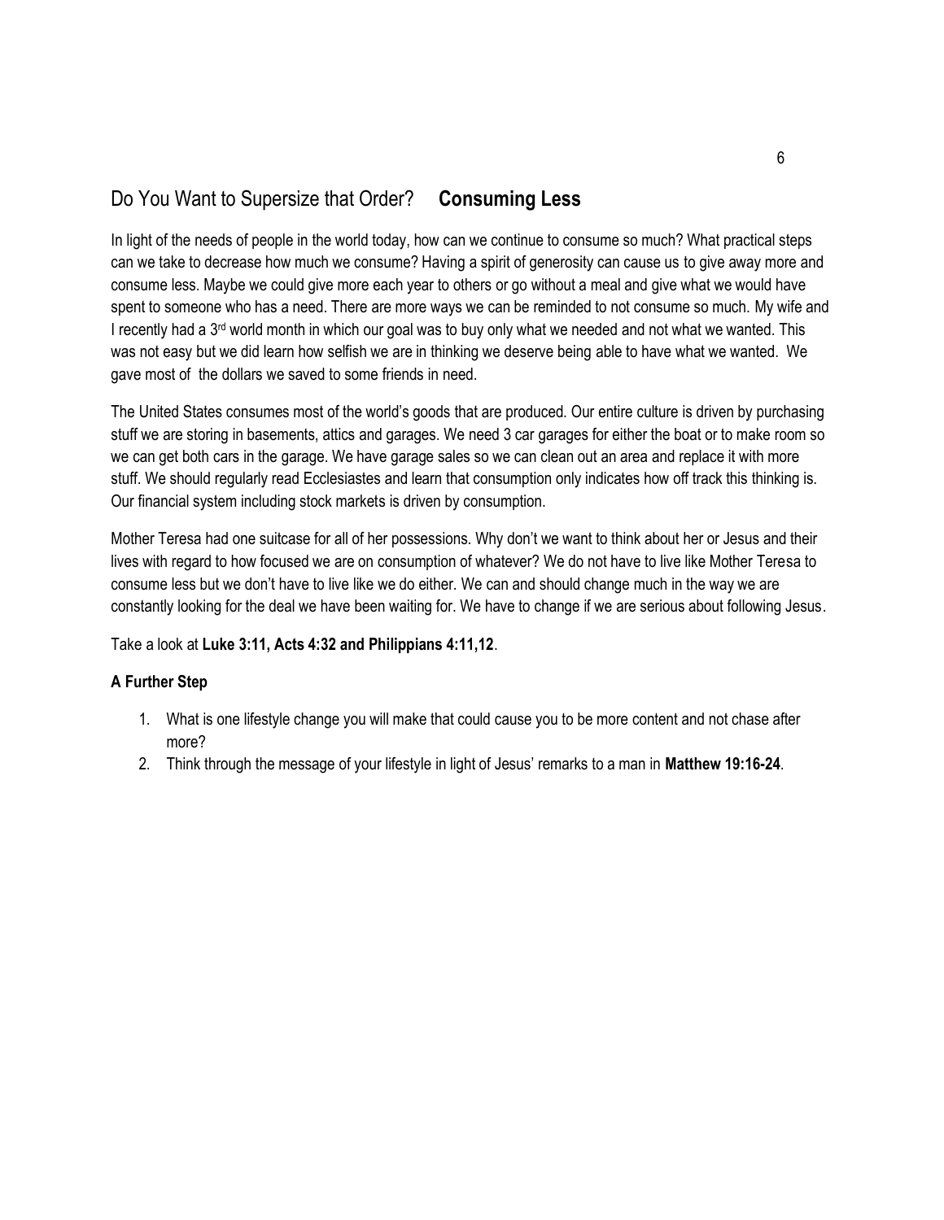## Do You Want to Supersize that Order? **Consuming Less**

In light of the needs of people in the world today, how can we continue to consume so much? What practical steps can we take to decrease how much we consume? Having a spirit of generosity can cause us to give away more and consume less. Maybe we could give more each year to others or go without a meal and give what we would have spent to someone who has a need. There are more ways we can be reminded to not consume so much. My wife and I recently had a 3rd world month in which our goal was to buy only what we needed and not what we wanted. This was not easy but we did learn how selfish we are in thinking we deserve being able to have what we wanted. We gave most of the dollars we saved to some friends in need.

The United States consumes most of the world's goods that are produced. Our entire culture is driven by purchasing stuff we are storing in basements, attics and garages. We need 3 car garages for either the boat or to make room so we can get both cars in the garage. We have garage sales so we can clean out an area and replace it with more stuff. We should regularly read Ecclesiastes and learn that consumption only indicates how off track this thinking is. Our financial system including stock markets is driven by consumption.

Mother Teresa had one suitcase for all of her possessions. Why don't we want to think about her or Jesus and their lives with regard to how focused we are on consumption of whatever? We do not have to live like Mother Teresa to consume less but we don't have to live like we do either. We can and should change much in the way we are constantly looking for the deal we have been waiting for. We have to change if we are serious about following Jesus.

Take a look at **Luke 3:11, Acts 4:32 and Philippians 4:11,12**.

### A Further Step

1. What is one lifestyle change you will make that could cause you to be more content and not chase after more?
2. Think through the message of your lifestyle in light of Jesus' remarks to a man in **Matthew 19:16-24**.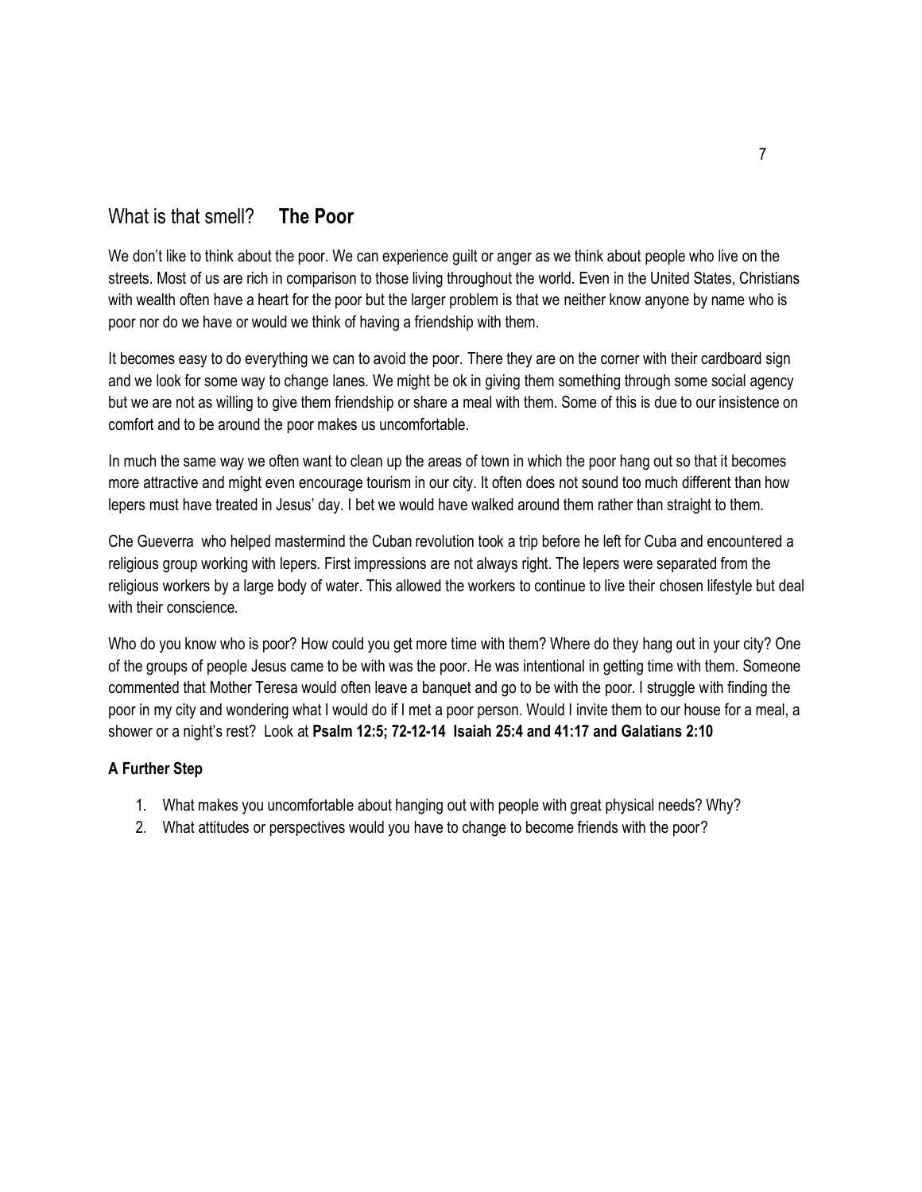## What is that smell? **The Poor**

We don't like to think about the poor. We can experience guilt or anger as we think about people who live on the streets. Most of us are rich in comparison to those living throughout the world. Even in the United States, Christians with wealth often have a heart for the poor but the larger problem is that we neither know anyone by name who is poor nor do we have or would we think of having a friendship with them.

It becomes easy to do everything we can to avoid the poor. There they are on the corner with their cardboard sign and we look for some way to change lanes. We might be ok in giving them something through some social agency but we are not as willing to give them friendship or share a meal with them. Some of this is due to our insistence on comfort and to be around the poor makes us uncomfortable.

In much the same way we often want to clean up the areas of town in which the poor hang out so that it becomes more attractive and might even encourage tourism in our city. It often does not sound too much different than how lepers must have treated in Jesus' day. I bet we would have walked around them rather than straight to them.

Che Gueverra who helped mastermind the Cuban revolution took a trip before he left for Cuba and encountered a religious group working with lepers. First impressions are not always right. The lepers were separated from the religious workers by a large body of water. This allowed the workers to continue to live their chosen lifestyle but deal with their conscience.

Who do you know who is poor? How could you get more time with them? Where do they hang out in your city? One of the groups of people Jesus came to be with was the poor. He was intentional in getting time with them. Someone commented that Mother Teresa would often leave a banquet and go to be with the poor. I struggle with finding the poor in my city and wondering what I would do if I met a poor person. Would I invite them to our house for a meal, a shower or a night's rest? Look at **Psalm 12:5; 72-12-14 Isaiah 25:4 and 41:17 and Galatians 2:10**

### A Further Step

1. What makes you uncomfortable about hanging out with people with great physical needs? Why?
2. What attitudes or perspectives would you have to change to become friends with the poor?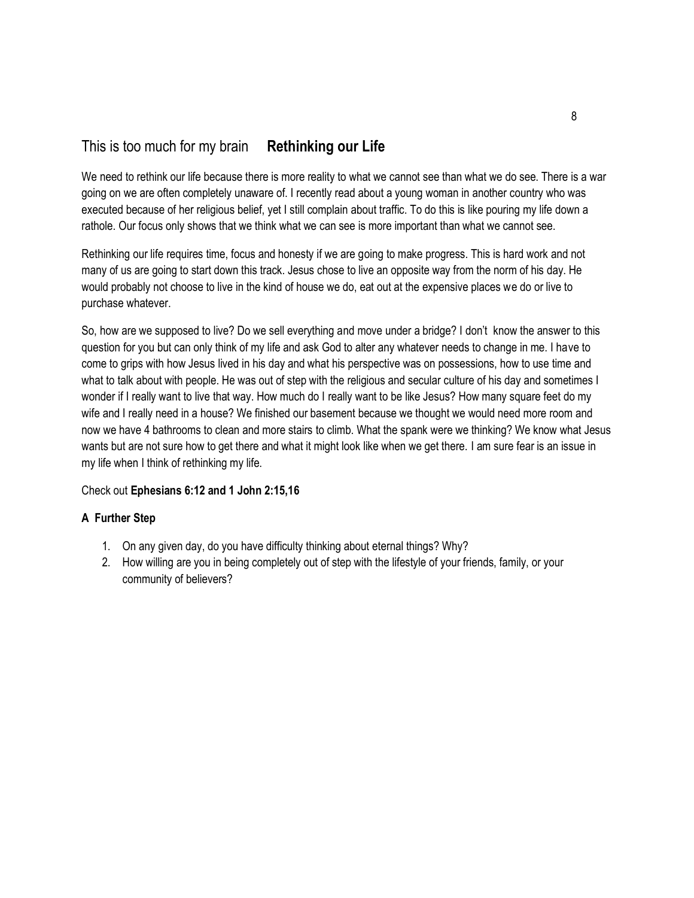## This is too much for my brain **Rethinking our Life**

We need to rethink our life because there is more reality to what we cannot see than what we do see. There is a war going on we are often completely unaware of. I recently read about a young woman in another country who was executed because of her religious belief, yet I still complain about traffic. To do this is like pouring my life down a rathole. Our focus only shows that we think what we can see is more important than what we cannot see.

Rethinking our life requires time, focus and honesty if we are going to make progress. This is hard work and not many of us are going to start down this track. Jesus chose to live an opposite way from the norm of his day. He would probably not choose to live in the kind of house we do, eat out at the expensive places we do or live to purchase whatever.

So, how are we supposed to live? Do we sell everything and move under a bridge? I don't know the answer to this question for you but can only think of my life and ask God to alter any whatever needs to change in me. I have to come to grips with how Jesus lived in his day and what his perspective was on possessions, how to use time and what to talk about with people. He was out of step with the religious and secular culture of his day and sometimes I wonder if I really want to live that way. How much do I really want to be like Jesus? How many square feet do my wife and I really need in a house? We finished our basement because we thought we would need more room and now we have 4 bathrooms to clean and more stairs to climb. What the spank were we thinking? We know what Jesus wants but are not sure how to get there and what it might look like when we get there. I am sure fear is an issue in my life when I think of rethinking my life.

Check out **Ephesians 6:12 and 1 John 2:15,16**

**A Further Step**

1. On any given day, do you have difficulty thinking about eternal things? Why?
2. How willing are you in being completely out of step with the lifestyle of your friends, family, or your community of believers?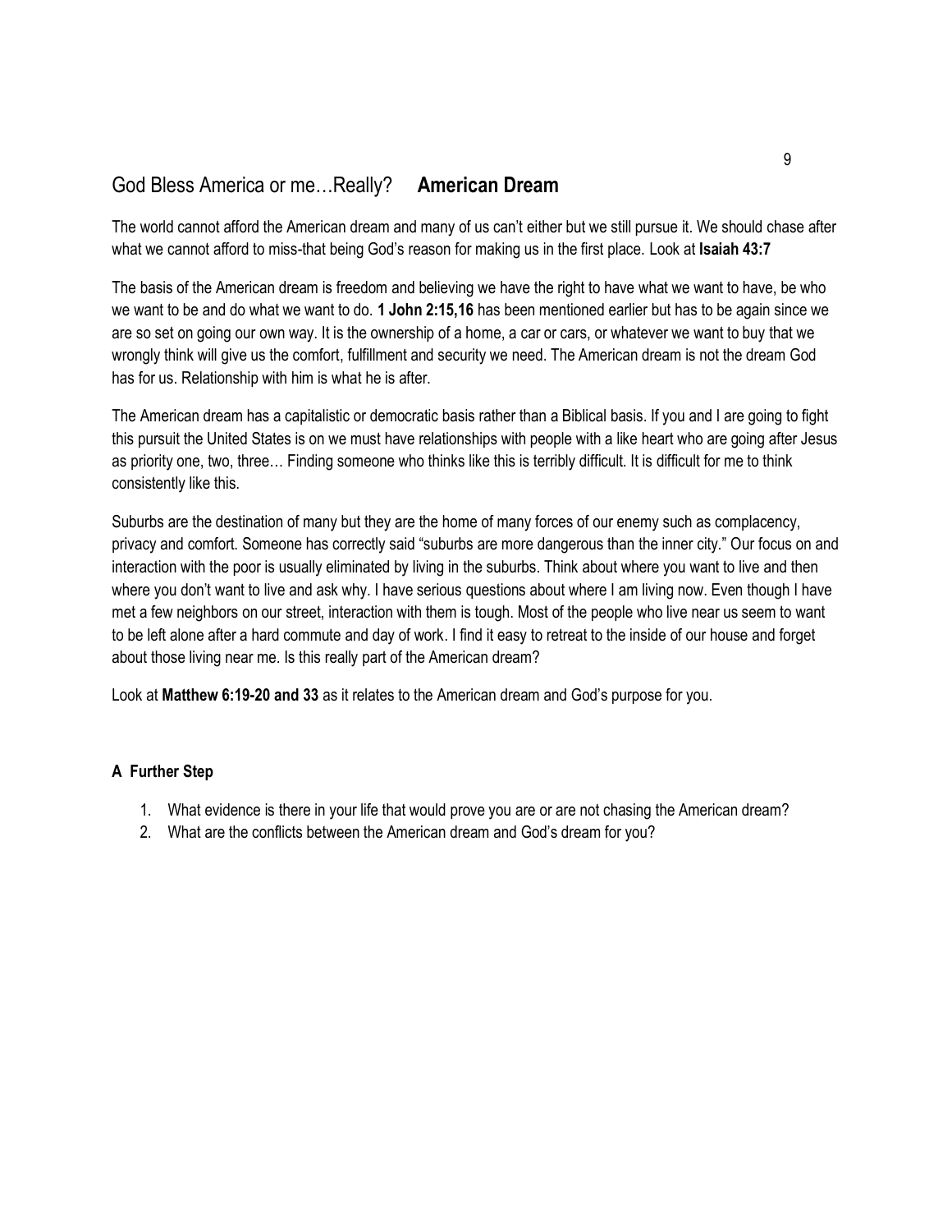## God Bless America or me…Really? **American Dream**

The world cannot afford the American dream and many of us can't either but we still pursue it. We should chase after what we cannot afford to miss-that being God's reason for making us in the first place. Look at **Isaiah 43:7**

The basis of the American dream is freedom and believing we have the right to have what we want to have, be who we want to be and do what we want to do. **1 John 2:15,16** has been mentioned earlier but has to be again since we are so set on going our own way. It is the ownership of a home, a car or cars, or whatever we want to buy that we wrongly think will give us the comfort, fulfillment and security we need. The American dream is not the dream God has for us. Relationship with him is what he is after.

The American dream has a capitalistic or democratic basis rather than a Biblical basis. If you and I are going to fight this pursuit the United States is on we must have relationships with people with a like heart who are going after Jesus as priority one, two, three… Finding someone who thinks like this is terribly difficult. It is difficult for me to think consistently like this.

Suburbs are the destination of many but they are the home of many forces of our enemy such as complacency, privacy and comfort. Someone has correctly said "suburbs are more dangerous than the inner city." Our focus on and interaction with the poor is usually eliminated by living in the suburbs. Think about where you want to live and then where you don't want to live and ask why. I have serious questions about where I am living now. Even though I have met a few neighbors on our street, interaction with them is tough. Most of the people who live near us seem to want to be left alone after a hard commute and day of work. I find it easy to retreat to the inside of our house and forget about those living near me. Is this really part of the American dream?

Look at **Matthew 6:19-20 and 33** as it relates to the American dream and God's purpose for you.

**A Further Step**

1. What evidence is there in your life that would prove you are or are not chasing the American dream?
2. What are the conflicts between the American dream and God's dream for you?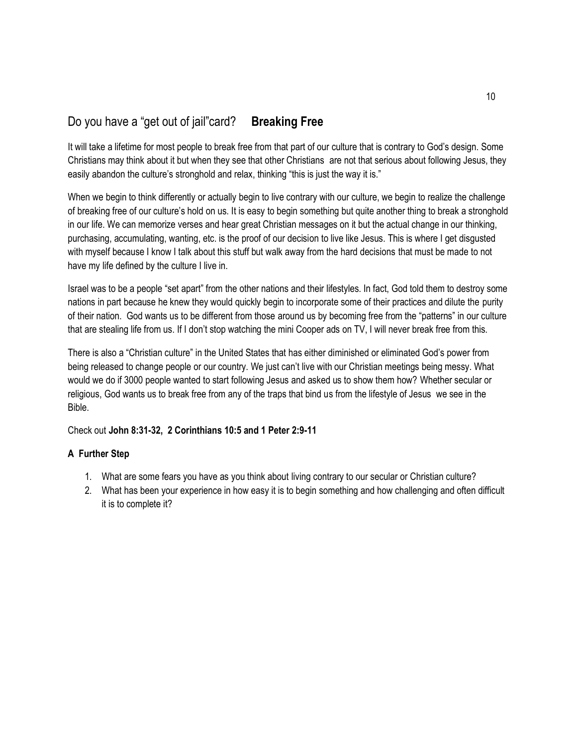## Do you have a “get out of jail”card? **Breaking Free**

It will take a lifetime for most people to break free from that part of our culture that is contrary to God’s design. Some Christians may think about it but when they see that other Christians are not that serious about following Jesus, they easily abandon the culture’s stronghold and relax, thinking “this is just the way it is.”

When we begin to think differently or actually begin to live contrary with our culture, we begin to realize the challenge of breaking free of our culture’s hold on us. It is easy to begin something but quite another thing to break a stronghold in our life. We can memorize verses and hear great Christian messages on it but the actual change in our thinking, purchasing, accumulating, wanting, etc. is the proof of our decision to live like Jesus. This is where I get disgusted with myself because I know I talk about this stuff but walk away from the hard decisions that must be made to not have my life defined by the culture I live in.

Israel was to be a people “set apart” from the other nations and their lifestyles. In fact, God told them to destroy some nations in part because he knew they would quickly begin to incorporate some of their practices and dilute the purity of their nation. God wants us to be different from those around us by becoming free from the “patterns” in our culture that are stealing life from us. If I don’t stop watching the mini Cooper ads on TV, I will never break free from this.

There is also a “Christian culture” in the United States that has either diminished or eliminated God’s power from being released to change people or our country. We just can’t live with our Christian meetings being messy. What would we do if 3000 people wanted to start following Jesus and asked us to show them how? Whether secular or religious, God wants us to break free from any of the traps that bind us from the lifestyle of Jesus we see in the Bible.

Check out **John 8:31-32, 2 Corinthians 10:5 and 1 Peter 2:9-11**

**A Further Step**

1. What are some fears you have as you think about living contrary to our secular or Christian culture?
2. What has been your experience in how easy it is to begin something and how challenging and often difficult it is to complete it?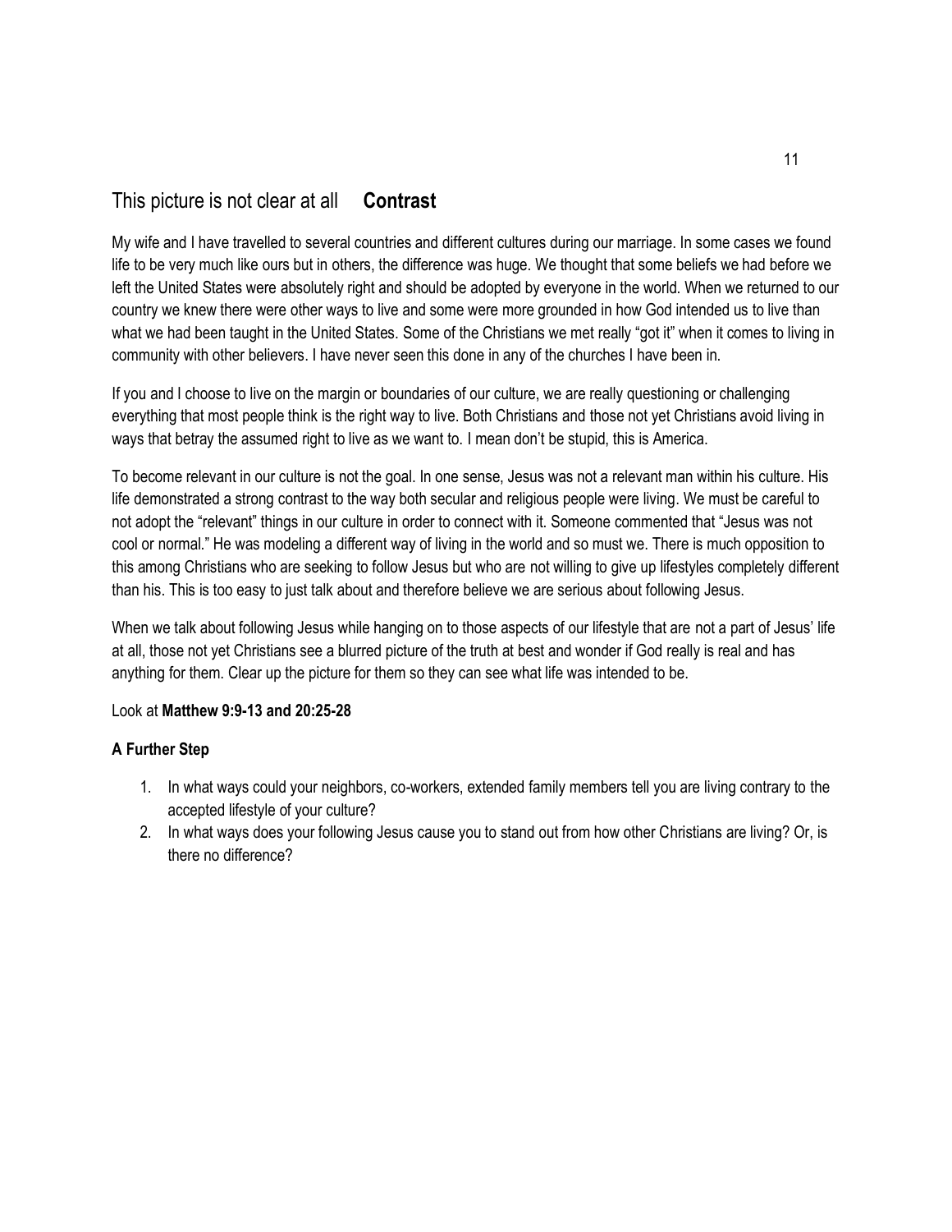## This picture is not clear at all **Contrast**

My wife and I have travelled to several countries and different cultures during our marriage. In some cases we found life to be very much like ours but in others, the difference was huge. We thought that some beliefs we had before we left the United States were absolutely right and should be adopted by everyone in the world. When we returned to our country we knew there were other ways to live and some were more grounded in how God intended us to live than what we had been taught in the United States. Some of the Christians we met really "got it" when it comes to living in community with other believers. I have never seen this done in any of the churches I have been in.

If you and I choose to live on the margin or boundaries of our culture, we are really questioning or challenging everything that most people think is the right way to live. Both Christians and those not yet Christians avoid living in ways that betray the assumed right to live as we want to. I mean don't be stupid, this is America.

To become relevant in our culture is not the goal. In one sense, Jesus was not a relevant man within his culture. His life demonstrated a strong contrast to the way both secular and religious people were living. We must be careful to not adopt the "relevant" things in our culture in order to connect with it. Someone commented that "Jesus was not cool or normal." He was modeling a different way of living in the world and so must we. There is much opposition to this among Christians who are seeking to follow Jesus but who are not willing to give up lifestyles completely different than his. This is too easy to just talk about and therefore believe we are serious about following Jesus.

When we talk about following Jesus while hanging on to those aspects of our lifestyle that are not a part of Jesus' life at all, those not yet Christians see a blurred picture of the truth at best and wonder if God really is real and has anything for them. Clear up the picture for them so they can see what life was intended to be.

Look at **Matthew 9:9-13 and 20:25-28**

**A Further Step**

1. In what ways could your neighbors, co-workers, extended family members tell you are living contrary to the accepted lifestyle of your culture?
2. In what ways does your following Jesus cause you to stand out from how other Christians are living? Or, is there no difference?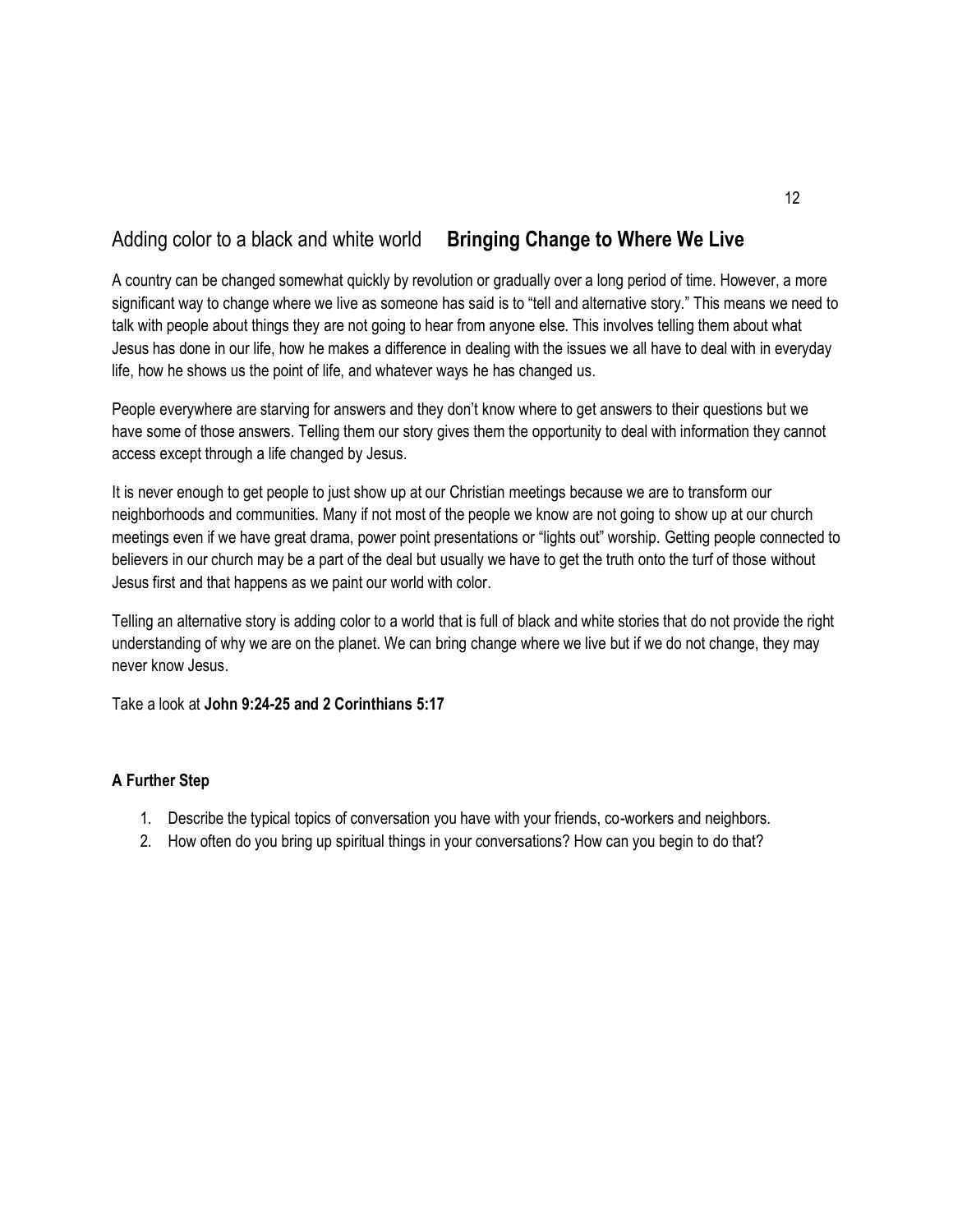## Adding color to a black and white world **Bringing Change to Where We Live**

A country can be changed somewhat quickly by revolution or gradually over a long period of time. However, a more significant way to change where we live as someone has said is to "tell and alternative story." This means we need to talk with people about things they are not going to hear from anyone else. This involves telling them about what Jesus has done in our life, how he makes a difference in dealing with the issues we all have to deal with in everyday life, how he shows us the point of life, and whatever ways he has changed us.

People everywhere are starving for answers and they don't know where to get answers to their questions but we have some of those answers. Telling them our story gives them the opportunity to deal with information they cannot access except through a life changed by Jesus.

It is never enough to get people to just show up at our Christian meetings because we are to transform our neighborhoods and communities. Many if not most of the people we know are not going to show up at our church meetings even if we have great drama, power point presentations or "lights out" worship. Getting people connected to believers in our church may be a part of the deal but usually we have to get the truth onto the turf of those without Jesus first and that happens as we paint our world with color.

Telling an alternative story is adding color to a world that is full of black and white stories that do not provide the right understanding of why we are on the planet. We can bring change where we live but if we do not change, they may never know Jesus.

Take a look at **John 9:24-25 and 2 Corinthians 5:17**

**A Further Step**

1. Describe the typical topics of conversation you have with your friends, co-workers and neighbors.
2. How often do you bring up spiritual things in your conversations? How can you begin to do that?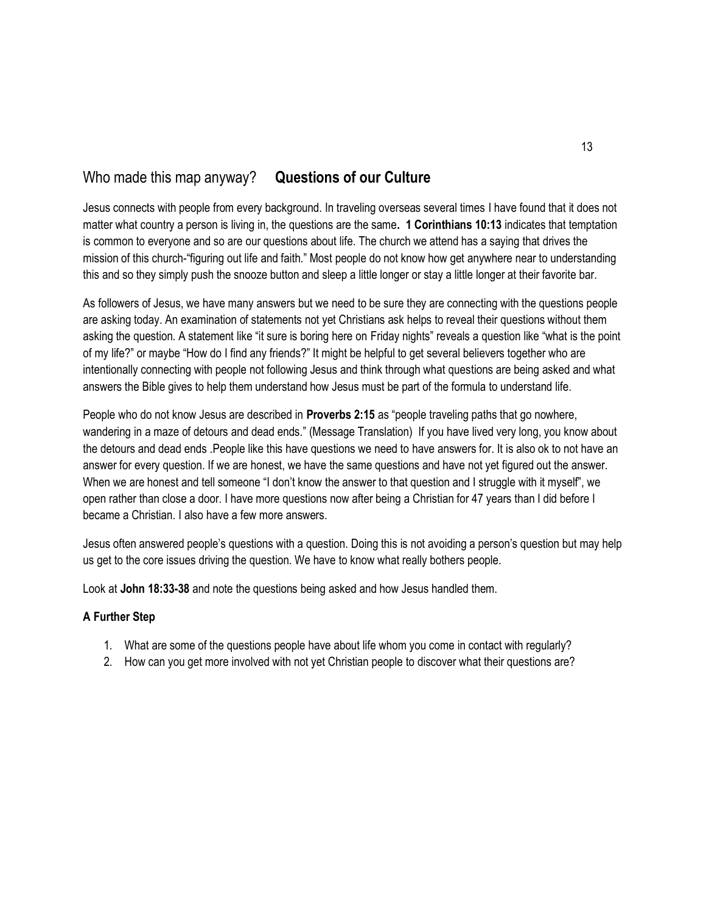## Who made this map anyway? **Questions of our Culture**

Jesus connects with people from every background. In traveling overseas several times I have found that it does not matter what country a person is living in, the questions are the same**. 1 Corinthians 10:13** indicates that temptation is common to everyone and so are our questions about life. The church we attend has a saying that drives the mission of this church-"figuring out life and faith." Most people do not know how get anywhere near to understanding this and so they simply push the snooze button and sleep a little longer or stay a little longer at their favorite bar.

As followers of Jesus, we have many answers but we need to be sure they are connecting with the questions people are asking today. An examination of statements not yet Christians ask helps to reveal their questions without them asking the question. A statement like "it sure is boring here on Friday nights" reveals a question like "what is the point of my life?" or maybe "How do I find any friends?" It might be helpful to get several believers together who are intentionally connecting with people not following Jesus and think through what questions are being asked and what answers the Bible gives to help them understand how Jesus must be part of the formula to understand life.

People who do not know Jesus are described in **Proverbs 2:15** as "people traveling paths that go nowhere, wandering in a maze of detours and dead ends." (Message Translation) If you have lived very long, you know about the detours and dead ends .People like this have questions we need to have answers for. It is also ok to not have an answer for every question. If we are honest, we have the same questions and have not yet figured out the answer. When we are honest and tell someone "I don't know the answer to that question and I struggle with it myself", we open rather than close a door. I have more questions now after being a Christian for 47 years than I did before I became a Christian. I also have a few more answers.

Jesus often answered people's questions with a question. Doing this is not avoiding a person's question but may help us get to the core issues driving the question. We have to know what really bothers people.

Look at **John 18:33-38** and note the questions being asked and how Jesus handled them.

**A Further Step**

1. What are some of the questions people have about life whom you come in contact with regularly?
2. How can you get more involved with not yet Christian people to discover what their questions are?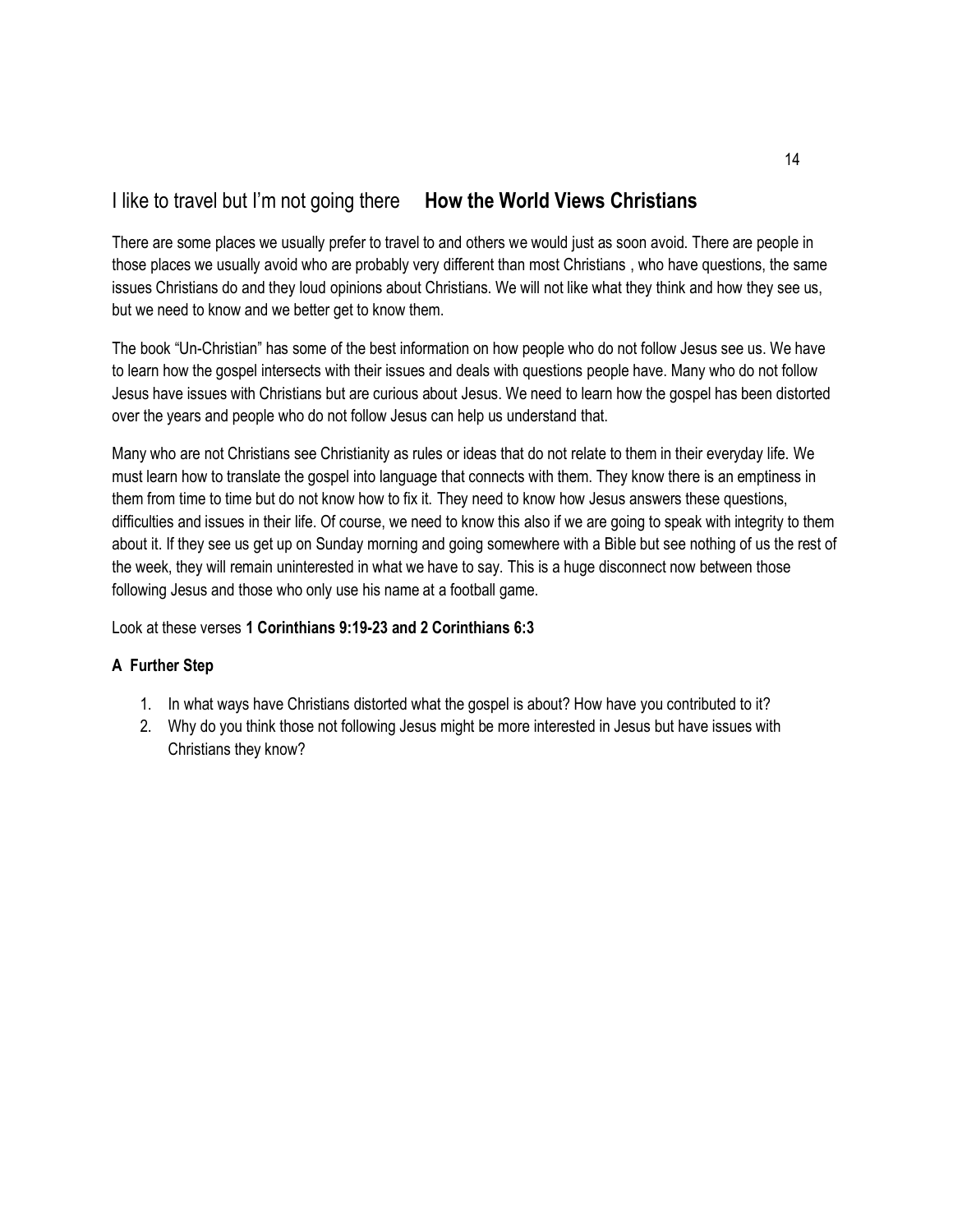## I like to travel but I'm not going there **How the World Views Christians**

There are some places we usually prefer to travel to and others we would just as soon avoid. There are people in those places we usually avoid who are probably very different than most Christians , who have questions, the same issues Christians do and they loud opinions about Christians. We will not like what they think and how they see us, but we need to know and we better get to know them.

The book "Un-Christian" has some of the best information on how people who do not follow Jesus see us. We have to learn how the gospel intersects with their issues and deals with questions people have. Many who do not follow Jesus have issues with Christians but are curious about Jesus. We need to learn how the gospel has been distorted over the years and people who do not follow Jesus can help us understand that.

Many who are not Christians see Christianity as rules or ideas that do not relate to them in their everyday life. We must learn how to translate the gospel into language that connects with them. They know there is an emptiness in them from time to time but do not know how to fix it. They need to know how Jesus answers these questions, difficulties and issues in their life. Of course, we need to know this also if we are going to speak with integrity to them about it. If they see us get up on Sunday morning and going somewhere with a Bible but see nothing of us the rest of the week, they will remain uninterested in what we have to say. This is a huge disconnect now between those following Jesus and those who only use his name at a football game.

Look at these verses **1 Corinthians 9:19-23 and 2 Corinthians 6:3**

**A Further Step**

1. In what ways have Christians distorted what the gospel is about? How have you contributed to it?
2. Why do you think those not following Jesus might be more interested in Jesus but have issues with Christians they know?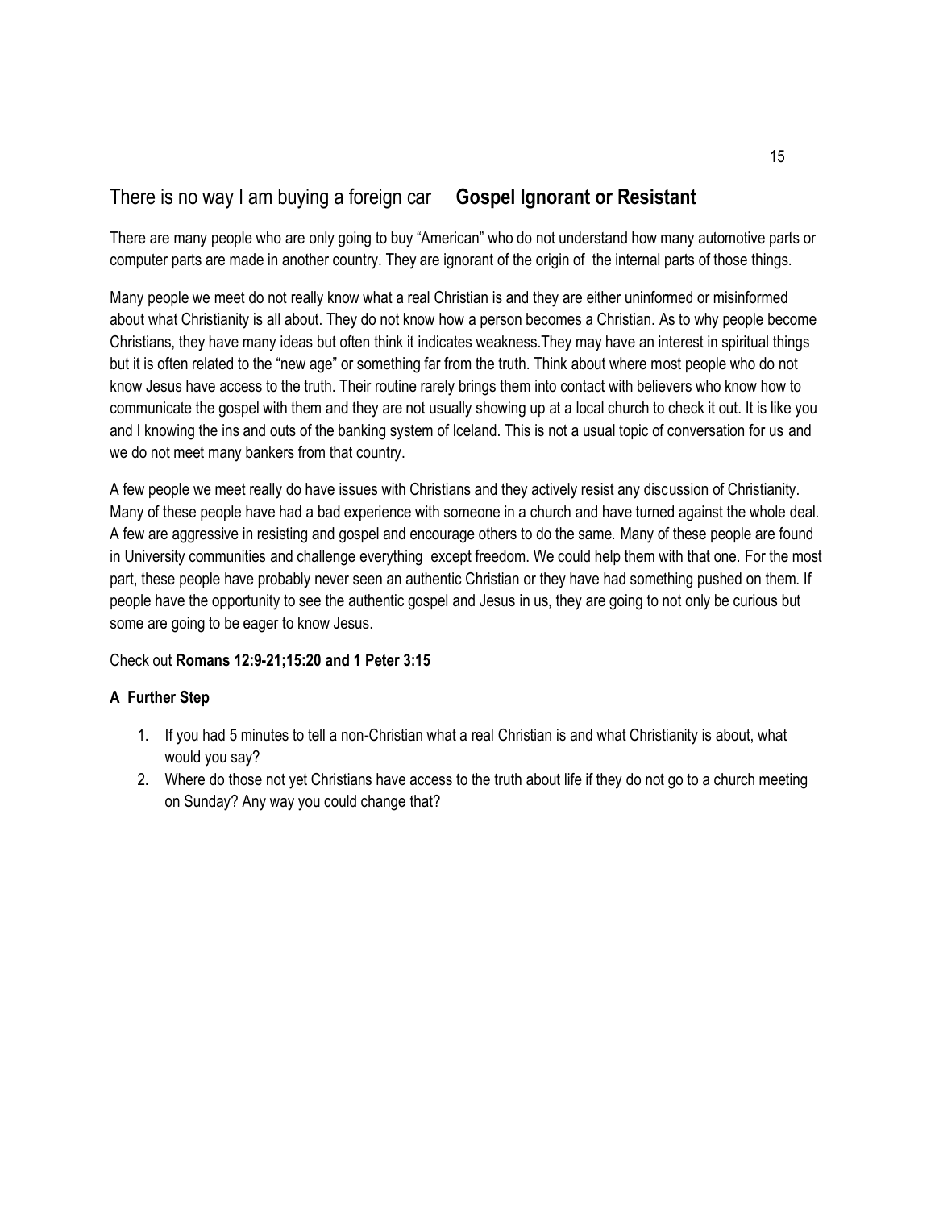## There is no way I am buying a foreign car **Gospel Ignorant or Resistant**

There are many people who are only going to buy "American" who do not understand how many automotive parts or computer parts are made in another country. They are ignorant of the origin of the internal parts of those things.

Many people we meet do not really know what a real Christian is and they are either uninformed or misinformed about what Christianity is all about. They do not know how a person becomes a Christian. As to why people become Christians, they have many ideas but often think it indicates weakness.They may have an interest in spiritual things but it is often related to the "new age" or something far from the truth. Think about where most people who do not know Jesus have access to the truth. Their routine rarely brings them into contact with believers who know how to communicate the gospel with them and they are not usually showing up at a local church to check it out. It is like you and I knowing the ins and outs of the banking system of Iceland. This is not a usual topic of conversation for us and we do not meet many bankers from that country.

A few people we meet really do have issues with Christians and they actively resist any discussion of Christianity. Many of these people have had a bad experience with someone in a church and have turned against the whole deal. A few are aggressive in resisting and gospel and encourage others to do the same. Many of these people are found in University communities and challenge everything except freedom. We could help them with that one. For the most part, these people have probably never seen an authentic Christian or they have had something pushed on them. If people have the opportunity to see the authentic gospel and Jesus in us, they are going to not only be curious but some are going to be eager to know Jesus.

Check out **Romans 12:9-21;15:20 and 1 Peter 3:15**

**A Further Step**

1. If you had 5 minutes to tell a non-Christian what a real Christian is and what Christianity is about, what would you say?
2. Where do those not yet Christians have access to the truth about life if they do not go to a church meeting on Sunday? Any way you could change that?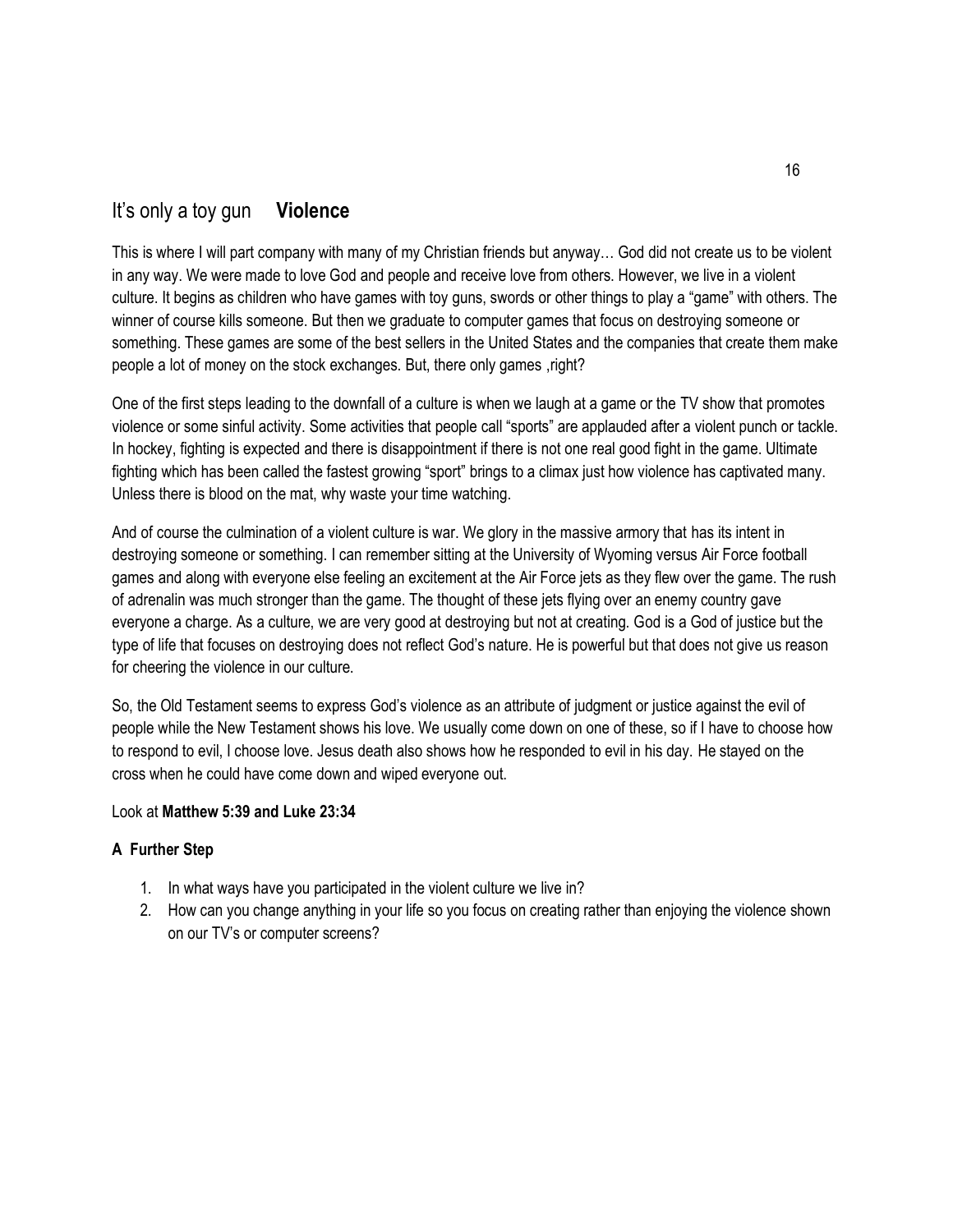## It's only a toy gun **Violence**

This is where I will part company with many of my Christian friends but anyway… God did not create us to be violent in any way. We were made to love God and people and receive love from others. However, we live in a violent culture. It begins as children who have games with toy guns, swords or other things to play a "game" with others. The winner of course kills someone. But then we graduate to computer games that focus on destroying someone or something. These games are some of the best sellers in the United States and the companies that create them make people a lot of money on the stock exchanges. But, there only games ,right?

One of the first steps leading to the downfall of a culture is when we laugh at a game or the TV show that promotes violence or some sinful activity. Some activities that people call "sports" are applauded after a violent punch or tackle. In hockey, fighting is expected and there is disappointment if there is not one real good fight in the game. Ultimate fighting which has been called the fastest growing "sport" brings to a climax just how violence has captivated many. Unless there is blood on the mat, why waste your time watching.

And of course the culmination of a violent culture is war. We glory in the massive armory that has its intent in destroying someone or something. I can remember sitting at the University of Wyoming versus Air Force football games and along with everyone else feeling an excitement at the Air Force jets as they flew over the game. The rush of adrenalin was much stronger than the game. The thought of these jets flying over an enemy country gave everyone a charge. As a culture, we are very good at destroying but not at creating. God is a God of justice but the type of life that focuses on destroying does not reflect God's nature. He is powerful but that does not give us reason for cheering the violence in our culture.

So, the Old Testament seems to express God's violence as an attribute of judgment or justice against the evil of people while the New Testament shows his love. We usually come down on one of these, so if I have to choose how to respond to evil, I choose love. Jesus death also shows how he responded to evil in his day. He stayed on the cross when he could have come down and wiped everyone out.

Look at **Matthew 5:39 and Luke 23:34**

**A Further Step**

1. In what ways have you participated in the violent culture we live in?
2. How can you change anything in your life so you focus on creating rather than enjoying the violence shown on our TV's or computer screens?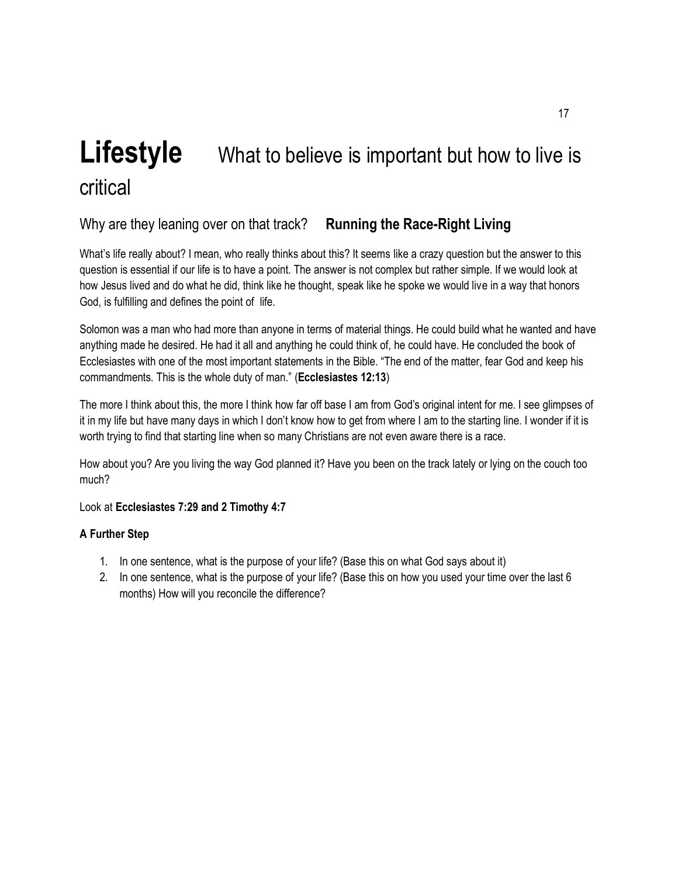# **Lifestyle** What to believe is important but how to live is critical

## Why are they leaning over on that track? **Running the Race-Right Living**

What's life really about? I mean, who really thinks about this? It seems like a crazy question but the answer to this question is essential if our life is to have a point. The answer is not complex but rather simple. If we would look at how Jesus lived and do what he did, think like he thought, speak like he spoke we would live in a way that honors God, is fulfilling and defines the point of life.

Solomon was a man who had more than anyone in terms of material things. He could build what he wanted and have anything made he desired. He had it all and anything he could think of, he could have. He concluded the book of Ecclesiastes with one of the most important statements in the Bible. "The end of the matter, fear God and keep his commandments. This is the whole duty of man." (**Ecclesiastes 12:13**)

The more I think about this, the more I think how far off base I am from God's original intent for me. I see glimpses of it in my life but have many days in which I don't know how to get from where I am to the starting line. I wonder if it is worth trying to find that starting line when so many Christians are not even aware there is a race.

How about you? Are you living the way God planned it? Have you been on the track lately or lying on the couch too much?

Look at **Ecclesiastes 7:29 and 2 Timothy 4:7**

**A Further Step**

1. In one sentence, what is the purpose of your life? (Base this on what God says about it)
2. In one sentence, what is the purpose of your life? (Base this on how you used your time over the last 6 months) How will you reconcile the difference?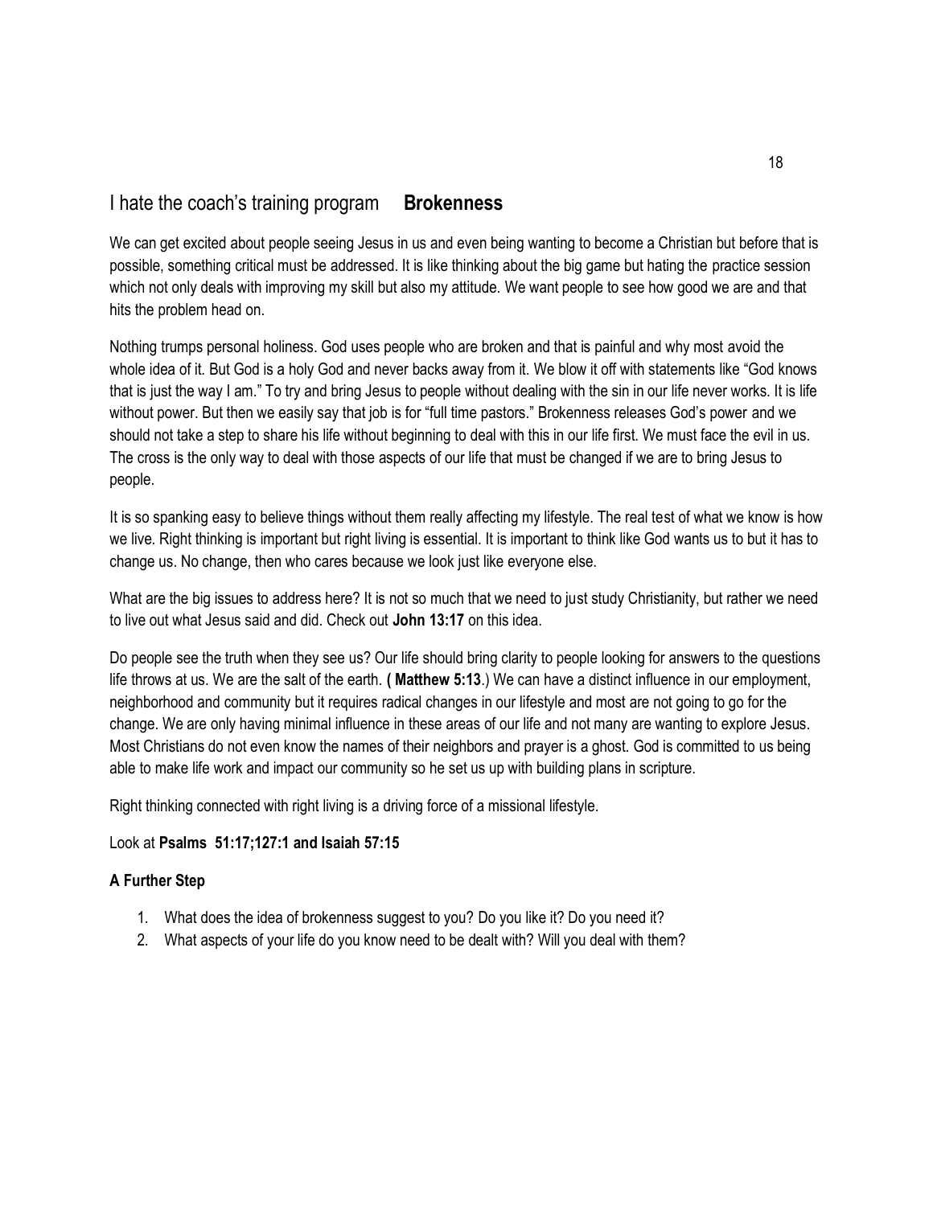## I hate the coach's training program **Brokenness**

We can get excited about people seeing Jesus in us and even being wanting to become a Christian but before that is possible, something critical must be addressed. It is like thinking about the big game but hating the practice session which not only deals with improving my skill but also my attitude. We want people to see how good we are and that hits the problem head on.

Nothing trumps personal holiness. God uses people who are broken and that is painful and why most avoid the whole idea of it. But God is a holy God and never backs away from it. We blow it off with statements like "God knows that is just the way I am." To try and bring Jesus to people without dealing with the sin in our life never works. It is life without power. But then we easily say that job is for "full time pastors." Brokenness releases God's power and we should not take a step to share his life without beginning to deal with this in our life first. We must face the evil in us. The cross is the only way to deal with those aspects of our life that must be changed if we are to bring Jesus to people.

It is so spanking easy to believe things without them really affecting my lifestyle. The real test of what we know is how we live. Right thinking is important but right living is essential. It is important to think like God wants us to but it has to change us. No change, then who cares because we look just like everyone else.

What are the big issues to address here? It is not so much that we need to just study Christianity, but rather we need to live out what Jesus said and did. Check out **John 13:17** on this idea.

Do people see the truth when they see us? Our life should bring clarity to people looking for answers to the questions life throws at us. We are the salt of the earth. **( Matthew 5:13**.) We can have a distinct influence in our employment, neighborhood and community but it requires radical changes in our lifestyle and most are not going to go for the change. We are only having minimal influence in these areas of our life and not many are wanting to explore Jesus. Most Christians do not even know the names of their neighbors and prayer is a ghost. God is committed to us being able to make life work and impact our community so he set us up with building plans in scripture.

Right thinking connected with right living is a driving force of a missional lifestyle.

Look at **Psalms 51:17;127:1 and Isaiah 57:15**

**A Further Step**

1. What does the idea of brokenness suggest to you? Do you like it? Do you need it?
2. What aspects of your life do you know need to be dealt with? Will you deal with them?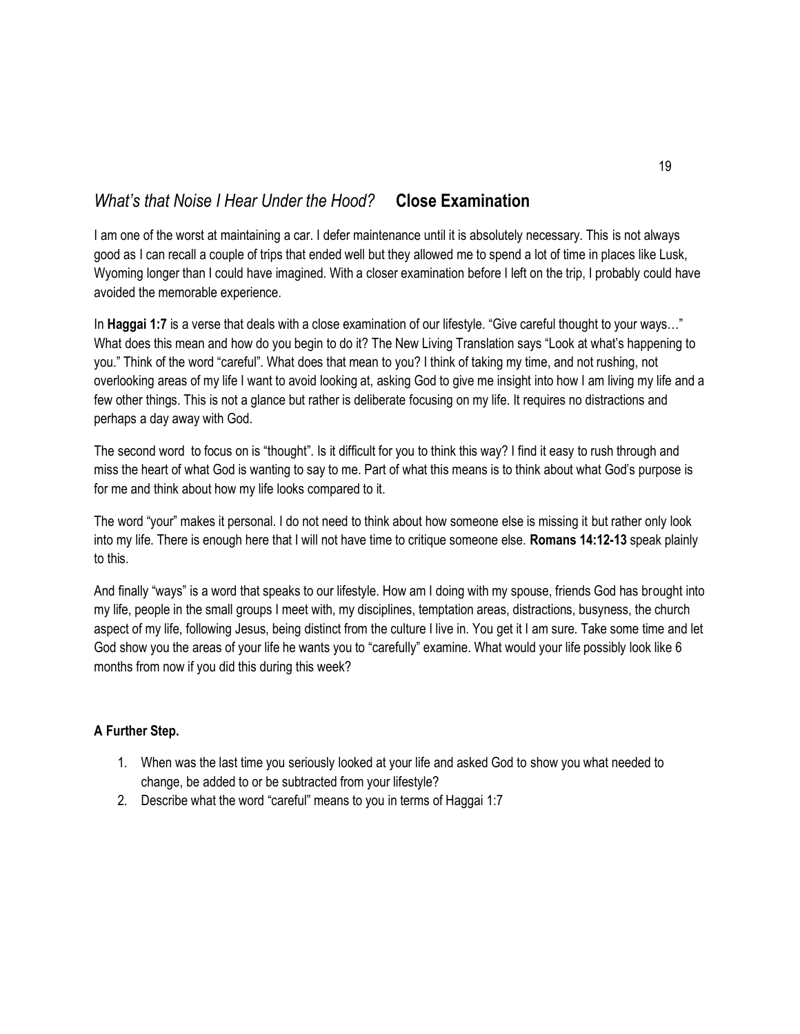## *What's that Noise I Hear Under the Hood?* **Close Examination**

I am one of the worst at maintaining a car. I defer maintenance until it is absolutely necessary. This is not always good as I can recall a couple of trips that ended well but they allowed me to spend a lot of time in places like Lusk, Wyoming longer than I could have imagined. With a closer examination before I left on the trip, I probably could have avoided the memorable experience.

In **Haggai 1:7** is a verse that deals with a close examination of our lifestyle. "Give careful thought to your ways…" What does this mean and how do you begin to do it? The New Living Translation says "Look at what's happening to you." Think of the word "careful". What does that mean to you? I think of taking my time, and not rushing, not overlooking areas of my life I want to avoid looking at, asking God to give me insight into how I am living my life and a few other things. This is not a glance but rather is deliberate focusing on my life. It requires no distractions and perhaps a day away with God.

The second word to focus on is "thought". Is it difficult for you to think this way? I find it easy to rush through and miss the heart of what God is wanting to say to me. Part of what this means is to think about what God's purpose is for me and think about how my life looks compared to it.

The word "your" makes it personal. I do not need to think about how someone else is missing it but rather only look into my life. There is enough here that I will not have time to critique someone else. **Romans 14:12-13** speak plainly to this.

And finally "ways" is a word that speaks to our lifestyle. How am I doing with my spouse, friends God has brought into my life, people in the small groups I meet with, my disciplines, temptation areas, distractions, busyness, the church aspect of my life, following Jesus, being distinct from the culture I live in. You get it I am sure. Take some time and let God show you the areas of your life he wants you to "carefully" examine. What would your life possibly look like 6 months from now if you did this during this week?

**A Further Step.**

1. When was the last time you seriously looked at your life and asked God to show you what needed to change, be added to or be subtracted from your lifestyle?
2. Describe what the word "careful" means to you in terms of Haggai 1:7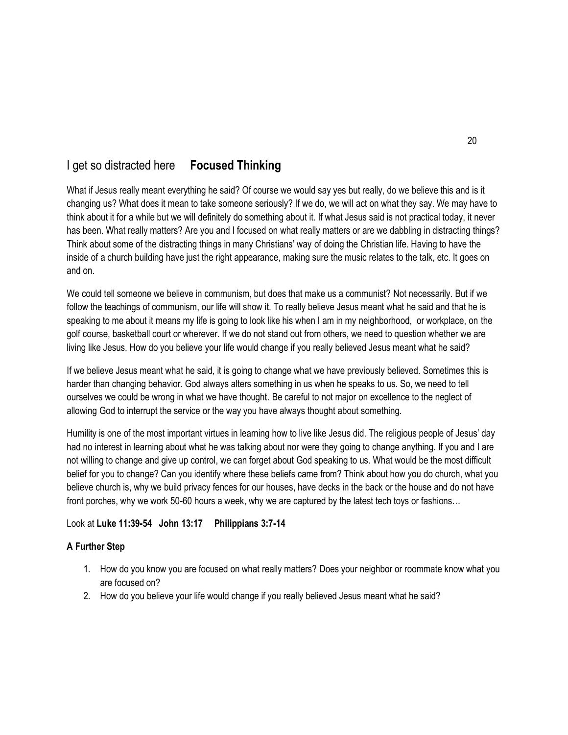## I get so distracted here **Focused Thinking**

What if Jesus really meant everything he said? Of course we would say yes but really, do we believe this and is it changing us? What does it mean to take someone seriously? If we do, we will act on what they say. We may have to think about it for a while but we will definitely do something about it. If what Jesus said is not practical today, it never has been. What really matters? Are you and I focused on what really matters or are we dabbling in distracting things? Think about some of the distracting things in many Christians' way of doing the Christian life. Having to have the inside of a church building have just the right appearance, making sure the music relates to the talk, etc. It goes on and on.

We could tell someone we believe in communism, but does that make us a communist? Not necessarily. But if we follow the teachings of communism, our life will show it. To really believe Jesus meant what he said and that he is speaking to me about it means my life is going to look like his when I am in my neighborhood, or workplace, on the golf course, basketball court or wherever. If we do not stand out from others, we need to question whether we are living like Jesus. How do you believe your life would change if you really believed Jesus meant what he said?

If we believe Jesus meant what he said, it is going to change what we have previously believed. Sometimes this is harder than changing behavior. God always alters something in us when he speaks to us. So, we need to tell ourselves we could be wrong in what we have thought. Be careful to not major on excellence to the neglect of allowing God to interrupt the service or the way you have always thought about something.

Humility is one of the most important virtues in learning how to live like Jesus did. The religious people of Jesus' day had no interest in learning about what he was talking about nor were they going to change anything. If you and I are not willing to change and give up control, we can forget about God speaking to us. What would be the most difficult belief for you to change? Can you identify where these beliefs came from? Think about how you do church, what you believe church is, why we build privacy fences for our houses, have decks in the back or the house and do not have front porches, why we work 50-60 hours a week, why we are captured by the latest tech toys or fashions…

Look at **Luke 11:39-54 John 13:17 Philippians 3:7-14**

**A Further Step**

1. How do you know you are focused on what really matters? Does your neighbor or roommate know what you are focused on?
2. How do you believe your life would change if you really believed Jesus meant what he said?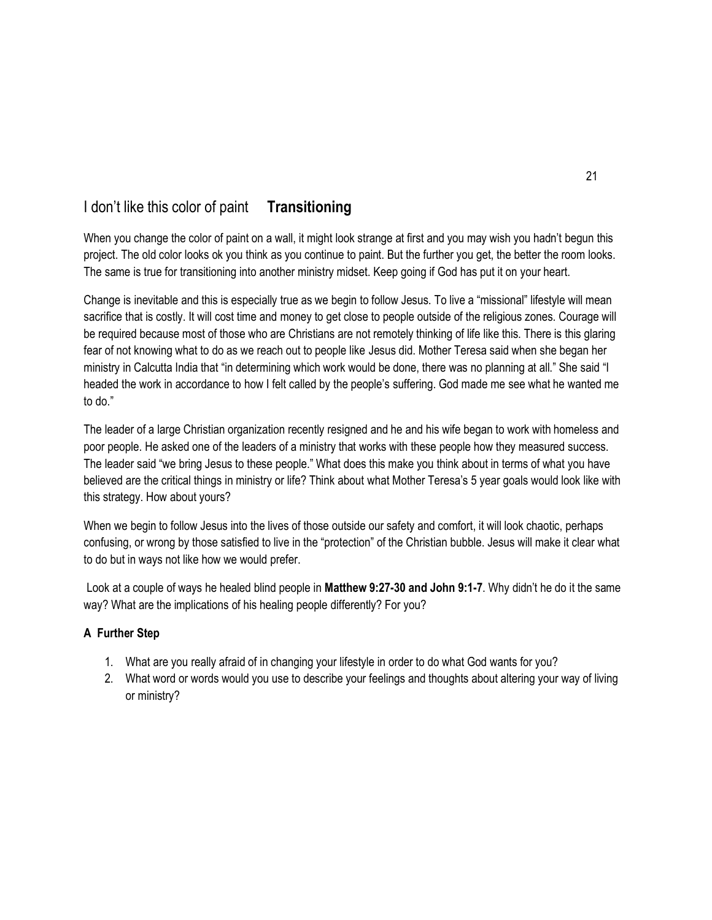## I don't like this color of paint **Transitioning**

When you change the color of paint on a wall, it might look strange at first and you may wish you hadn't begun this project. The old color looks ok you think as you continue to paint. But the further you get, the better the room looks. The same is true for transitioning into another ministry midset. Keep going if God has put it on your heart.

Change is inevitable and this is especially true as we begin to follow Jesus. To live a "missional" lifestyle will mean sacrifice that is costly. It will cost time and money to get close to people outside of the religious zones. Courage will be required because most of those who are Christians are not remotely thinking of life like this. There is this glaring fear of not knowing what to do as we reach out to people like Jesus did. Mother Teresa said when she began her ministry in Calcutta India that "in determining which work would be done, there was no planning at all." She said "I headed the work in accordance to how I felt called by the people's suffering. God made me see what he wanted me to do."

The leader of a large Christian organization recently resigned and he and his wife began to work with homeless and poor people. He asked one of the leaders of a ministry that works with these people how they measured success. The leader said "we bring Jesus to these people." What does this make you think about in terms of what you have believed are the critical things in ministry or life? Think about what Mother Teresa's 5 year goals would look like with this strategy. How about yours?

When we begin to follow Jesus into the lives of those outside our safety and comfort, it will look chaotic, perhaps confusing, or wrong by those satisfied to live in the "protection" of the Christian bubble. Jesus will make it clear what to do but in ways not like how we would prefer.

Look at a couple of ways he healed blind people in **Matthew 9:27-30 and John 9:1-7**. Why didn't he do it the same way? What are the implications of his healing people differently? For you?

### A Further Step

1. What are you really afraid of in changing your lifestyle in order to do what God wants for you?
2. What word or words would you use to describe your feelings and thoughts about altering your way of living or ministry?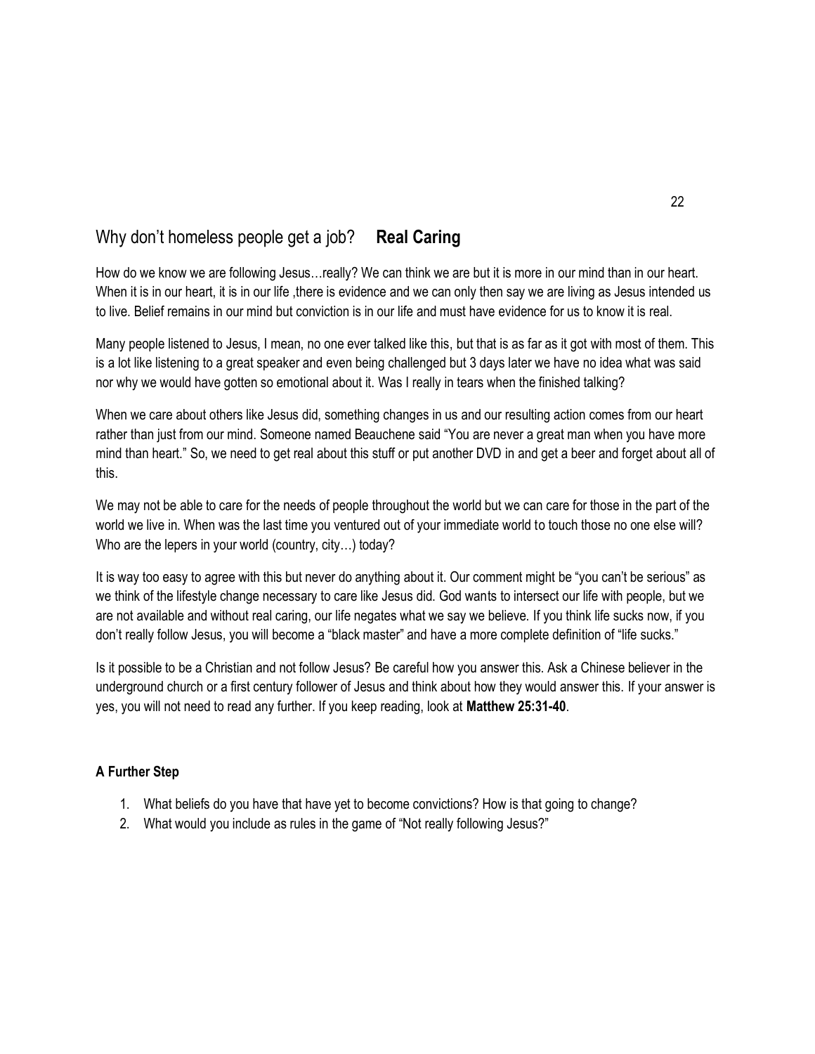## Why don't homeless people get a job? **Real Caring**

How do we know we are following Jesus…really? We can think we are but it is more in our mind than in our heart. When it is in our heart, it is in our life ,there is evidence and we can only then say we are living as Jesus intended us to live. Belief remains in our mind but conviction is in our life and must have evidence for us to know it is real.

Many people listened to Jesus, I mean, no one ever talked like this, but that is as far as it got with most of them. This is a lot like listening to a great speaker and even being challenged but 3 days later we have no idea what was said nor why we would have gotten so emotional about it. Was I really in tears when the finished talking?

When we care about others like Jesus did, something changes in us and our resulting action comes from our heart rather than just from our mind. Someone named Beauchene said "You are never a great man when you have more mind than heart." So, we need to get real about this stuff or put another DVD in and get a beer and forget about all of this.

We may not be able to care for the needs of people throughout the world but we can care for those in the part of the world we live in. When was the last time you ventured out of your immediate world to touch those no one else will? Who are the lepers in your world (country, city…) today?

It is way too easy to agree with this but never do anything about it. Our comment might be "you can't be serious" as we think of the lifestyle change necessary to care like Jesus did. God wants to intersect our life with people, but we are not available and without real caring, our life negates what we say we believe. If you think life sucks now, if you don't really follow Jesus, you will become a "black master" and have a more complete definition of "life sucks."

Is it possible to be a Christian and not follow Jesus? Be careful how you answer this. Ask a Chinese believer in the underground church or a first century follower of Jesus and think about how they would answer this. If your answer is yes, you will not need to read any further. If you keep reading, look at **Matthew 25:31-40**.

**A Further Step**

1. What beliefs do you have that have yet to become convictions? How is that going to change?
2. What would you include as rules in the game of "Not really following Jesus?"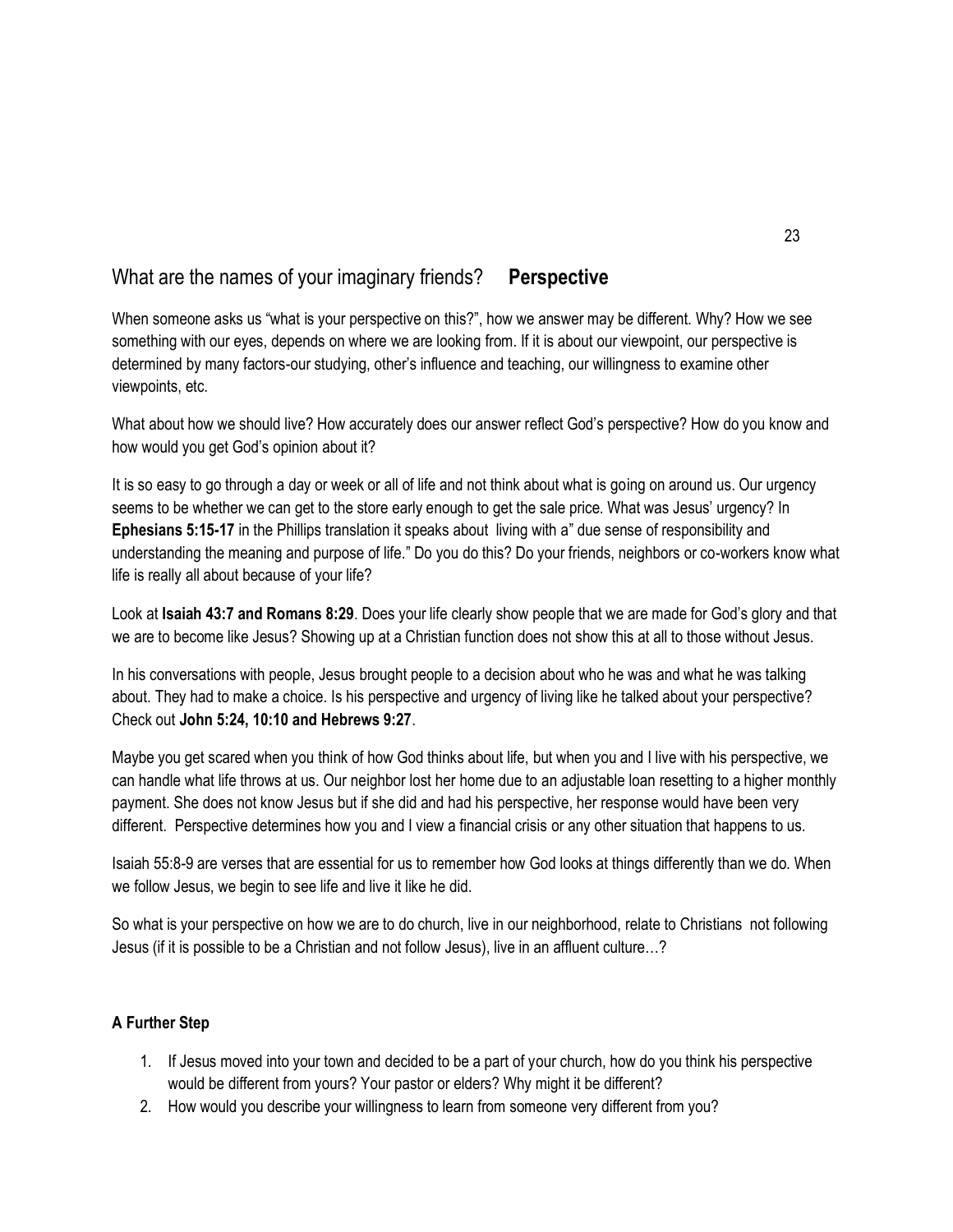## What are the names of your imaginary friends? **Perspective**

When someone asks us "what is your perspective on this?", how we answer may be different. Why? How we see something with our eyes, depends on where we are looking from. If it is about our viewpoint, our perspective is determined by many factors-our studying, other's influence and teaching, our willingness to examine other viewpoints, etc.

What about how we should live? How accurately does our answer reflect God's perspective? How do you know and how would you get God's opinion about it?

It is so easy to go through a day or week or all of life and not think about what is going on around us. Our urgency seems to be whether we can get to the store early enough to get the sale price. What was Jesus' urgency? In **Ephesians 5:15-17** in the Phillips translation it speaks about living with a" due sense of responsibility and understanding the meaning and purpose of life." Do you do this? Do your friends, neighbors or co-workers know what life is really all about because of your life?

Look at **Isaiah 43:7 and Romans 8:29**. Does your life clearly show people that we are made for God's glory and that we are to become like Jesus? Showing up at a Christian function does not show this at all to those without Jesus.

In his conversations with people, Jesus brought people to a decision about who he was and what he was talking about. They had to make a choice. Is his perspective and urgency of living like he talked about your perspective? Check out **John 5:24, 10:10 and Hebrews 9:27**.

Maybe you get scared when you think of how God thinks about life, but when you and I live with his perspective, we can handle what life throws at us. Our neighbor lost her home due to an adjustable loan resetting to a higher monthly payment. She does not know Jesus but if she did and had his perspective, her response would have been very different. Perspective determines how you and I view a financial crisis or any other situation that happens to us.

Isaiah 55:8-9 are verses that are essential for us to remember how God looks at things differently than we do. When we follow Jesus, we begin to see life and live it like he did.

So what is your perspective on how we are to do church, live in our neighborhood, relate to Christians not following Jesus (if it is possible to be a Christian and not follow Jesus), live in an affluent culture…?

**A Further Step**

1. If Jesus moved into your town and decided to be a part of your church, how do you think his perspective would be different from yours? Your pastor or elders? Why might it be different?
2. How would you describe your willingness to learn from someone very different from you?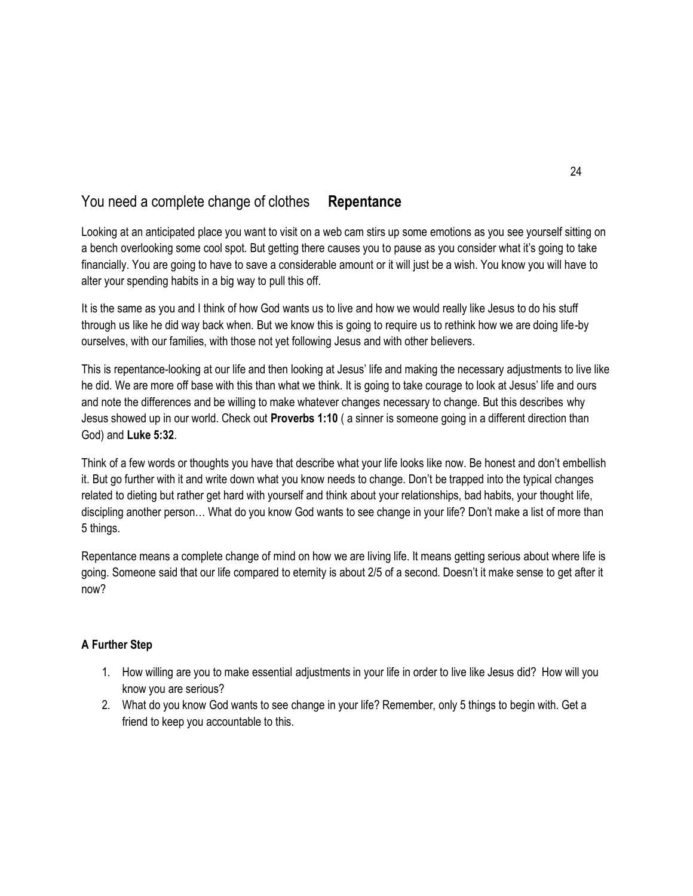## You need a complete change of clothes **Repentance**

Looking at an anticipated place you want to visit on a web cam stirs up some emotions as you see yourself sitting on a bench overlooking some cool spot. But getting there causes you to pause as you consider what it's going to take financially. You are going to have to save a considerable amount or it will just be a wish. You know you will have to alter your spending habits in a big way to pull this off.

It is the same as you and I think of how God wants us to live and how we would really like Jesus to do his stuff through us like he did way back when. But we know this is going to require us to rethink how we are doing life-by ourselves, with our families, with those not yet following Jesus and with other believers.

This is repentance-looking at our life and then looking at Jesus' life and making the necessary adjustments to live like he did. We are more off base with this than what we think. It is going to take courage to look at Jesus' life and ours and note the differences and be willing to make whatever changes necessary to change. But this describes why Jesus showed up in our world. Check out **Proverbs 1:10** ( a sinner is someone going in a different direction than God) and **Luke 5:32**.

Think of a few words or thoughts you have that describe what your life looks like now. Be honest and don't embellish it. But go further with it and write down what you know needs to change. Don't be trapped into the typical changes related to dieting but rather get hard with yourself and think about your relationships, bad habits, your thought life, discipling another person… What do you know God wants to see change in your life? Don't make a list of more than 5 things.

Repentance means a complete change of mind on how we are living life. It means getting serious about where life is going. Someone said that our life compared to eternity is about 2/5 of a second. Doesn't it make sense to get after it now?

**A Further Step**

1. How willing are you to make essential adjustments in your life in order to live like Jesus did? How will you know you are serious?
2. What do you know God wants to see change in your life? Remember, only 5 things to begin with. Get a friend to keep you accountable to this.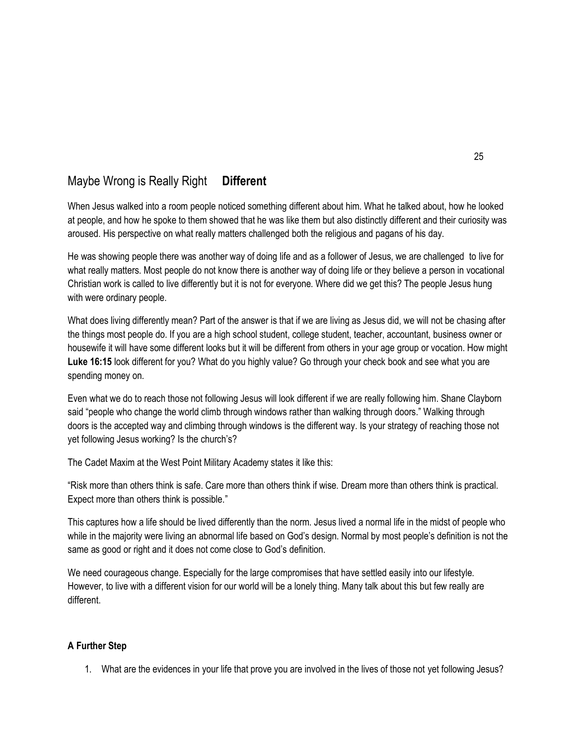## Maybe Wrong is Really Right **Different**

When Jesus walked into a room people noticed something different about him. What he talked about, how he looked at people, and how he spoke to them showed that he was like them but also distinctly different and their curiosity was aroused. His perspective on what really matters challenged both the religious and pagans of his day.

He was showing people there was another way of doing life and as a follower of Jesus, we are challenged to live for what really matters. Most people do not know there is another way of doing life or they believe a person in vocational Christian work is called to live differently but it is not for everyone. Where did we get this? The people Jesus hung with were ordinary people.

What does living differently mean? Part of the answer is that if we are living as Jesus did, we will not be chasing after the things most people do. If you are a high school student, college student, teacher, accountant, business owner or housewife it will have some different looks but it will be different from others in your age group or vocation. How might **Luke 16:15** look different for you? What do you highly value? Go through your check book and see what you are spending money on.

Even what we do to reach those not following Jesus will look different if we are really following him. Shane Clayborn said "people who change the world climb through windows rather than walking through doors." Walking through doors is the accepted way and climbing through windows is the different way. Is your strategy of reaching those not yet following Jesus working? Is the church's?

The Cadet Maxim at the West Point Military Academy states it like this:

"Risk more than others think is safe. Care more than others think if wise. Dream more than others think is practical. Expect more than others think is possible."

This captures how a life should be lived differently than the norm. Jesus lived a normal life in the midst of people who while in the majority were living an abnormal life based on God's design. Normal by most people's definition is not the same as good or right and it does not come close to God's definition.

We need courageous change. Especially for the large compromises that have settled easily into our lifestyle. However, to live with a different vision for our world will be a lonely thing. Many talk about this but few really are different.

**A Further Step**

1. What are the evidences in your life that prove you are involved in the lives of those not yet following Jesus?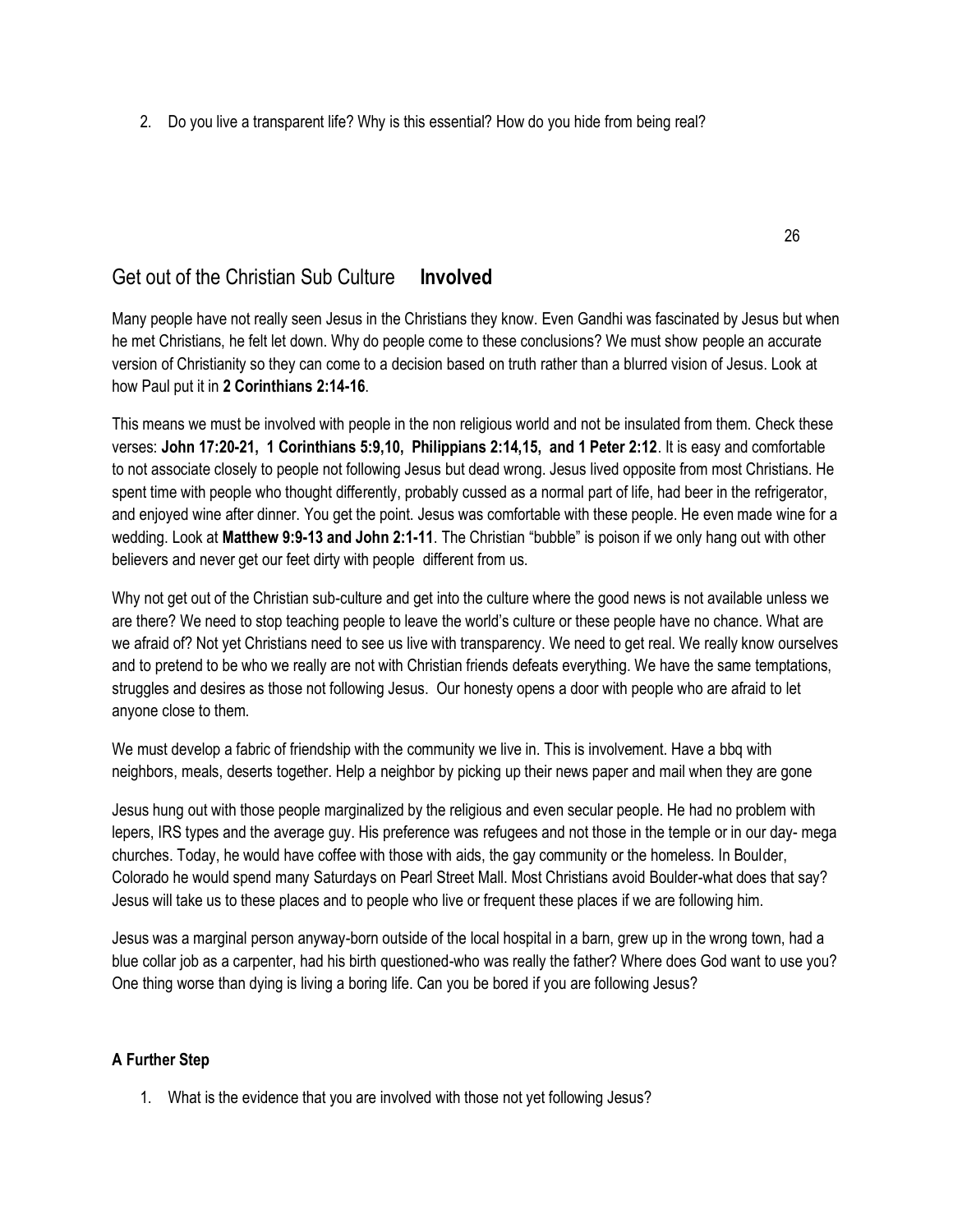2. Do you live a transparent life? Why is this essential? How do you hide from being real?

## Get out of the Christian Sub Culture **Involved**

Many people have not really seen Jesus in the Christians they know. Even Gandhi was fascinated by Jesus but when he met Christians, he felt let down. Why do people come to these conclusions? We must show people an accurate version of Christianity so they can come to a decision based on truth rather than a blurred vision of Jesus. Look at how Paul put it in **2 Corinthians 2:14-16**.

This means we must be involved with people in the non religious world and not be insulated from them. Check these verses: **John 17:20-21, 1 Corinthians 5:9,10, Philippians 2:14,15, and 1 Peter 2:12**. It is easy and comfortable to not associate closely to people not following Jesus but dead wrong. Jesus lived opposite from most Christians. He spent time with people who thought differently, probably cussed as a normal part of life, had beer in the refrigerator, and enjoyed wine after dinner. You get the point. Jesus was comfortable with these people. He even made wine for a wedding. Look at **Matthew 9:9-13 and John 2:1-11**. The Christian "bubble" is poison if we only hang out with other believers and never get our feet dirty with people different from us.

Why not get out of the Christian sub-culture and get into the culture where the good news is not available unless we are there? We need to stop teaching people to leave the world's culture or these people have no chance. What are we afraid of? Not yet Christians need to see us live with transparency. We need to get real. We really know ourselves and to pretend to be who we really are not with Christian friends defeats everything. We have the same temptations, struggles and desires as those not following Jesus. Our honesty opens a door with people who are afraid to let anyone close to them.

We must develop a fabric of friendship with the community we live in. This is involvement. Have a bbq with neighbors, meals, deserts together. Help a neighbor by picking up their news paper and mail when they are gone

Jesus hung out with those people marginalized by the religious and even secular people. He had no problem with lepers, IRS types and the average guy. His preference was refugees and not those in the temple or in our day- mega churches. Today, he would have coffee with those with aids, the gay community or the homeless. In Boulder, Colorado he would spend many Saturdays on Pearl Street Mall. Most Christians avoid Boulder-what does that say? Jesus will take us to these places and to people who live or frequent these places if we are following him.

Jesus was a marginal person anyway-born outside of the local hospital in a barn, grew up in the wrong town, had a blue collar job as a carpenter, had his birth questioned-who was really the father? Where does God want to use you? One thing worse than dying is living a boring life. Can you be bored if you are following Jesus?

### A Further Step

1. What is the evidence that you are involved with those not yet following Jesus?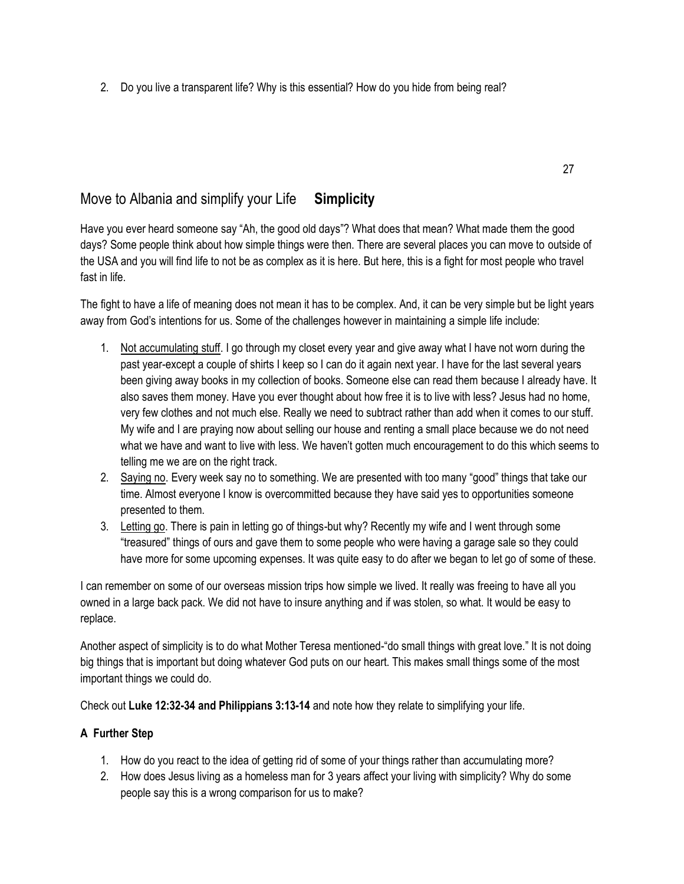2. Do you live a transparent life? Why is this essential? How do you hide from being real?

## Move to Albania and simplify your Life **Simplicity**

Have you ever heard someone say "Ah, the good old days"? What does that mean? What made them the good days? Some people think about how simple things were then. There are several places you can move to outside of the USA and you will find life to not be as complex as it is here. But here, this is a fight for most people who travel fast in life.

The fight to have a life of meaning does not mean it has to be complex. And, it can be very simple but be light years away from God's intentions for us. Some of the challenges however in maintaining a simple life include:

1. Not accumulating stuff. I go through my closet every year and give away what I have not worn during the past year-except a couple of shirts I keep so I can do it again next year. I have for the last several years been giving away books in my collection of books. Someone else can read them because I already have. It also saves them money. Have you ever thought about how free it is to live with less? Jesus had no home, very few clothes and not much else. Really we need to subtract rather than add when it comes to our stuff. My wife and I are praying now about selling our house and renting a small place because we do not need what we have and want to live with less. We haven't gotten much encouragement to do this which seems to telling me we are on the right track.
2. Saying no. Every week say no to something. We are presented with too many "good" things that take our time. Almost everyone I know is overcommitted because they have said yes to opportunities someone presented to them.
3. Letting go. There is pain in letting go of things-but why? Recently my wife and I went through some "treasured" things of ours and gave them to some people who were having a garage sale so they could have more for some upcoming expenses. It was quite easy to do after we began to let go of some of these.

I can remember on some of our overseas mission trips how simple we lived. It really was freeing to have all you owned in a large back pack. We did not have to insure anything and if was stolen, so what. It would be easy to replace.

Another aspect of simplicity is to do what Mother Teresa mentioned-"do small things with great love." It is not doing big things that is important but doing whatever God puts on our heart. This makes small things some of the most important things we could do.

Check out **Luke 12:32-34 and Philippians 3:13-14** and note how they relate to simplifying your life.

### A Further Step

1. How do you react to the idea of getting rid of some of your things rather than accumulating more?
2. How does Jesus living as a homeless man for 3 years affect your living with simplicity? Why do some people say this is a wrong comparison for us to make?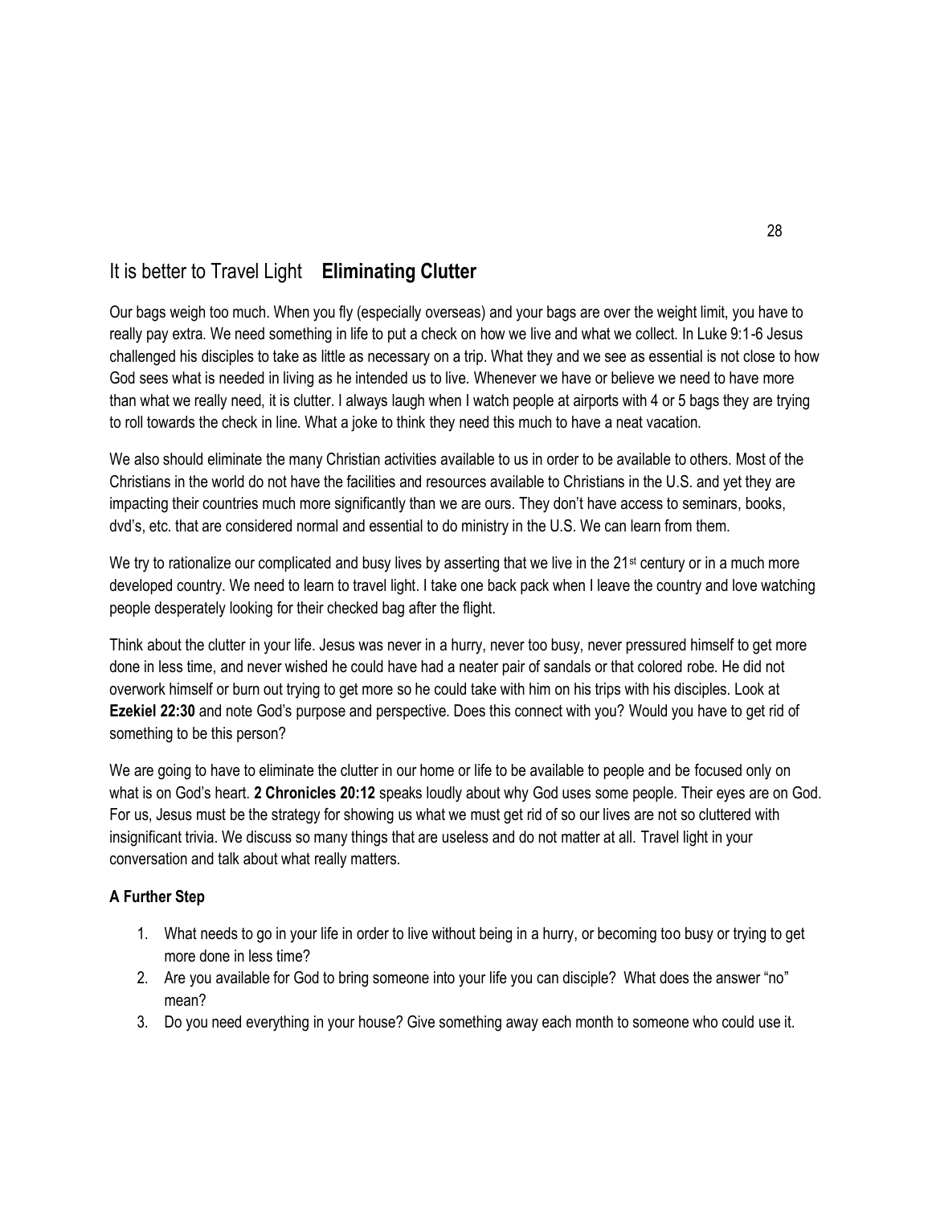## It is better to Travel Light **Eliminating Clutter**

Our bags weigh too much. When you fly (especially overseas) and your bags are over the weight limit, you have to really pay extra. We need something in life to put a check on how we live and what we collect. In Luke 9:1-6 Jesus challenged his disciples to take as little as necessary on a trip. What they and we see as essential is not close to how God sees what is needed in living as he intended us to live. Whenever we have or believe we need to have more than what we really need, it is clutter. I always laugh when I watch people at airports with 4 or 5 bags they are trying to roll towards the check in line. What a joke to think they need this much to have a neat vacation.

We also should eliminate the many Christian activities available to us in order to be available to others. Most of the Christians in the world do not have the facilities and resources available to Christians in the U.S. and yet they are impacting their countries much more significantly than we are ours. They don't have access to seminars, books, dvd's, etc. that are considered normal and essential to do ministry in the U.S. We can learn from them.

We try to rationalize our complicated and busy lives by asserting that we live in the 21st century or in a much more developed country. We need to learn to travel light. I take one back pack when I leave the country and love watching people desperately looking for their checked bag after the flight.

Think about the clutter in your life. Jesus was never in a hurry, never too busy, never pressured himself to get more done in less time, and never wished he could have had a neater pair of sandals or that colored robe. He did not overwork himself or burn out trying to get more so he could take with him on his trips with his disciples. Look at **Ezekiel 22:30** and note God's purpose and perspective. Does this connect with you? Would you have to get rid of something to be this person?

We are going to have to eliminate the clutter in our home or life to be available to people and be focused only on what is on God's heart. **2 Chronicles 20:12** speaks loudly about why God uses some people. Their eyes are on God. For us, Jesus must be the strategy for showing us what we must get rid of so our lives are not so cluttered with insignificant trivia. We discuss so many things that are useless and do not matter at all. Travel light in your conversation and talk about what really matters.

**A Further Step**

1. What needs to go in your life in order to live without being in a hurry, or becoming too busy or trying to get more done in less time?
2. Are you available for God to bring someone into your life you can disciple? What does the answer "no" mean?
3. Do you need everything in your house? Give something away each month to someone who could use it.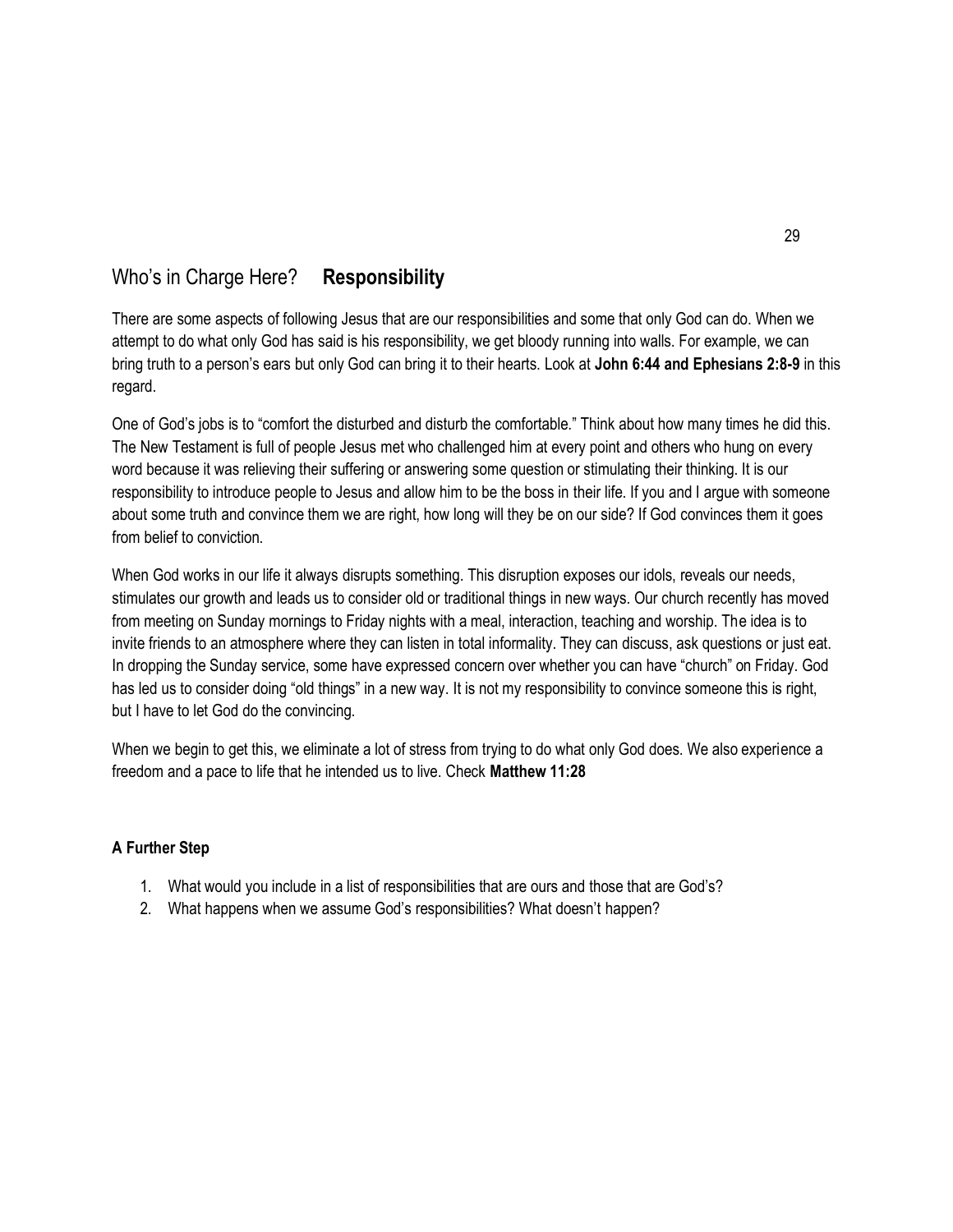## Who's in Charge Here? **Responsibility**

There are some aspects of following Jesus that are our responsibilities and some that only God can do. When we attempt to do what only God has said is his responsibility, we get bloody running into walls. For example, we can bring truth to a person's ears but only God can bring it to their hearts. Look at **John 6:44 and Ephesians 2:8-9** in this regard.

One of God's jobs is to "comfort the disturbed and disturb the comfortable." Think about how many times he did this. The New Testament is full of people Jesus met who challenged him at every point and others who hung on every word because it was relieving their suffering or answering some question or stimulating their thinking. It is our responsibility to introduce people to Jesus and allow him to be the boss in their life. If you and I argue with someone about some truth and convince them we are right, how long will they be on our side? If God convinces them it goes from belief to conviction.

When God works in our life it always disrupts something. This disruption exposes our idols, reveals our needs, stimulates our growth and leads us to consider old or traditional things in new ways. Our church recently has moved from meeting on Sunday mornings to Friday nights with a meal, interaction, teaching and worship. The idea is to invite friends to an atmosphere where they can listen in total informality. They can discuss, ask questions or just eat. In dropping the Sunday service, some have expressed concern over whether you can have "church" on Friday. God has led us to consider doing "old things" in a new way. It is not my responsibility to convince someone this is right, but I have to let God do the convincing.

When we begin to get this, we eliminate a lot of stress from trying to do what only God does. We also experience a freedom and a pace to life that he intended us to live. Check **Matthew 11:28**

**A Further Step**

1. What would you include in a list of responsibilities that are ours and those that are God's?
2. What happens when we assume God's responsibilities? What doesn't happen?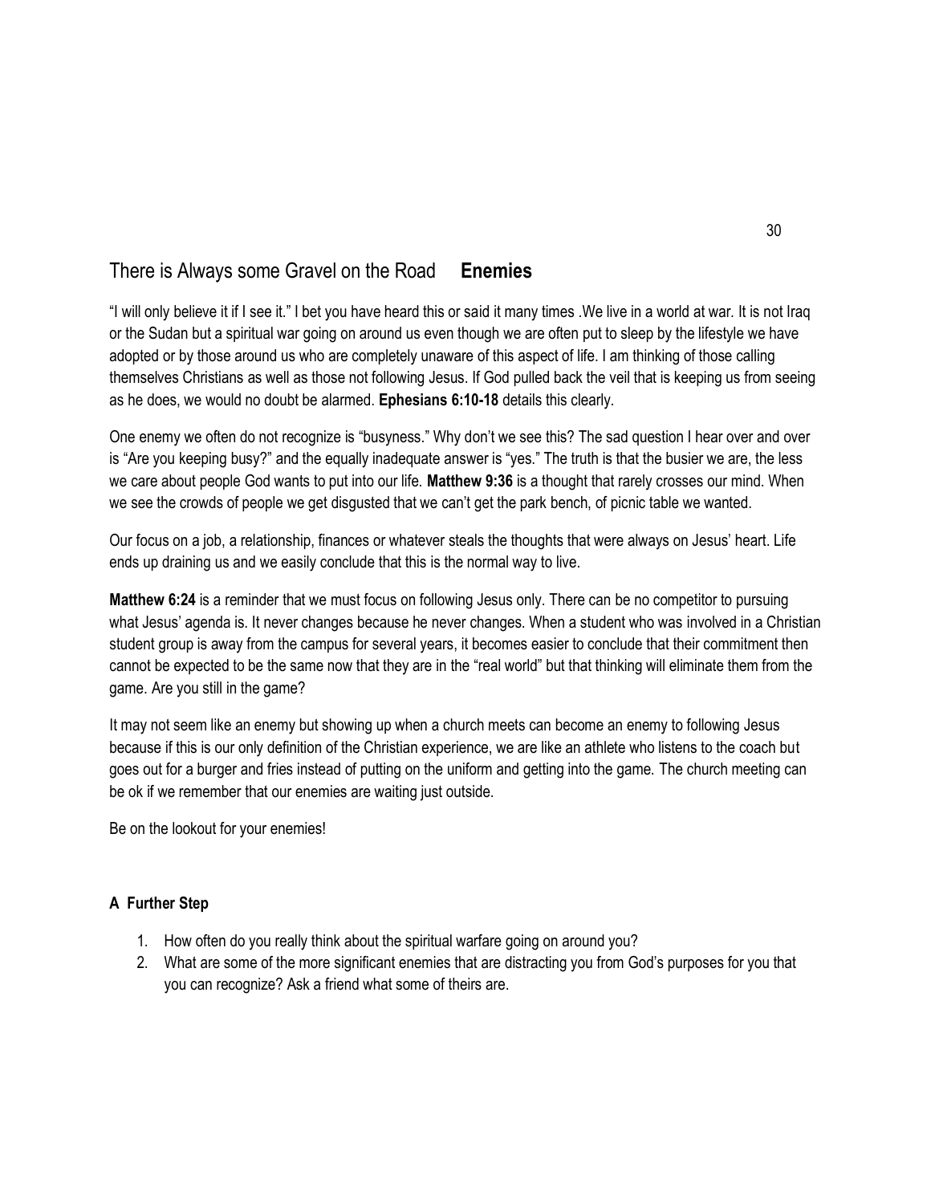## There is Always some Gravel on the Road **Enemies**

"I will only believe it if I see it." I bet you have heard this or said it many times .We live in a world at war. It is not Iraq or the Sudan but a spiritual war going on around us even though we are often put to sleep by the lifestyle we have adopted or by those around us who are completely unaware of this aspect of life. I am thinking of those calling themselves Christians as well as those not following Jesus. If God pulled back the veil that is keeping us from seeing as he does, we would no doubt be alarmed. **Ephesians 6:10-18** details this clearly.

One enemy we often do not recognize is "busyness." Why don't we see this? The sad question I hear over and over is "Are you keeping busy?" and the equally inadequate answer is "yes." The truth is that the busier we are, the less we care about people God wants to put into our life. **Matthew 9:36** is a thought that rarely crosses our mind. When we see the crowds of people we get disgusted that we can't get the park bench, of picnic table we wanted.

Our focus on a job, a relationship, finances or whatever steals the thoughts that were always on Jesus' heart. Life ends up draining us and we easily conclude that this is the normal way to live.

**Matthew 6:24** is a reminder that we must focus on following Jesus only. There can be no competitor to pursuing what Jesus' agenda is. It never changes because he never changes. When a student who was involved in a Christian student group is away from the campus for several years, it becomes easier to conclude that their commitment then cannot be expected to be the same now that they are in the "real world" but that thinking will eliminate them from the game. Are you still in the game?

It may not seem like an enemy but showing up when a church meets can become an enemy to following Jesus because if this is our only definition of the Christian experience, we are like an athlete who listens to the coach but goes out for a burger and fries instead of putting on the uniform and getting into the game. The church meeting can be ok if we remember that our enemies are waiting just outside.

Be on the lookout for your enemies!

**A Further Step**

1. How often do you really think about the spiritual warfare going on around you?
2. What are some of the more significant enemies that are distracting you from God's purposes for you that you can recognize? Ask a friend what some of theirs are.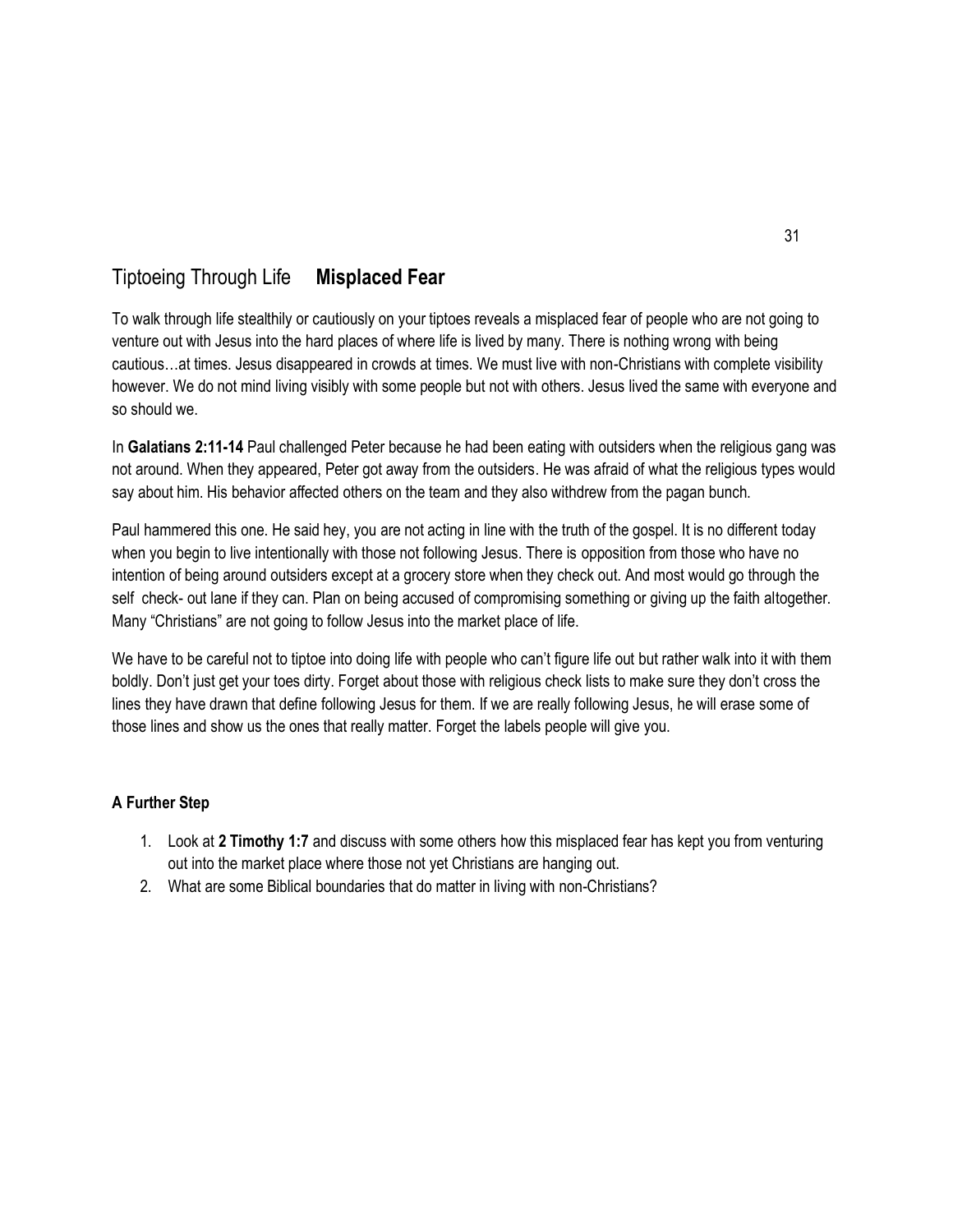## Tiptoeing Through Life **Misplaced Fear**

To walk through life stealthily or cautiously on your tiptoes reveals a misplaced fear of people who are not going to venture out with Jesus into the hard places of where life is lived by many. There is nothing wrong with being cautious…at times. Jesus disappeared in crowds at times. We must live with non-Christians with complete visibility however. We do not mind living visibly with some people but not with others. Jesus lived the same with everyone and so should we.

In **Galatians 2:11-14** Paul challenged Peter because he had been eating with outsiders when the religious gang was not around. When they appeared, Peter got away from the outsiders. He was afraid of what the religious types would say about him. His behavior affected others on the team and they also withdrew from the pagan bunch.

Paul hammered this one. He said hey, you are not acting in line with the truth of the gospel. It is no different today when you begin to live intentionally with those not following Jesus. There is opposition from those who have no intention of being around outsiders except at a grocery store when they check out. And most would go through the self check- out lane if they can. Plan on being accused of compromising something or giving up the faith altogether. Many "Christians" are not going to follow Jesus into the market place of life.

We have to be careful not to tiptoe into doing life with people who can't figure life out but rather walk into it with them boldly. Don't just get your toes dirty. Forget about those with religious check lists to make sure they don't cross the lines they have drawn that define following Jesus for them. If we are really following Jesus, he will erase some of those lines and show us the ones that really matter. Forget the labels people will give you.

**A Further Step**

1. Look at **2 Timothy 1:7** and discuss with some others how this misplaced fear has kept you from venturing out into the market place where those not yet Christians are hanging out.
2. What are some Biblical boundaries that do matter in living with non-Christians?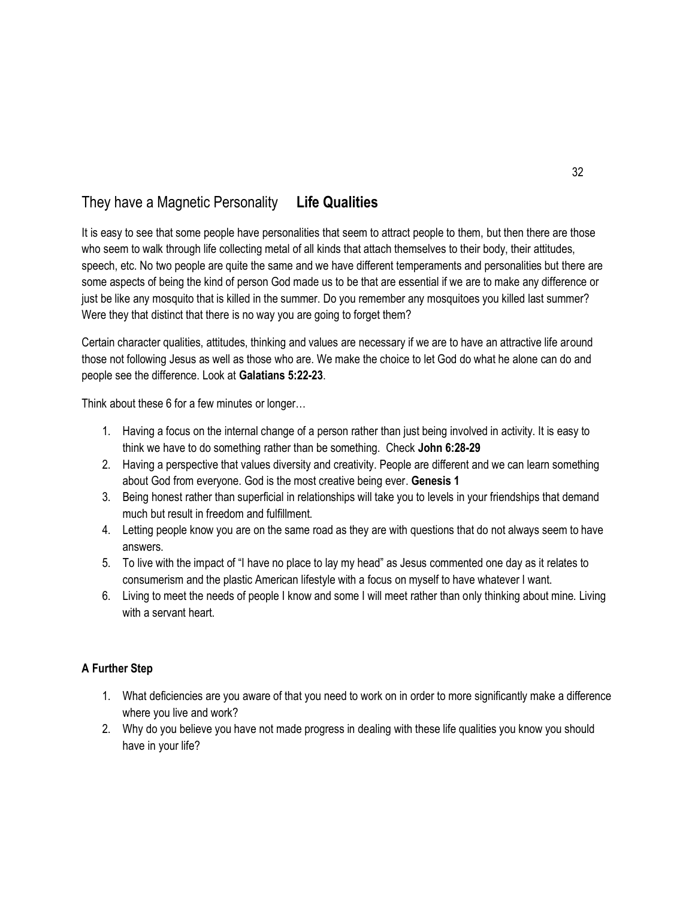## They have a Magnetic Personality **Life Qualities**

It is easy to see that some people have personalities that seem to attract people to them, but then there are those who seem to walk through life collecting metal of all kinds that attach themselves to their body, their attitudes, speech, etc. No two people are quite the same and we have different temperaments and personalities but there are some aspects of being the kind of person God made us to be that are essential if we are to make any difference or just be like any mosquito that is killed in the summer. Do you remember any mosquitoes you killed last summer? Were they that distinct that there is no way you are going to forget them?

Certain character qualities, attitudes, thinking and values are necessary if we are to have an attractive life around those not following Jesus as well as those who are. We make the choice to let God do what he alone can do and people see the difference. Look at **Galatians 5:22-23**.

Think about these 6 for a few minutes or longer…

1. Having a focus on the internal change of a person rather than just being involved in activity. It is easy to think we have to do something rather than be something. Check **John 6:28-29**
2. Having a perspective that values diversity and creativity. People are different and we can learn something about God from everyone. God is the most creative being ever. **Genesis 1**
3. Being honest rather than superficial in relationships will take you to levels in your friendships that demand much but result in freedom and fulfillment.
4. Letting people know you are on the same road as they are with questions that do not always seem to have answers.
5. To live with the impact of "I have no place to lay my head" as Jesus commented one day as it relates to consumerism and the plastic American lifestyle with a focus on myself to have whatever I want.
6. Living to meet the needs of people I know and some I will meet rather than only thinking about mine. Living with a servant heart.

**A Further Step**

1. What deficiencies are you aware of that you need to work on in order to more significantly make a difference where you live and work?
2. Why do you believe you have not made progress in dealing with these life qualities you know you should have in your life?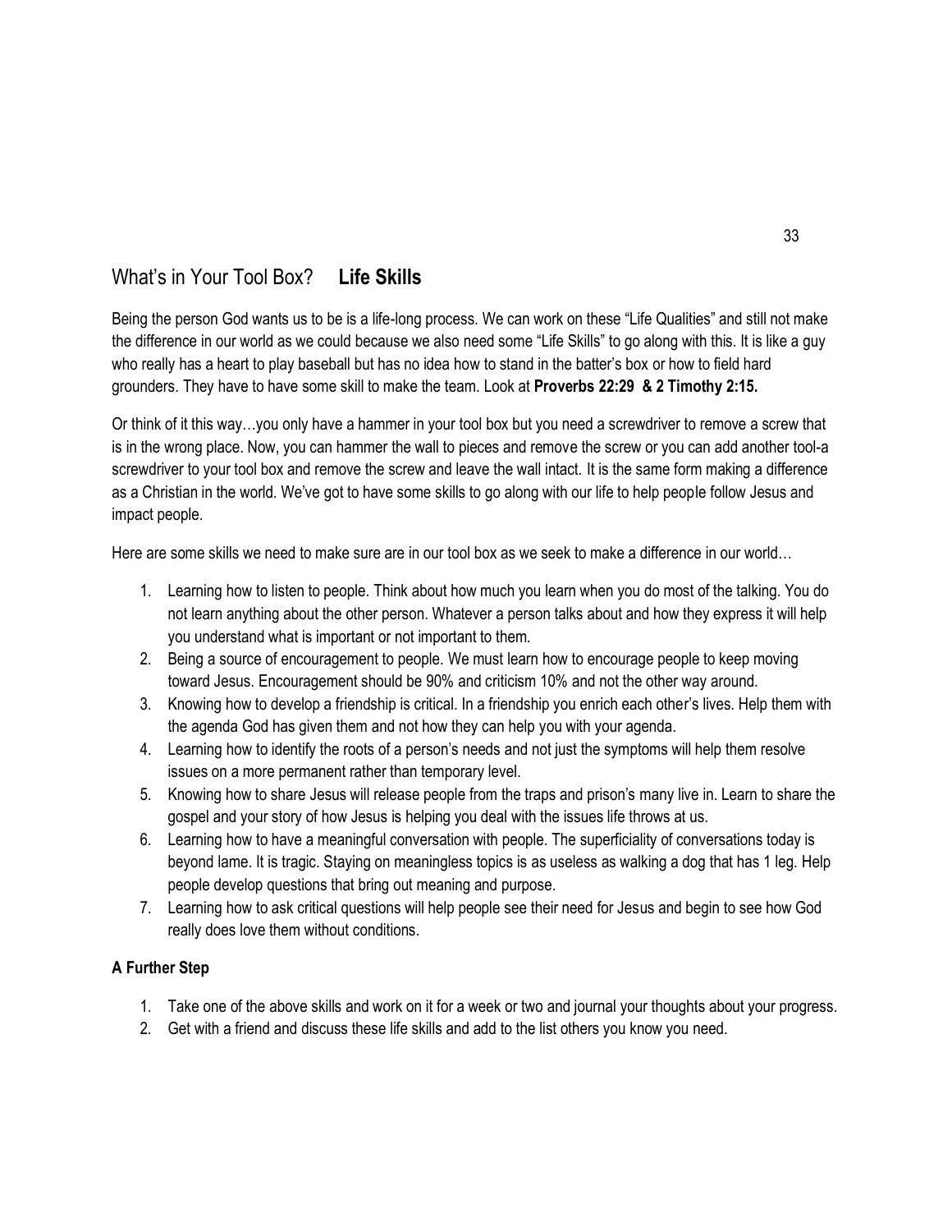## What's in Your Tool Box? **Life Skills**

Being the person God wants us to be is a life-long process. We can work on these "Life Qualities" and still not make the difference in our world as we could because we also need some "Life Skills" to go along with this. It is like a guy who really has a heart to play baseball but has no idea how to stand in the batter's box or how to field hard grounders. They have to have some skill to make the team. Look at **Proverbs 22:29 & 2 Timothy 2:15.**

Or think of it this way…you only have a hammer in your tool box but you need a screwdriver to remove a screw that is in the wrong place. Now, you can hammer the wall to pieces and remove the screw or you can add another tool-a screwdriver to your tool box and remove the screw and leave the wall intact. It is the same form making a difference as a Christian in the world. We've got to have some skills to go along with our life to help people follow Jesus and impact people.

Here are some skills we need to make sure are in our tool box as we seek to make a difference in our world…

1. Learning how to listen to people. Think about how much you learn when you do most of the talking. You do not learn anything about the other person. Whatever a person talks about and how they express it will help you understand what is important or not important to them.
2. Being a source of encouragement to people. We must learn how to encourage people to keep moving toward Jesus. Encouragement should be 90% and criticism 10% and not the other way around.
3. Knowing how to develop a friendship is critical. In a friendship you enrich each other's lives. Help them with the agenda God has given them and not how they can help you with your agenda.
4. Learning how to identify the roots of a person's needs and not just the symptoms will help them resolve issues on a more permanent rather than temporary level.
5. Knowing how to share Jesus will release people from the traps and prison's many live in. Learn to share the gospel and your story of how Jesus is helping you deal with the issues life throws at us.
6. Learning how to have a meaningful conversation with people. The superficiality of conversations today is beyond lame. It is tragic. Staying on meaningless topics is as useless as walking a dog that has 1 leg. Help people develop questions that bring out meaning and purpose.
7. Learning how to ask critical questions will help people see their need for Jesus and begin to see how God really does love them without conditions.

### A Further Step

1. Take one of the above skills and work on it for a week or two and journal your thoughts about your progress.
2. Get with a friend and discuss these life skills and add to the list others you know you need.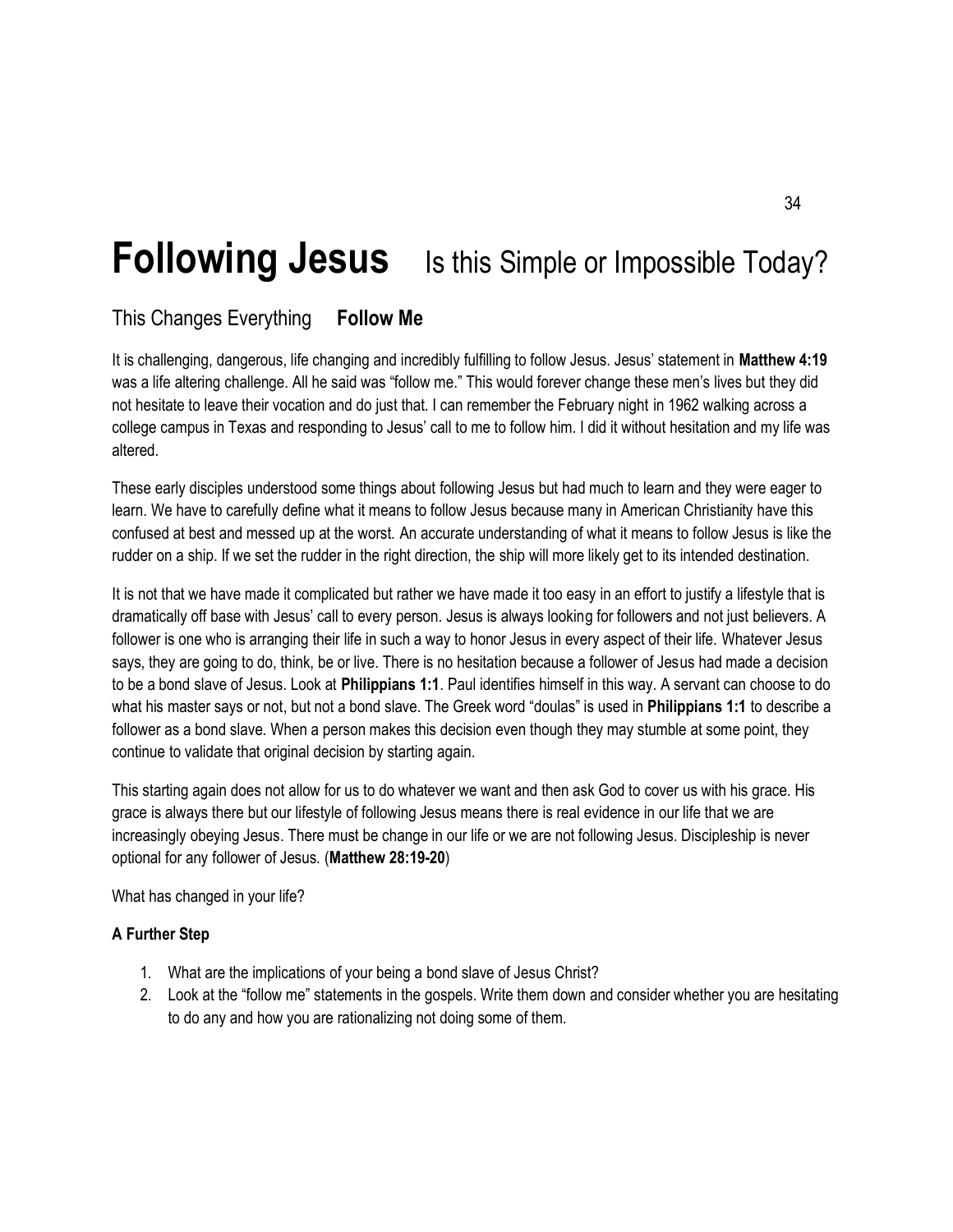# Following Jesus   Is this Simple or Impossible Today?

## This Changes Everything   **Follow Me**

It is challenging, dangerous, life changing and incredibly fulfilling to follow Jesus. Jesus' statement in **Matthew 4:19** was a life altering challenge. All he said was "follow me." This would forever change these men's lives but they did not hesitate to leave their vocation and do just that. I can remember the February night in 1962 walking across a college campus in Texas and responding to Jesus' call to me to follow him. I did it without hesitation and my life was altered.

These early disciples understood some things about following Jesus but had much to learn and they were eager to learn. We have to carefully define what it means to follow Jesus because many in American Christianity have this confused at best and messed up at the worst. An accurate understanding of what it means to follow Jesus is like the rudder on a ship. If we set the rudder in the right direction, the ship will more likely get to its intended destination.

It is not that we have made it complicated but rather we have made it too easy in an effort to justify a lifestyle that is dramatically off base with Jesus' call to every person. Jesus is always looking for followers and not just believers. A follower is one who is arranging their life in such a way to honor Jesus in every aspect of their life. Whatever Jesus says, they are going to do, think, be or live. There is no hesitation because a follower of Jesus had made a decision to be a bond slave of Jesus. Look at **Philippians 1:1**. Paul identifies himself in this way. A servant can choose to do what his master says or not, but not a bond slave. The Greek word "doulas" is used in **Philippians 1:1** to describe a follower as a bond slave. When a person makes this decision even though they may stumble at some point, they continue to validate that original decision by starting again.

This starting again does not allow for us to do whatever we want and then ask God to cover us with his grace. His grace is always there but our lifestyle of following Jesus means there is real evidence in our life that we are increasingly obeying Jesus. There must be change in our life or we are not following Jesus. Discipleship is never optional for any follower of Jesus. (**Matthew 28:19-20**)

What has changed in your life?

**A Further Step**

1. What are the implications of your being a bond slave of Jesus Christ?
2. Look at the "follow me" statements in the gospels. Write them down and consider whether you are hesitating to do any and how you are rationalizing not doing some of them.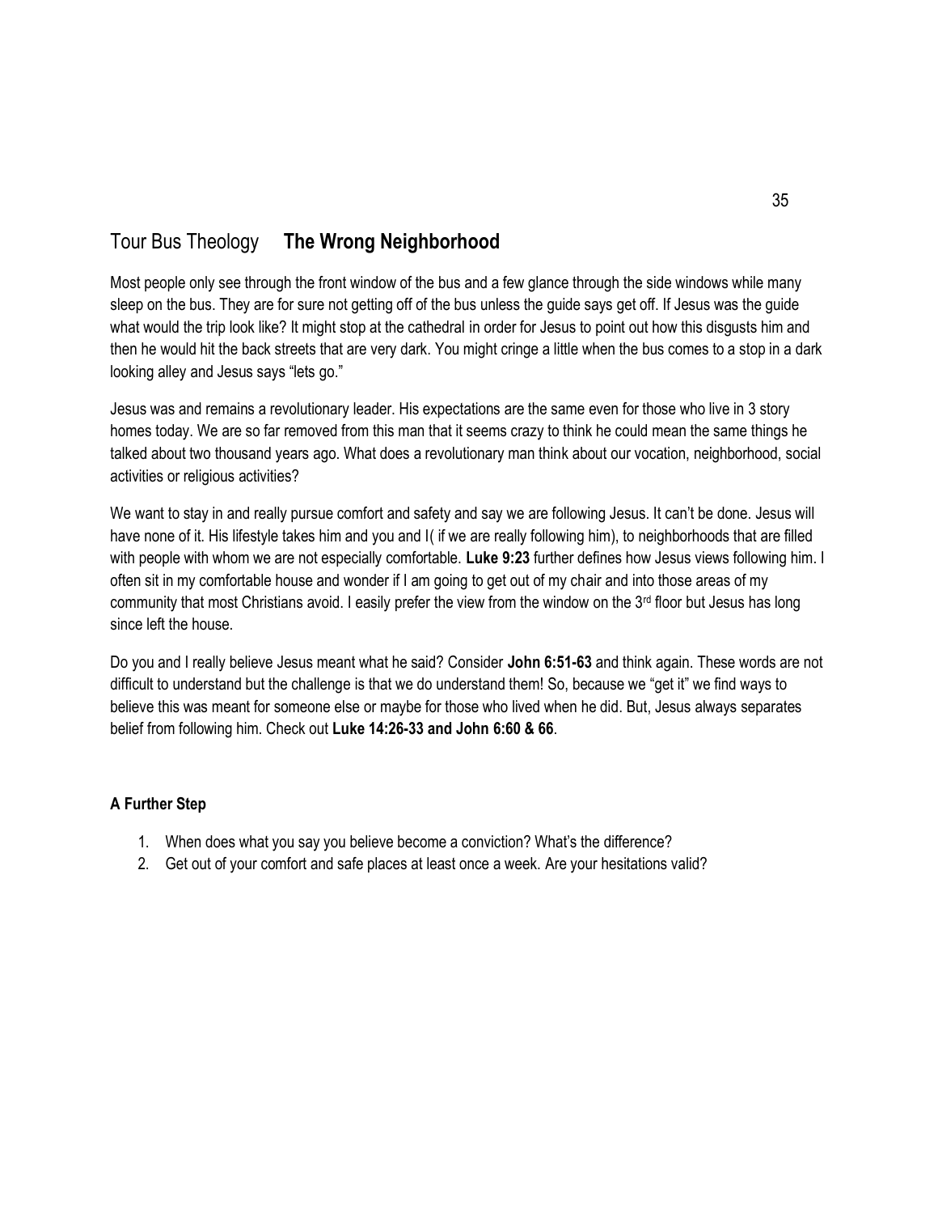## Tour Bus Theology **The Wrong Neighborhood**

Most people only see through the front window of the bus and a few glance through the side windows while many sleep on the bus. They are for sure not getting off of the bus unless the guide says get off. If Jesus was the guide what would the trip look like? It might stop at the cathedral in order for Jesus to point out how this disgusts him and then he would hit the back streets that are very dark. You might cringe a little when the bus comes to a stop in a dark looking alley and Jesus says “lets go.”

Jesus was and remains a revolutionary leader. His expectations are the same even for those who live in 3 story homes today. We are so far removed from this man that it seems crazy to think he could mean the same things he talked about two thousand years ago. What does a revolutionary man think about our vocation, neighborhood, social activities or religious activities?

We want to stay in and really pursue comfort and safety and say we are following Jesus. It can’t be done. Jesus will have none of it. His lifestyle takes him and you and I( if we are really following him), to neighborhoods that are filled with people with whom we are not especially comfortable. **Luke 9:23** further defines how Jesus views following him. I often sit in my comfortable house and wonder if I am going to get out of my chair and into those areas of my community that most Christians avoid. I easily prefer the view from the window on the 3rd floor but Jesus has long since left the house.

Do you and I really believe Jesus meant what he said? Consider **John 6:51-63** and think again. These words are not difficult to understand but the challenge is that we do understand them! So, because we “get it” we find ways to believe this was meant for someone else or maybe for those who lived when he did. But, Jesus always separates belief from following him. Check out **Luke 14:26-33 and John 6:60 & 66**.

**A Further Step**

1. When does what you say you believe become a conviction? What’s the difference?
2. Get out of your comfort and safe places at least once a week. Are your hesitations valid?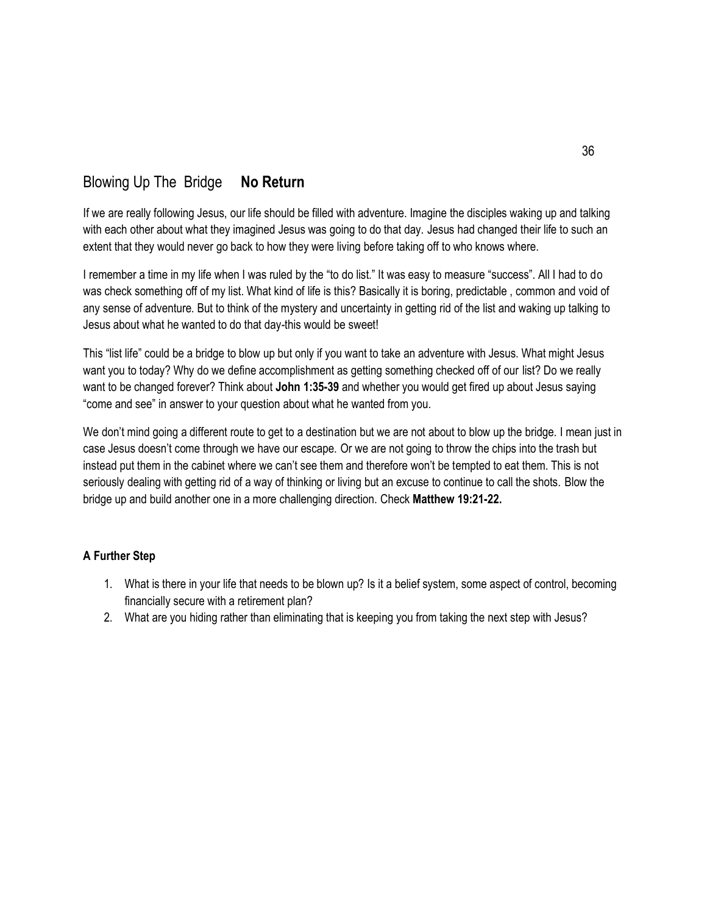## Blowing Up The Bridge **No Return**

If we are really following Jesus, our life should be filled with adventure. Imagine the disciples waking up and talking with each other about what they imagined Jesus was going to do that day. Jesus had changed their life to such an extent that they would never go back to how they were living before taking off to who knows where.

I remember a time in my life when I was ruled by the "to do list." It was easy to measure "success". All I had to do was check something off of my list. What kind of life is this? Basically it is boring, predictable , common and void of any sense of adventure. But to think of the mystery and uncertainty in getting rid of the list and waking up talking to Jesus about what he wanted to do that day-this would be sweet!

This "list life" could be a bridge to blow up but only if you want to take an adventure with Jesus. What might Jesus want you to today? Why do we define accomplishment as getting something checked off of our list? Do we really want to be changed forever? Think about **John 1:35-39** and whether you would get fired up about Jesus saying "come and see" in answer to your question about what he wanted from you.

We don't mind going a different route to get to a destination but we are not about to blow up the bridge. I mean just in case Jesus doesn't come through we have our escape. Or we are not going to throw the chips into the trash but instead put them in the cabinet where we can't see them and therefore won't be tempted to eat them. This is not seriously dealing with getting rid of a way of thinking or living but an excuse to continue to call the shots. Blow the bridge up and build another one in a more challenging direction. Check **Matthew 19:21-22.**

**A Further Step**

1. What is there in your life that needs to be blown up? Is it a belief system, some aspect of control, becoming financially secure with a retirement plan?
2. What are you hiding rather than eliminating that is keeping you from taking the next step with Jesus?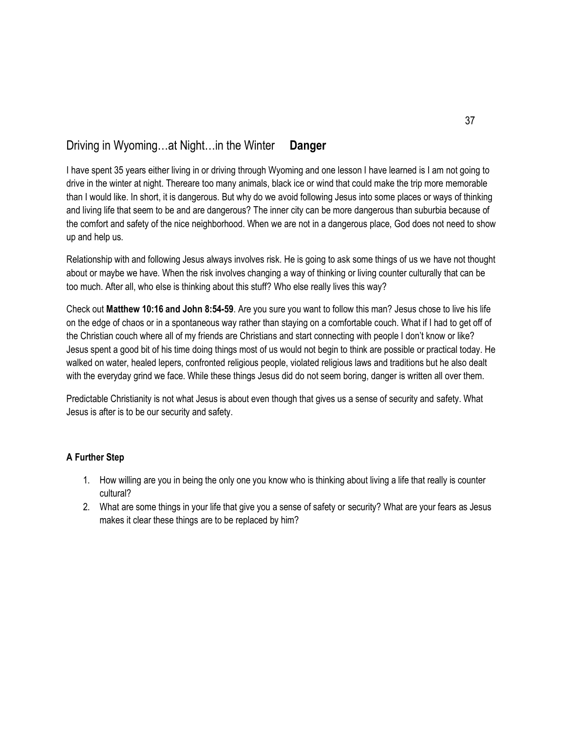## Driving in Wyoming…at Night…in the Winter **Danger**

I have spent 35 years either living in or driving through Wyoming and one lesson I have learned is I am not going to drive in the winter at night. Thereare too many animals, black ice or wind that could make the trip more memorable than I would like. In short, it is dangerous. But why do we avoid following Jesus into some places or ways of thinking and living life that seem to be and are dangerous? The inner city can be more dangerous than suburbia because of the comfort and safety of the nice neighborhood. When we are not in a dangerous place, God does not need to show up and help us.

Relationship with and following Jesus always involves risk. He is going to ask some things of us we have not thought about or maybe we have. When the risk involves changing a way of thinking or living counter culturally that can be too much. After all, who else is thinking about this stuff? Who else really lives this way?

Check out **Matthew 10:16 and John 8:54-59**. Are you sure you want to follow this man? Jesus chose to live his life on the edge of chaos or in a spontaneous way rather than staying on a comfortable couch. What if I had to get off of the Christian couch where all of my friends are Christians and start connecting with people I don't know or like? Jesus spent a good bit of his time doing things most of us would not begin to think are possible or practical today. He walked on water, healed lepers, confronted religious people, violated religious laws and traditions but he also dealt with the everyday grind we face. While these things Jesus did do not seem boring, danger is written all over them.

Predictable Christianity is not what Jesus is about even though that gives us a sense of security and safety. What Jesus is after is to be our security and safety.

### A Further Step

1. How willing are you in being the only one you know who is thinking about living a life that really is counter cultural?
2. What are some things in your life that give you a sense of safety or security? What are your fears as Jesus makes it clear these things are to be replaced by him?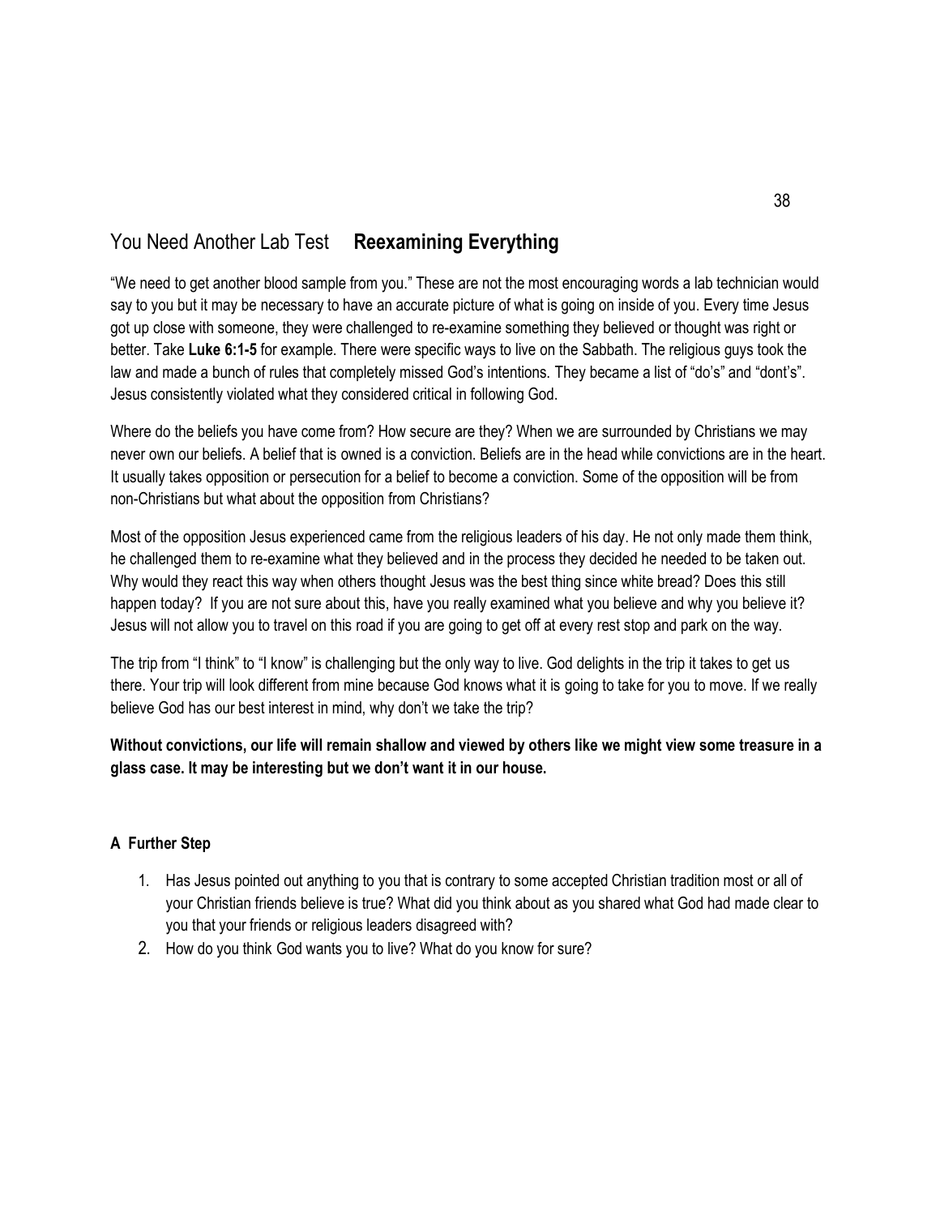## You Need Another Lab Test **Reexamining Everything**

"We need to get another blood sample from you." These are not the most encouraging words a lab technician would say to you but it may be necessary to have an accurate picture of what is going on inside of you. Every time Jesus got up close with someone, they were challenged to re-examine something they believed or thought was right or better. Take **Luke 6:1-5** for example. There were specific ways to live on the Sabbath. The religious guys took the law and made a bunch of rules that completely missed God's intentions. They became a list of "do's" and "dont's". Jesus consistently violated what they considered critical in following God.

Where do the beliefs you have come from? How secure are they? When we are surrounded by Christians we may never own our beliefs. A belief that is owned is a conviction. Beliefs are in the head while convictions are in the heart. It usually takes opposition or persecution for a belief to become a conviction. Some of the opposition will be from non-Christians but what about the opposition from Christians?

Most of the opposition Jesus experienced came from the religious leaders of his day. He not only made them think, he challenged them to re-examine what they believed and in the process they decided he needed to be taken out. Why would they react this way when others thought Jesus was the best thing since white bread? Does this still happen today? If you are not sure about this, have you really examined what you believe and why you believe it? Jesus will not allow you to travel on this road if you are going to get off at every rest stop and park on the way.

The trip from "I think" to "I know" is challenging but the only way to live. God delights in the trip it takes to get us there. Your trip will look different from mine because God knows what it is going to take for you to move. If we really believe God has our best interest in mind, why don't we take the trip?

**Without convictions, our life will remain shallow and viewed by others like we might view some treasure in a glass case. It may be interesting but we don't want it in our house.**

### A Further Step

1. Has Jesus pointed out anything to you that is contrary to some accepted Christian tradition most or all of your Christian friends believe is true? What did you think about as you shared what God had made clear to you that your friends or religious leaders disagreed with?
2. How do you think God wants you to live? What do you know for sure?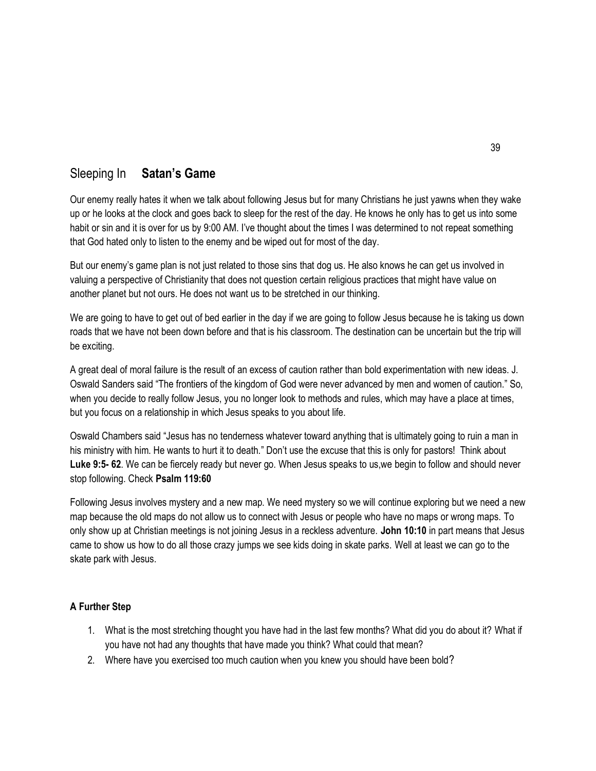## Sleeping In **Satan's Game**

Our enemy really hates it when we talk about following Jesus but for many Christians he just yawns when they wake up or he looks at the clock and goes back to sleep for the rest of the day. He knows he only has to get us into some habit or sin and it is over for us by 9:00 AM. I've thought about the times I was determined to not repeat something that God hated only to listen to the enemy and be wiped out for most of the day.

But our enemy's game plan is not just related to those sins that dog us. He also knows he can get us involved in valuing a perspective of Christianity that does not question certain religious practices that might have value on another planet but not ours. He does not want us to be stretched in our thinking.

We are going to have to get out of bed earlier in the day if we are going to follow Jesus because he is taking us down roads that we have not been down before and that is his classroom. The destination can be uncertain but the trip will be exciting.

A great deal of moral failure is the result of an excess of caution rather than bold experimentation with new ideas. J. Oswald Sanders said "The frontiers of the kingdom of God were never advanced by men and women of caution." So, when you decide to really follow Jesus, you no longer look to methods and rules, which may have a place at times, but you focus on a relationship in which Jesus speaks to you about life.

Oswald Chambers said "Jesus has no tenderness whatever toward anything that is ultimately going to ruin a man in his ministry with him. He wants to hurt it to death." Don't use the excuse that this is only for pastors! Think about **Luke 9:5- 62**. We can be fiercely ready but never go. When Jesus speaks to us,we begin to follow and should never stop following. Check **Psalm 119:60**

Following Jesus involves mystery and a new map. We need mystery so we will continue exploring but we need a new map because the old maps do not allow us to connect with Jesus or people who have no maps or wrong maps. To only show up at Christian meetings is not joining Jesus in a reckless adventure. **John 10:10** in part means that Jesus came to show us how to do all those crazy jumps we see kids doing in skate parks. Well at least we can go to the skate park with Jesus.

**A Further Step**

1. What is the most stretching thought you have had in the last few months? What did you do about it? What if you have not had any thoughts that have made you think? What could that mean?
2. Where have you exercised too much caution when you knew you should have been bold?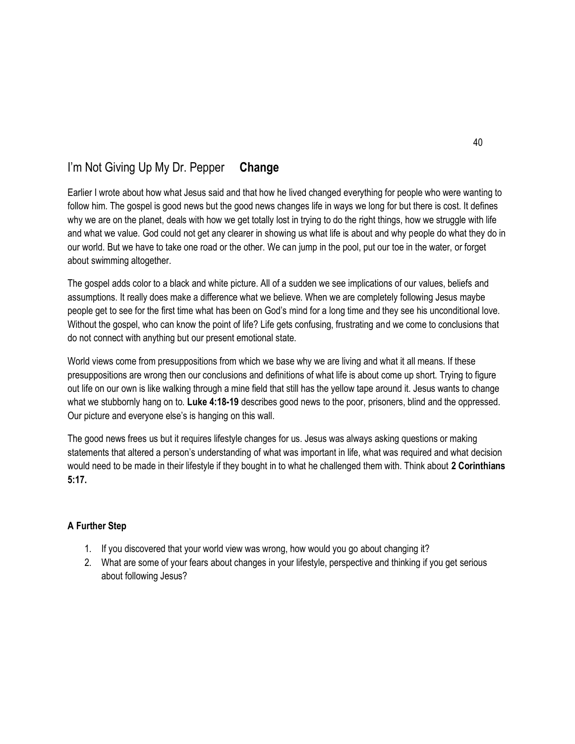## I'm Not Giving Up My Dr. Pepper **Change**

Earlier I wrote about how what Jesus said and that how he lived changed everything for people who were wanting to follow him. The gospel is good news but the good news changes life in ways we long for but there is cost. It defines why we are on the planet, deals with how we get totally lost in trying to do the right things, how we struggle with life and what we value. God could not get any clearer in showing us what life is about and why people do what they do in our world. But we have to take one road or the other. We can jump in the pool, put our toe in the water, or forget about swimming altogether.

The gospel adds color to a black and white picture. All of a sudden we see implications of our values, beliefs and assumptions. It really does make a difference what we believe. When we are completely following Jesus maybe people get to see for the first time what has been on God's mind for a long time and they see his unconditional love. Without the gospel, who can know the point of life? Life gets confusing, frustrating and we come to conclusions that do not connect with anything but our present emotional state.

World views come from presuppositions from which we base why we are living and what it all means. If these presuppositions are wrong then our conclusions and definitions of what life is about come up short. Trying to figure out life on our own is like walking through a mine field that still has the yellow tape around it. Jesus wants to change what we stubbornly hang on to. **Luke 4:18-19** describes good news to the poor, prisoners, blind and the oppressed. Our picture and everyone else's is hanging on this wall.

The good news frees us but it requires lifestyle changes for us. Jesus was always asking questions or making statements that altered a person's understanding of what was important in life, what was required and what decision would need to be made in their lifestyle if they bought in to what he challenged them with. Think about **2 Corinthians 5:17.**

**A Further Step**

1. If you discovered that your world view was wrong, how would you go about changing it?
2. What are some of your fears about changes in your lifestyle, perspective and thinking if you get serious about following Jesus?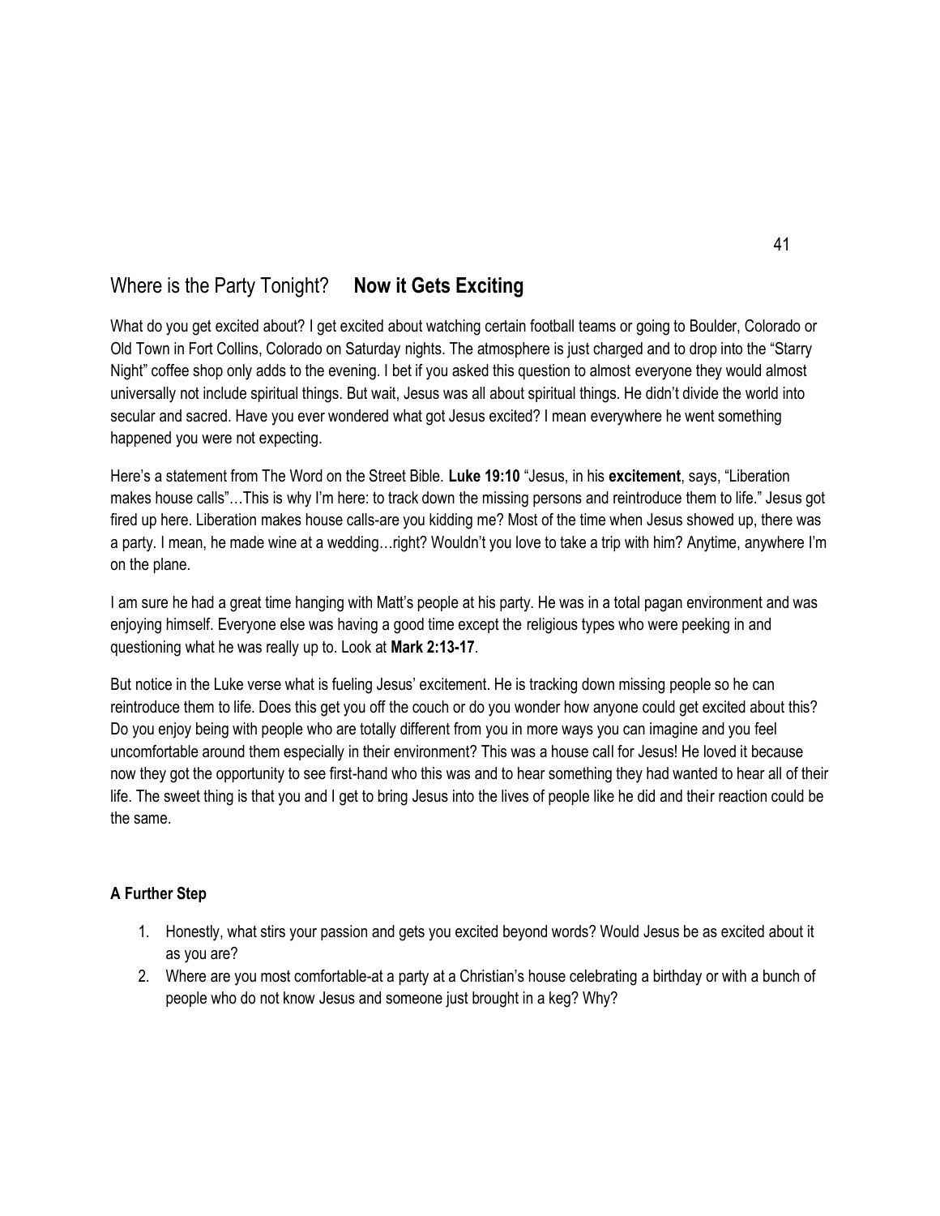## Where is the Party Tonight? **Now it Gets Exciting**

What do you get excited about? I get excited about watching certain football teams or going to Boulder, Colorado or Old Town in Fort Collins, Colorado on Saturday nights. The atmosphere is just charged and to drop into the "Starry Night" coffee shop only adds to the evening. I bet if you asked this question to almost everyone they would almost universally not include spiritual things. But wait, Jesus was all about spiritual things. He didn't divide the world into secular and sacred. Have you ever wondered what got Jesus excited? I mean everywhere he went something happened you were not expecting.

Here's a statement from The Word on the Street Bible. **Luke 19:10** "Jesus, in his **excitement**, says, "Liberation makes house calls"…This is why I'm here: to track down the missing persons and reintroduce them to life." Jesus got fired up here. Liberation makes house calls-are you kidding me? Most of the time when Jesus showed up, there was a party. I mean, he made wine at a wedding…right? Wouldn't you love to take a trip with him? Anytime, anywhere I'm on the plane.

I am sure he had a great time hanging with Matt's people at his party. He was in a total pagan environment and was enjoying himself. Everyone else was having a good time except the religious types who were peeking in and questioning what he was really up to. Look at **Mark 2:13-17**.

But notice in the Luke verse what is fueling Jesus' excitement. He is tracking down missing people so he can reintroduce them to life. Does this get you off the couch or do you wonder how anyone could get excited about this? Do you enjoy being with people who are totally different from you in more ways you can imagine and you feel uncomfortable around them especially in their environment? This was a house call for Jesus! He loved it because now they got the opportunity to see first-hand who this was and to hear something they had wanted to hear all of their life. The sweet thing is that you and I get to bring Jesus into the lives of people like he did and their reaction could be the same.

**A Further Step**

1. Honestly, what stirs your passion and gets you excited beyond words? Would Jesus be as excited about it as you are?
2. Where are you most comfortable-at a party at a Christian's house celebrating a birthday or with a bunch of people who do not know Jesus and someone just brought in a keg? Why?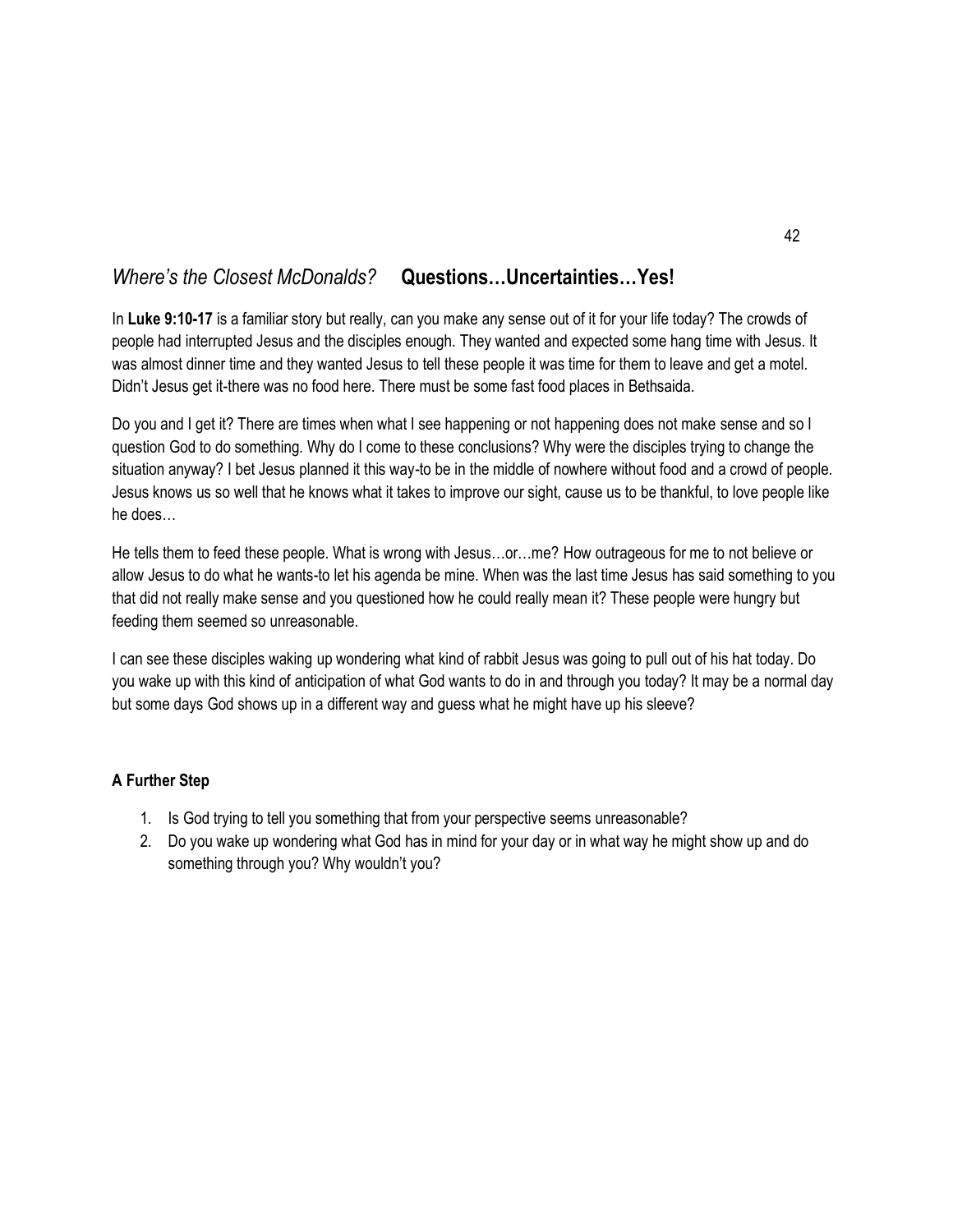## *Where's the Closest McDonalds?* **Questions…Uncertainties…Yes!**

In **Luke 9:10-17** is a familiar story but really, can you make any sense out of it for your life today? The crowds of people had interrupted Jesus and the disciples enough. They wanted and expected some hang time with Jesus. It was almost dinner time and they wanted Jesus to tell these people it was time for them to leave and get a motel. Didn't Jesus get it-there was no food here. There must be some fast food places in Bethsaida.

Do you and I get it? There are times when what I see happening or not happening does not make sense and so I question God to do something. Why do I come to these conclusions? Why were the disciples trying to change the situation anyway? I bet Jesus planned it this way-to be in the middle of nowhere without food and a crowd of people. Jesus knows us so well that he knows what it takes to improve our sight, cause us to be thankful, to love people like he does…

He tells them to feed these people. What is wrong with Jesus…or…me? How outrageous for me to not believe or allow Jesus to do what he wants-to let his agenda be mine. When was the last time Jesus has said something to you that did not really make sense and you questioned how he could really mean it? These people were hungry but feeding them seemed so unreasonable.

I can see these disciples waking up wondering what kind of rabbit Jesus was going to pull out of his hat today. Do you wake up with this kind of anticipation of what God wants to do in and through you today? It may be a normal day but some days God shows up in a different way and guess what he might have up his sleeve?

**A Further Step**

1. Is God trying to tell you something that from your perspective seems unreasonable?
2. Do you wake up wondering what God has in mind for your day or in what way he might show up and do something through you? Why wouldn't you?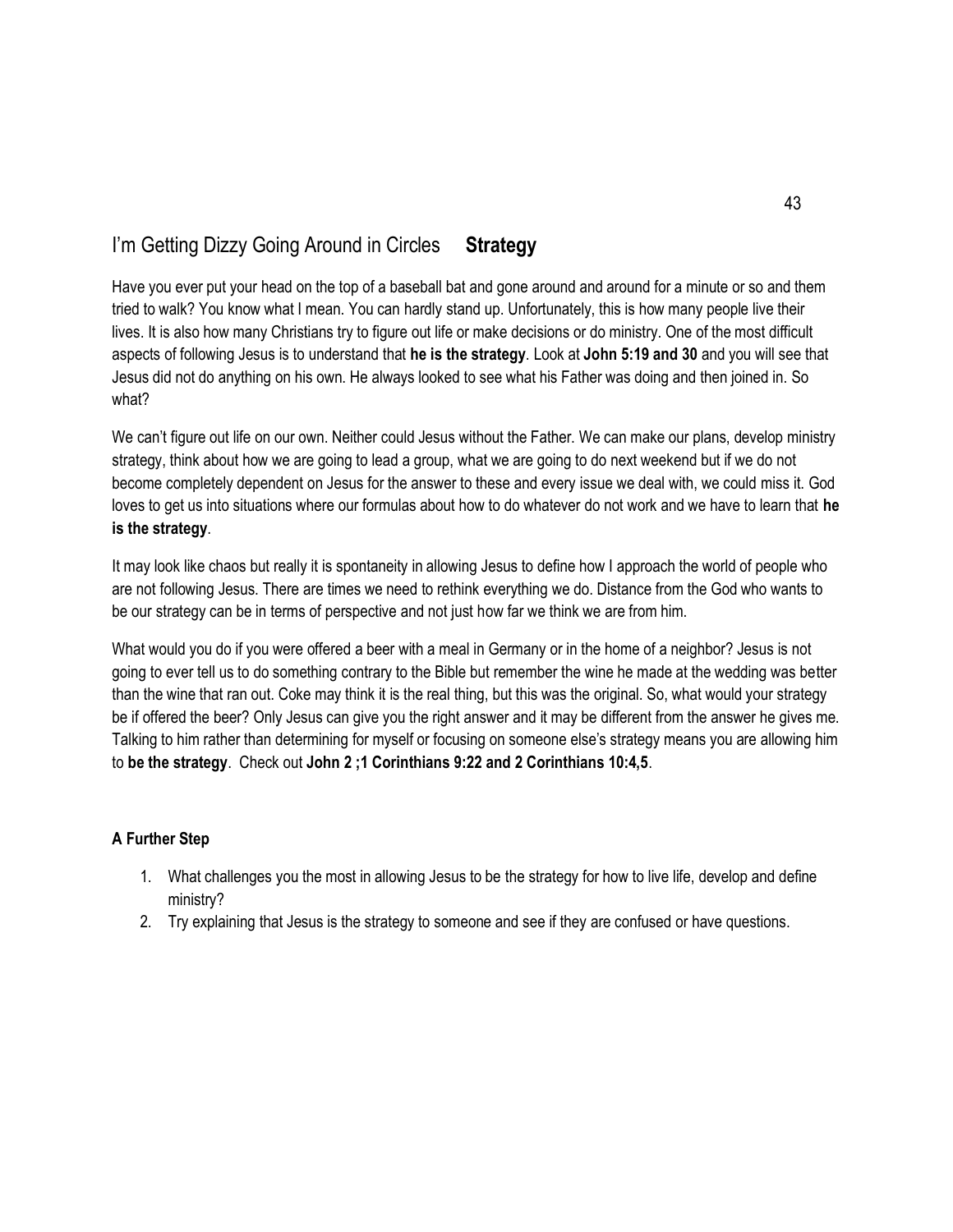## I'm Getting Dizzy Going Around in Circles **Strategy**

Have you ever put your head on the top of a baseball bat and gone around and around for a minute or so and them tried to walk? You know what I mean. You can hardly stand up. Unfortunately, this is how many people live their lives. It is also how many Christians try to figure out life or make decisions or do ministry. One of the most difficult aspects of following Jesus is to understand that **he is the strategy**. Look at **John 5:19 and 30** and you will see that Jesus did not do anything on his own. He always looked to see what his Father was doing and then joined in. So what?

We can't figure out life on our own. Neither could Jesus without the Father. We can make our plans, develop ministry strategy, think about how we are going to lead a group, what we are going to do next weekend but if we do not become completely dependent on Jesus for the answer to these and every issue we deal with, we could miss it. God loves to get us into situations where our formulas about how to do whatever do not work and we have to learn that **he is the strategy**.

It may look like chaos but really it is spontaneity in allowing Jesus to define how I approach the world of people who are not following Jesus. There are times we need to rethink everything we do. Distance from the God who wants to be our strategy can be in terms of perspective and not just how far we think we are from him.

What would you do if you were offered a beer with a meal in Germany or in the home of a neighbor? Jesus is not going to ever tell us to do something contrary to the Bible but remember the wine he made at the wedding was better than the wine that ran out. Coke may think it is the real thing, but this was the original. So, what would your strategy be if offered the beer? Only Jesus can give you the right answer and it may be different from the answer he gives me. Talking to him rather than determining for myself or focusing on someone else's strategy means you are allowing him to **be the strategy**. Check out **John 2 ;1 Corinthians 9:22 and 2 Corinthians 10:4,5**.

**A Further Step**

1. What challenges you the most in allowing Jesus to be the strategy for how to live life, develop and define ministry?
2. Try explaining that Jesus is the strategy to someone and see if they are confused or have questions.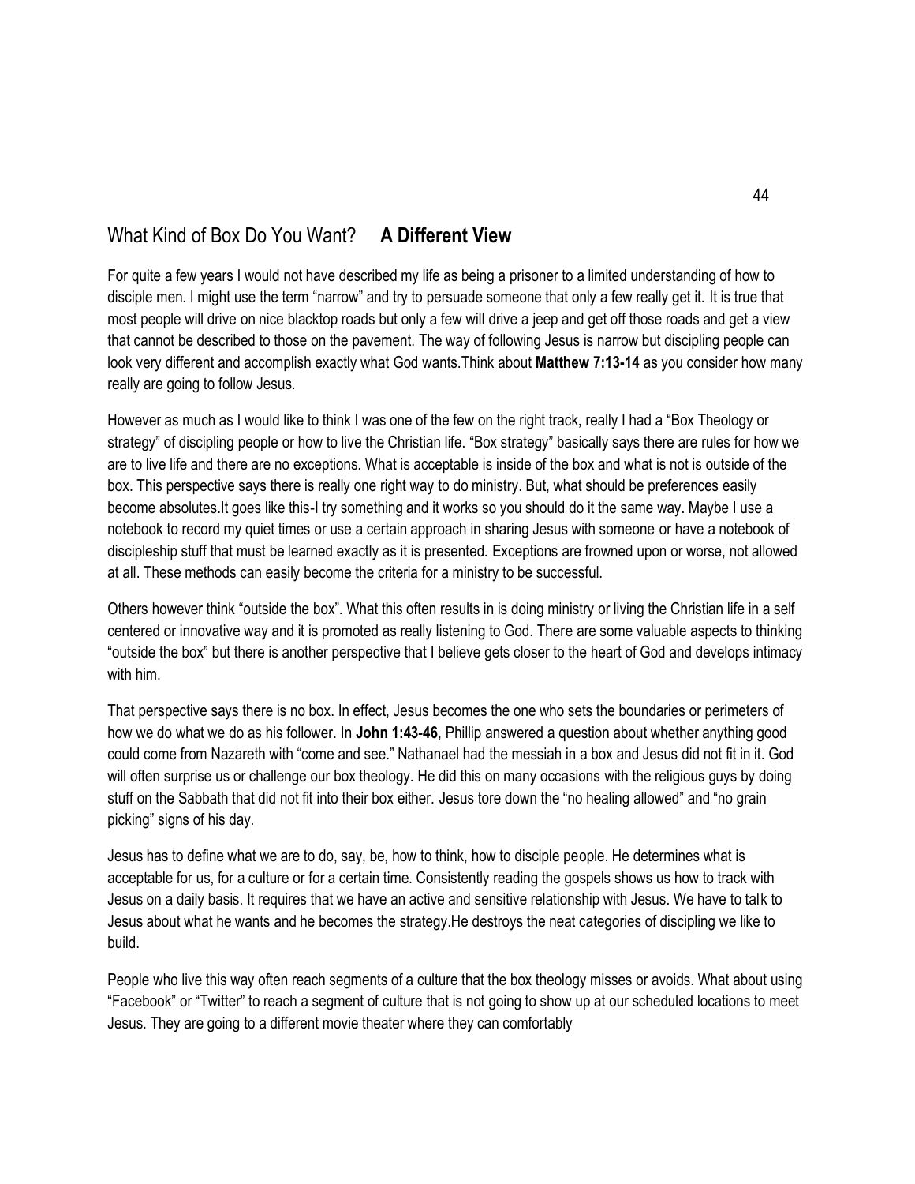## What Kind of Box Do You Want? **A Different View**

For quite a few years I would not have described my life as being a prisoner to a limited understanding of how to disciple men. I might use the term "narrow" and try to persuade someone that only a few really get it. It is true that most people will drive on nice blacktop roads but only a few will drive a jeep and get off those roads and get a view that cannot be described to those on the pavement. The way of following Jesus is narrow but discipling people can look very different and accomplish exactly what God wants.Think about **Matthew 7:13-14** as you consider how many really are going to follow Jesus.

However as much as I would like to think I was one of the few on the right track, really I had a "Box Theology or strategy" of discipling people or how to live the Christian life. "Box strategy" basically says there are rules for how we are to live life and there are no exceptions. What is acceptable is inside of the box and what is not is outside of the box. This perspective says there is really one right way to do ministry. But, what should be preferences easily become absolutes.It goes like this-I try something and it works so you should do it the same way. Maybe I use a notebook to record my quiet times or use a certain approach in sharing Jesus with someone or have a notebook of discipleship stuff that must be learned exactly as it is presented. Exceptions are frowned upon or worse, not allowed at all. These methods can easily become the criteria for a ministry to be successful.

Others however think "outside the box". What this often results in is doing ministry or living the Christian life in a self centered or innovative way and it is promoted as really listening to God. There are some valuable aspects to thinking "outside the box" but there is another perspective that I believe gets closer to the heart of God and develops intimacy with him.

That perspective says there is no box. In effect, Jesus becomes the one who sets the boundaries or perimeters of how we do what we do as his follower. In **John 1:43-46**, Phillip answered a question about whether anything good could come from Nazareth with "come and see." Nathanael had the messiah in a box and Jesus did not fit in it. God will often surprise us or challenge our box theology. He did this on many occasions with the religious guys by doing stuff on the Sabbath that did not fit into their box either. Jesus tore down the "no healing allowed" and "no grain picking" signs of his day.

Jesus has to define what we are to do, say, be, how to think, how to disciple people. He determines what is acceptable for us, for a culture or for a certain time. Consistently reading the gospels shows us how to track with Jesus on a daily basis. It requires that we have an active and sensitive relationship with Jesus. We have to talk to Jesus about what he wants and he becomes the strategy.He destroys the neat categories of discipling we like to build.

People who live this way often reach segments of a culture that the box theology misses or avoids. What about using "Facebook" or "Twitter" to reach a segment of culture that is not going to show up at our scheduled locations to meet Jesus. They are going to a different movie theater where they can comfortably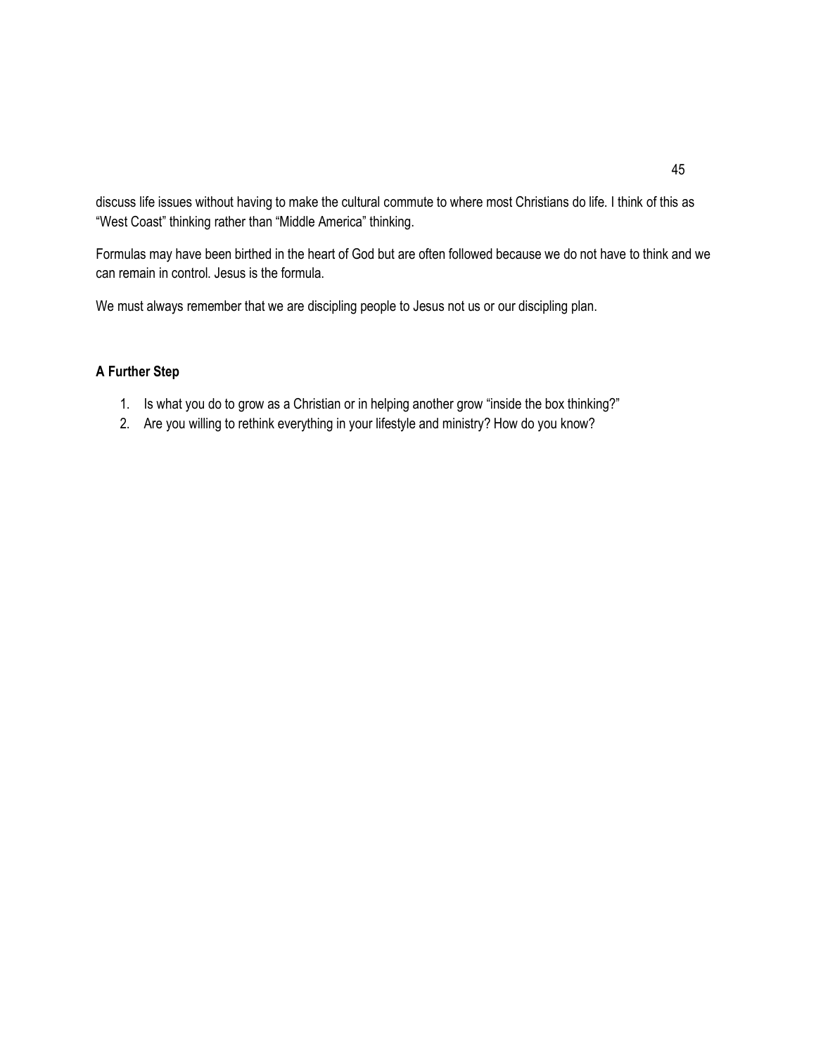discuss life issues without having to make the cultural commute to where most Christians do life. I think of this as "West Coast" thinking rather than "Middle America" thinking.

Formulas may have been birthed in the heart of God but are often followed because we do not have to think and we can remain in control. Jesus is the formula.

We must always remember that we are discipling people to Jesus not us or our discipling plan.

**A Further Step**

1. Is what you do to grow as a Christian or in helping another grow "inside the box thinking?"
2. Are you willing to rethink everything in your lifestyle and ministry? How do you know?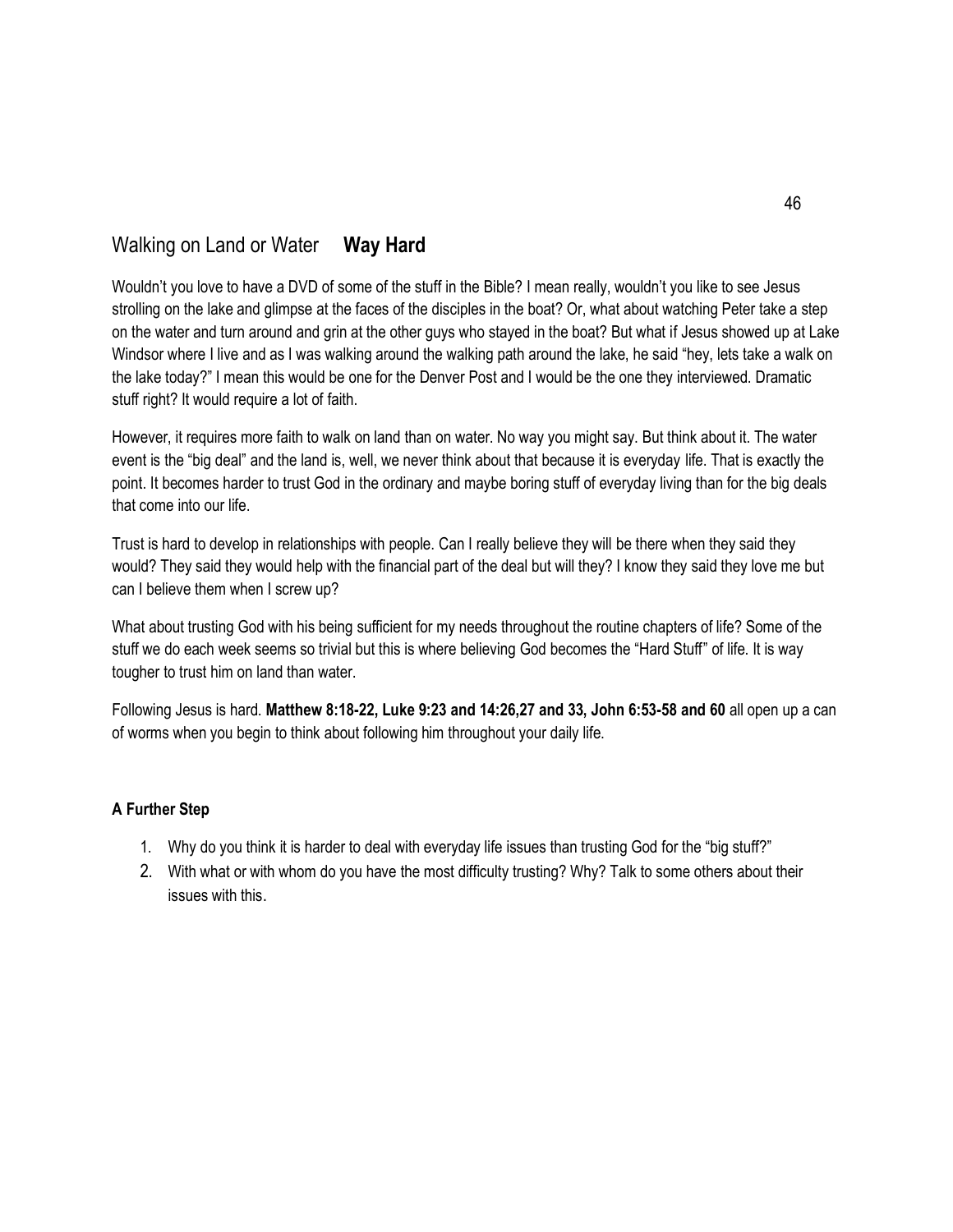## Walking on Land or Water **Way Hard**

Wouldn't you love to have a DVD of some of the stuff in the Bible? I mean really, wouldn't you like to see Jesus strolling on the lake and glimpse at the faces of the disciples in the boat? Or, what about watching Peter take a step on the water and turn around and grin at the other guys who stayed in the boat? But what if Jesus showed up at Lake Windsor where I live and as I was walking around the walking path around the lake, he said "hey, lets take a walk on the lake today?" I mean this would be one for the Denver Post and I would be the one they interviewed. Dramatic stuff right? It would require a lot of faith.

However, it requires more faith to walk on land than on water. No way you might say. But think about it. The water event is the "big deal" and the land is, well, we never think about that because it is everyday life. That is exactly the point. It becomes harder to trust God in the ordinary and maybe boring stuff of everyday living than for the big deals that come into our life.

Trust is hard to develop in relationships with people. Can I really believe they will be there when they said they would? They said they would help with the financial part of the deal but will they? I know they said they love me but can I believe them when I screw up?

What about trusting God with his being sufficient for my needs throughout the routine chapters of life? Some of the stuff we do each week seems so trivial but this is where believing God becomes the "Hard Stuff" of life. It is way tougher to trust him on land than water.

Following Jesus is hard. **Matthew 8:18-22, Luke 9:23 and 14:26,27 and 33, John 6:53-58 and 60** all open up a can of worms when you begin to think about following him throughout your daily life.

**A Further Step**

1. Why do you think it is harder to deal with everyday life issues than trusting God for the "big stuff?"
2. With what or with whom do you have the most difficulty trusting? Why? Talk to some others about their issues with this.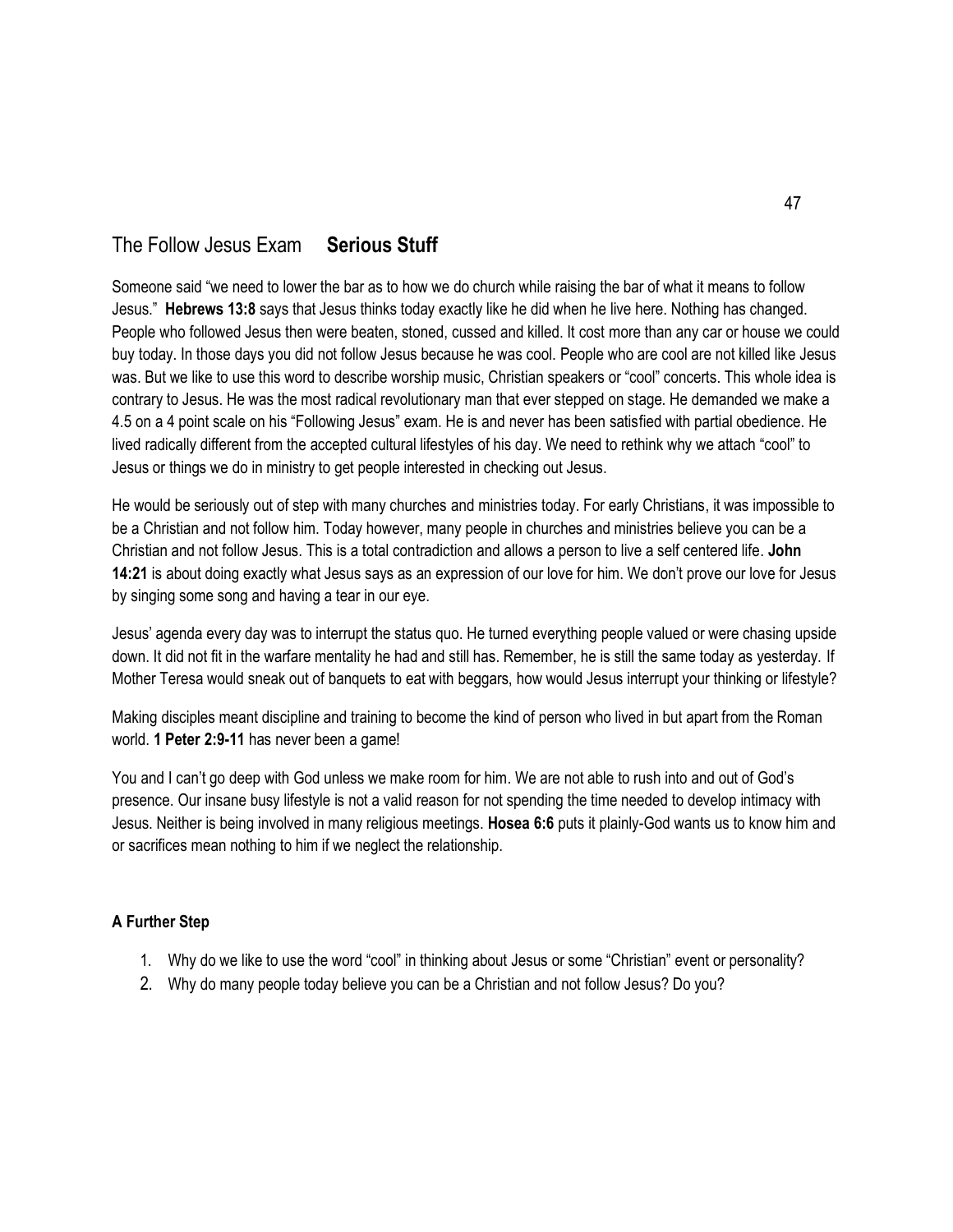## The Follow Jesus Exam **Serious Stuff**

Someone said "we need to lower the bar as to how we do church while raising the bar of what it means to follow Jesus." **Hebrews 13:8** says that Jesus thinks today exactly like he did when he live here. Nothing has changed. People who followed Jesus then were beaten, stoned, cussed and killed. It cost more than any car or house we could buy today. In those days you did not follow Jesus because he was cool. People who are cool are not killed like Jesus was. But we like to use this word to describe worship music, Christian speakers or "cool" concerts. This whole idea is contrary to Jesus. He was the most radical revolutionary man that ever stepped on stage. He demanded we make a 4.5 on a 4 point scale on his "Following Jesus" exam. He is and never has been satisfied with partial obedience. He lived radically different from the accepted cultural lifestyles of his day. We need to rethink why we attach "cool" to Jesus or things we do in ministry to get people interested in checking out Jesus.

He would be seriously out of step with many churches and ministries today. For early Christians, it was impossible to be a Christian and not follow him. Today however, many people in churches and ministries believe you can be a Christian and not follow Jesus. This is a total contradiction and allows a person to live a self centered life. **John 14:21** is about doing exactly what Jesus says as an expression of our love for him. We don't prove our love for Jesus by singing some song and having a tear in our eye.

Jesus' agenda every day was to interrupt the status quo. He turned everything people valued or were chasing upside down. It did not fit in the warfare mentality he had and still has. Remember, he is still the same today as yesterday. If Mother Teresa would sneak out of banquets to eat with beggars, how would Jesus interrupt your thinking or lifestyle?

Making disciples meant discipline and training to become the kind of person who lived in but apart from the Roman world. **1 Peter 2:9-11** has never been a game!

You and I can't go deep with God unless we make room for him. We are not able to rush into and out of God's presence. Our insane busy lifestyle is not a valid reason for not spending the time needed to develop intimacy with Jesus. Neither is being involved in many religious meetings. **Hosea 6:6** puts it plainly-God wants us to know him and or sacrifices mean nothing to him if we neglect the relationship.

### A Further Step

1. Why do we like to use the word "cool" in thinking about Jesus or some "Christian" event or personality?
2. Why do many people today believe you can be a Christian and not follow Jesus? Do you?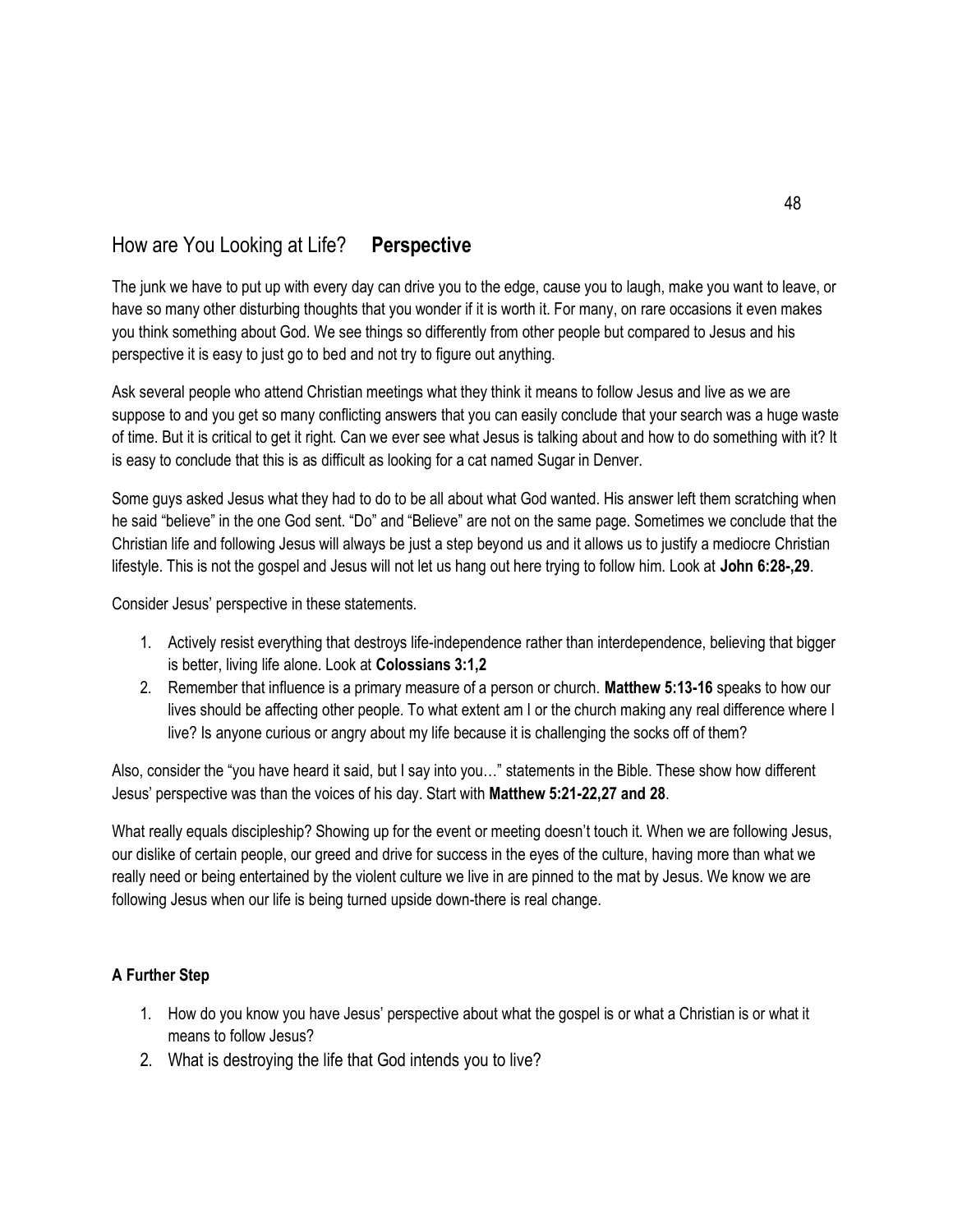## How are You Looking at Life? **Perspective**

The junk we have to put up with every day can drive you to the edge, cause you to laugh, make you want to leave, or have so many other disturbing thoughts that you wonder if it is worth it. For many, on rare occasions it even makes you think something about God. We see things so differently from other people but compared to Jesus and his perspective it is easy to just go to bed and not try to figure out anything.

Ask several people who attend Christian meetings what they think it means to follow Jesus and live as we are suppose to and you get so many conflicting answers that you can easily conclude that your search was a huge waste of time. But it is critical to get it right. Can we ever see what Jesus is talking about and how to do something with it? It is easy to conclude that this is as difficult as looking for a cat named Sugar in Denver.

Some guys asked Jesus what they had to do to be all about what God wanted. His answer left them scratching when he said "believe" in the one God sent. "Do" and "Believe" are not on the same page. Sometimes we conclude that the Christian life and following Jesus will always be just a step beyond us and it allows us to justify a mediocre Christian lifestyle. This is not the gospel and Jesus will not let us hang out here trying to follow him. Look at **John 6:28-,29**.

Consider Jesus' perspective in these statements.

1. Actively resist everything that destroys life-independence rather than interdependence, believing that bigger is better, living life alone. Look at **Colossians 3:1,2**
2. Remember that influence is a primary measure of a person or church. **Matthew 5:13-16** speaks to how our lives should be affecting other people. To what extent am I or the church making any real difference where I live? Is anyone curious or angry about my life because it is challenging the socks off of them?

Also, consider the "you have heard it said, but I say into you…" statements in the Bible. These show how different Jesus' perspective was than the voices of his day. Start with **Matthew 5:21-22,27 and 28**.

What really equals discipleship? Showing up for the event or meeting doesn't touch it. When we are following Jesus, our dislike of certain people, our greed and drive for success in the eyes of the culture, having more than what we really need or being entertained by the violent culture we live in are pinned to the mat by Jesus. We know we are following Jesus when our life is being turned upside down-there is real change.

### A Further Step

1. How do you know you have Jesus' perspective about what the gospel is or what a Christian is or what it means to follow Jesus?
2. What is destroying the life that God intends you to live?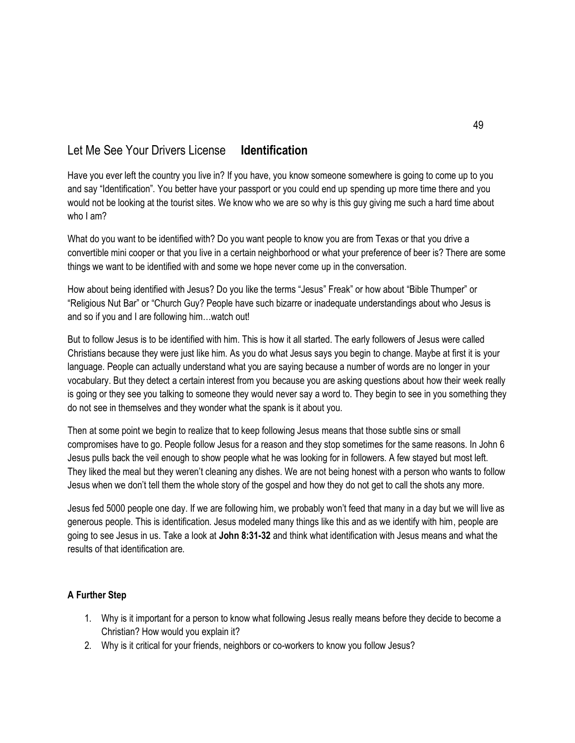## Let Me See Your Drivers License **Identification**

Have you ever left the country you live in? If you have, you know someone somewhere is going to come up to you and say "Identification". You better have your passport or you could end up spending up more time there and you would not be looking at the tourist sites. We know who we are so why is this guy giving me such a hard time about who I am?

What do you want to be identified with? Do you want people to know you are from Texas or that you drive a convertible mini cooper or that you live in a certain neighborhood or what your preference of beer is? There are some things we want to be identified with and some we hope never come up in the conversation.

How about being identified with Jesus? Do you like the terms "Jesus" Freak" or how about "Bible Thumper" or "Religious Nut Bar" or "Church Guy? People have such bizarre or inadequate understandings about who Jesus is and so if you and I are following him…watch out!

But to follow Jesus is to be identified with him. This is how it all started. The early followers of Jesus were called Christians because they were just like him. As you do what Jesus says you begin to change. Maybe at first it is your language. People can actually understand what you are saying because a number of words are no longer in your vocabulary. But they detect a certain interest from you because you are asking questions about how their week really is going or they see you talking to someone they would never say a word to. They begin to see in you something they do not see in themselves and they wonder what the spank is it about you.

Then at some point we begin to realize that to keep following Jesus means that those subtle sins or small compromises have to go. People follow Jesus for a reason and they stop sometimes for the same reasons. In John 6 Jesus pulls back the veil enough to show people what he was looking for in followers. A few stayed but most left. They liked the meal but they weren't cleaning any dishes. We are not being honest with a person who wants to follow Jesus when we don't tell them the whole story of the gospel and how they do not get to call the shots any more.

Jesus fed 5000 people one day. If we are following him, we probably won't feed that many in a day but we will live as generous people. This is identification. Jesus modeled many things like this and as we identify with him, people are going to see Jesus in us. Take a look at **John 8:31-32** and think what identification with Jesus means and what the results of that identification are.

**A Further Step**

1. Why is it important for a person to know what following Jesus really means before they decide to become a Christian? How would you explain it?
2. Why is it critical for your friends, neighbors or co-workers to know you follow Jesus?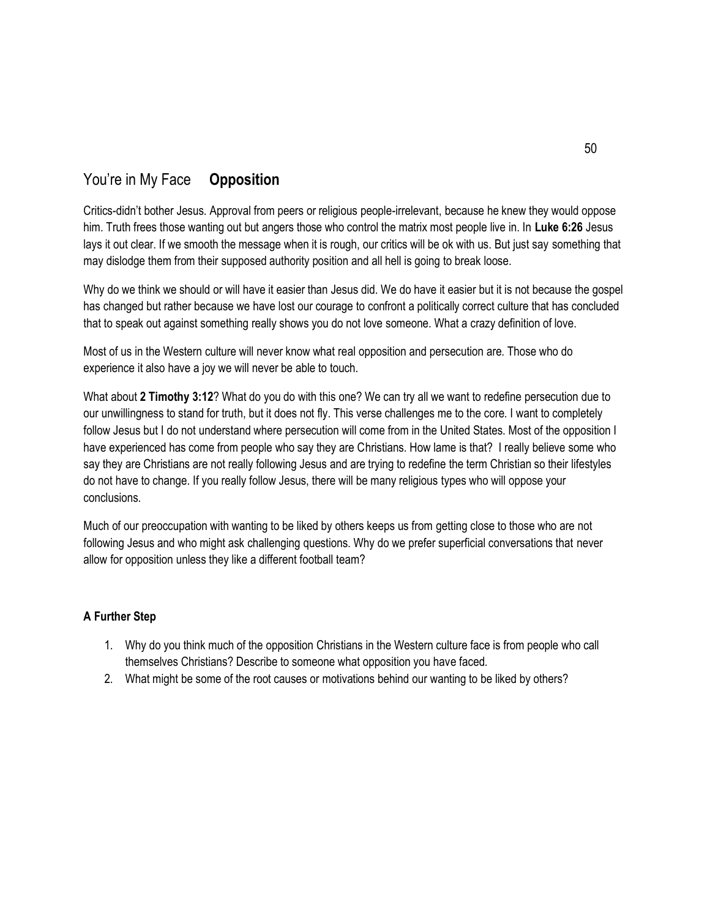## You're in My Face **Opposition**

Critics-didn't bother Jesus. Approval from peers or religious people-irrelevant, because he knew they would oppose him. Truth frees those wanting out but angers those who control the matrix most people live in. In **Luke 6:26** Jesus lays it out clear. If we smooth the message when it is rough, our critics will be ok with us. But just say something that may dislodge them from their supposed authority position and all hell is going to break loose.

Why do we think we should or will have it easier than Jesus did. We do have it easier but it is not because the gospel has changed but rather because we have lost our courage to confront a politically correct culture that has concluded that to speak out against something really shows you do not love someone. What a crazy definition of love.

Most of us in the Western culture will never know what real opposition and persecution are. Those who do experience it also have a joy we will never be able to touch.

What about **2 Timothy 3:12**? What do you do with this one? We can try all we want to redefine persecution due to our unwillingness to stand for truth, but it does not fly. This verse challenges me to the core. I want to completely follow Jesus but I do not understand where persecution will come from in the United States. Most of the opposition I have experienced has come from people who say they are Christians. How lame is that? I really believe some who say they are Christians are not really following Jesus and are trying to redefine the term Christian so their lifestyles do not have to change. If you really follow Jesus, there will be many religious types who will oppose your conclusions.

Much of our preoccupation with wanting to be liked by others keeps us from getting close to those who are not following Jesus and who might ask challenging questions. Why do we prefer superficial conversations that never allow for opposition unless they like a different football team?

**A Further Step**

1. Why do you think much of the opposition Christians in the Western culture face is from people who call themselves Christians? Describe to someone what opposition you have faced.
2. What might be some of the root causes or motivations behind our wanting to be liked by others?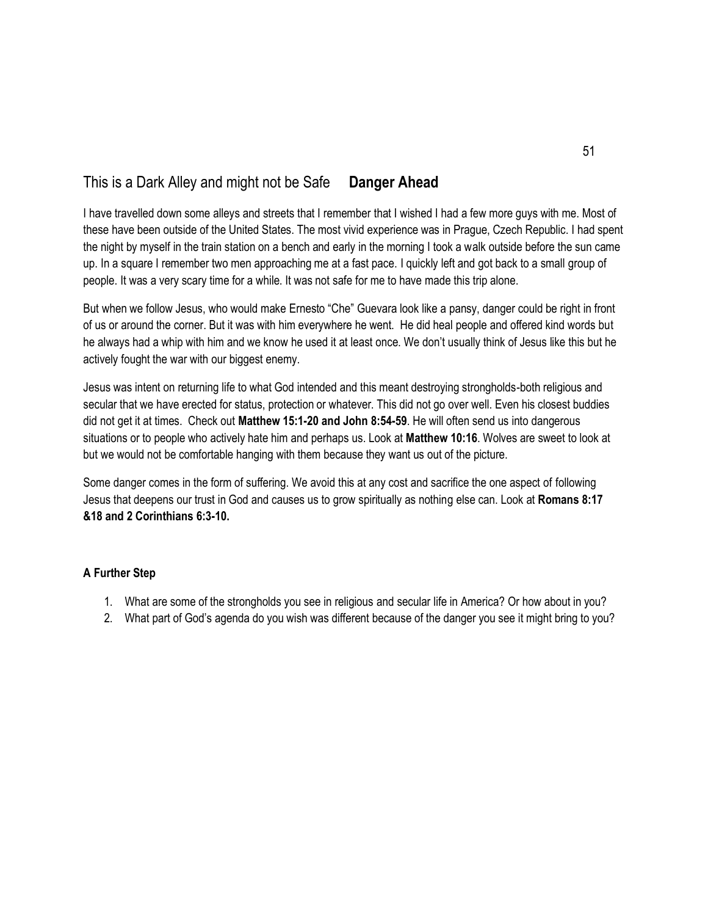## This is a Dark Alley and might not be Safe **Danger Ahead**

I have travelled down some alleys and streets that I remember that I wished I had a few more guys with me. Most of these have been outside of the United States. The most vivid experience was in Prague, Czech Republic. I had spent the night by myself in the train station on a bench and early in the morning I took a walk outside before the sun came up. In a square I remember two men approaching me at a fast pace. I quickly left and got back to a small group of people. It was a very scary time for a while. It was not safe for me to have made this trip alone.

But when we follow Jesus, who would make Ernesto "Che" Guevara look like a pansy, danger could be right in front of us or around the corner. But it was with him everywhere he went. He did heal people and offered kind words but he always had a whip with him and we know he used it at least once. We don't usually think of Jesus like this but he actively fought the war with our biggest enemy.

Jesus was intent on returning life to what God intended and this meant destroying strongholds-both religious and secular that we have erected for status, protection or whatever. This did not go over well. Even his closest buddies did not get it at times. Check out **Matthew 15:1-20 and John 8:54-59**. He will often send us into dangerous situations or to people who actively hate him and perhaps us. Look at **Matthew 10:16**. Wolves are sweet to look at but we would not be comfortable hanging with them because they want us out of the picture.

Some danger comes in the form of suffering. We avoid this at any cost and sacrifice the one aspect of following Jesus that deepens our trust in God and causes us to grow spiritually as nothing else can. Look at **Romans 8:17 &18 and 2 Corinthians 6:3-10.**

**A Further Step**

1. What are some of the strongholds you see in religious and secular life in America? Or how about in you?
2. What part of God's agenda do you wish was different because of the danger you see it might bring to you?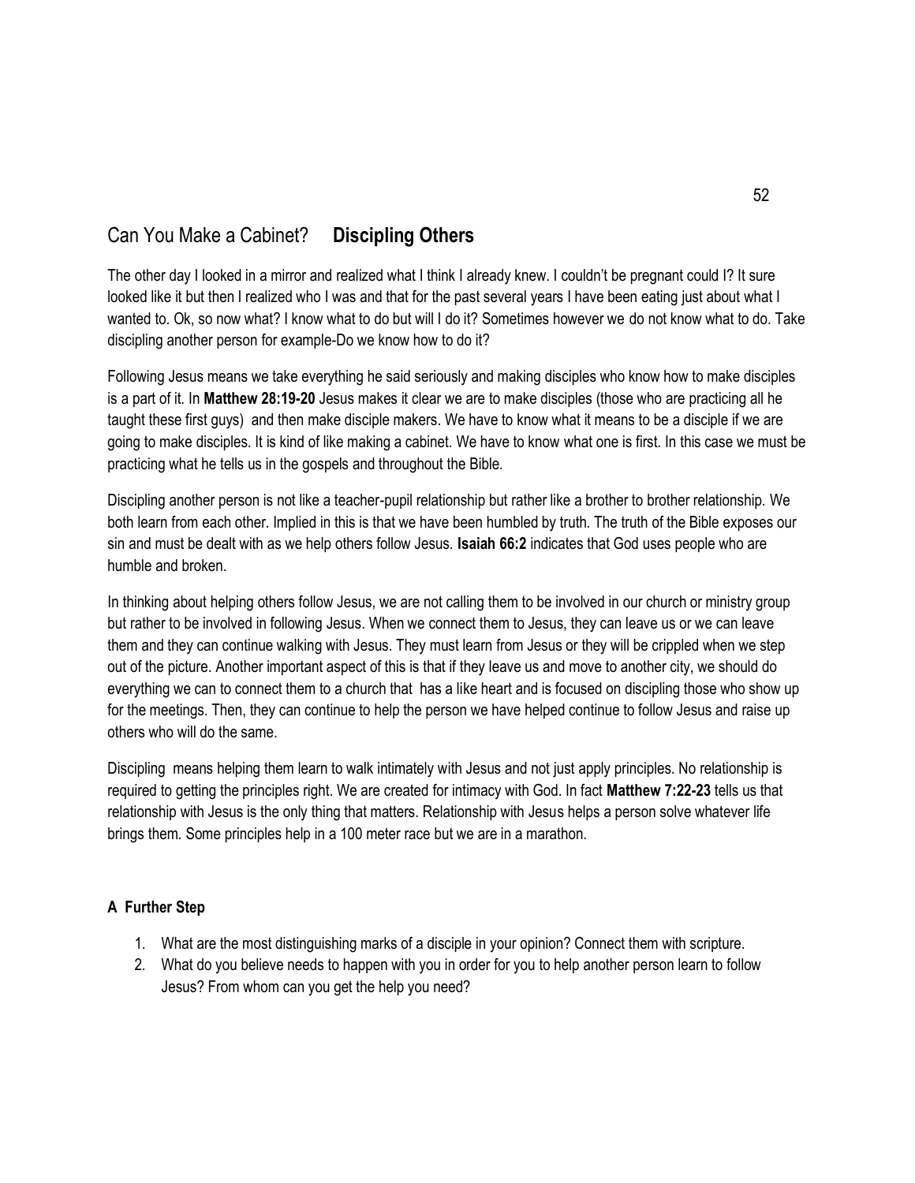## Can You Make a Cabinet? **Discipling Others**

The other day I looked in a mirror and realized what I think I already knew. I couldn't be pregnant could I? It sure looked like it but then I realized who I was and that for the past several years I have been eating just about what I wanted to. Ok, so now what? I know what to do but will I do it? Sometimes however we do not know what to do. Take discipling another person for example-Do we know how to do it?

Following Jesus means we take everything he said seriously and making disciples who know how to make disciples is a part of it. In **Matthew 28:19-20** Jesus makes it clear we are to make disciples (those who are practicing all he taught these first guys) and then make disciple makers. We have to know what it means to be a disciple if we are going to make disciples. It is kind of like making a cabinet. We have to know what one is first. In this case we must be practicing what he tells us in the gospels and throughout the Bible.

Discipling another person is not like a teacher-pupil relationship but rather like a brother to brother relationship. We both learn from each other. Implied in this is that we have been humbled by truth. The truth of the Bible exposes our sin and must be dealt with as we help others follow Jesus. **Isaiah 66:2** indicates that God uses people who are humble and broken.

In thinking about helping others follow Jesus, we are not calling them to be involved in our church or ministry group but rather to be involved in following Jesus. When we connect them to Jesus, they can leave us or we can leave them and they can continue walking with Jesus. They must learn from Jesus or they will be crippled when we step out of the picture. Another important aspect of this is that if they leave us and move to another city, we should do everything we can to connect them to a church that has a like heart and is focused on discipling those who show up for the meetings. Then, they can continue to help the person we have helped continue to follow Jesus and raise up others who will do the same.

Discipling means helping them learn to walk intimately with Jesus and not just apply principles. No relationship is required to getting the principles right. We are created for intimacy with God. In fact **Matthew 7:22-23** tells us that relationship with Jesus is the only thing that matters. Relationship with Jesus helps a person solve whatever life brings them. Some principles help in a 100 meter race but we are in a marathon.

### A Further Step

1. What are the most distinguishing marks of a disciple in your opinion? Connect them with scripture.
2. What do you believe needs to happen with you in order for you to help another person learn to follow Jesus? From whom can you get the help you need?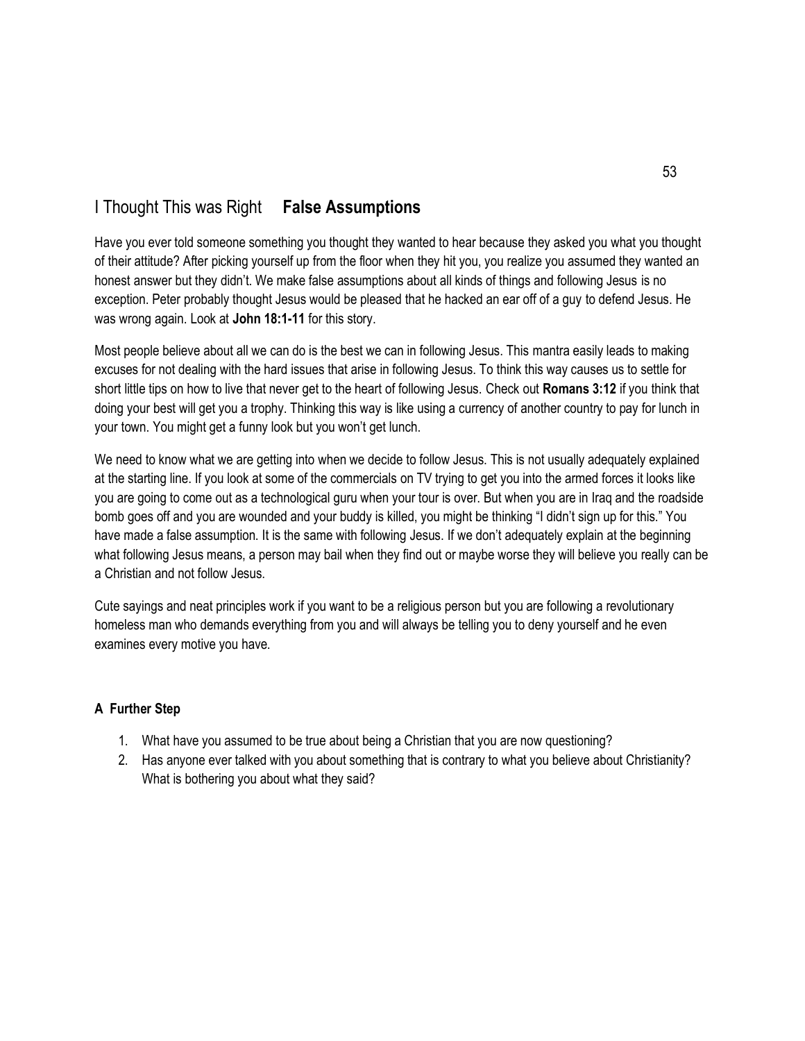## I Thought This was Right **False Assumptions**

Have you ever told someone something you thought they wanted to hear because they asked you what you thought of their attitude? After picking yourself up from the floor when they hit you, you realize you assumed they wanted an honest answer but they didn't. We make false assumptions about all kinds of things and following Jesus is no exception. Peter probably thought Jesus would be pleased that he hacked an ear off of a guy to defend Jesus. He was wrong again. Look at **John 18:1-11** for this story.

Most people believe about all we can do is the best we can in following Jesus. This mantra easily leads to making excuses for not dealing with the hard issues that arise in following Jesus. To think this way causes us to settle for short little tips on how to live that never get to the heart of following Jesus. Check out **Romans 3:12** if you think that doing your best will get you a trophy. Thinking this way is like using a currency of another country to pay for lunch in your town. You might get a funny look but you won't get lunch.

We need to know what we are getting into when we decide to follow Jesus. This is not usually adequately explained at the starting line. If you look at some of the commercials on TV trying to get you into the armed forces it looks like you are going to come out as a technological guru when your tour is over. But when you are in Iraq and the roadside bomb goes off and you are wounded and your buddy is killed, you might be thinking "I didn't sign up for this." You have made a false assumption. It is the same with following Jesus. If we don't adequately explain at the beginning what following Jesus means, a person may bail when they find out or maybe worse they will believe you really can be a Christian and not follow Jesus.

Cute sayings and neat principles work if you want to be a religious person but you are following a revolutionary homeless man who demands everything from you and will always be telling you to deny yourself and he even examines every motive you have.

### A Further Step

1. What have you assumed to be true about being a Christian that you are now questioning?
2. Has anyone ever talked with you about something that is contrary to what you believe about Christianity? What is bothering you about what they said?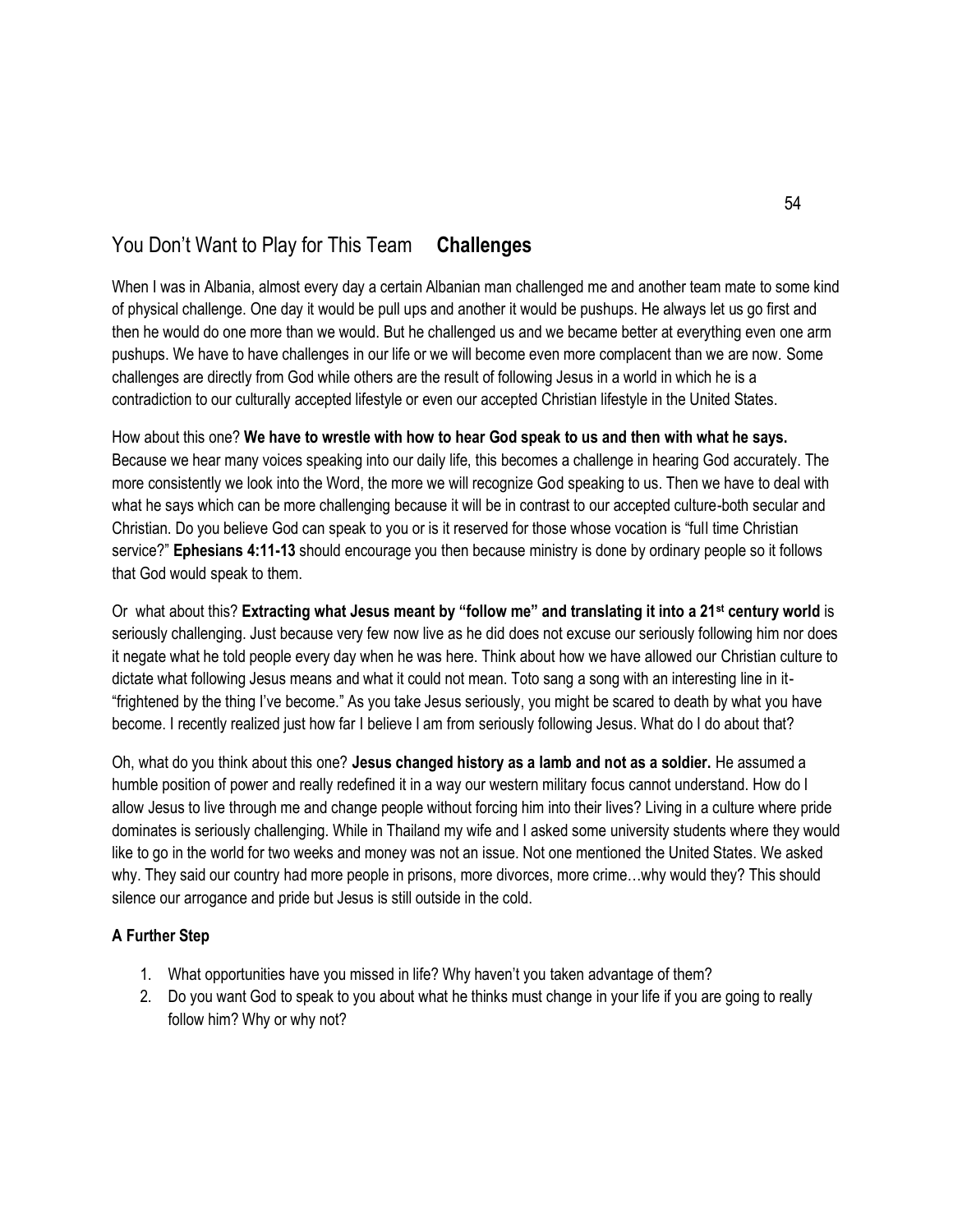## You Don't Want to Play for This Team **Challenges**

When I was in Albania, almost every day a certain Albanian man challenged me and another team mate to some kind of physical challenge. One day it would be pull ups and another it would be pushups. He always let us go first and then he would do one more than we would. But he challenged us and we became better at everything even one arm pushups. We have to have challenges in our life or we will become even more complacent than we are now. Some challenges are directly from God while others are the result of following Jesus in a world in which he is a contradiction to our culturally accepted lifestyle or even our accepted Christian lifestyle in the United States.

How about this one? **We have to wrestle with how to hear God speak to us and then with what he says.** Because we hear many voices speaking into our daily life, this becomes a challenge in hearing God accurately. The more consistently we look into the Word, the more we will recognize God speaking to us. Then we have to deal with what he says which can be more challenging because it will be in contrast to our accepted culture-both secular and Christian. Do you believe God can speak to you or is it reserved for those whose vocation is "full time Christian service?" **Ephesians 4:11-13** should encourage you then because ministry is done by ordinary people so it follows that God would speak to them.

Or what about this? **Extracting what Jesus meant by "follow me" and translating it into a 21st century world** is seriously challenging. Just because very few now live as he did does not excuse our seriously following him nor does it negate what he told people every day when he was here. Think about how we have allowed our Christian culture to dictate what following Jesus means and what it could not mean. Toto sang a song with an interesting line in it- "frightened by the thing I've become." As you take Jesus seriously, you might be scared to death by what you have become. I recently realized just how far I believe I am from seriously following Jesus. What do I do about that?

Oh, what do you think about this one? **Jesus changed history as a lamb and not as a soldier.** He assumed a humble position of power and really redefined it in a way our western military focus cannot understand. How do I allow Jesus to live through me and change people without forcing him into their lives? Living in a culture where pride dominates is seriously challenging. While in Thailand my wife and I asked some university students where they would like to go in the world for two weeks and money was not an issue. Not one mentioned the United States. We asked why. They said our country had more people in prisons, more divorces, more crime…why would they? This should silence our arrogance and pride but Jesus is still outside in the cold.

**A Further Step**

1. What opportunities have you missed in life? Why haven't you taken advantage of them?
2. Do you want God to speak to you about what he thinks must change in your life if you are going to really follow him? Why or why not?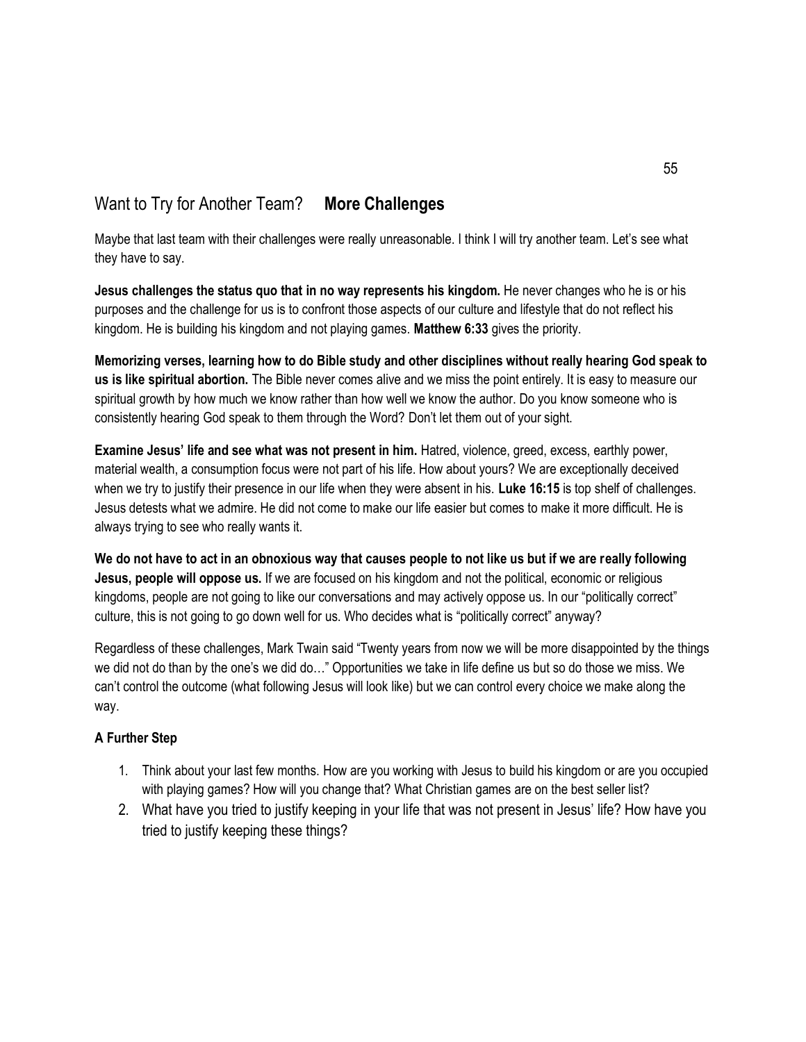## Want to Try for Another Team? **More Challenges**

Maybe that last team with their challenges were really unreasonable. I think I will try another team. Let's see what they have to say.

**Jesus challenges the status quo that in no way represents his kingdom.** He never changes who he is or his purposes and the challenge for us is to confront those aspects of our culture and lifestyle that do not reflect his kingdom. He is building his kingdom and not playing games. **Matthew 6:33** gives the priority.

**Memorizing verses, learning how to do Bible study and other disciplines without really hearing God speak to us is like spiritual abortion.** The Bible never comes alive and we miss the point entirely. It is easy to measure our spiritual growth by how much we know rather than how well we know the author. Do you know someone who is consistently hearing God speak to them through the Word? Don't let them out of your sight.

**Examine Jesus' life and see what was not present in him.** Hatred, violence, greed, excess, earthly power, material wealth, a consumption focus were not part of his life. How about yours? We are exceptionally deceived when we try to justify their presence in our life when they were absent in his. **Luke 16:15** is top shelf of challenges. Jesus detests what we admire. He did not come to make our life easier but comes to make it more difficult. He is always trying to see who really wants it.

**We do not have to act in an obnoxious way that causes people to not like us but if we are really following Jesus, people will oppose us.** If we are focused on his kingdom and not the political, economic or religious kingdoms, people are not going to like our conversations and may actively oppose us. In our "politically correct" culture, this is not going to go down well for us. Who decides what is "politically correct" anyway?

Regardless of these challenges, Mark Twain said "Twenty years from now we will be more disappointed by the things we did not do than by the one's we did do…" Opportunities we take in life define us but so do those we miss. We can't control the outcome (what following Jesus will look like) but we can control every choice we make along the way.

**A Further Step**

1. Think about your last few months. How are you working with Jesus to build his kingdom or are you occupied with playing games? How will you change that? What Christian games are on the best seller list?
2. What have you tried to justify keeping in your life that was not present in Jesus' life? How have you tried to justify keeping these things?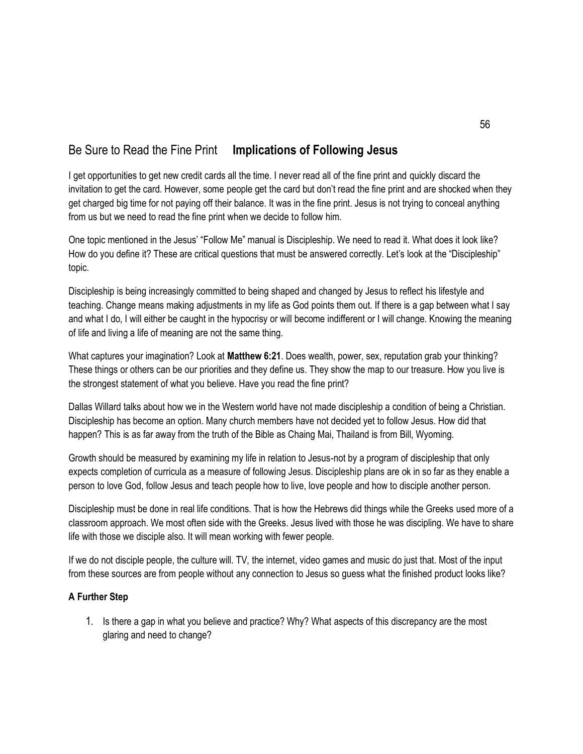## Be Sure to Read the Fine Print **Implications of Following Jesus**

I get opportunities to get new credit cards all the time. I never read all of the fine print and quickly discard the invitation to get the card. However, some people get the card but don't read the fine print and are shocked when they get charged big time for not paying off their balance. It was in the fine print. Jesus is not trying to conceal anything from us but we need to read the fine print when we decide to follow him.

One topic mentioned in the Jesus' "Follow Me" manual is Discipleship. We need to read it. What does it look like? How do you define it? These are critical questions that must be answered correctly. Let's look at the "Discipleship" topic.

Discipleship is being increasingly committed to being shaped and changed by Jesus to reflect his lifestyle and teaching. Change means making adjustments in my life as God points them out. If there is a gap between what I say and what I do, I will either be caught in the hypocrisy or will become indifferent or I will change. Knowing the meaning of life and living a life of meaning are not the same thing.

What captures your imagination? Look at **Matthew 6:21**. Does wealth, power, sex, reputation grab your thinking? These things or others can be our priorities and they define us. They show the map to our treasure. How you live is the strongest statement of what you believe. Have you read the fine print?

Dallas Willard talks about how we in the Western world have not made discipleship a condition of being a Christian. Discipleship has become an option. Many church members have not decided yet to follow Jesus. How did that happen? This is as far away from the truth of the Bible as Chaing Mai, Thailand is from Bill, Wyoming.

Growth should be measured by examining my life in relation to Jesus-not by a program of discipleship that only expects completion of curricula as a measure of following Jesus. Discipleship plans are ok in so far as they enable a person to love God, follow Jesus and teach people how to live, love people and how to disciple another person.

Discipleship must be done in real life conditions. That is how the Hebrews did things while the Greeks used more of a classroom approach. We most often side with the Greeks. Jesus lived with those he was discipling. We have to share life with those we disciple also. It will mean working with fewer people.

If we do not disciple people, the culture will. TV, the internet, video games and music do just that. Most of the input from these sources are from people without any connection to Jesus so guess what the finished product looks like?

### A Further Step

1. Is there a gap in what you believe and practice? Why? What aspects of this discrepancy are the most glaring and need to change?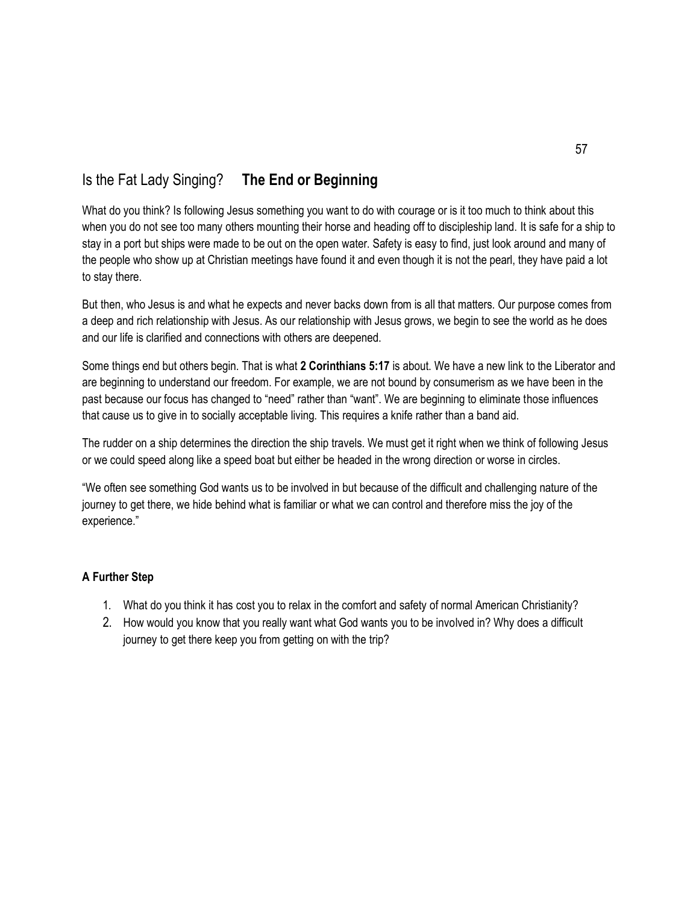## Is the Fat Lady Singing? **The End or Beginning**

What do you think? Is following Jesus something you want to do with courage or is it too much to think about this when you do not see too many others mounting their horse and heading off to discipleship land. It is safe for a ship to stay in a port but ships were made to be out on the open water. Safety is easy to find, just look around and many of the people who show up at Christian meetings have found it and even though it is not the pearl, they have paid a lot to stay there.

But then, who Jesus is and what he expects and never backs down from is all that matters. Our purpose comes from a deep and rich relationship with Jesus. As our relationship with Jesus grows, we begin to see the world as he does and our life is clarified and connections with others are deepened.

Some things end but others begin. That is what **2 Corinthians 5:17** is about. We have a new link to the Liberator and are beginning to understand our freedom. For example, we are not bound by consumerism as we have been in the past because our focus has changed to "need" rather than "want". We are beginning to eliminate those influences that cause us to give in to socially acceptable living. This requires a knife rather than a band aid.

The rudder on a ship determines the direction the ship travels. We must get it right when we think of following Jesus or we could speed along like a speed boat but either be headed in the wrong direction or worse in circles.

"We often see something God wants us to be involved in but because of the difficult and challenging nature of the journey to get there, we hide behind what is familiar or what we can control and therefore miss the joy of the experience."

**A Further Step**

1. What do you think it has cost you to relax in the comfort and safety of normal American Christianity?
2. How would you know that you really want what God wants you to be involved in? Why does a difficult journey to get there keep you from getting on with the trip?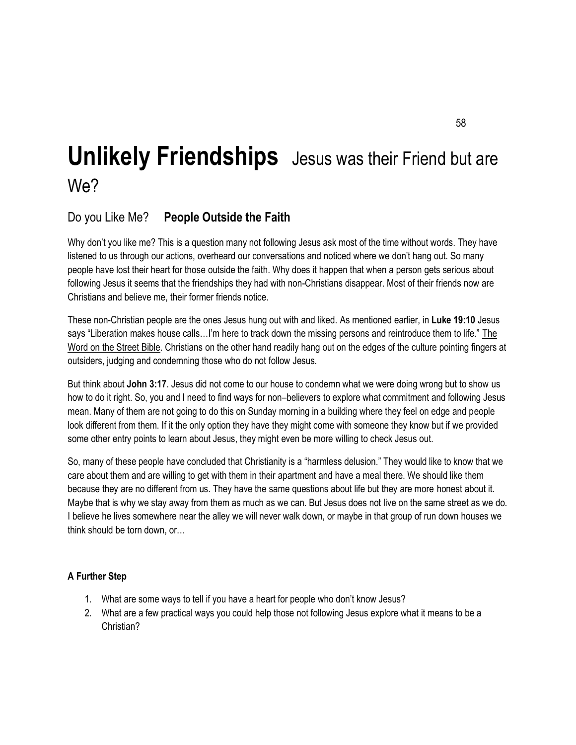# **Unlikely Friendships** Jesus was their Friend but are We?

## Do you Like Me? **People Outside the Faith**

Why don't you like me? This is a question many not following Jesus ask most of the time without words. They have listened to us through our actions, overheard our conversations and noticed where we don't hang out. So many people have lost their heart for those outside the faith. Why does it happen that when a person gets serious about following Jesus it seems that the friendships they had with non-Christians disappear. Most of their friends now are Christians and believe me, their former friends notice.

These non-Christian people are the ones Jesus hung out with and liked. As mentioned earlier, in **Luke 19:10** Jesus says "Liberation makes house calls…I'm here to track down the missing persons and reintroduce them to life." The Word on the Street Bible. Christians on the other hand readily hang out on the edges of the culture pointing fingers at outsiders, judging and condemning those who do not follow Jesus.

But think about **John 3:17**. Jesus did not come to our house to condemn what we were doing wrong but to show us how to do it right. So, you and I need to find ways for non–believers to explore what commitment and following Jesus mean. Many of them are not going to do this on Sunday morning in a building where they feel on edge and people look different from them. If it the only option they have they might come with someone they know but if we provided some other entry points to learn about Jesus, they might even be more willing to check Jesus out.

So, many of these people have concluded that Christianity is a "harmless delusion." They would like to know that we care about them and are willing to get with them in their apartment and have a meal there. We should like them because they are no different from us. They have the same questions about life but they are more honest about it. Maybe that is why we stay away from them as much as we can. But Jesus does not live on the same street as we do. I believe he lives somewhere near the alley we will never walk down, or maybe in that group of run down houses we think should be torn down, or…

#### A Further Step

1. What are some ways to tell if you have a heart for people who don't know Jesus?
2. What are a few practical ways you could help those not following Jesus explore what it means to be a Christian?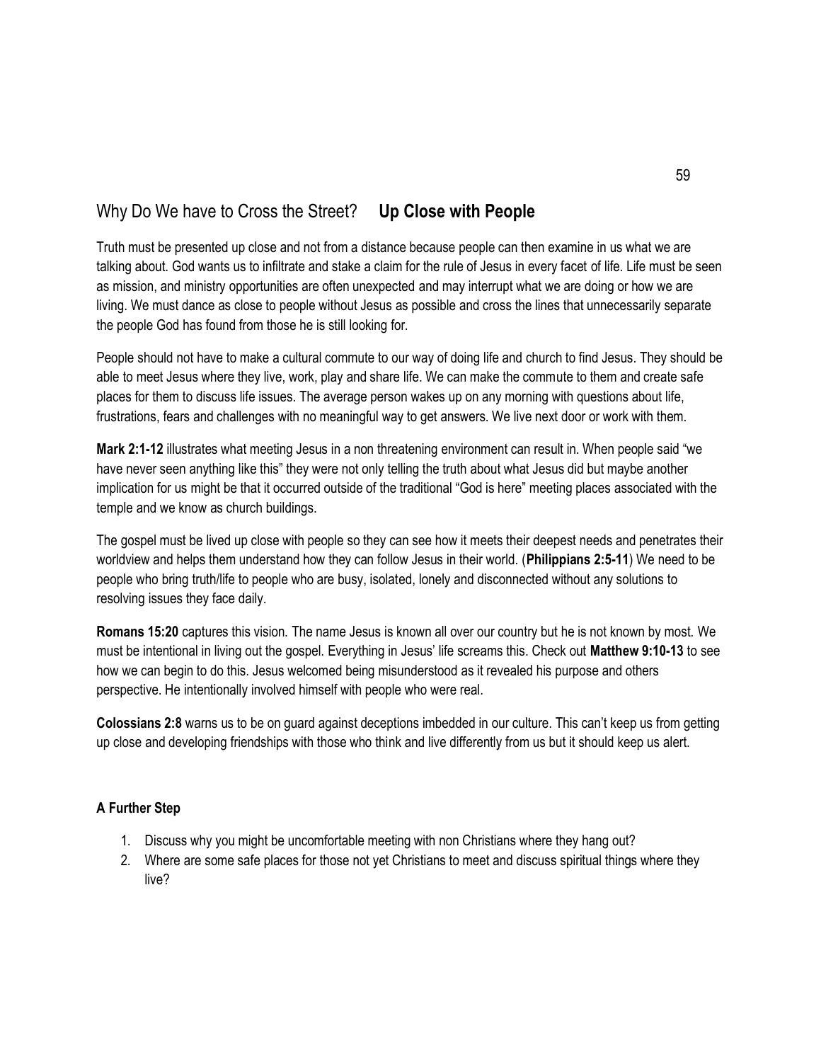## Why Do We have to Cross the Street? **Up Close with People**

Truth must be presented up close and not from a distance because people can then examine in us what we are talking about. God wants us to infiltrate and stake a claim for the rule of Jesus in every facet of life. Life must be seen as mission, and ministry opportunities are often unexpected and may interrupt what we are doing or how we are living. We must dance as close to people without Jesus as possible and cross the lines that unnecessarily separate the people God has found from those he is still looking for.

People should not have to make a cultural commute to our way of doing life and church to find Jesus. They should be able to meet Jesus where they live, work, play and share life. We can make the commute to them and create safe places for them to discuss life issues. The average person wakes up on any morning with questions about life, frustrations, fears and challenges with no meaningful way to get answers. We live next door or work with them.

**Mark 2:1-12** illustrates what meeting Jesus in a non threatening environment can result in. When people said "we have never seen anything like this" they were not only telling the truth about what Jesus did but maybe another implication for us might be that it occurred outside of the traditional "God is here" meeting places associated with the temple and we know as church buildings.

The gospel must be lived up close with people so they can see how it meets their deepest needs and penetrates their worldview and helps them understand how they can follow Jesus in their world. (**Philippians 2:5-11**) We need to be people who bring truth/life to people who are busy, isolated, lonely and disconnected without any solutions to resolving issues they face daily.

**Romans 15:20** captures this vision. The name Jesus is known all over our country but he is not known by most. We must be intentional in living out the gospel. Everything in Jesus' life screams this. Check out **Matthew 9:10-13** to see how we can begin to do this. Jesus welcomed being misunderstood as it revealed his purpose and others perspective. He intentionally involved himself with people who were real.

**Colossians 2:8** warns us to be on guard against deceptions imbedded in our culture. This can't keep us from getting up close and developing friendships with those who think and live differently from us but it should keep us alert.

**A Further Step**

1. Discuss why you might be uncomfortable meeting with non Christians where they hang out?
2. Where are some safe places for those not yet Christians to meet and discuss spiritual things where they live?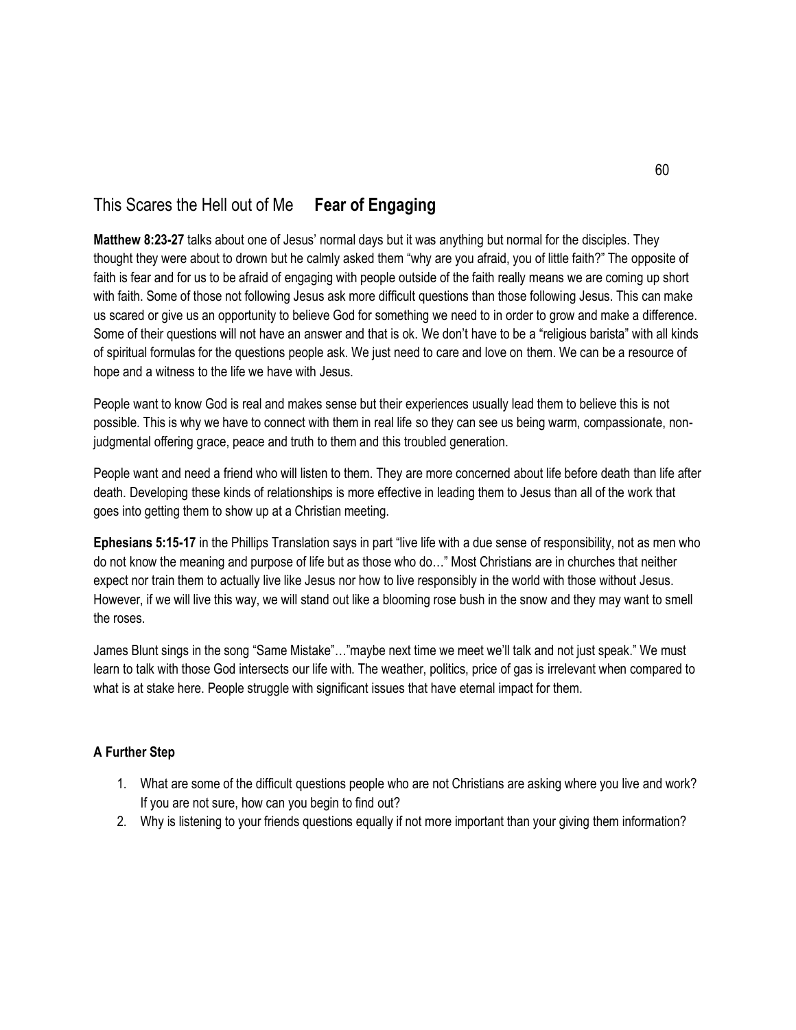## This Scares the Hell out of Me **Fear of Engaging**

**Matthew 8:23-27** talks about one of Jesus' normal days but it was anything but normal for the disciples. They thought they were about to drown but he calmly asked them "why are you afraid, you of little faith?" The opposite of faith is fear and for us to be afraid of engaging with people outside of the faith really means we are coming up short with faith. Some of those not following Jesus ask more difficult questions than those following Jesus. This can make us scared or give us an opportunity to believe God for something we need to in order to grow and make a difference. Some of their questions will not have an answer and that is ok. We don't have to be a "religious barista" with all kinds of spiritual formulas for the questions people ask. We just need to care and love on them. We can be a resource of hope and a witness to the life we have with Jesus.

People want to know God is real and makes sense but their experiences usually lead them to believe this is not possible. This is why we have to connect with them in real life so they can see us being warm, compassionate, non-judgmental offering grace, peace and truth to them and this troubled generation.

People want and need a friend who will listen to them. They are more concerned about life before death than life after death. Developing these kinds of relationships is more effective in leading them to Jesus than all of the work that goes into getting them to show up at a Christian meeting.

**Ephesians 5:15-17** in the Phillips Translation says in part "live life with a due sense of responsibility, not as men who do not know the meaning and purpose of life but as those who do…" Most Christians are in churches that neither expect nor train them to actually live like Jesus nor how to live responsibly in the world with those without Jesus. However, if we will live this way, we will stand out like a blooming rose bush in the snow and they may want to smell the roses.

James Blunt sings in the song "Same Mistake"…"maybe next time we meet we'll talk and not just speak." We must learn to talk with those God intersects our life with. The weather, politics, price of gas is irrelevant when compared to what is at stake here. People struggle with significant issues that have eternal impact for them.

### A Further Step

1. What are some of the difficult questions people who are not Christians are asking where you live and work? If you are not sure, how can you begin to find out?
2. Why is listening to your friends questions equally if not more important than your giving them information?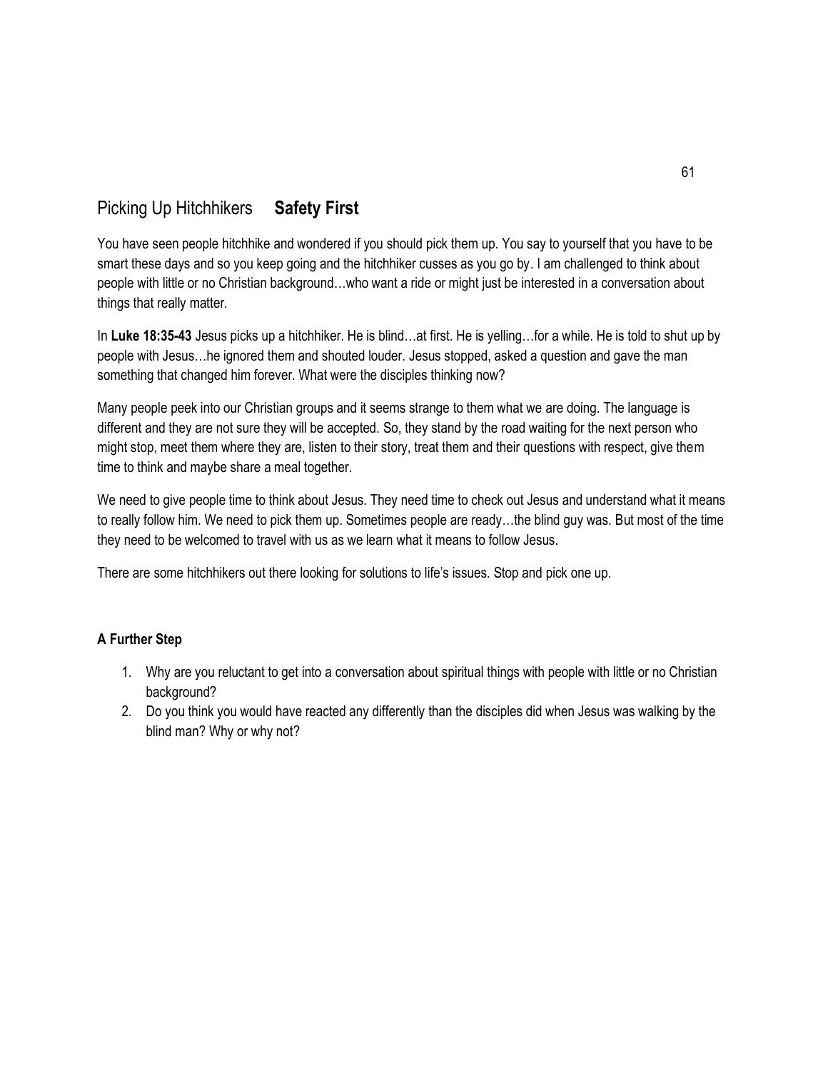## Picking Up Hitchhikers **Safety First**

You have seen people hitchhike and wondered if you should pick them up. You say to yourself that you have to be smart these days and so you keep going and the hitchhiker cusses as you go by. I am challenged to think about people with little or no Christian background…who want a ride or might just be interested in a conversation about things that really matter.

In **Luke 18:35-43** Jesus picks up a hitchhiker. He is blind…at first. He is yelling…for a while. He is told to shut up by people with Jesus…he ignored them and shouted louder. Jesus stopped, asked a question and gave the man something that changed him forever. What were the disciples thinking now?

Many people peek into our Christian groups and it seems strange to them what we are doing. The language is different and they are not sure they will be accepted. So, they stand by the road waiting for the next person who might stop, meet them where they are, listen to their story, treat them and their questions with respect, give them time to think and maybe share a meal together.

We need to give people time to think about Jesus. They need time to check out Jesus and understand what it means to really follow him. We need to pick them up. Sometimes people are ready…the blind guy was. But most of the time they need to be welcomed to travel with us as we learn what it means to follow Jesus.

There are some hitchhikers out there looking for solutions to life's issues. Stop and pick one up.

**A Further Step**

1. Why are you reluctant to get into a conversation about spiritual things with people with little or no Christian background?
2. Do you think you would have reacted any differently than the disciples did when Jesus was walking by the blind man? Why or why not?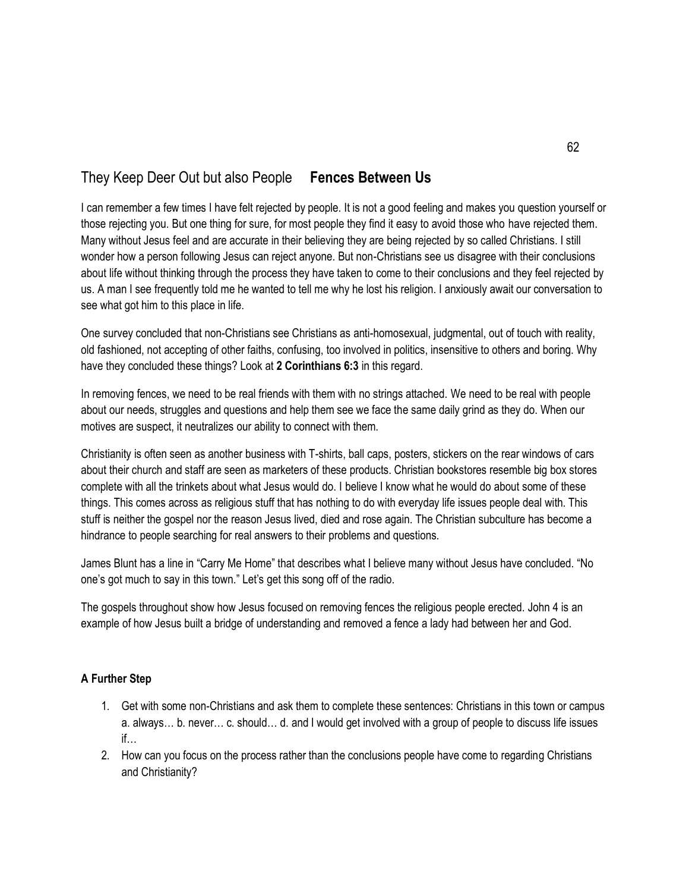## They Keep Deer Out but also People **Fences Between Us**

I can remember a few times I have felt rejected by people. It is not a good feeling and makes you question yourself or those rejecting you. But one thing for sure, for most people they find it easy to avoid those who have rejected them. Many without Jesus feel and are accurate in their believing they are being rejected by so called Christians. I still wonder how a person following Jesus can reject anyone. But non-Christians see us disagree with their conclusions about life without thinking through the process they have taken to come to their conclusions and they feel rejected by us. A man I see frequently told me he wanted to tell me why he lost his religion. I anxiously await our conversation to see what got him to this place in life.

One survey concluded that non-Christians see Christians as anti-homosexual, judgmental, out of touch with reality, old fashioned, not accepting of other faiths, confusing, too involved in politics, insensitive to others and boring. Why have they concluded these things? Look at **2 Corinthians 6:3** in this regard.

In removing fences, we need to be real friends with them with no strings attached. We need to be real with people about our needs, struggles and questions and help them see we face the same daily grind as they do. When our motives are suspect, it neutralizes our ability to connect with them.

Christianity is often seen as another business with T-shirts, ball caps, posters, stickers on the rear windows of cars about their church and staff are seen as marketers of these products. Christian bookstores resemble big box stores complete with all the trinkets about what Jesus would do. I believe I know what he would do about some of these things. This comes across as religious stuff that has nothing to do with everyday life issues people deal with. This stuff is neither the gospel nor the reason Jesus lived, died and rose again. The Christian subculture has become a hindrance to people searching for real answers to their problems and questions.

James Blunt has a line in "Carry Me Home" that describes what I believe many without Jesus have concluded. "No one's got much to say in this town." Let's get this song off of the radio.

The gospels throughout show how Jesus focused on removing fences the religious people erected. John 4 is an example of how Jesus built a bridge of understanding and removed a fence a lady had between her and God.

### A Further Step

1. Get with some non-Christians and ask them to complete these sentences: Christians in this town or campus a. always… b. never… c. should… d. and I would get involved with a group of people to discuss life issues if…
2. How can you focus on the process rather than the conclusions people have come to regarding Christians and Christianity?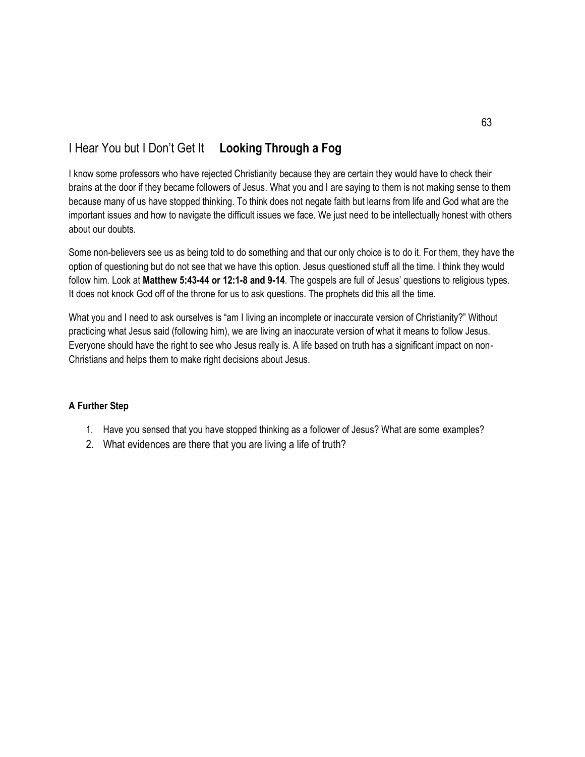## I Hear You but I Don't Get It **Looking Through a Fog**

I know some professors who have rejected Christianity because they are certain they would have to check their brains at the door if they became followers of Jesus. What you and I are saying to them is not making sense to them because many of us have stopped thinking. To think does not negate faith but learns from life and God what are the important issues and how to navigate the difficult issues we face. We just need to be intellectually honest with others about our doubts.

Some non-believers see us as being told to do something and that our only choice is to do it. For them, they have the option of questioning but do not see that we have this option. Jesus questioned stuff all the time. I think they would follow him. Look at **Matthew 5:43-44 or 12:1-8 and 9-14**. The gospels are full of Jesus' questions to religious types. It does not knock God off of the throne for us to ask questions. The prophets did this all the time.

What you and I need to ask ourselves is "am I living an incomplete or inaccurate version of Christianity?" Without practicing what Jesus said (following him), we are living an inaccurate version of what it means to follow Jesus. Everyone should have the right to see who Jesus really is. A life based on truth has a significant impact on non-Christians and helps them to make right decisions about Jesus.

**A Further Step**

1. Have you sensed that you have stopped thinking as a follower of Jesus? What are some examples?
2. What evidences are there that you are living a life of truth?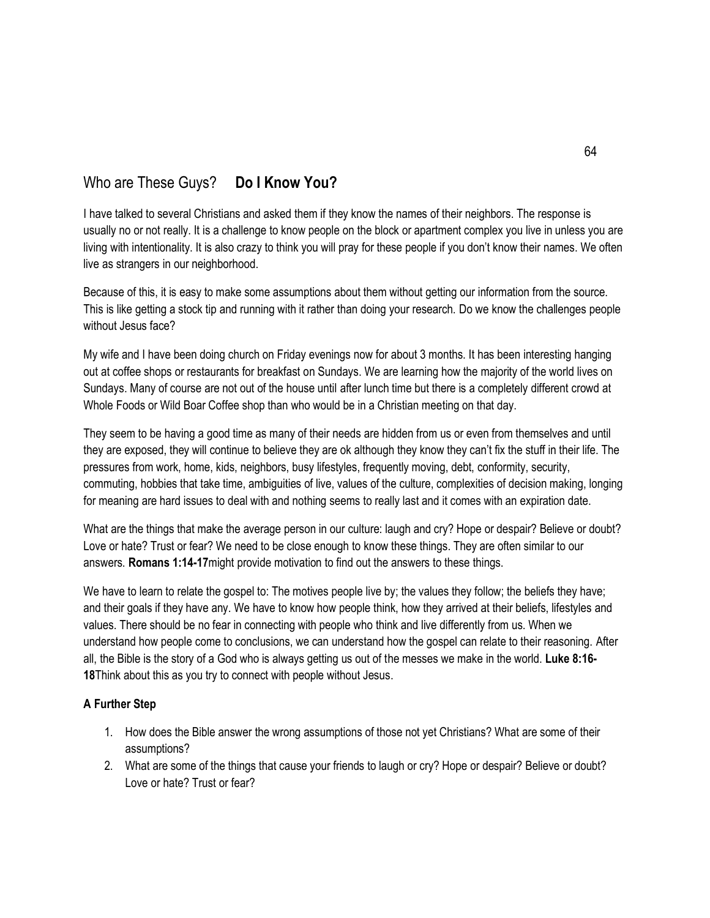## Who are These Guys? **Do I Know You?**

I have talked to several Christians and asked them if they know the names of their neighbors. The response is usually no or not really. It is a challenge to know people on the block or apartment complex you live in unless you are living with intentionality. It is also crazy to think you will pray for these people if you don't know their names. We often live as strangers in our neighborhood.

Because of this, it is easy to make some assumptions about them without getting our information from the source. This is like getting a stock tip and running with it rather than doing your research. Do we know the challenges people without Jesus face?

My wife and I have been doing church on Friday evenings now for about 3 months. It has been interesting hanging out at coffee shops or restaurants for breakfast on Sundays. We are learning how the majority of the world lives on Sundays. Many of course are not out of the house until after lunch time but there is a completely different crowd at Whole Foods or Wild Boar Coffee shop than who would be in a Christian meeting on that day.

They seem to be having a good time as many of their needs are hidden from us or even from themselves and until they are exposed, they will continue to believe they are ok although they know they can't fix the stuff in their life. The pressures from work, home, kids, neighbors, busy lifestyles, frequently moving, debt, conformity, security, commuting, hobbies that take time, ambiguities of live, values of the culture, complexities of decision making, longing for meaning are hard issues to deal with and nothing seems to really last and it comes with an expiration date.

What are the things that make the average person in our culture: laugh and cry? Hope or despair? Believe or doubt? Love or hate? Trust or fear? We need to be close enough to know these things. They are often similar to our answers. **Romans 1:14-17**might provide motivation to find out the answers to these things.

We have to learn to relate the gospel to: The motives people live by; the values they follow; the beliefs they have; and their goals if they have any. We have to know how people think, how they arrived at their beliefs, lifestyles and values. There should be no fear in connecting with people who think and live differently from us. When we understand how people come to conclusions, we can understand how the gospel can relate to their reasoning. After all, the Bible is the story of a God who is always getting us out of the messes we make in the world. **Luke 8:16-18**Think about this as you try to connect with people without Jesus.

**A Further Step**

1. How does the Bible answer the wrong assumptions of those not yet Christians? What are some of their assumptions?
2. What are some of the things that cause your friends to laugh or cry? Hope or despair? Believe or doubt? Love or hate? Trust or fear?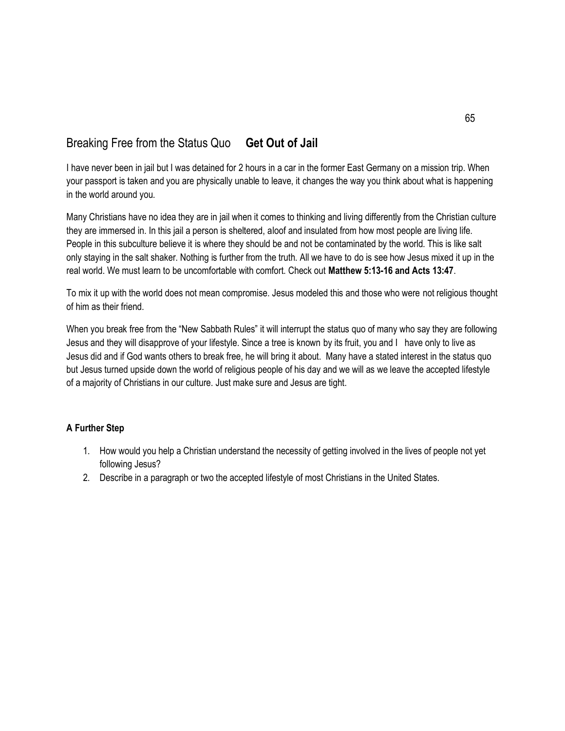## Breaking Free from the Status Quo **Get Out of Jail**

I have never been in jail but I was detained for 2 hours in a car in the former East Germany on a mission trip. When your passport is taken and you are physically unable to leave, it changes the way you think about what is happening in the world around you.

Many Christians have no idea they are in jail when it comes to thinking and living differently from the Christian culture they are immersed in. In this jail a person is sheltered, aloof and insulated from how most people are living life. People in this subculture believe it is where they should be and not be contaminated by the world. This is like salt only staying in the salt shaker. Nothing is further from the truth. All we have to do is see how Jesus mixed it up in the real world. We must learn to be uncomfortable with comfort. Check out **Matthew 5:13-16 and Acts 13:47**.

To mix it up with the world does not mean compromise. Jesus modeled this and those who were not religious thought of him as their friend.

When you break free from the "New Sabbath Rules" it will interrupt the status quo of many who say they are following Jesus and they will disapprove of your lifestyle. Since a tree is known by its fruit, you and I have only to live as Jesus did and if God wants others to break free, he will bring it about. Many have a stated interest in the status quo but Jesus turned upside down the world of religious people of his day and we will as we leave the accepted lifestyle of a majority of Christians in our culture. Just make sure and Jesus are tight.

**A Further Step**

1. How would you help a Christian understand the necessity of getting involved in the lives of people not yet following Jesus?
2. Describe in a paragraph or two the accepted lifestyle of most Christians in the United States.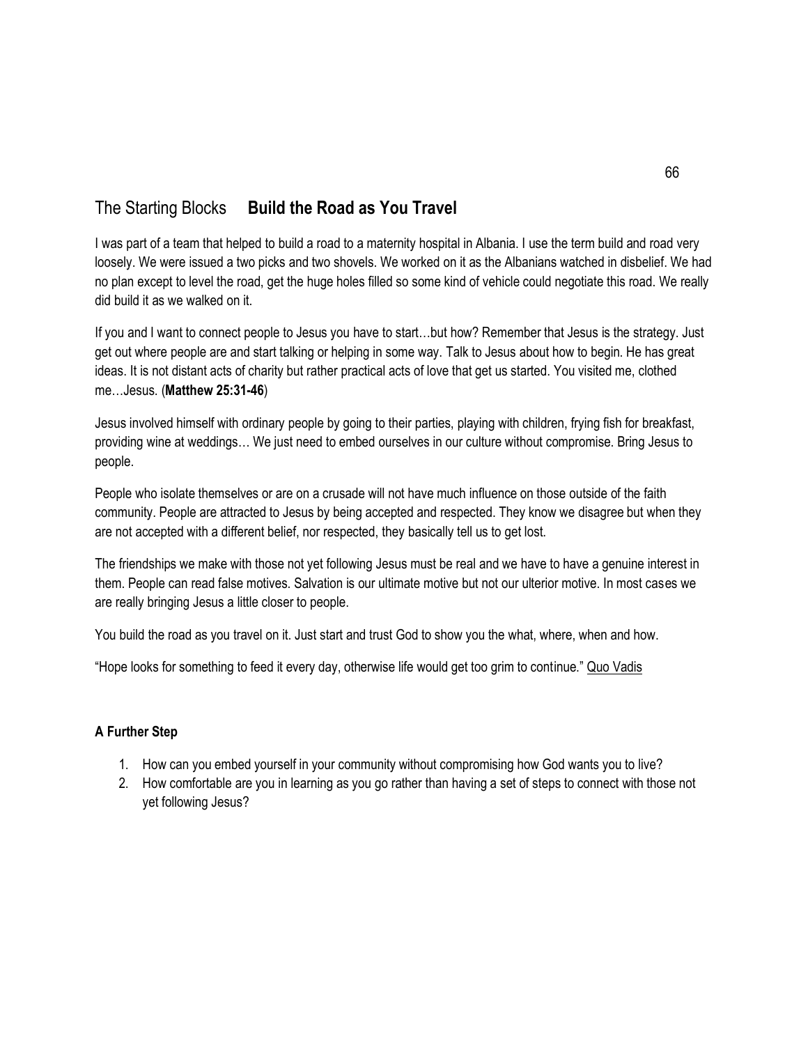## The Starting Blocks **Build the Road as You Travel**

I was part of a team that helped to build a road to a maternity hospital in Albania. I use the term build and road very loosely. We were issued a two picks and two shovels. We worked on it as the Albanians watched in disbelief. We had no plan except to level the road, get the huge holes filled so some kind of vehicle could negotiate this road. We really did build it as we walked on it.

If you and I want to connect people to Jesus you have to start…but how? Remember that Jesus is the strategy. Just get out where people are and start talking or helping in some way. Talk to Jesus about how to begin. He has great ideas. It is not distant acts of charity but rather practical acts of love that get us started. You visited me, clothed me…Jesus. (**Matthew 25:31-46**)

Jesus involved himself with ordinary people by going to their parties, playing with children, frying fish for breakfast, providing wine at weddings… We just need to embed ourselves in our culture without compromise. Bring Jesus to people.

People who isolate themselves or are on a crusade will not have much influence on those outside of the faith community. People are attracted to Jesus by being accepted and respected. They know we disagree but when they are not accepted with a different belief, nor respected, they basically tell us to get lost.

The friendships we make with those not yet following Jesus must be real and we have to have a genuine interest in them. People can read false motives. Salvation is our ultimate motive but not our ulterior motive. In most cases we are really bringing Jesus a little closer to people.

You build the road as you travel on it. Just start and trust God to show you the what, where, when and how.

"Hope looks for something to feed it every day, otherwise life would get too grim to continue." Quo Vadis

**A Further Step**

1. How can you embed yourself in your community without compromising how God wants you to live?
2. How comfortable are you in learning as you go rather than having a set of steps to connect with those not yet following Jesus?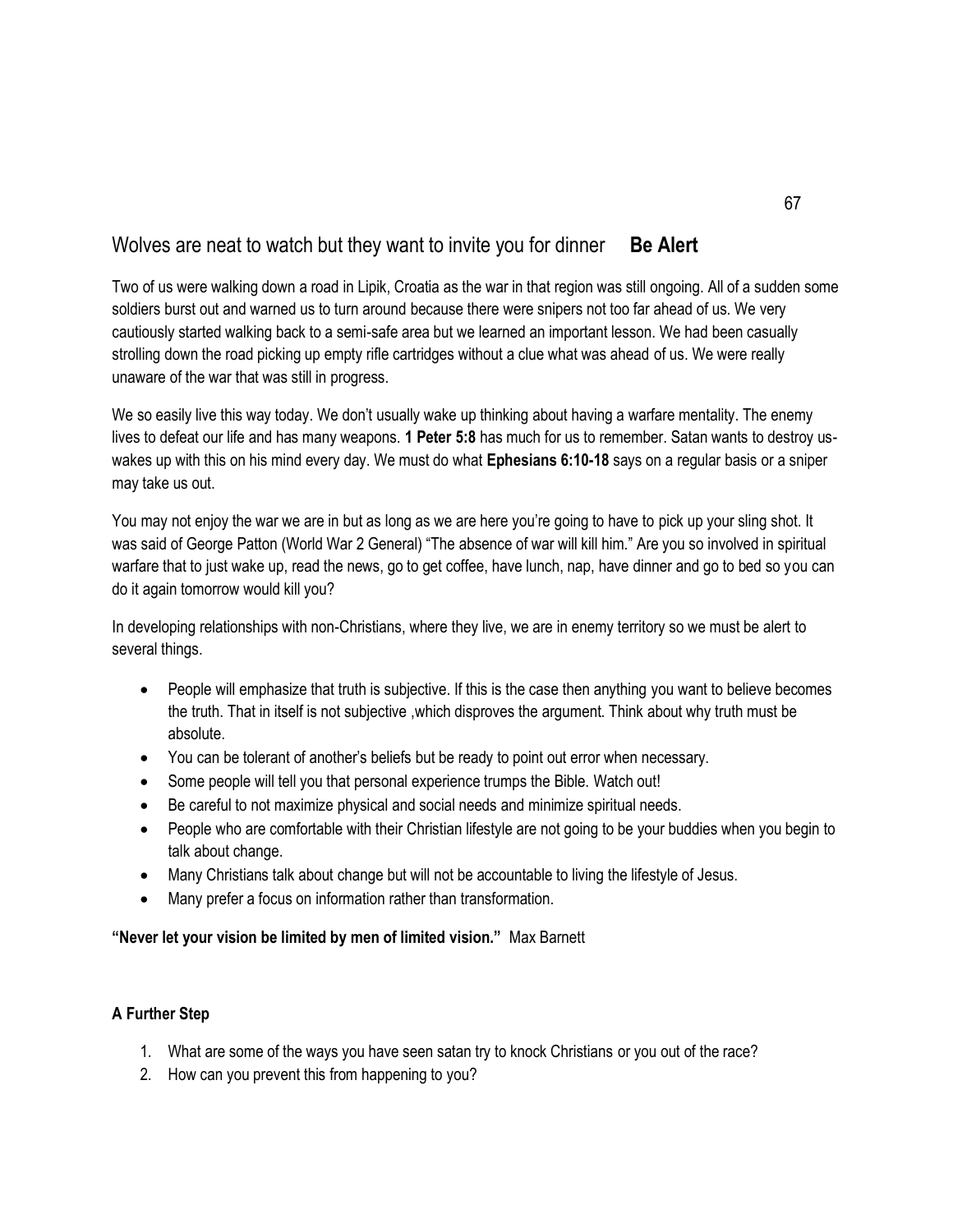## Wolves are neat to watch but they want to invite you for dinner **Be Alert**

Two of us were walking down a road in Lipik, Croatia as the war in that region was still ongoing. All of a sudden some soldiers burst out and warned us to turn around because there were snipers not too far ahead of us. We very cautiously started walking back to a semi-safe area but we learned an important lesson. We had been casually strolling down the road picking up empty rifle cartridges without a clue what was ahead of us. We were really unaware of the war that was still in progress.

We so easily live this way today. We don't usually wake up thinking about having a warfare mentality. The enemy lives to defeat our life and has many weapons. **1 Peter 5:8** has much for us to remember. Satan wants to destroy us-wakes up with this on his mind every day. We must do what **Ephesians 6:10-18** says on a regular basis or a sniper may take us out.

You may not enjoy the war we are in but as long as we are here you're going to have to pick up your sling shot. It was said of George Patton (World War 2 General) "The absence of war will kill him." Are you so involved in spiritual warfare that to just wake up, read the news, go to get coffee, have lunch, nap, have dinner and go to bed so you can do it again tomorrow would kill you?

In developing relationships with non-Christians, where they live, we are in enemy territory so we must be alert to several things.

- People will emphasize that truth is subjective. If this is the case then anything you want to believe becomes the truth. That in itself is not subjective ,which disproves the argument. Think about why truth must be absolute.
- You can be tolerant of another's beliefs but be ready to point out error when necessary.
- Some people will tell you that personal experience trumps the Bible. Watch out!
- Be careful to not maximize physical and social needs and minimize spiritual needs.
- People who are comfortable with their Christian lifestyle are not going to be your buddies when you begin to talk about change.
- Many Christians talk about change but will not be accountable to living the lifestyle of Jesus.
- Many prefer a focus on information rather than transformation.

**"Never let your vision be limited by men of limited vision."** Max Barnett

**A Further Step**

1. What are some of the ways you have seen satan try to knock Christians or you out of the race?
2. How can you prevent this from happening to you?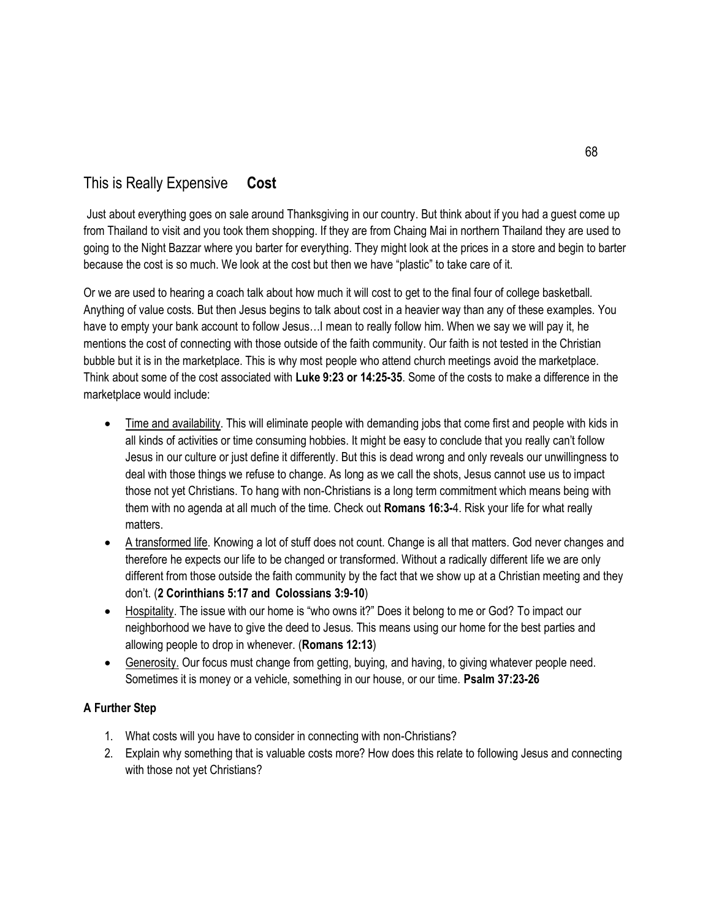## This is Really Expensive **Cost**

Just about everything goes on sale around Thanksgiving in our country. But think about if you had a guest come up from Thailand to visit and you took them shopping. If they are from Chaing Mai in northern Thailand they are used to going to the Night Bazzar where you barter for everything. They might look at the prices in a store and begin to barter because the cost is so much. We look at the cost but then we have "plastic" to take care of it.

Or we are used to hearing a coach talk about how much it will cost to get to the final four of college basketball. Anything of value costs. But then Jesus begins to talk about cost in a heavier way than any of these examples. You have to empty your bank account to follow Jesus…I mean to really follow him. When we say we will pay it, he mentions the cost of connecting with those outside of the faith community. Our faith is not tested in the Christian bubble but it is in the marketplace. This is why most people who attend church meetings avoid the marketplace. Think about some of the cost associated with **Luke 9:23 or 14:25-35**. Some of the costs to make a difference in the marketplace would include:

- Time and availability. This will eliminate people with demanding jobs that come first and people with kids in all kinds of activities or time consuming hobbies. It might be easy to conclude that you really can't follow Jesus in our culture or just define it differently. But this is dead wrong and only reveals our unwillingness to deal with those things we refuse to change. As long as we call the shots, Jesus cannot use us to impact those not yet Christians. To hang with non-Christians is a long term commitment which means being with them with no agenda at all much of the time. Check out **Romans 16:3-**4. Risk your life for what really matters.
- A transformed life. Knowing a lot of stuff does not count. Change is all that matters. God never changes and therefore he expects our life to be changed or transformed. Without a radically different life we are only different from those outside the faith community by the fact that we show up at a Christian meeting and they don't. (**2 Corinthians 5:17 and Colossians 3:9-10**)
- Hospitality. The issue with our home is "who owns it?" Does it belong to me or God? To impact our neighborhood we have to give the deed to Jesus. This means using our home for the best parties and allowing people to drop in whenever. (**Romans 12:13**)
- Generosity. Our focus must change from getting, buying, and having, to giving whatever people need. Sometimes it is money or a vehicle, something in our house, or our time. **Psalm 37:23-26**

**A Further Step**

1. What costs will you have to consider in connecting with non-Christians?
2. Explain why something that is valuable costs more? How does this relate to following Jesus and connecting with those not yet Christians?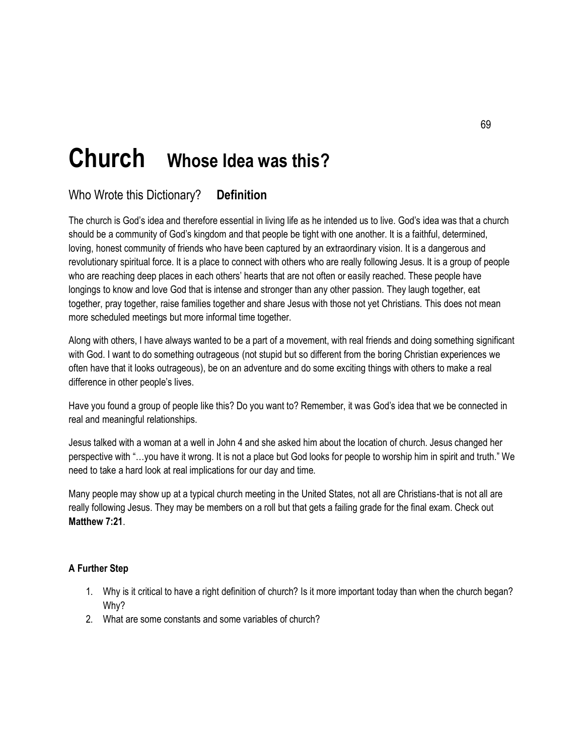# Church **Whose Idea was this?**

## Who Wrote this Dictionary? **Definition**

The church is God's idea and therefore essential in living life as he intended us to live. God's idea was that a church should be a community of God's kingdom and that people be tight with one another. It is a faithful, determined, loving, honest community of friends who have been captured by an extraordinary vision. It is a dangerous and revolutionary spiritual force. It is a place to connect with others who are really following Jesus. It is a group of people who are reaching deep places in each others' hearts that are not often or easily reached. These people have longings to know and love God that is intense and stronger than any other passion. They laugh together, eat together, pray together, raise families together and share Jesus with those not yet Christians. This does not mean more scheduled meetings but more informal time together.

Along with others, I have always wanted to be a part of a movement, with real friends and doing something significant with God. I want to do something outrageous (not stupid but so different from the boring Christian experiences we often have that it looks outrageous), be on an adventure and do some exciting things with others to make a real difference in other people's lives.

Have you found a group of people like this? Do you want to? Remember, it was God's idea that we be connected in real and meaningful relationships.

Jesus talked with a woman at a well in John 4 and she asked him about the location of church. Jesus changed her perspective with "…you have it wrong. It is not a place but God looks for people to worship him in spirit and truth." We need to take a hard look at real implications for our day and time.

Many people may show up at a typical church meeting in the United States, not all are Christians-that is not all are really following Jesus. They may be members on a roll but that gets a failing grade for the final exam. Check out **Matthew 7:21**.

**A Further Step**

1. Why is it critical to have a right definition of church? Is it more important today than when the church began? Why?
2. What are some constants and some variables of church?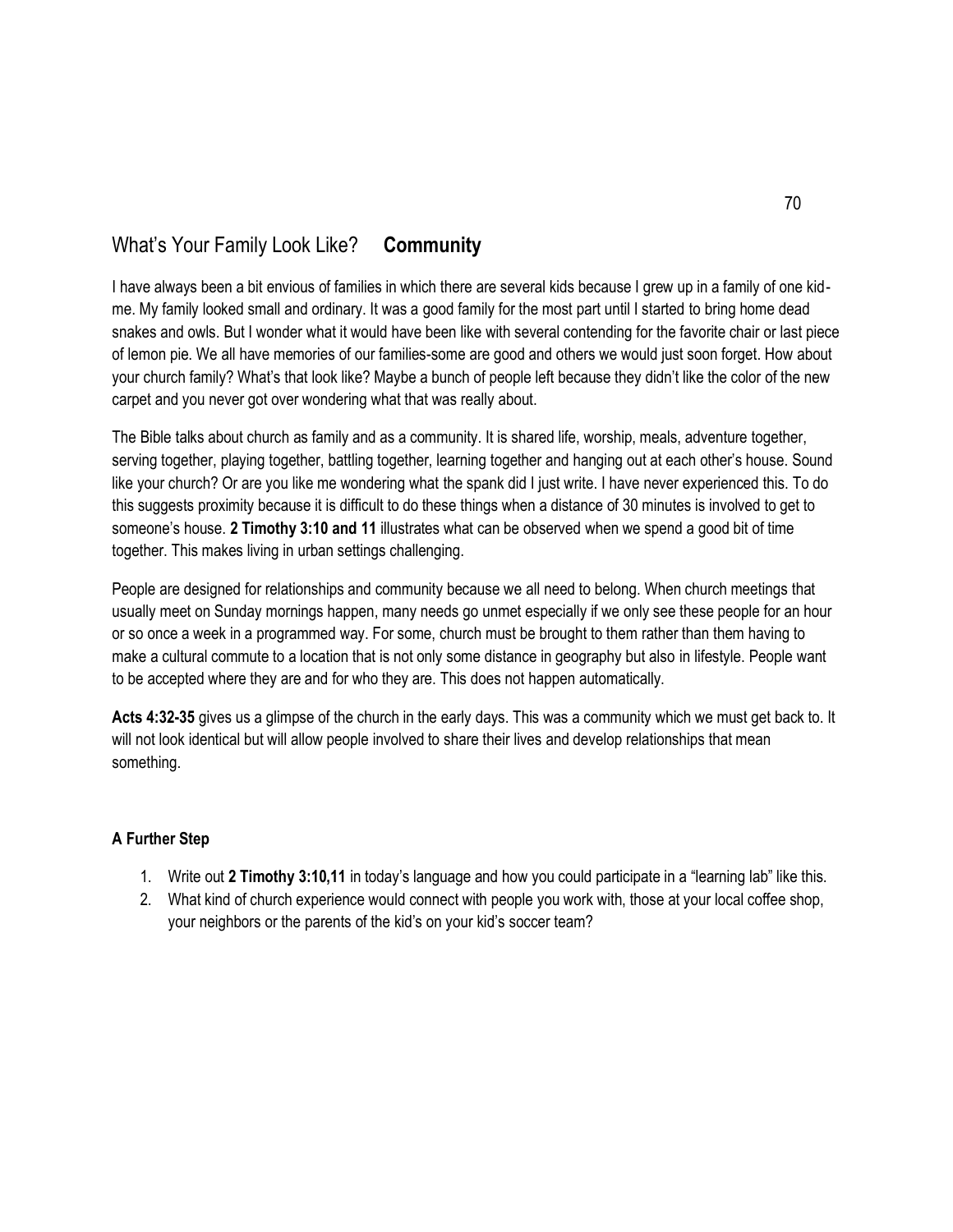## What's Your Family Look Like? **Community**

I have always been a bit envious of families in which there are several kids because I grew up in a family of one kid-me. My family looked small and ordinary. It was a good family for the most part until I started to bring home dead snakes and owls. But I wonder what it would have been like with several contending for the favorite chair or last piece of lemon pie. We all have memories of our families-some are good and others we would just soon forget. How about your church family? What's that look like? Maybe a bunch of people left because they didn't like the color of the new carpet and you never got over wondering what that was really about.

The Bible talks about church as family and as a community. It is shared life, worship, meals, adventure together, serving together, playing together, battling together, learning together and hanging out at each other's house. Sound like your church? Or are you like me wondering what the spank did I just write. I have never experienced this. To do this suggests proximity because it is difficult to do these things when a distance of 30 minutes is involved to get to someone's house. **2 Timothy 3:10 and 11** illustrates what can be observed when we spend a good bit of time together. This makes living in urban settings challenging.

People are designed for relationships and community because we all need to belong. When church meetings that usually meet on Sunday mornings happen, many needs go unmet especially if we only see these people for an hour or so once a week in a programmed way. For some, church must be brought to them rather than them having to make a cultural commute to a location that is not only some distance in geography but also in lifestyle. People want to be accepted where they are and for who they are. This does not happen automatically.

**Acts 4:32-35** gives us a glimpse of the church in the early days. This was a community which we must get back to. It will not look identical but will allow people involved to share their lives and develop relationships that mean something.

### A Further Step

1. Write out **2 Timothy 3:10,11** in today's language and how you could participate in a "learning lab" like this.
2. What kind of church experience would connect with people you work with, those at your local coffee shop, your neighbors or the parents of the kid's on your kid's soccer team?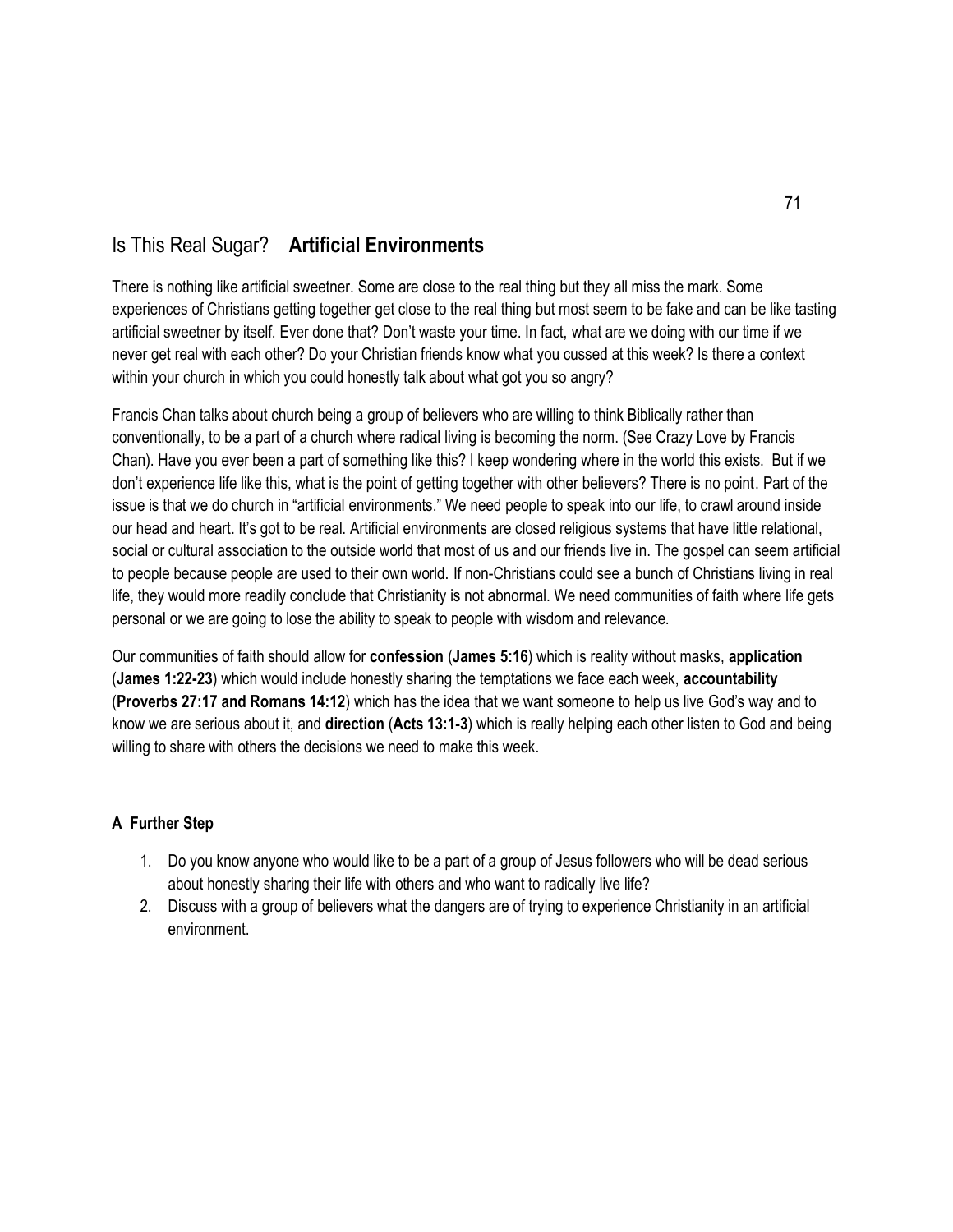## Is This Real Sugar? **Artificial Environments**

There is nothing like artificial sweetner. Some are close to the real thing but they all miss the mark. Some experiences of Christians getting together get close to the real thing but most seem to be fake and can be like tasting artificial sweetner by itself. Ever done that? Don't waste your time. In fact, what are we doing with our time if we never get real with each other? Do your Christian friends know what you cussed at this week? Is there a context within your church in which you could honestly talk about what got you so angry?

Francis Chan talks about church being a group of believers who are willing to think Biblically rather than conventionally, to be a part of a church where radical living is becoming the norm. (See Crazy Love by Francis Chan). Have you ever been a part of something like this? I keep wondering where in the world this exists. But if we don't experience life like this, what is the point of getting together with other believers? There is no point. Part of the issue is that we do church in "artificial environments." We need people to speak into our life, to crawl around inside our head and heart. It's got to be real. Artificial environments are closed religious systems that have little relational, social or cultural association to the outside world that most of us and our friends live in. The gospel can seem artificial to people because people are used to their own world. If non-Christians could see a bunch of Christians living in real life, they would more readily conclude that Christianity is not abnormal. We need communities of faith where life gets personal or we are going to lose the ability to speak to people with wisdom and relevance.

Our communities of faith should allow for **confession** (**James 5:16**) which is reality without masks, **application** (**James 1:22-23**) which would include honestly sharing the temptations we face each week, **accountability** (**Proverbs 27:17 and Romans 14:12**) which has the idea that we want someone to help us live God's way and to know we are serious about it, and **direction** (**Acts 13:1-3**) which is really helping each other listen to God and being willing to share with others the decisions we need to make this week.

**A Further Step**

1. Do you know anyone who would like to be a part of a group of Jesus followers who will be dead serious about honestly sharing their life with others and who want to radically live life?
2. Discuss with a group of believers what the dangers are of trying to experience Christianity in an artificial environment.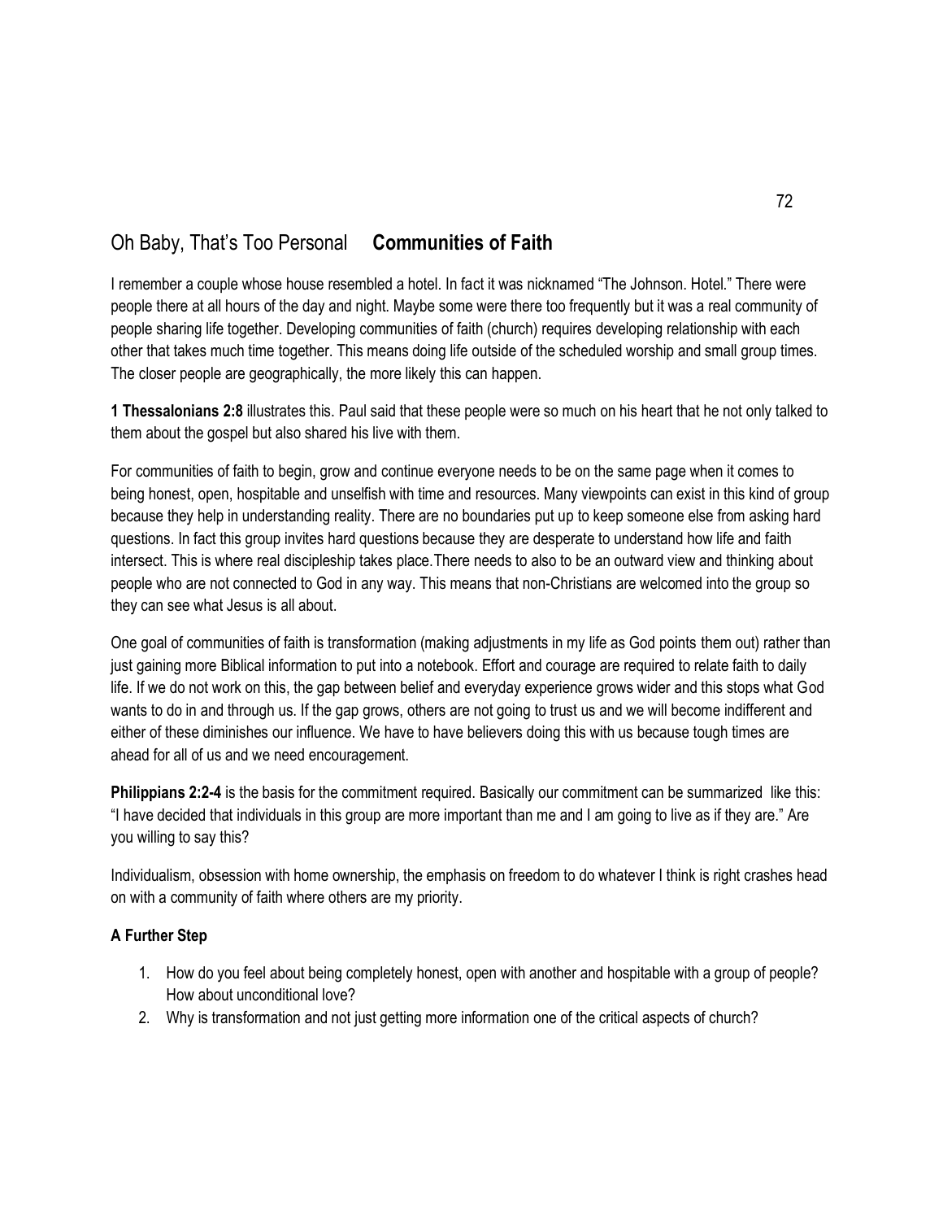## Oh Baby, That's Too Personal **Communities of Faith**

I remember a couple whose house resembled a hotel. In fact it was nicknamed "The Johnson. Hotel." There were people there at all hours of the day and night. Maybe some were there too frequently but it was a real community of people sharing life together. Developing communities of faith (church) requires developing relationship with each other that takes much time together. This means doing life outside of the scheduled worship and small group times. The closer people are geographically, the more likely this can happen.

**1 Thessalonians 2:8** illustrates this. Paul said that these people were so much on his heart that he not only talked to them about the gospel but also shared his live with them.

For communities of faith to begin, grow and continue everyone needs to be on the same page when it comes to being honest, open, hospitable and unselfish with time and resources. Many viewpoints can exist in this kind of group because they help in understanding reality. There are no boundaries put up to keep someone else from asking hard questions. In fact this group invites hard questions because they are desperate to understand how life and faith intersect. This is where real discipleship takes place.There needs to also to be an outward view and thinking about people who are not connected to God in any way. This means that non-Christians are welcomed into the group so they can see what Jesus is all about.

One goal of communities of faith is transformation (making adjustments in my life as God points them out) rather than just gaining more Biblical information to put into a notebook. Effort and courage are required to relate faith to daily life. If we do not work on this, the gap between belief and everyday experience grows wider and this stops what God wants to do in and through us. If the gap grows, others are not going to trust us and we will become indifferent and either of these diminishes our influence. We have to have believers doing this with us because tough times are ahead for all of us and we need encouragement.

**Philippians 2:2-4** is the basis for the commitment required. Basically our commitment can be summarized like this: "I have decided that individuals in this group are more important than me and I am going to live as if they are." Are you willing to say this?

Individualism, obsession with home ownership, the emphasis on freedom to do whatever I think is right crashes head on with a community of faith where others are my priority.

### A Further Step

1. How do you feel about being completely honest, open with another and hospitable with a group of people? How about unconditional love?
2. Why is transformation and not just getting more information one of the critical aspects of church?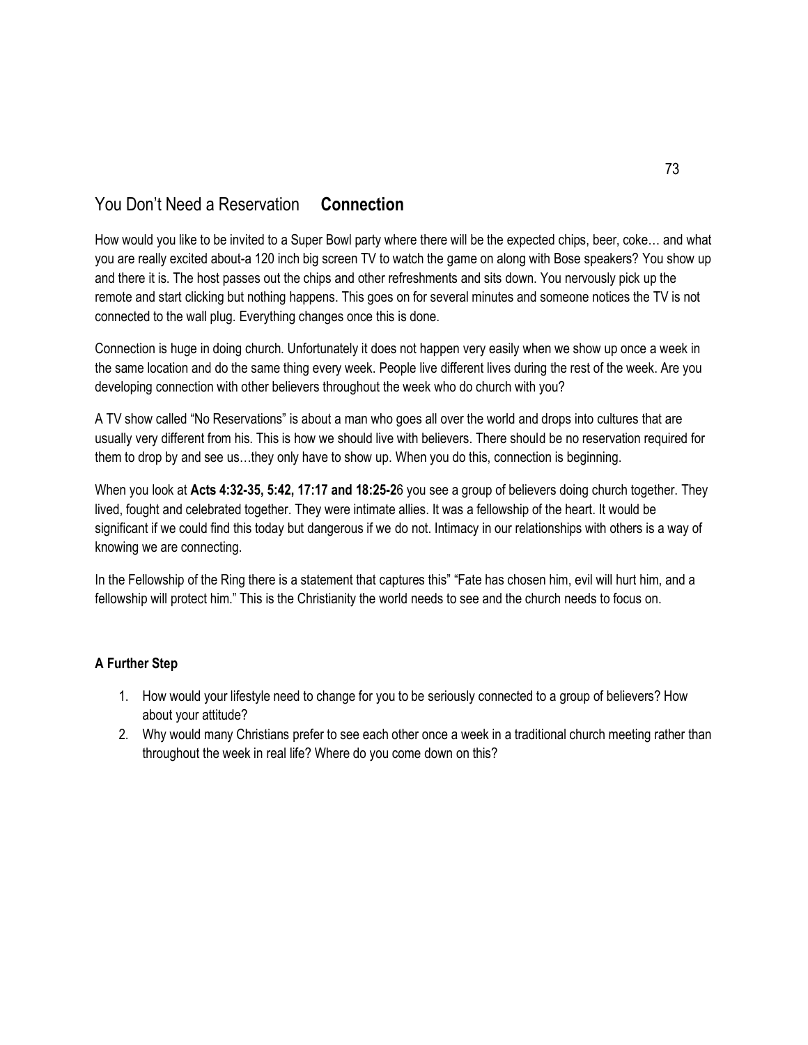## You Don't Need a Reservation **Connection**

How would you like to be invited to a Super Bowl party where there will be the expected chips, beer, coke… and what you are really excited about-a 120 inch big screen TV to watch the game on along with Bose speakers? You show up and there it is. The host passes out the chips and other refreshments and sits down. You nervously pick up the remote and start clicking but nothing happens. This goes on for several minutes and someone notices the TV is not connected to the wall plug. Everything changes once this is done.

Connection is huge in doing church. Unfortunately it does not happen very easily when we show up once a week in the same location and do the same thing every week. People live different lives during the rest of the week. Are you developing connection with other believers throughout the week who do church with you?

A TV show called "No Reservations" is about a man who goes all over the world and drops into cultures that are usually very different from his. This is how we should live with believers. There should be no reservation required for them to drop by and see us…they only have to show up. When you do this, connection is beginning.

When you look at **Acts 4:32-35, 5:42, 17:17 and 18:25-2**6 you see a group of believers doing church together. They lived, fought and celebrated together. They were intimate allies. It was a fellowship of the heart. It would be significant if we could find this today but dangerous if we do not. Intimacy in our relationships with others is a way of knowing we are connecting.

In the Fellowship of the Ring there is a statement that captures this" "Fate has chosen him, evil will hurt him, and a fellowship will protect him." This is the Christianity the world needs to see and the church needs to focus on.

**A Further Step**

1. How would your lifestyle need to change for you to be seriously connected to a group of believers? How about your attitude?
2. Why would many Christians prefer to see each other once a week in a traditional church meeting rather than throughout the week in real life? Where do you come down on this?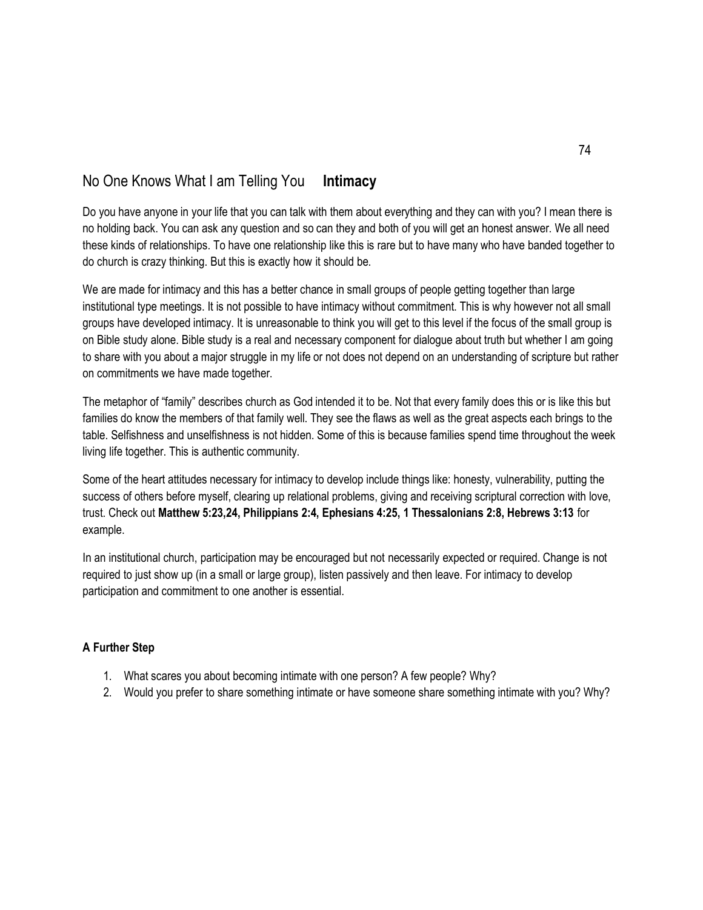## No One Knows What I am Telling You **Intimacy**

Do you have anyone in your life that you can talk with them about everything and they can with you? I mean there is no holding back. You can ask any question and so can they and both of you will get an honest answer. We all need these kinds of relationships. To have one relationship like this is rare but to have many who have banded together to do church is crazy thinking. But this is exactly how it should be.

We are made for intimacy and this has a better chance in small groups of people getting together than large institutional type meetings. It is not possible to have intimacy without commitment. This is why however not all small groups have developed intimacy. It is unreasonable to think you will get to this level if the focus of the small group is on Bible study alone. Bible study is a real and necessary component for dialogue about truth but whether I am going to share with you about a major struggle in my life or not does not depend on an understanding of scripture but rather on commitments we have made together.

The metaphor of "family" describes church as God intended it to be. Not that every family does this or is like this but families do know the members of that family well. They see the flaws as well as the great aspects each brings to the table. Selfishness and unselfishness is not hidden. Some of this is because families spend time throughout the week living life together. This is authentic community.

Some of the heart attitudes necessary for intimacy to develop include things like: honesty, vulnerability, putting the success of others before myself, clearing up relational problems, giving and receiving scriptural correction with love, trust. Check out **Matthew 5:23,24, Philippians 2:4, Ephesians 4:25, 1 Thessalonians 2:8, Hebrews 3:13** for example.

In an institutional church, participation may be encouraged but not necessarily expected or required. Change is not required to just show up (in a small or large group), listen passively and then leave. For intimacy to develop participation and commitment to one another is essential.

**A Further Step**

1. What scares you about becoming intimate with one person? A few people? Why?
2. Would you prefer to share something intimate or have someone share something intimate with you? Why?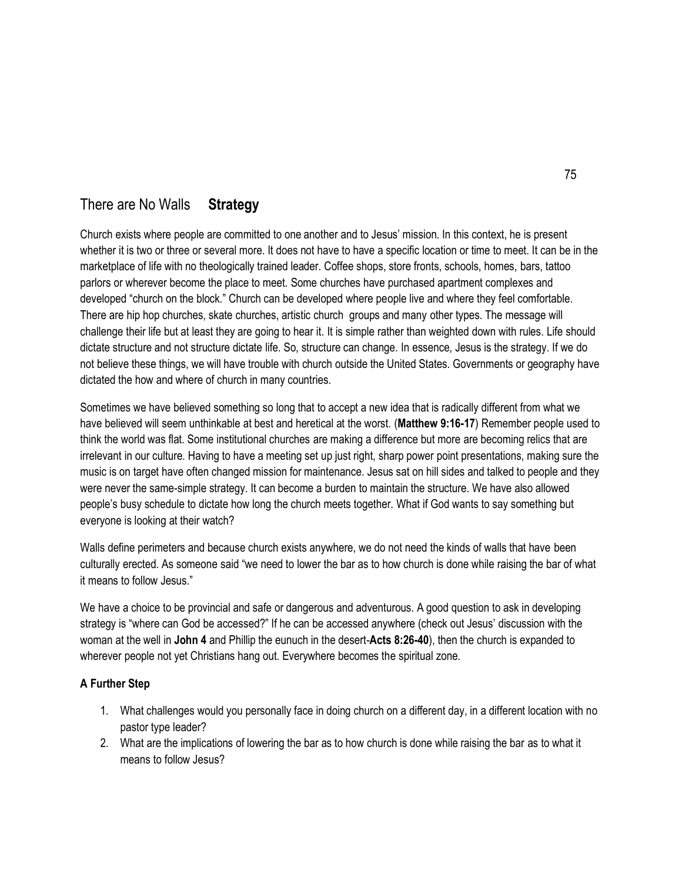## There are No Walls **Strategy**

Church exists where people are committed to one another and to Jesus' mission. In this context, he is present whether it is two or three or several more. It does not have to have a specific location or time to meet. It can be in the marketplace of life with no theologically trained leader. Coffee shops, store fronts, schools, homes, bars, tattoo parlors or wherever become the place to meet. Some churches have purchased apartment complexes and developed "church on the block." Church can be developed where people live and where they feel comfortable. There are hip hop churches, skate churches, artistic church groups and many other types. The message will challenge their life but at least they are going to hear it. It is simple rather than weighted down with rules. Life should dictate structure and not structure dictate life. So, structure can change. In essence, Jesus is the strategy. If we do not believe these things, we will have trouble with church outside the United States. Governments or geography have dictated the how and where of church in many countries.

Sometimes we have believed something so long that to accept a new idea that is radically different from what we have believed will seem unthinkable at best and heretical at the worst. (**Matthew 9:16-17**) Remember people used to think the world was flat. Some institutional churches are making a difference but more are becoming relics that are irrelevant in our culture. Having to have a meeting set up just right, sharp power point presentations, making sure the music is on target have often changed mission for maintenance. Jesus sat on hill sides and talked to people and they were never the same-simple strategy. It can become a burden to maintain the structure. We have also allowed people's busy schedule to dictate how long the church meets together. What if God wants to say something but everyone is looking at their watch?

Walls define perimeters and because church exists anywhere, we do not need the kinds of walls that have been culturally erected. As someone said "we need to lower the bar as to how church is done while raising the bar of what it means to follow Jesus."

We have a choice to be provincial and safe or dangerous and adventurous. A good question to ask in developing strategy is "where can God be accessed?" If he can be accessed anywhere (check out Jesus' discussion with the woman at the well in **John 4** and Phillip the eunuch in the desert-**Acts 8:26-40**), then the church is expanded to wherever people not yet Christians hang out. Everywhere becomes the spiritual zone.

**A Further Step**

1. What challenges would you personally face in doing church on a different day, in a different location with no pastor type leader?
2. What are the implications of lowering the bar as to how church is done while raising the bar as to what it means to follow Jesus?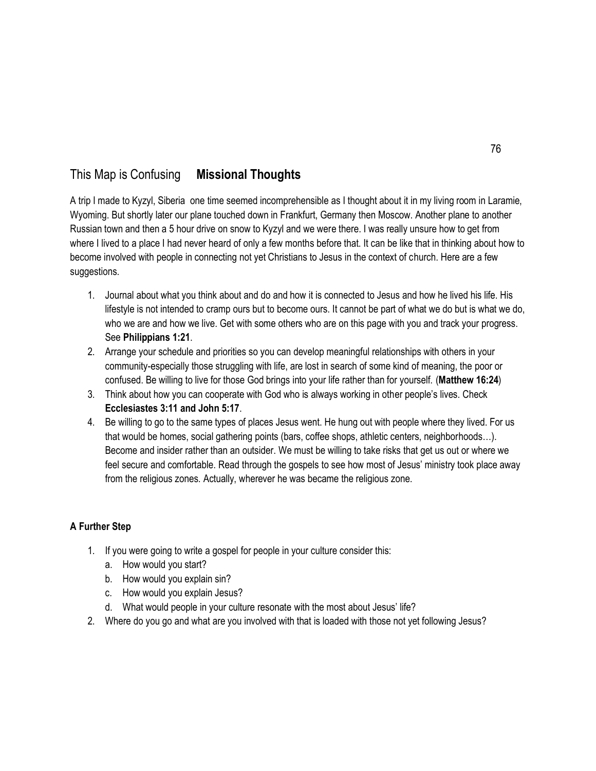## This Map is Confusing **Missional Thoughts**

A trip I made to Kyzyl, Siberia one time seemed incomprehensible as I thought about it in my living room in Laramie, Wyoming. But shortly later our plane touched down in Frankfurt, Germany then Moscow. Another plane to another Russian town and then a 5 hour drive on snow to Kyzyl and we were there. I was really unsure how to get from where I lived to a place I had never heard of only a few months before that. It can be like that in thinking about how to become involved with people in connecting not yet Christians to Jesus in the context of church. Here are a few suggestions.

1. Journal about what you think about and do and how it is connected to Jesus and how he lived his life. His lifestyle is not intended to cramp ours but to become ours. It cannot be part of what we do but is what we do, who we are and how we live. Get with some others who are on this page with you and track your progress. See **Philippians 1:21**.
2. Arrange your schedule and priorities so you can develop meaningful relationships with others in your community-especially those struggling with life, are lost in search of some kind of meaning, the poor or confused. Be willing to live for those God brings into your life rather than for yourself. (**Matthew 16:24**)
3. Think about how you can cooperate with God who is always working in other people's lives. Check **Ecclesiastes 3:11 and John 5:17**.
4. Be willing to go to the same types of places Jesus went. He hung out with people where they lived. For us that would be homes, social gathering points (bars, coffee shops, athletic centers, neighborhoods…). Become and insider rather than an outsider. We must be willing to take risks that get us out or where we feel secure and comfortable. Read through the gospels to see how most of Jesus' ministry took place away from the religious zones. Actually, wherever he was became the religious zone.

**A Further Step**

1. If you were going to write a gospel for people in your culture consider this:
   a. How would you start?
   b. How would you explain sin?
   c. How would you explain Jesus?
   d. What would people in your culture resonate with the most about Jesus' life?
2. Where do you go and what are you involved with that is loaded with those not yet following Jesus?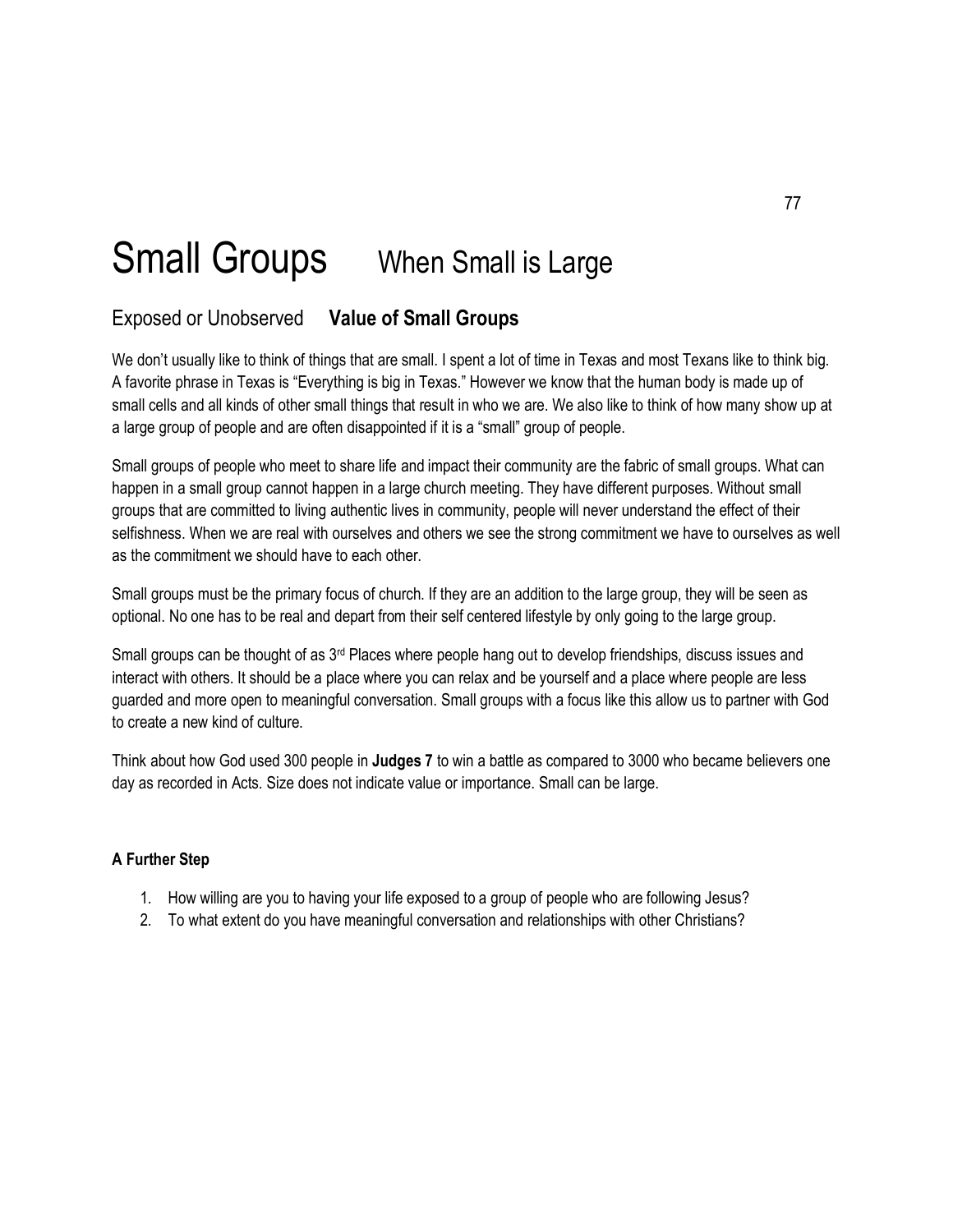# Small Groups When Small is Large

## Exposed or Unobserved **Value of Small Groups**

We don't usually like to think of things that are small. I spent a lot of time in Texas and most Texans like to think big. A favorite phrase in Texas is "Everything is big in Texas." However we know that the human body is made up of small cells and all kinds of other small things that result in who we are. We also like to think of how many show up at a large group of people and are often disappointed if it is a "small" group of people.

Small groups of people who meet to share life and impact their community are the fabric of small groups. What can happen in a small group cannot happen in a large church meeting. They have different purposes. Without small groups that are committed to living authentic lives in community, people will never understand the effect of their selfishness. When we are real with ourselves and others we see the strong commitment we have to ourselves as well as the commitment we should have to each other.

Small groups must be the primary focus of church. If they are an addition to the large group, they will be seen as optional. No one has to be real and depart from their self centered lifestyle by only going to the large group.

Small groups can be thought of as 3rd Places where people hang out to develop friendships, discuss issues and interact with others. It should be a place where you can relax and be yourself and a place where people are less guarded and more open to meaningful conversation. Small groups with a focus like this allow us to partner with God to create a new kind of culture.

Think about how God used 300 people in **Judges 7** to win a battle as compared to 3000 who became believers one day as recorded in Acts. Size does not indicate value or importance. Small can be large.

**A Further Step**

1. How willing are you to having your life exposed to a group of people who are following Jesus?
2. To what extent do you have meaningful conversation and relationships with other Christians?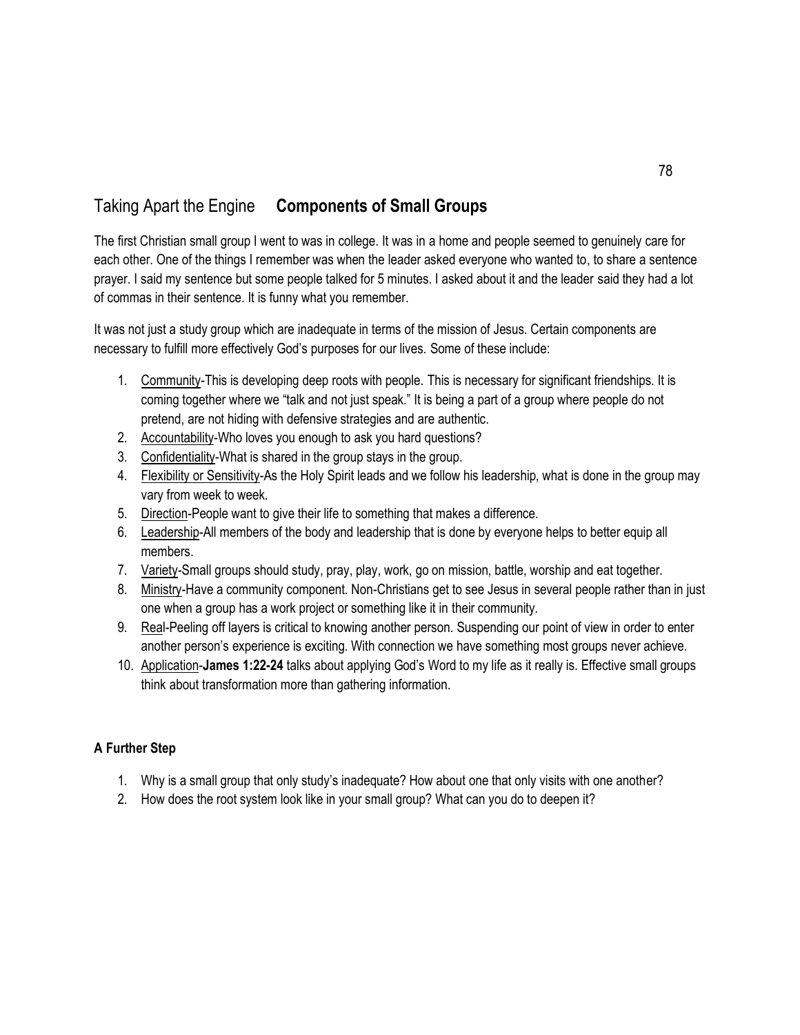## Taking Apart the Engine **Components of Small Groups**

The first Christian small group I went to was in college. It was in a home and people seemed to genuinely care for each other. One of the things I remember was when the leader asked everyone who wanted to, to share a sentence prayer. I said my sentence but some people talked for 5 minutes. I asked about it and the leader said they had a lot of commas in their sentence. It is funny what you remember.

It was not just a study group which are inadequate in terms of the mission of Jesus. Certain components are necessary to fulfill more effectively God's purposes for our lives. Some of these include:

1. <u>Community</u>-This is developing deep roots with people. This is necessary for significant friendships. It is coming together where we "talk and not just speak." It is being a part of a group where people do not pretend, are not hiding with defensive strategies and are authentic.
2. <u>Accountability</u>-Who loves you enough to ask you hard questions?
3. <u>Confidentiality</u>-What is shared in the group stays in the group.
4. <u>Flexibility or Sensitivity</u>-As the Holy Spirit leads and we follow his leadership, what is done in the group may vary from week to week.
5. <u>Direction</u>-People want to give their life to something that makes a difference.
6. <u>Leadership</u>-All members of the body and leadership that is done by everyone helps to better equip all members.
7. <u>Variety</u>-Small groups should study, pray, play, work, go on mission, battle, worship and eat together.
8. <u>Ministry</u>-Have a community component. Non-Christians get to see Jesus in several people rather than in just one when a group has a work project or something like it in their community.
9. <u>Rea</u>l-Peeling off layers is critical to knowing another person. Suspending our point of view in order to enter another person's experience is exciting. With connection we have something most groups never achieve.
10. <u>Application</u>-**James 1:22-24** talks about applying God's Word to my life as it really is. Effective small groups think about transformation more than gathering information.

**A Further Step**

1. Why is a small group that only study's inadequate? How about one that only visits with one another?
2. How does the root system look like in your small group? What can you do to deepen it?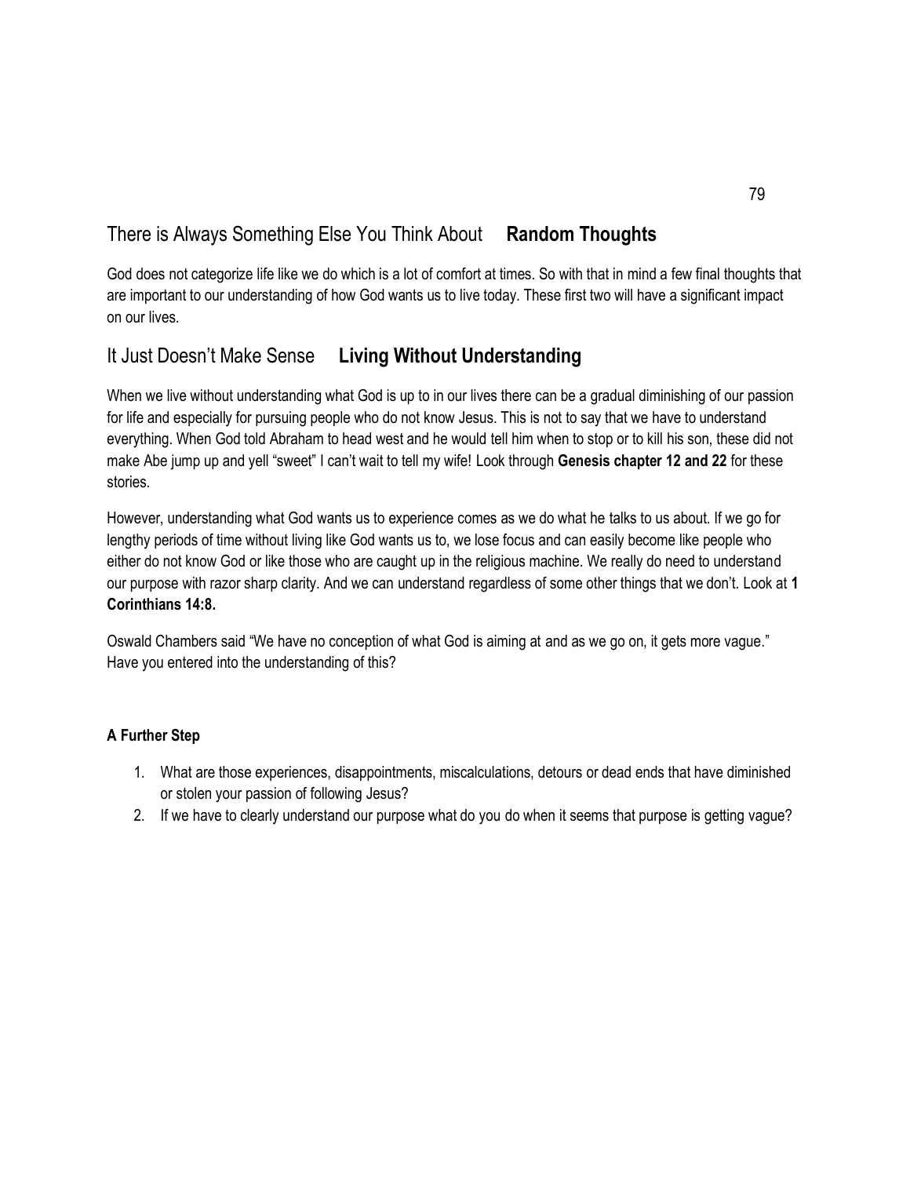## There is Always Something Else You Think About **Random Thoughts**

God does not categorize life like we do which is a lot of comfort at times. So with that in mind a few final thoughts that are important to our understanding of how God wants us to live today. These first two will have a significant impact on our lives.

## It Just Doesn't Make Sense **Living Without Understanding**

When we live without understanding what God is up to in our lives there can be a gradual diminishing of our passion for life and especially for pursuing people who do not know Jesus. This is not to say that we have to understand everything. When God told Abraham to head west and he would tell him when to stop or to kill his son, these did not make Abe jump up and yell "sweet" I can't wait to tell my wife! Look through **Genesis chapter 12 and 22** for these stories.

However, understanding what God wants us to experience comes as we do what he talks to us about. If we go for lengthy periods of time without living like God wants us to, we lose focus and can easily become like people who either do not know God or like those who are caught up in the religious machine. We really do need to understand our purpose with razor sharp clarity. And we can understand regardless of some other things that we don't. Look at **1 Corinthians 14:8.**

Oswald Chambers said "We have no conception of what God is aiming at and as we go on, it gets more vague." Have you entered into the understanding of this?

**A Further Step**

1. What are those experiences, disappointments, miscalculations, detours or dead ends that have diminished or stolen your passion of following Jesus?
2. If we have to clearly understand our purpose what do you do when it seems that purpose is getting vague?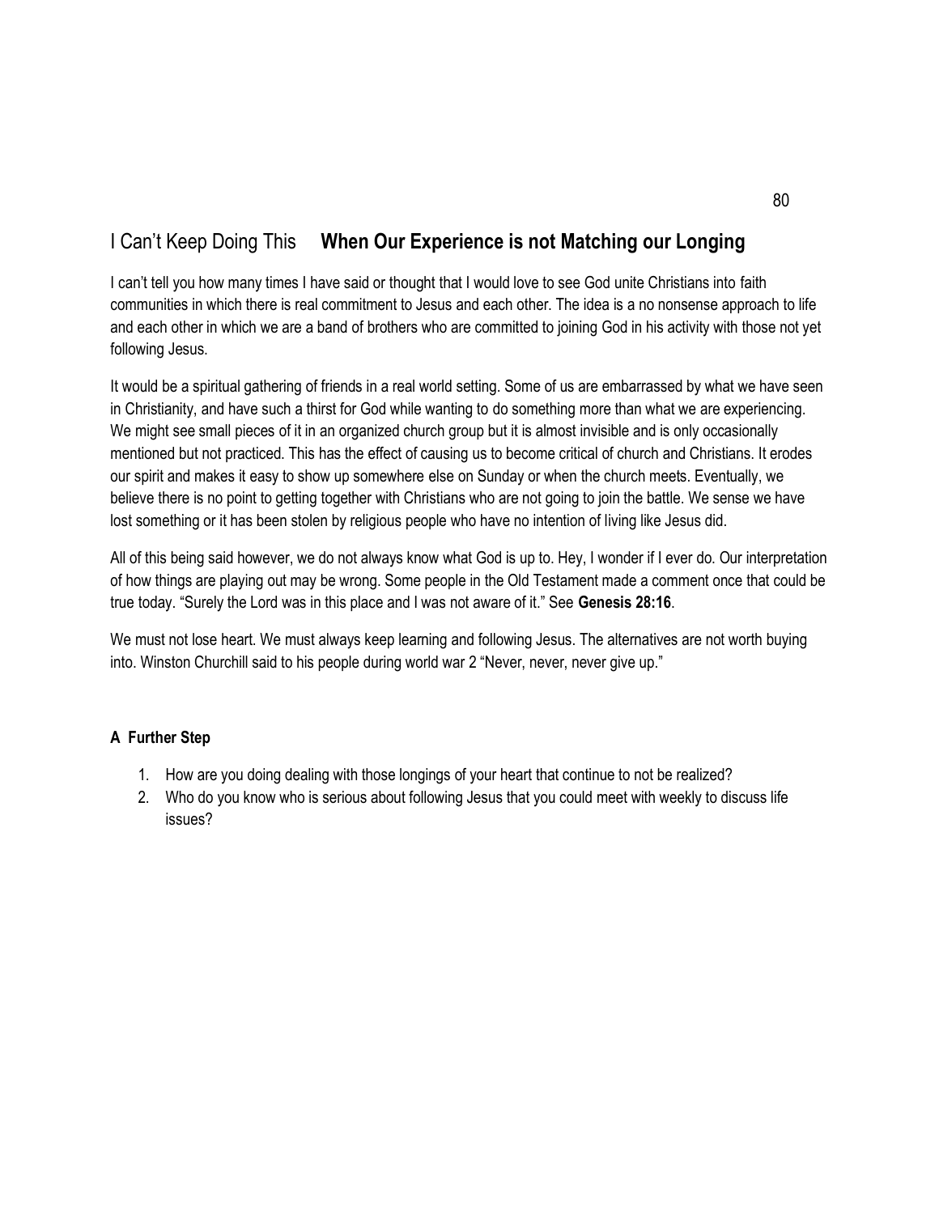## I Can't Keep Doing This **When Our Experience is not Matching our Longing**

I can't tell you how many times I have said or thought that I would love to see God unite Christians into faith communities in which there is real commitment to Jesus and each other. The idea is a no nonsense approach to life and each other in which we are a band of brothers who are committed to joining God in his activity with those not yet following Jesus.

It would be a spiritual gathering of friends in a real world setting. Some of us are embarrassed by what we have seen in Christianity, and have such a thirst for God while wanting to do something more than what we are experiencing. We might see small pieces of it in an organized church group but it is almost invisible and is only occasionally mentioned but not practiced. This has the effect of causing us to become critical of church and Christians. It erodes our spirit and makes it easy to show up somewhere else on Sunday or when the church meets. Eventually, we believe there is no point to getting together with Christians who are not going to join the battle. We sense we have lost something or it has been stolen by religious people who have no intention of living like Jesus did.

All of this being said however, we do not always know what God is up to. Hey, I wonder if I ever do. Our interpretation of how things are playing out may be wrong. Some people in the Old Testament made a comment once that could be true today. "Surely the Lord was in this place and I was not aware of it." See **Genesis 28:16**.

We must not lose heart. We must always keep learning and following Jesus. The alternatives are not worth buying into. Winston Churchill said to his people during world war 2 "Never, never, never give up."

**A Further Step**

1. How are you doing dealing with those longings of your heart that continue to not be realized?
2. Who do you know who is serious about following Jesus that you could meet with weekly to discuss life issues?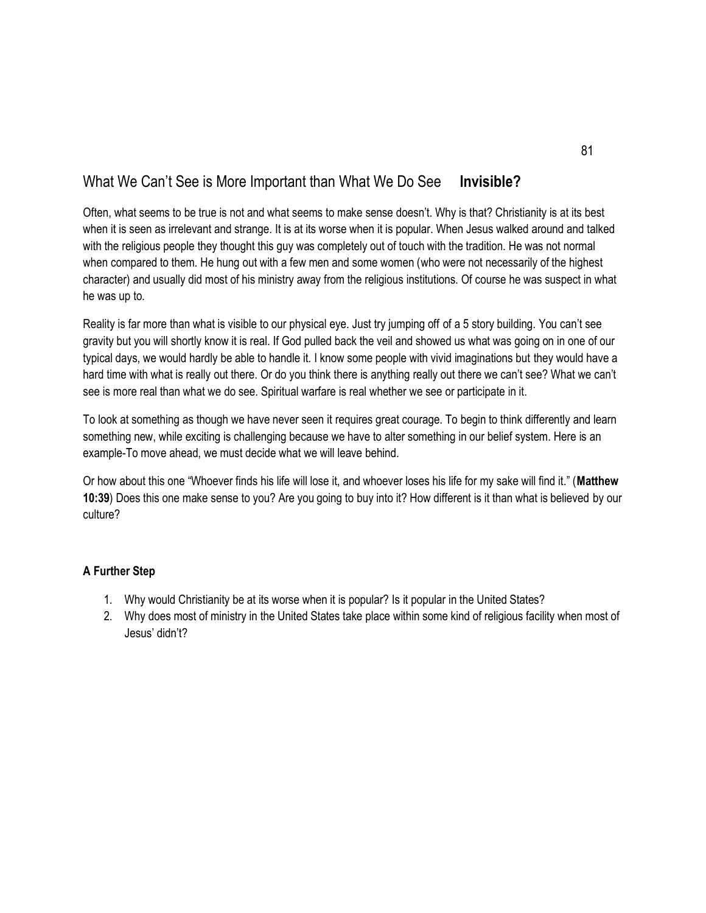## What We Can't See is More Important than What We Do See **Invisible?**

Often, what seems to be true is not and what seems to make sense doesn't. Why is that? Christianity is at its best when it is seen as irrelevant and strange. It is at its worse when it is popular. When Jesus walked around and talked with the religious people they thought this guy was completely out of touch with the tradition. He was not normal when compared to them. He hung out with a few men and some women (who were not necessarily of the highest character) and usually did most of his ministry away from the religious institutions. Of course he was suspect in what he was up to.

Reality is far more than what is visible to our physical eye. Just try jumping off of a 5 story building. You can't see gravity but you will shortly know it is real. If God pulled back the veil and showed us what was going on in one of our typical days, we would hardly be able to handle it. I know some people with vivid imaginations but they would have a hard time with what is really out there. Or do you think there is anything really out there we can't see? What we can't see is more real than what we do see. Spiritual warfare is real whether we see or participate in it.

To look at something as though we have never seen it requires great courage. To begin to think differently and learn something new, while exciting is challenging because we have to alter something in our belief system. Here is an example-To move ahead, we must decide what we will leave behind.

Or how about this one "Whoever finds his life will lose it, and whoever loses his life for my sake will find it." (**Matthew 10:39**) Does this one make sense to you? Are you going to buy into it? How different is it than what is believed by our culture?

**A Further Step**

1. Why would Christianity be at its worse when it is popular? Is it popular in the United States?
2. Why does most of ministry in the United States take place within some kind of religious facility when most of Jesus' didn't?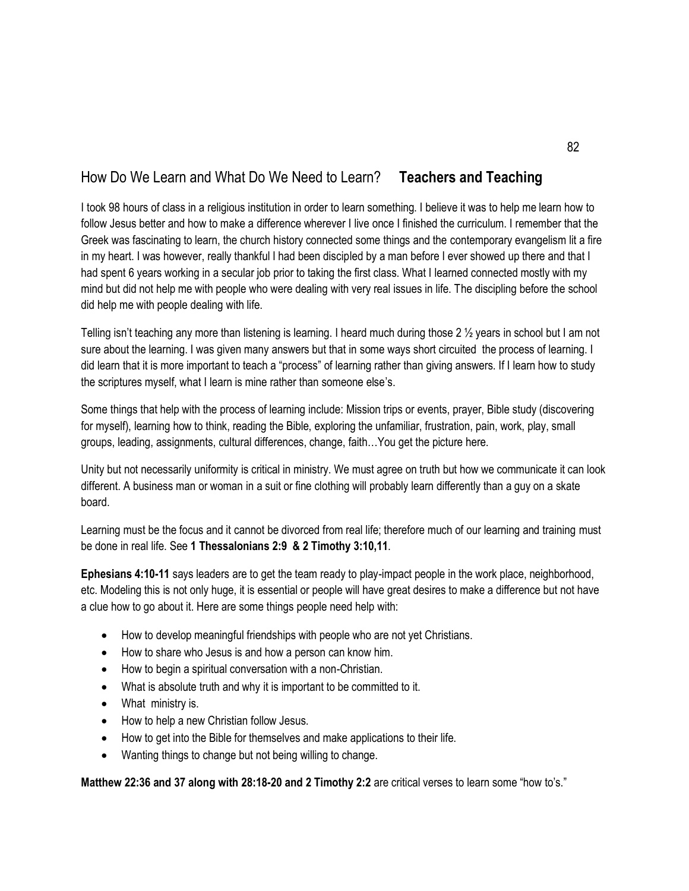## How Do We Learn and What Do We Need to Learn? **Teachers and Teaching**

I took 98 hours of class in a religious institution in order to learn something. I believe it was to help me learn how to follow Jesus better and how to make a difference wherever I live once I finished the curriculum. I remember that the Greek was fascinating to learn, the church history connected some things and the contemporary evangelism lit a fire in my heart. I was however, really thankful I had been discipled by a man before I ever showed up there and that I had spent 6 years working in a secular job prior to taking the first class. What I learned connected mostly with my mind but did not help me with people who were dealing with very real issues in life. The discipling before the school did help me with people dealing with life.

Telling isn't teaching any more than listening is learning. I heard much during those 2 ½ years in school but I am not sure about the learning. I was given many answers but that in some ways short circuited the process of learning. I did learn that it is more important to teach a "process" of learning rather than giving answers. If I learn how to study the scriptures myself, what I learn is mine rather than someone else's.

Some things that help with the process of learning include: Mission trips or events, prayer, Bible study (discovering for myself), learning how to think, reading the Bible, exploring the unfamiliar, frustration, pain, work, play, small groups, leading, assignments, cultural differences, change, faith…You get the picture here.

Unity but not necessarily uniformity is critical in ministry. We must agree on truth but how we communicate it can look different. A business man or woman in a suit or fine clothing will probably learn differently than a guy on a skate board.

Learning must be the focus and it cannot be divorced from real life; therefore much of our learning and training must be done in real life. See **1 Thessalonians 2:9 & 2 Timothy 3:10,11**.

**Ephesians 4:10-11** says leaders are to get the team ready to play-impact people in the work place, neighborhood, etc. Modeling this is not only huge, it is essential or people will have great desires to make a difference but not have a clue how to go about it. Here are some things people need help with:

- How to develop meaningful friendships with people who are not yet Christians.
- How to share who Jesus is and how a person can know him.
- How to begin a spiritual conversation with a non-Christian.
- What is absolute truth and why it is important to be committed to it.
- What ministry is.
- How to help a new Christian follow Jesus.
- How to get into the Bible for themselves and make applications to their life.
- Wanting things to change but not being willing to change.

**Matthew 22:36 and 37 along with 28:18-20 and 2 Timothy 2:2** are critical verses to learn some "how to's."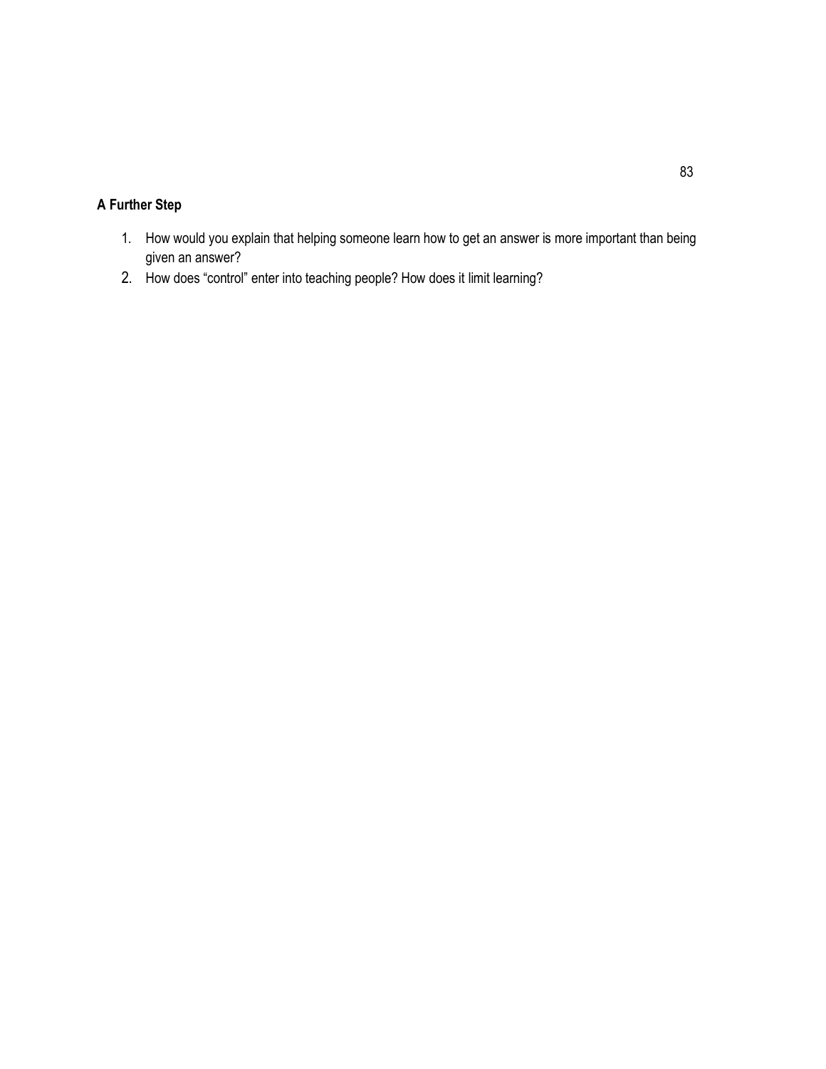**A Further Step**

1. How would you explain that helping someone learn how to get an answer is more important than being given an answer?
2. How does "control" enter into teaching people? How does it limit learning?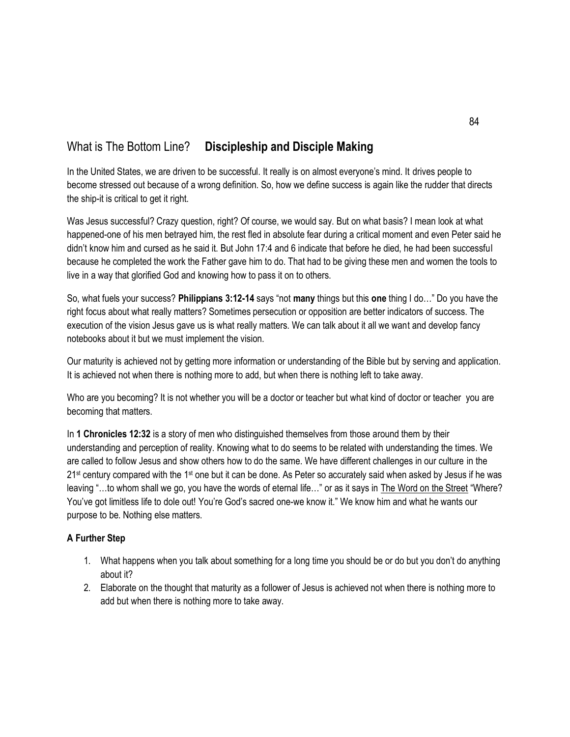## What is The Bottom Line? **Discipleship and Disciple Making**

In the United States, we are driven to be successful. It really is on almost everyone's mind. It drives people to become stressed out because of a wrong definition. So, how we define success is again like the rudder that directs the ship-it is critical to get it right.

Was Jesus successful? Crazy question, right? Of course, we would say. But on what basis? I mean look at what happened-one of his men betrayed him, the rest fled in absolute fear during a critical moment and even Peter said he didn't know him and cursed as he said it. But John 17:4 and 6 indicate that before he died, he had been successful because he completed the work the Father gave him to do. That had to be giving these men and women the tools to live in a way that glorified God and knowing how to pass it on to others.

So, what fuels your success? **Philippians 3:12-14** says "not **many** things but this **one** thing I do…" Do you have the right focus about what really matters? Sometimes persecution or opposition are better indicators of success. The execution of the vision Jesus gave us is what really matters. We can talk about it all we want and develop fancy notebooks about it but we must implement the vision.

Our maturity is achieved not by getting more information or understanding of the Bible but by serving and application. It is achieved not when there is nothing more to add, but when there is nothing left to take away.

Who are you becoming? It is not whether you will be a doctor or teacher but what kind of doctor or teacher you are becoming that matters.

In **1 Chronicles 12:32** is a story of men who distinguished themselves from those around them by their understanding and perception of reality. Knowing what to do seems to be related with understanding the times. We are called to follow Jesus and show others how to do the same. We have different challenges in our culture in the 21st century compared with the 1st one but it can be done. As Peter so accurately said when asked by Jesus if he was leaving "…to whom shall we go, you have the words of eternal life…" or as it says in The Word on the Street "Where? You've got limitless life to dole out! You're God's sacred one-we know it." We know him and what he wants our purpose to be. Nothing else matters.

**A Further Step**

1. What happens when you talk about something for a long time you should be or do but you don't do anything about it?
2. Elaborate on the thought that maturity as a follower of Jesus is achieved not when there is nothing more to add but when there is nothing more to take away.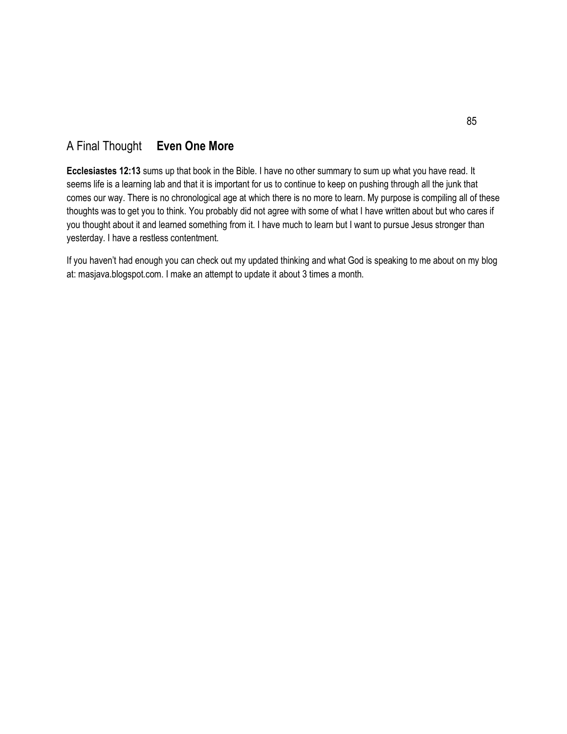## A Final Thought **Even One More**

**Ecclesiastes 12:13** sums up that book in the Bible. I have no other summary to sum up what you have read. It seems life is a learning lab and that it is important for us to continue to keep on pushing through all the junk that comes our way. There is no chronological age at which there is no more to learn. My purpose is compiling all of these thoughts was to get you to think. You probably did not agree with some of what I have written about but who cares if you thought about it and learned something from it. I have much to learn but I want to pursue Jesus stronger than yesterday. I have a restless contentment.

If you haven't had enough you can check out my updated thinking and what God is speaking to me about on my blog at: masjava.blogspot.com. I make an attempt to update it about 3 times a month.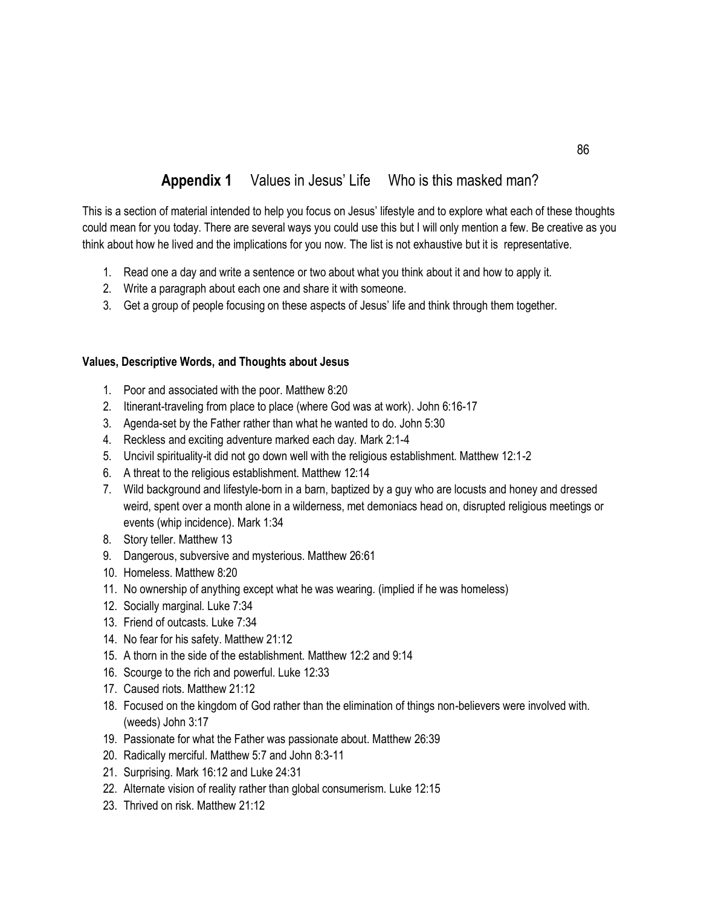## **Appendix 1** Values in Jesus' Life Who is this masked man?

This is a section of material intended to help you focus on Jesus' lifestyle and to explore what each of these thoughts could mean for you today. There are several ways you could use this but I will only mention a few. Be creative as you think about how he lived and the implications for you now. The list is not exhaustive but it is representative.

1. Read one a day and write a sentence or two about what you think about it and how to apply it.
2. Write a paragraph about each one and share it with someone.
3. Get a group of people focusing on these aspects of Jesus' life and think through them together.

**Values, Descriptive Words, and Thoughts about Jesus**

1. Poor and associated with the poor. Matthew 8:20
2. Itinerant-traveling from place to place (where God was at work). John 6:16-17
3. Agenda-set by the Father rather than what he wanted to do. John 5:30
4. Reckless and exciting adventure marked each day. Mark 2:1-4
5. Uncivil spirituality-it did not go down well with the religious establishment. Matthew 12:1-2
6. A threat to the religious establishment. Matthew 12:14
7. Wild background and lifestyle-born in a barn, baptized by a guy who are locusts and honey and dressed weird, spent over a month alone in a wilderness, met demoniacs head on, disrupted religious meetings or events (whip incidence). Mark 1:34
8. Story teller. Matthew 13
9. Dangerous, subversive and mysterious. Matthew 26:61
10. Homeless. Matthew 8:20
11. No ownership of anything except what he was wearing. (implied if he was homeless)
12. Socially marginal. Luke 7:34
13. Friend of outcasts. Luke 7:34
14. No fear for his safety. Matthew 21:12
15. A thorn in the side of the establishment. Matthew 12:2 and 9:14
16. Scourge to the rich and powerful. Luke 12:33
17. Caused riots. Matthew 21:12
18. Focused on the kingdom of God rather than the elimination of things non-believers were involved with. (weeds) John 3:17
19. Passionate for what the Father was passionate about. Matthew 26:39
20. Radically merciful. Matthew 5:7 and John 8:3-11
21. Surprising. Mark 16:12 and Luke 24:31
22. Alternate vision of reality rather than global consumerism. Luke 12:15
23. Thrived on risk. Matthew 21:12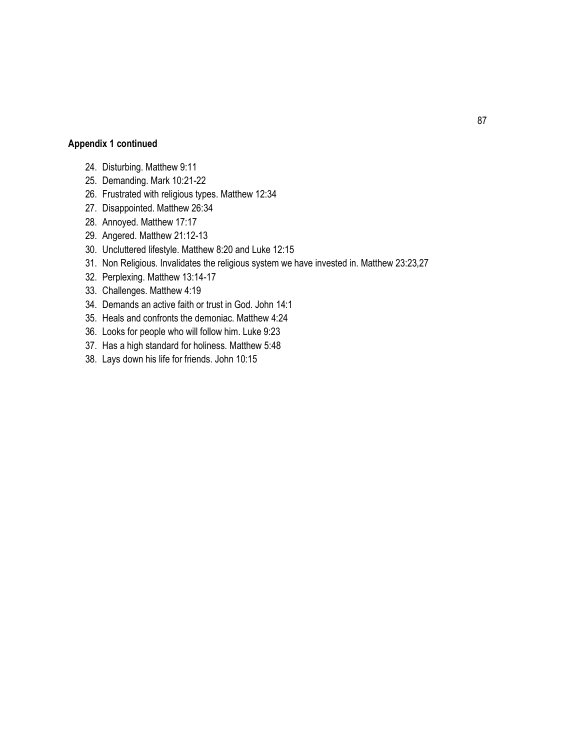**Appendix 1 continued**

24. Disturbing. Matthew 9:11
25. Demanding. Mark 10:21-22
26. Frustrated with religious types. Matthew 12:34
27. Disappointed. Matthew 26:34
28. Annoyed. Matthew 17:17
29. Angered. Matthew 21:12-13
30. Uncluttered lifestyle. Matthew 8:20 and Luke 12:15
31. Non Religious. Invalidates the religious system we have invested in. Matthew 23:23,27
32. Perplexing. Matthew 13:14-17
33. Challenges. Matthew 4:19
34. Demands an active faith or trust in God. John 14:1
35. Heals and confronts the demoniac. Matthew 4:24
36. Looks for people who will follow him. Luke 9:23
37. Has a high standard for holiness. Matthew 5:48
38. Lays down his life for friends. John 10:15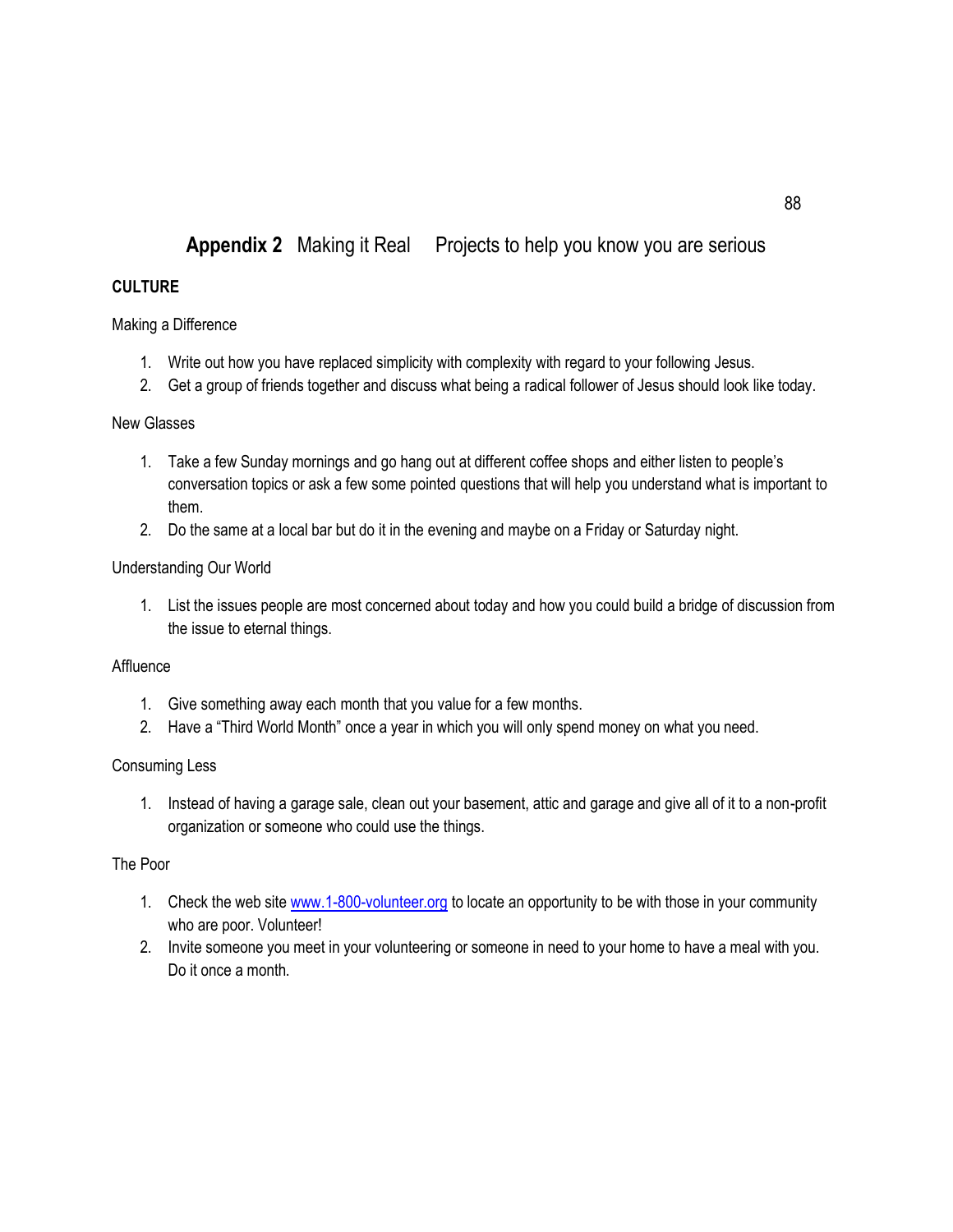## **Appendix 2** Making it Real  Projects to help you know you are serious

### **CULTURE**

Making a Difference

1. Write out how you have replaced simplicity with complexity with regard to your following Jesus.
2. Get a group of friends together and discuss what being a radical follower of Jesus should look like today.

New Glasses

1. Take a few Sunday mornings and go hang out at different coffee shops and either listen to people's conversation topics or ask a few some pointed questions that will help you understand what is important to them.
2. Do the same at a local bar but do it in the evening and maybe on a Friday or Saturday night.

Understanding Our World

1. List the issues people are most concerned about today and how you could build a bridge of discussion from the issue to eternal things.

Affluence

1. Give something away each month that you value for a few months.
2. Have a "Third World Month" once a year in which you will only spend money on what you need.

Consuming Less

1. Instead of having a garage sale, clean out your basement, attic and garage and give all of it to a non-profit organization or someone who could use the things.

The Poor

1. Check the web site www.1-800-volunteer.org to locate an opportunity to be with those in your community who are poor. Volunteer!
2. Invite someone you meet in your volunteering or someone in need to your home to have a meal with you. Do it once a month.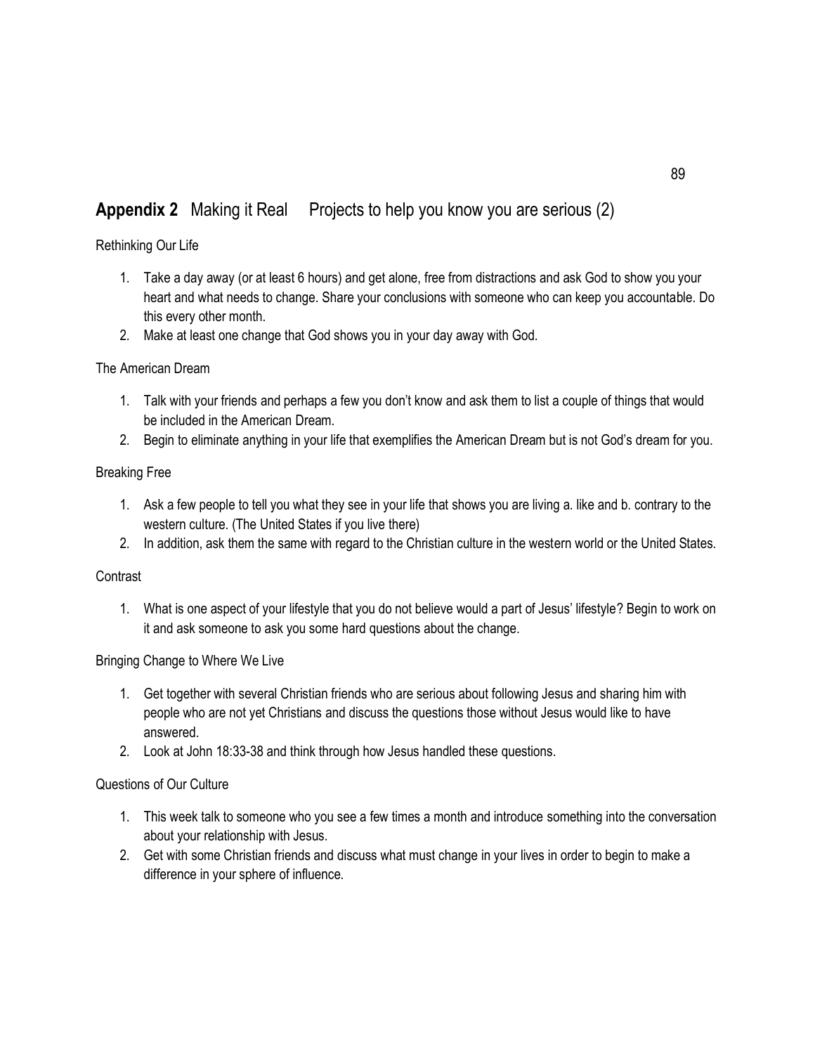## **Appendix 2** Making it Real Projects to help you know you are serious (2)

Rethinking Our Life

1. Take a day away (or at least 6 hours) and get alone, free from distractions and ask God to show you your heart and what needs to change. Share your conclusions with someone who can keep you accountable. Do this every other month.
2. Make at least one change that God shows you in your day away with God.

The American Dream

1. Talk with your friends and perhaps a few you don't know and ask them to list a couple of things that would be included in the American Dream.
2. Begin to eliminate anything in your life that exemplifies the American Dream but is not God's dream for you.

Breaking Free

1. Ask a few people to tell you what they see in your life that shows you are living a. like and b. contrary to the western culture. (The United States if you live there)
2. In addition, ask them the same with regard to the Christian culture in the western world or the United States.

Contrast

1. What is one aspect of your lifestyle that you do not believe would a part of Jesus' lifestyle? Begin to work on it and ask someone to ask you some hard questions about the change.

Bringing Change to Where We Live

1. Get together with several Christian friends who are serious about following Jesus and sharing him with people who are not yet Christians and discuss the questions those without Jesus would like to have answered.
2. Look at John 18:33-38 and think through how Jesus handled these questions.

Questions of Our Culture

1. This week talk to someone who you see a few times a month and introduce something into the conversation about your relationship with Jesus.
2. Get with some Christian friends and discuss what must change in your lives in order to begin to make a difference in your sphere of influence.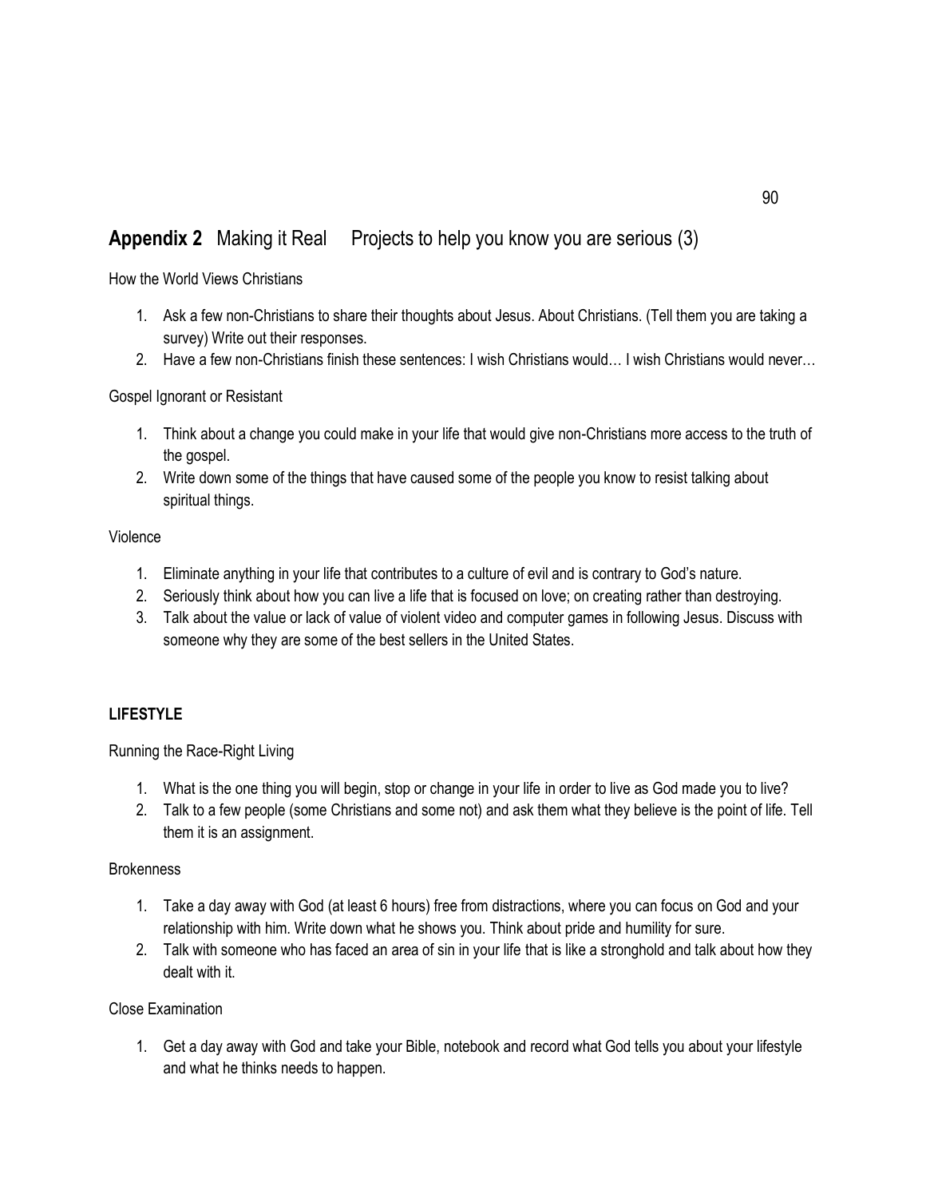## **Appendix 2** Making it Real Projects to help you know you are serious (3)

How the World Views Christians

1. Ask a few non-Christians to share their thoughts about Jesus. About Christians. (Tell them you are taking a survey) Write out their responses.
2. Have a few non-Christians finish these sentences: I wish Christians would… I wish Christians would never…

Gospel Ignorant or Resistant

1. Think about a change you could make in your life that would give non-Christians more access to the truth of the gospel.
2. Write down some of the things that have caused some of the people you know to resist talking about spiritual things.

Violence

1. Eliminate anything in your life that contributes to a culture of evil and is contrary to God's nature.
2. Seriously think about how you can live a life that is focused on love; on creating rather than destroying.
3. Talk about the value or lack of value of violent video and computer games in following Jesus. Discuss with someone why they are some of the best sellers in the United States.

### **LIFESTYLE**

Running the Race-Right Living

1. What is the one thing you will begin, stop or change in your life in order to live as God made you to live?
2. Talk to a few people (some Christians and some not) and ask them what they believe is the point of life. Tell them it is an assignment.

Brokenness

1. Take a day away with God (at least 6 hours) free from distractions, where you can focus on God and your relationship with him. Write down what he shows you. Think about pride and humility for sure.
2. Talk with someone who has faced an area of sin in your life that is like a stronghold and talk about how they dealt with it.

Close Examination

1. Get a day away with God and take your Bible, notebook and record what God tells you about your lifestyle and what he thinks needs to happen.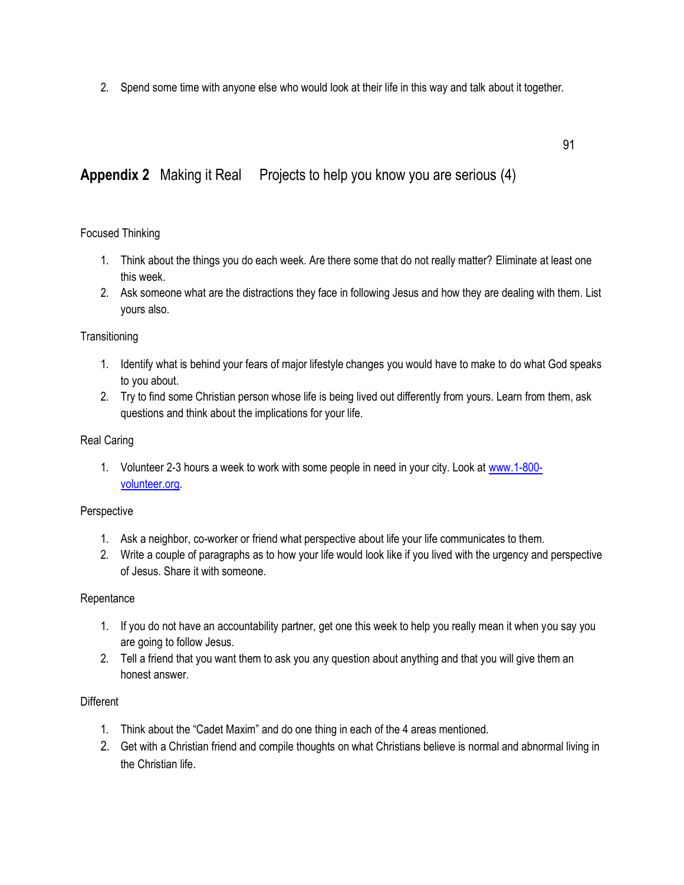2. Spend some time with anyone else who would look at their life in this way and talk about it together.

## **Appendix 2** Making it Real Projects to help you know you are serious (4)

Focused Thinking

1. Think about the things you do each week. Are there some that do not really matter? Eliminate at least one this week.
2. Ask someone what are the distractions they face in following Jesus and how they are dealing with them. List yours also.

Transitioning

1. Identify what is behind your fears of major lifestyle changes you would have to make to do what God speaks to you about.
2. Try to find some Christian person whose life is being lived out differently from yours. Learn from them, ask questions and think about the implications for your life.

Real Caring

1. Volunteer 2-3 hours a week to work with some people in need in your city. Look at [www.1-800-volunteer.org](http://www.1-800-volunteer.org).

Perspective

1. Ask a neighbor, co-worker or friend what perspective about life your life communicates to them.
2. Write a couple of paragraphs as to how your life would look like if you lived with the urgency and perspective of Jesus. Share it with someone.

Repentance

1. If you do not have an accountability partner, get one this week to help you really mean it when you say you are going to follow Jesus.
2. Tell a friend that you want them to ask you any question about anything and that you will give them an honest answer.

Different

1. Think about the “Cadet Maxim” and do one thing in each of the 4 areas mentioned.
2. Get with a Christian friend and compile thoughts on what Christians believe is normal and abnormal living in the Christian life.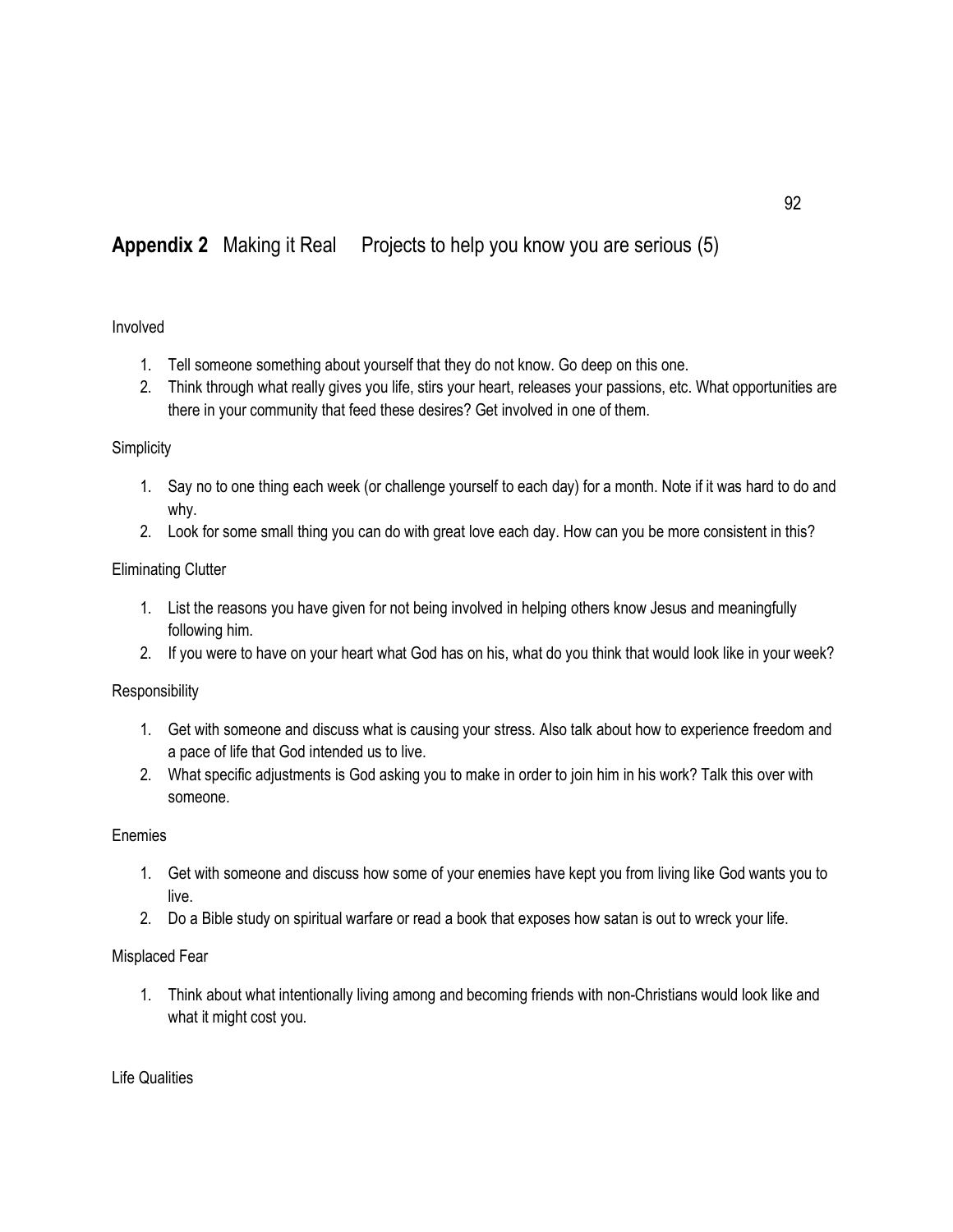## **Appendix 2** Making it Real Projects to help you know you are serious (5)

Involved

1. Tell someone something about yourself that they do not know. Go deep on this one.
2. Think through what really gives you life, stirs your heart, releases your passions, etc. What opportunities are there in your community that feed these desires? Get involved in one of them.

Simplicity

1. Say no to one thing each week (or challenge yourself to each day) for a month. Note if it was hard to do and why.
2. Look for some small thing you can do with great love each day. How can you be more consistent in this?

Eliminating Clutter

1. List the reasons you have given for not being involved in helping others know Jesus and meaningfully following him.
2. If you were to have on your heart what God has on his, what do you think that would look like in your week?

Responsibility

1. Get with someone and discuss what is causing your stress. Also talk about how to experience freedom and a pace of life that God intended us to live.
2. What specific adjustments is God asking you to make in order to join him in his work? Talk this over with someone.

Enemies

1. Get with someone and discuss how some of your enemies have kept you from living like God wants you to live.
2. Do a Bible study on spiritual warfare or read a book that exposes how satan is out to wreck your life.

Misplaced Fear

1. Think about what intentionally living among and becoming friends with non-Christians would look like and what it might cost you.

Life Qualities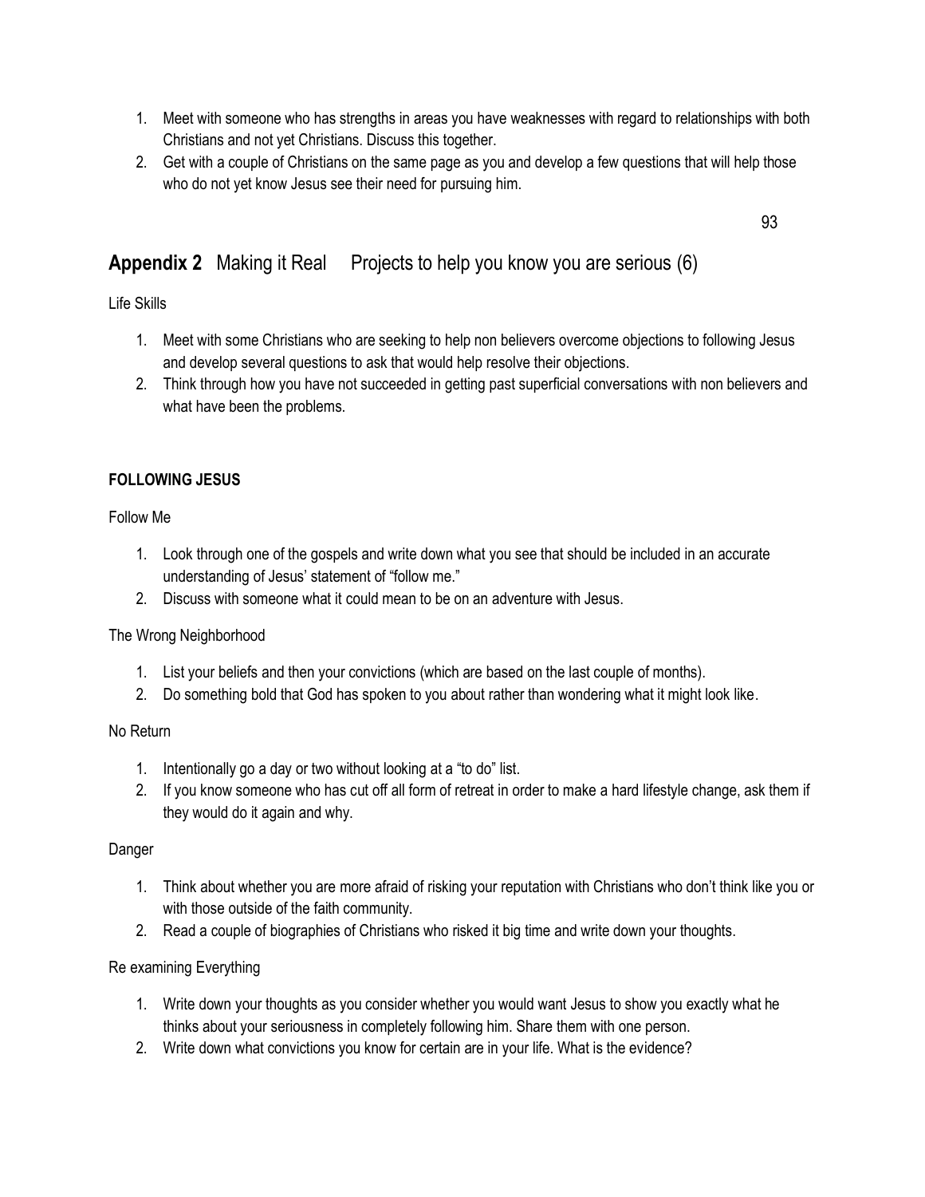1. Meet with someone who has strengths in areas you have weaknesses with regard to relationships with both Christians and not yet Christians. Discuss this together.
2. Get with a couple of Christians on the same page as you and develop a few questions that will help those who do not yet know Jesus see their need for pursuing him.

## **Appendix 2** Making it Real Projects to help you know you are serious (6)

Life Skills

1. Meet with some Christians who are seeking to help non believers overcome objections to following Jesus and develop several questions to ask that would help resolve their objections.
2. Think through how you have not succeeded in getting past superficial conversations with non believers and what have been the problems.

**FOLLOWING JESUS**

Follow Me

1. Look through one of the gospels and write down what you see that should be included in an accurate understanding of Jesus' statement of "follow me."
2. Discuss with someone what it could mean to be on an adventure with Jesus.

The Wrong Neighborhood

1. List your beliefs and then your convictions (which are based on the last couple of months).
2. Do something bold that God has spoken to you about rather than wondering what it might look like.

No Return

1. Intentionally go a day or two without looking at a "to do" list.
2. If you know someone who has cut off all form of retreat in order to make a hard lifestyle change, ask them if they would do it again and why.

Danger

1. Think about whether you are more afraid of risking your reputation with Christians who don't think like you or with those outside of the faith community.
2. Read a couple of biographies of Christians who risked it big time and write down your thoughts.

Re examining Everything

1. Write down your thoughts as you consider whether you would want Jesus to show you exactly what he thinks about your seriousness in completely following him. Share them with one person.
2. Write down what convictions you know for certain are in your life. What is the evidence?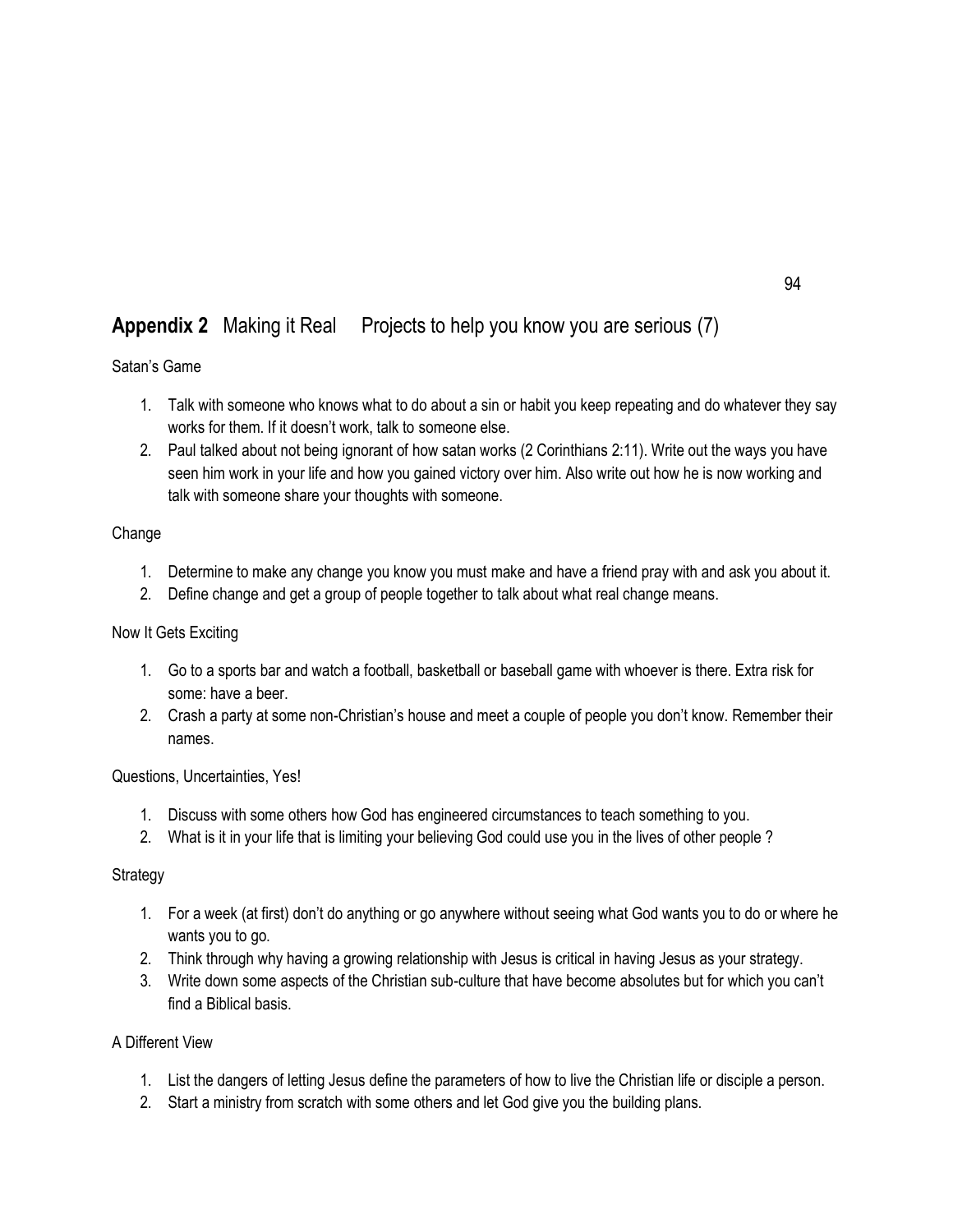## **Appendix 2** Making it Real Projects to help you know you are serious (7)

Satan's Game

1. Talk with someone who knows what to do about a sin or habit you keep repeating and do whatever they say works for them. If it doesn't work, talk to someone else.
2. Paul talked about not being ignorant of how satan works (2 Corinthians 2:11). Write out the ways you have seen him work in your life and how you gained victory over him. Also write out how he is now working and talk with someone share your thoughts with someone.

Change

1. Determine to make any change you know you must make and have a friend pray with and ask you about it.
2. Define change and get a group of people together to talk about what real change means.

Now It Gets Exciting

1. Go to a sports bar and watch a football, basketball or baseball game with whoever is there. Extra risk for some: have a beer.
2. Crash a party at some non-Christian's house and meet a couple of people you don't know. Remember their names.

Questions, Uncertainties, Yes!

1. Discuss with some others how God has engineered circumstances to teach something to you.
2. What is it in your life that is limiting your believing God could use you in the lives of other people ?

Strategy

1. For a week (at first) don't do anything or go anywhere without seeing what God wants you to do or where he wants you to go.
2. Think through why having a growing relationship with Jesus is critical in having Jesus as your strategy.
3. Write down some aspects of the Christian sub-culture that have become absolutes but for which you can't find a Biblical basis.

A Different View

1. List the dangers of letting Jesus define the parameters of how to live the Christian life or disciple a person.
2. Start a ministry from scratch with some others and let God give you the building plans.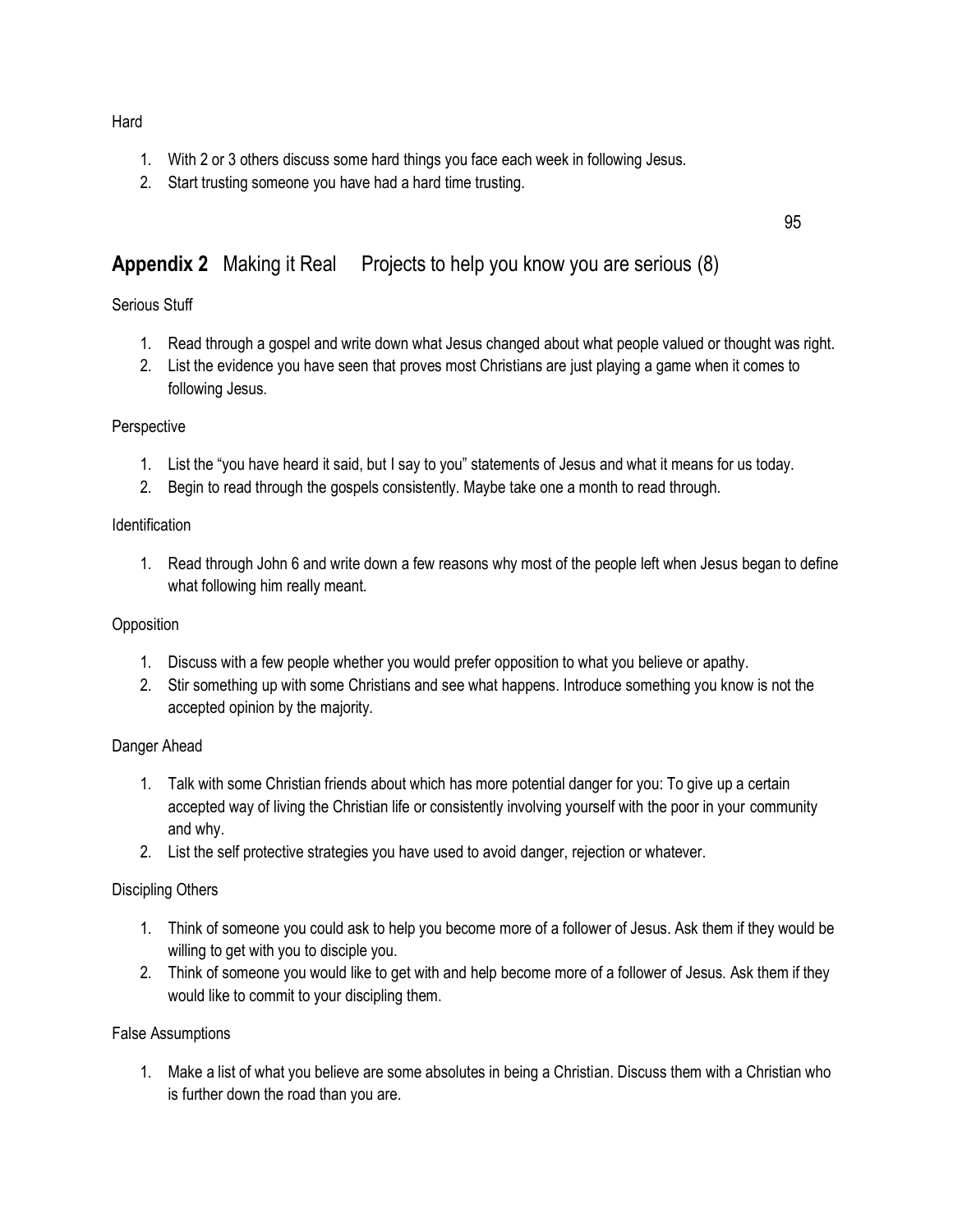Hard

1. With 2 or 3 others discuss some hard things you face each week in following Jesus.
2. Start trusting someone you have had a hard time trusting.

## **Appendix 2** Making it Real Projects to help you know you are serious (8)

Serious Stuff

1. Read through a gospel and write down what Jesus changed about what people valued or thought was right.
2. List the evidence you have seen that proves most Christians are just playing a game when it comes to following Jesus.

Perspective

1. List the "you have heard it said, but I say to you" statements of Jesus and what it means for us today.
2. Begin to read through the gospels consistently. Maybe take one a month to read through.

Identification

1. Read through John 6 and write down a few reasons why most of the people left when Jesus began to define what following him really meant.

Opposition

1. Discuss with a few people whether you would prefer opposition to what you believe or apathy.
2. Stir something up with some Christians and see what happens. Introduce something you know is not the accepted opinion by the majority.

Danger Ahead

1. Talk with some Christian friends about which has more potential danger for you: To give up a certain accepted way of living the Christian life or consistently involving yourself with the poor in your community and why.
2. List the self protective strategies you have used to avoid danger, rejection or whatever.

Discipling Others

1. Think of someone you could ask to help you become more of a follower of Jesus. Ask them if they would be willing to get with you to disciple you.
2. Think of someone you would like to get with and help become more of a follower of Jesus. Ask them if they would like to commit to your discipling them.

False Assumptions

1. Make a list of what you believe are some absolutes in being a Christian. Discuss them with a Christian who is further down the road than you are.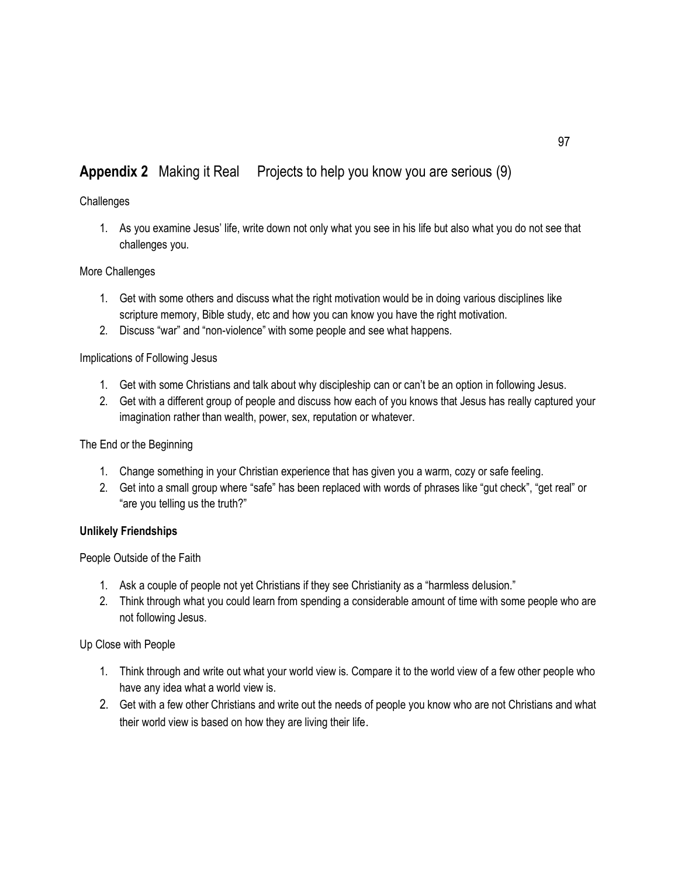## **Appendix 2** Making it Real Projects to help you know you are serious (9)

Challenges

1. As you examine Jesus' life, write down not only what you see in his life but also what you do not see that challenges you.

More Challenges

1. Get with some others and discuss what the right motivation would be in doing various disciplines like scripture memory, Bible study, etc and how you can know you have the right motivation.
2. Discuss "war" and "non-violence" with some people and see what happens.

Implications of Following Jesus

1. Get with some Christians and talk about why discipleship can or can't be an option in following Jesus.
2. Get with a different group of people and discuss how each of you knows that Jesus has really captured your imagination rather than wealth, power, sex, reputation or whatever.

The End or the Beginning

1. Change something in your Christian experience that has given you a warm, cozy or safe feeling.
2. Get into a small group where "safe" has been replaced with words of phrases like "gut check", "get real" or "are you telling us the truth?"

**Unlikely Friendships**

People Outside of the Faith

1. Ask a couple of people not yet Christians if they see Christianity as a "harmless delusion."
2. Think through what you could learn from spending a considerable amount of time with some people who are not following Jesus.

Up Close with People

1. Think through and write out what your world view is. Compare it to the world view of a few other people who have any idea what a world view is.
2. Get with a few other Christians and write out the needs of people you know who are not Christians and what their world view is based on how they are living their life.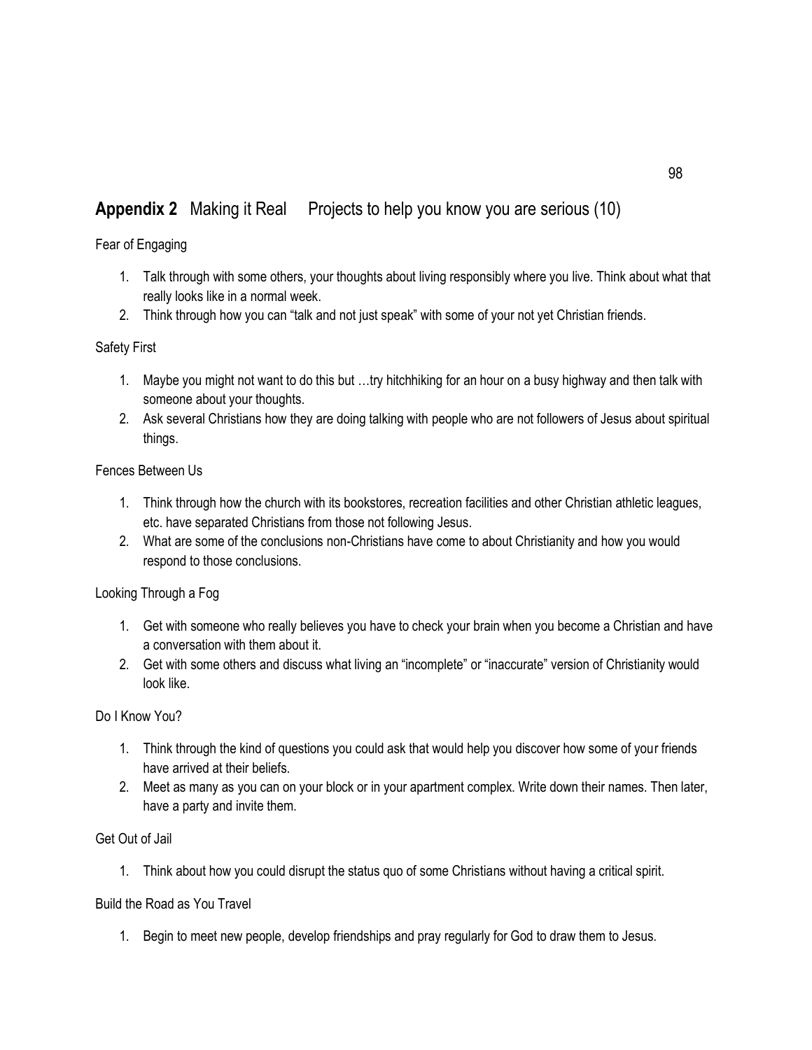## **Appendix 2** Making it Real Projects to help you know you are serious (10)

Fear of Engaging

1. Talk through with some others, your thoughts about living responsibly where you live. Think about what that really looks like in a normal week.
2. Think through how you can "talk and not just speak" with some of your not yet Christian friends.

Safety First

1. Maybe you might not want to do this but …try hitchhiking for an hour on a busy highway and then talk with someone about your thoughts.
2. Ask several Christians how they are doing talking with people who are not followers of Jesus about spiritual things.

Fences Between Us

1. Think through how the church with its bookstores, recreation facilities and other Christian athletic leagues, etc. have separated Christians from those not following Jesus.
2. What are some of the conclusions non-Christians have come to about Christianity and how you would respond to those conclusions.

Looking Through a Fog

1. Get with someone who really believes you have to check your brain when you become a Christian and have a conversation with them about it.
2. Get with some others and discuss what living an "incomplete" or "inaccurate" version of Christianity would look like.

Do I Know You?

1. Think through the kind of questions you could ask that would help you discover how some of your friends have arrived at their beliefs.
2. Meet as many as you can on your block or in your apartment complex. Write down their names. Then later, have a party and invite them.

Get Out of Jail

1. Think about how you could disrupt the status quo of some Christians without having a critical spirit.

Build the Road as You Travel

1. Begin to meet new people, develop friendships and pray regularly for God to draw them to Jesus.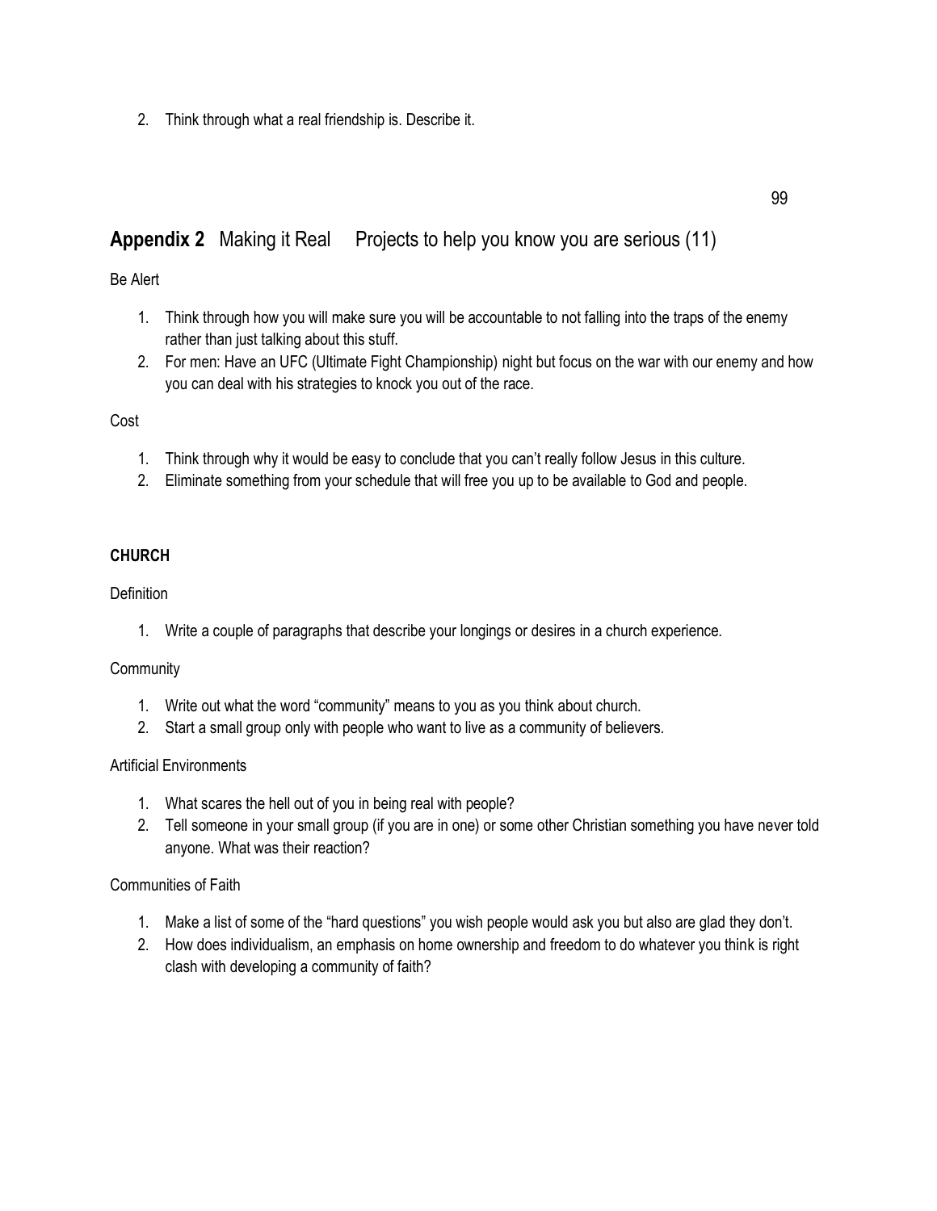2. Think through what a real friendship is. Describe it.

## **Appendix 2** Making it Real Projects to help you know you are serious (11)

Be Alert

1. Think through how you will make sure you will be accountable to not falling into the traps of the enemy rather than just talking about this stuff.
2. For men: Have an UFC (Ultimate Fight Championship) night but focus on the war with our enemy and how you can deal with his strategies to knock you out of the race.

Cost

1. Think through why it would be easy to conclude that you can't really follow Jesus in this culture.
2. Eliminate something from your schedule that will free you up to be available to God and people.

### CHURCH

Definition

1. Write a couple of paragraphs that describe your longings or desires in a church experience.

Community

1. Write out what the word "community" means to you as you think about church.
2. Start a small group only with people who want to live as a community of believers.

Artificial Environments

1. What scares the hell out of you in being real with people?
2. Tell someone in your small group (if you are in one) or some other Christian something you have never told anyone. What was their reaction?

Communities of Faith

1. Make a list of some of the "hard questions" you wish people would ask you but also are glad they don't.
2. How does individualism, an emphasis on home ownership and freedom to do whatever you think is right clash with developing a community of faith?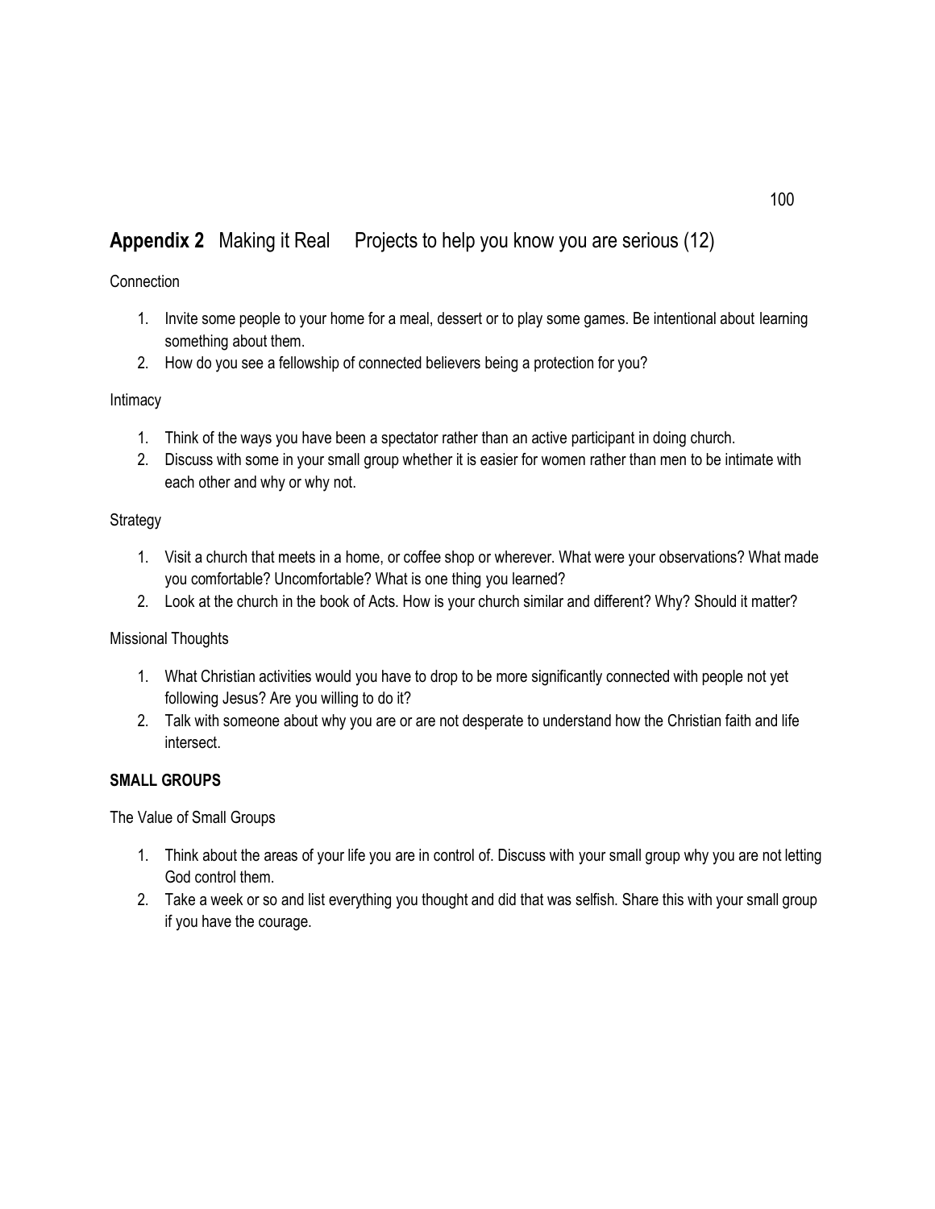## **Appendix 2** Making it Real Projects to help you know you are serious (12)

Connection

1. Invite some people to your home for a meal, dessert or to play some games. Be intentional about learning something about them.
2. How do you see a fellowship of connected believers being a protection for you?

Intimacy

1. Think of the ways you have been a spectator rather than an active participant in doing church.
2. Discuss with some in your small group whether it is easier for women rather than men to be intimate with each other and why or why not.

Strategy

1. Visit a church that meets in a home, or coffee shop or wherever. What were your observations? What made you comfortable? Uncomfortable? What is one thing you learned?
2. Look at the church in the book of Acts. How is your church similar and different? Why? Should it matter?

Missional Thoughts

1. What Christian activities would you have to drop to be more significantly connected with people not yet following Jesus? Are you willing to do it?
2. Talk with someone about why you are or are not desperate to understand how the Christian faith and life intersect.

**SMALL GROUPS**

The Value of Small Groups

1. Think about the areas of your life you are in control of. Discuss with your small group why you are not letting God control them.
2. Take a week or so and list everything you thought and did that was selfish. Share this with your small group if you have the courage.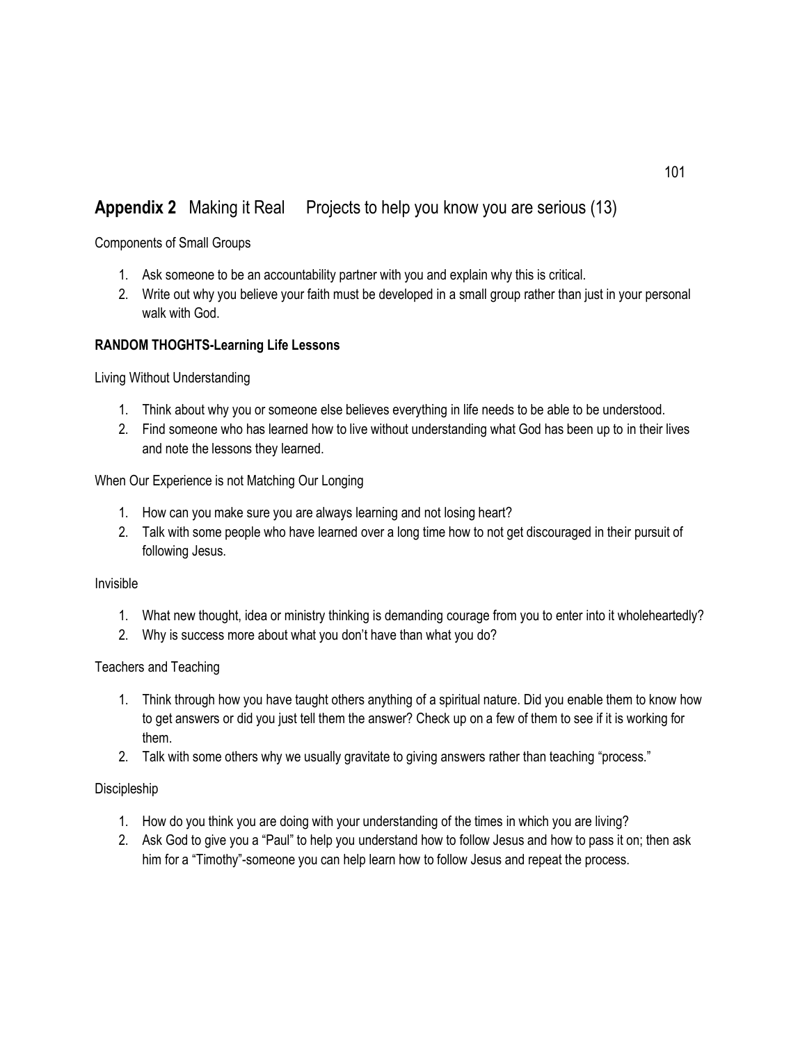## **Appendix 2** Making it Real  Projects to help you know you are serious (13)

Components of Small Groups

1. Ask someone to be an accountability partner with you and explain why this is critical.
2. Write out why you believe your faith must be developed in a small group rather than just in your personal walk with God.

**RANDOM THOGHTS-Learning Life Lessons**

Living Without Understanding

1. Think about why you or someone else believes everything in life needs to be able to be understood.
2. Find someone who has learned how to live without understanding what God has been up to in their lives and note the lessons they learned.

When Our Experience is not Matching Our Longing

1. How can you make sure you are always learning and not losing heart?
2. Talk with some people who have learned over a long time how to not get discouraged in their pursuit of following Jesus.

Invisible

1. What new thought, idea or ministry thinking is demanding courage from you to enter into it wholeheartedly?
2. Why is success more about what you don't have than what you do?

Teachers and Teaching

1. Think through how you have taught others anything of a spiritual nature. Did you enable them to know how to get answers or did you just tell them the answer? Check up on a few of them to see if it is working for them.
2. Talk with some others why we usually gravitate to giving answers rather than teaching "process."

Discipleship

1. How do you think you are doing with your understanding of the times in which you are living?
2. Ask God to give you a "Paul" to help you understand how to follow Jesus and how to pass it on; then ask him for a "Timothy"-someone you can help learn how to follow Jesus and repeat the process.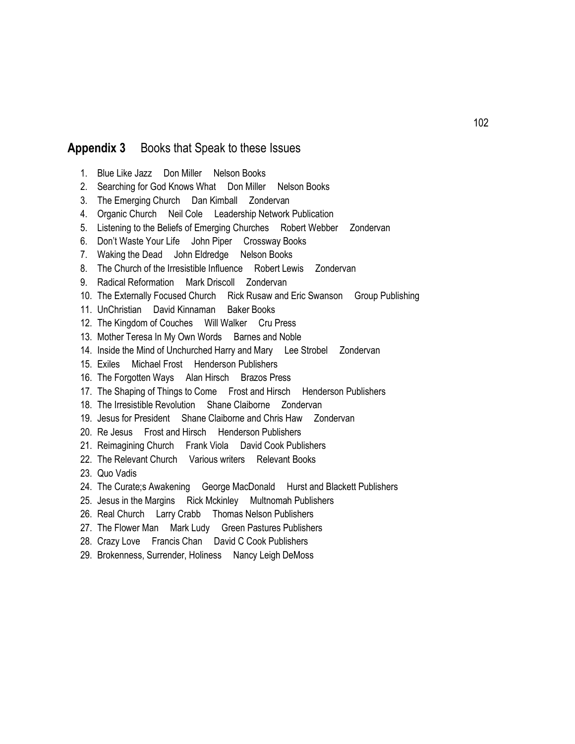## **Appendix 3** Books that Speak to these Issues

1. Blue Like Jazz Don Miller Nelson Books
2. Searching for God Knows What Don Miller Nelson Books
3. The Emerging Church Dan Kimball Zondervan
4. Organic Church Neil Cole Leadership Network Publication
5. Listening to the Beliefs of Emerging Churches Robert Webber Zondervan
6. Don't Waste Your Life John Piper Crossway Books
7. Waking the Dead John Eldredge Nelson Books
8. The Church of the Irresistible Influence Robert Lewis Zondervan
9. Radical Reformation Mark Driscoll Zondervan
10. The Externally Focused Church Rick Rusaw and Eric Swanson Group Publishing
11. UnChristian David Kinnaman Baker Books
12. The Kingdom of Couches Will Walker Cru Press
13. Mother Teresa In My Own Words Barnes and Noble
14. Inside the Mind of Unchurched Harry and Mary Lee Strobel Zondervan
15. Exiles Michael Frost Henderson Publishers
16. The Forgotten Ways Alan Hirsch Brazos Press
17. The Shaping of Things to Come Frost and Hirsch Henderson Publishers
18. The Irresistible Revolution Shane Claiborne Zondervan
19. Jesus for President Shane Claiborne and Chris Haw Zondervan
20. Re Jesus Frost and Hirsch Henderson Publishers
21. Reimagining Church Frank Viola David Cook Publishers
22. The Relevant Church Various writers Relevant Books
23. Quo Vadis
24. The Curate;s Awakening George MacDonald Hurst and Blackett Publishers
25. Jesus in the Margins Rick Mckinley Multnomah Publishers
26. Real Church Larry Crabb Thomas Nelson Publishers
27. The Flower Man Mark Ludy Green Pastures Publishers
28. Crazy Love Francis Chan David C Cook Publishers
29. Brokenness, Surrender, Holiness Nancy Leigh DeMoss